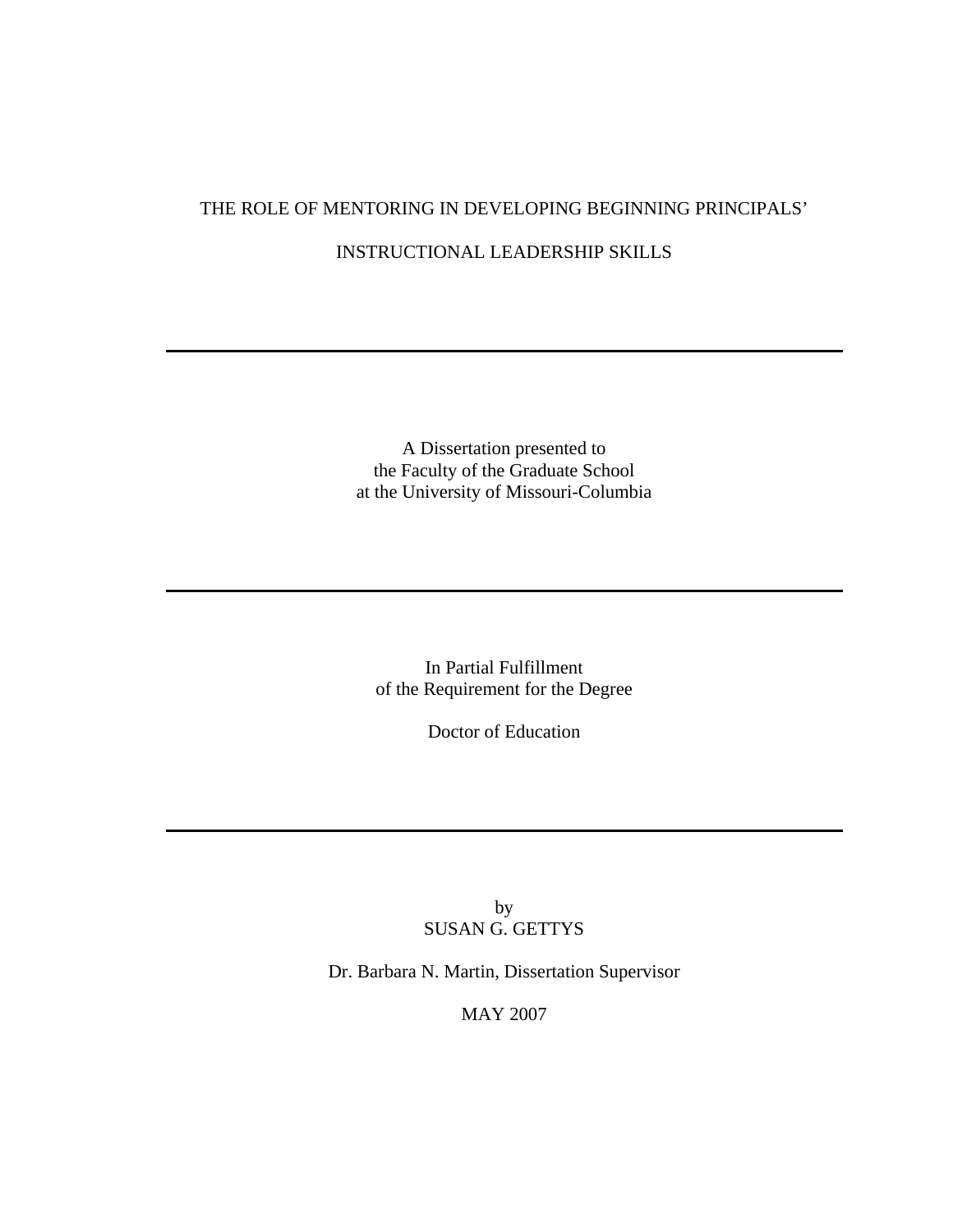# THE ROLE OF MENTORING IN DEVELOPING BEGINNING PRINCIPALS' INSTRUCTIONAL LEADERSHIP SKILLS

---

A Dissertation presented to
the Faculty of the Graduate School
at the University of Missouri-Columbia

---

In Partial Fulfillment
of the Requirement for the Degree

Doctor of Education

---

by
SUSAN G. GETTYS

Dr. Barbara N. Martin, Dissertation Supervisor

MAY 2007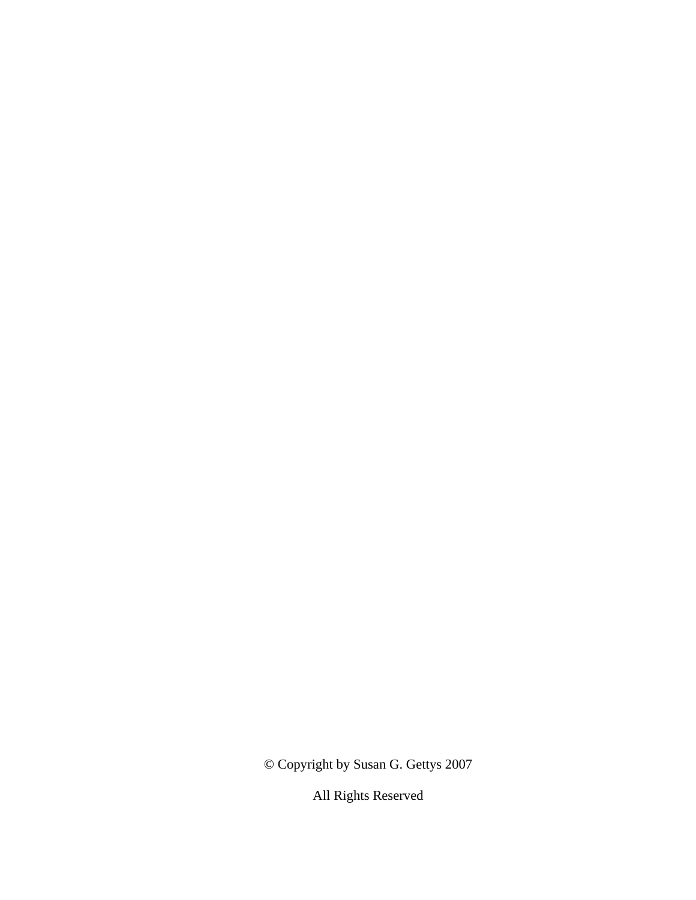© Copyright by Susan G. Gettys 2007

All Rights Reserved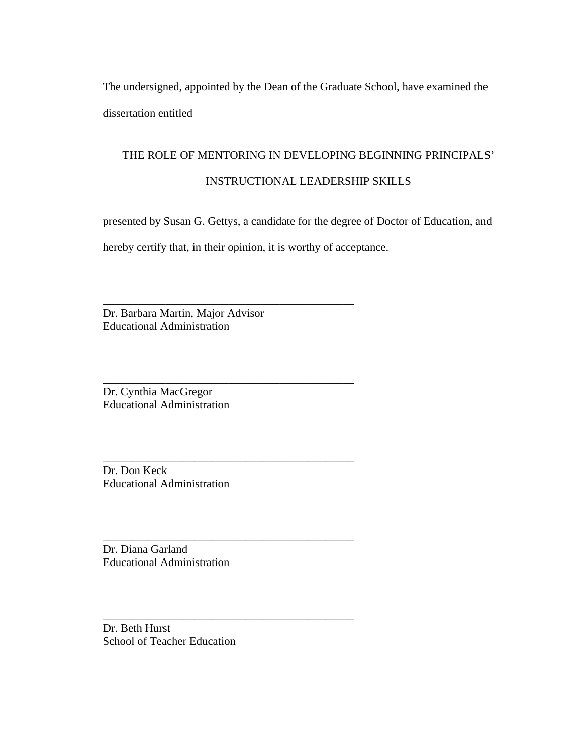The undersigned, appointed by the Dean of the Graduate School, have examined the dissertation entitled

THE ROLE OF MENTORING IN DEVELOPING BEGINNING PRINCIPALS' INSTRUCTIONAL LEADERSHIP SKILLS

presented by Susan G. Gettys, a candidate for the degree of Doctor of Education, and hereby certify that, in their opinion, it is worthy of acceptance.

\_\_\_\_\_\_\_\_\_\_\_\_\_\_\_\_\_\_\_\_\_\_\_\_\_\_\_\_\_\_\_\_\_\_\_\_\_\_\_\_\_\_\_\_
Dr. Barbara Martin, Major Advisor
Educational Administration

\_\_\_\_\_\_\_\_\_\_\_\_\_\_\_\_\_\_\_\_\_\_\_\_\_\_\_\_\_\_\_\_\_\_\_\_\_\_\_\_\_\_\_\_
Dr. Cynthia MacGregor
Educational Administration

\_\_\_\_\_\_\_\_\_\_\_\_\_\_\_\_\_\_\_\_\_\_\_\_\_\_\_\_\_\_\_\_\_\_\_\_\_\_\_\_\_\_\_\_
Dr. Don Keck
Educational Administration

\_\_\_\_\_\_\_\_\_\_\_\_\_\_\_\_\_\_\_\_\_\_\_\_\_\_\_\_\_\_\_\_\_\_\_\_\_\_\_\_\_\_\_\_
Dr. Diana Garland
Educational Administration

\_\_\_\_\_\_\_\_\_\_\_\_\_\_\_\_\_\_\_\_\_\_\_\_\_\_\_\_\_\_\_\_\_\_\_\_\_\_\_\_\_\_\_\_
Dr. Beth Hurst
School of Teacher Education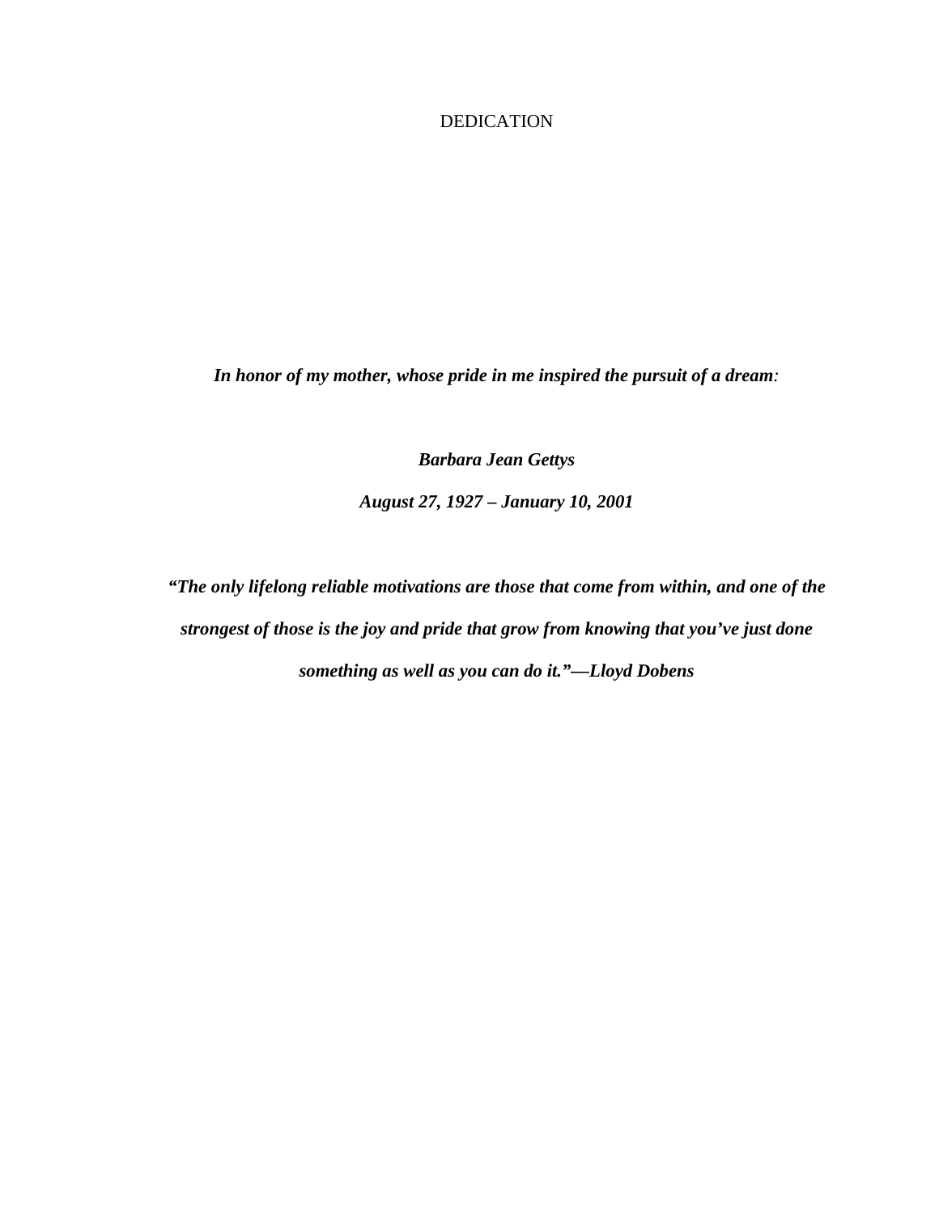# DEDICATION

***In honor of my mother, whose pride in me inspired the pursuit of a dream:***

***Barbara Jean Gettys***

***August 27, 1927 – January 10, 2001***

***"The only lifelong reliable motivations are those that come from within, and one of the strongest of those is the joy and pride that grow from knowing that you've just done something as well as you can do it."—Lloyd Dobens***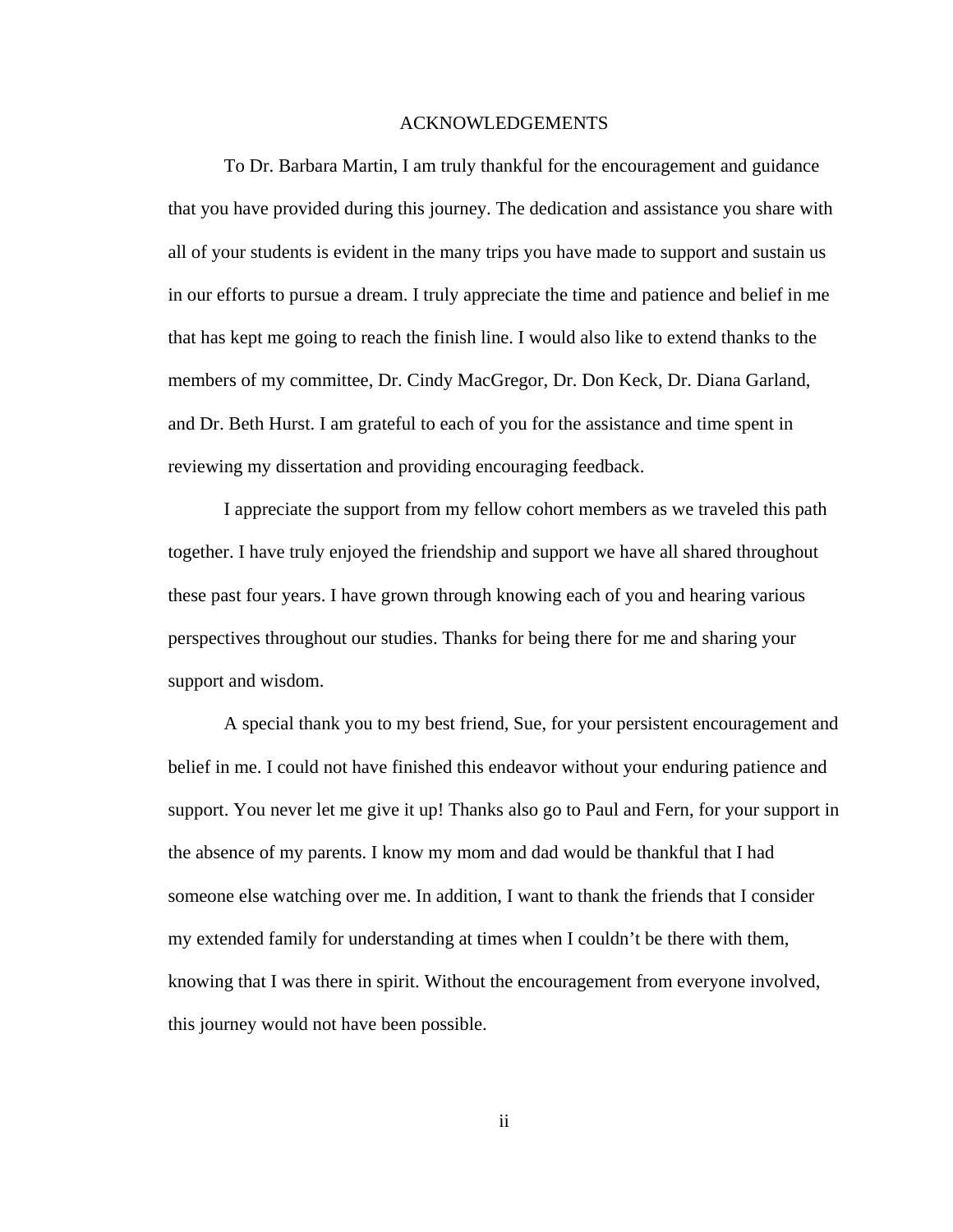# ACKNOWLEDGEMENTS

To Dr. Barbara Martin, I am truly thankful for the encouragement and guidance that you have provided during this journey. The dedication and assistance you share with all of your students is evident in the many trips you have made to support and sustain us in our efforts to pursue a dream. I truly appreciate the time and patience and belief in me that has kept me going to reach the finish line. I would also like to extend thanks to the members of my committee, Dr. Cindy MacGregor, Dr. Don Keck, Dr. Diana Garland, and Dr. Beth Hurst. I am grateful to each of you for the assistance and time spent in reviewing my dissertation and providing encouraging feedback.

I appreciate the support from my fellow cohort members as we traveled this path together. I have truly enjoyed the friendship and support we have all shared throughout these past four years. I have grown through knowing each of you and hearing various perspectives throughout our studies. Thanks for being there for me and sharing your support and wisdom.

A special thank you to my best friend, Sue, for your persistent encouragement and belief in me. I could not have finished this endeavor without your enduring patience and support. You never let me give it up! Thanks also go to Paul and Fern, for your support in the absence of my parents. I know my mom and dad would be thankful that I had someone else watching over me. In addition, I want to thank the friends that I consider my extended family for understanding at times when I couldn't be there with them, knowing that I was there in spirit. Without the encouragement from everyone involved, this journey would not have been possible.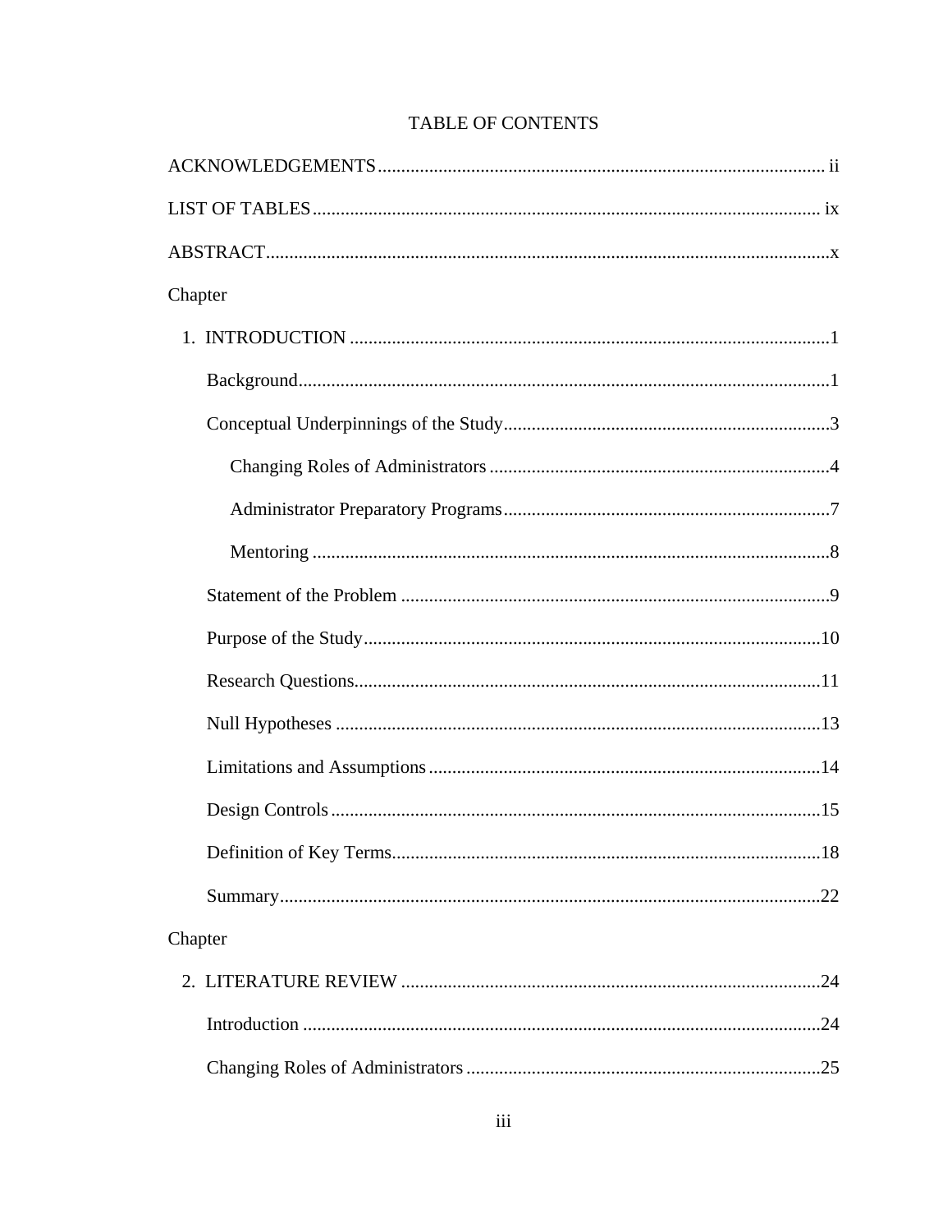# TABLE OF CONTENTS

ACKNOWLEDGEMENTS ........................................ ii

LIST OF TABLES ........................................ ix

ABSTRACT ........................................ x

Chapter

1. INTRODUCTION ........................................ 1
   - Background ........................................ 1
   - Conceptual Underpinnings of the Study ........................................ 3
     - Changing Roles of Administrators ........................................ 4
     - Administrator Preparatory Programs ........................................ 7
     - Mentoring ........................................ 8
   - Statement of the Problem ........................................ 9
   - Purpose of the Study ........................................ 10
   - Research Questions ........................................ 11
   - Null Hypotheses ........................................ 13
   - Limitations and Assumptions ........................................ 14
   - Design Controls ........................................ 15
   - Definition of Key Terms ........................................ 18
   - Summary ........................................ 22

Chapter

2. LITERATURE REVIEW ........................................ 24
   - Introduction ........................................ 24
   - Changing Roles of Administrators ........................................ 25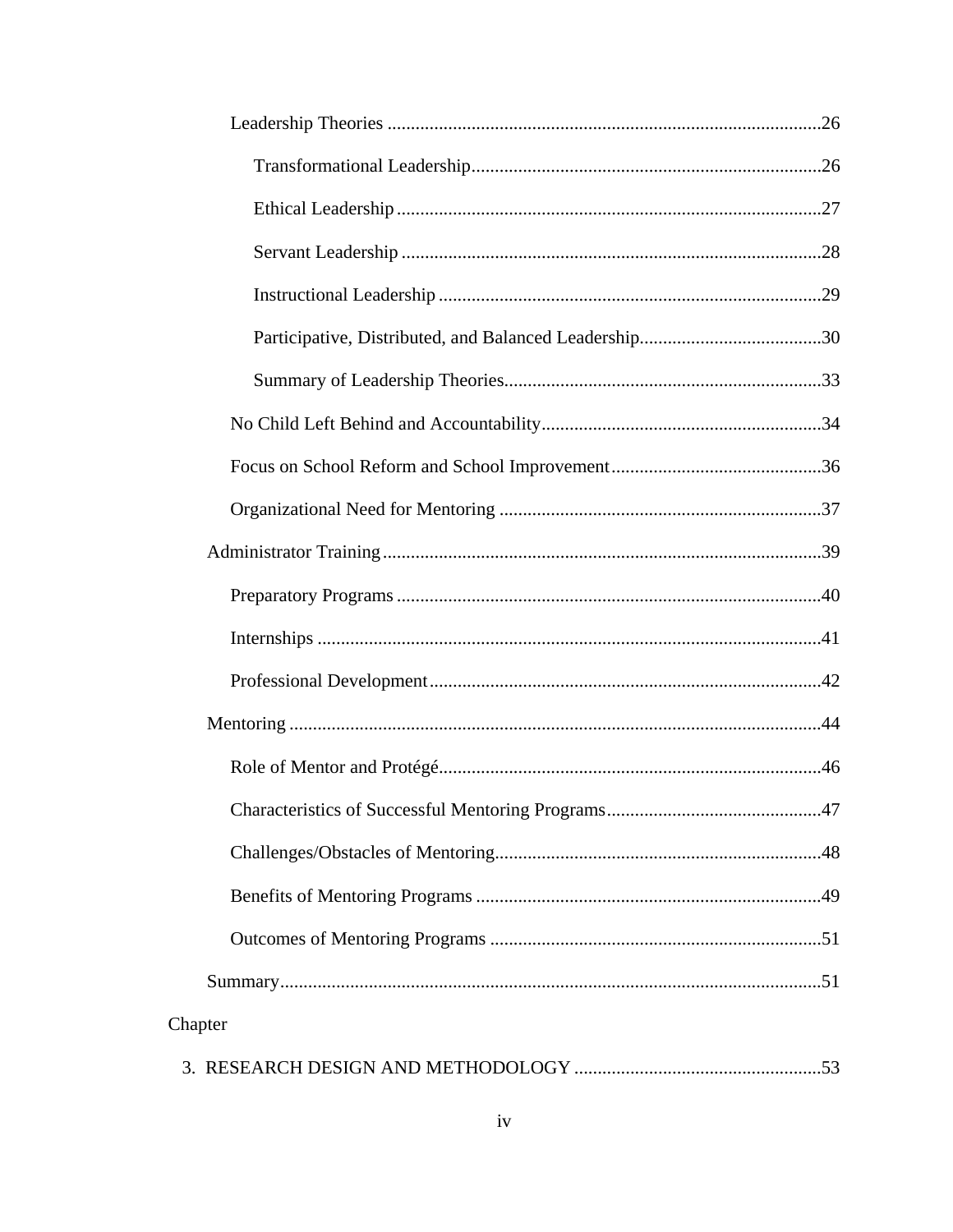Leadership Theories ....................................................................................................26

Transformational Leadership..........................................................................26

Ethical Leadership ..........................................................................................27

Servant Leadership .........................................................................................28

Instructional Leadership .................................................................................29

Participative, Distributed, and Balanced Leadership.......................................30

Summary of Leadership Theories...................................................................33

No Child Left Behind and Accountability............................................................34

Focus on School Reform and School Improvement.............................................36

Organizational Need for Mentoring ....................................................................37

Administrator Training.............................................................................................39

Preparatory Programs ..........................................................................................40

Internships ...........................................................................................................41

Professional Development...................................................................................42

Mentoring .................................................................................................................44

Role of Mentor and Protégé.................................................................................46

Characteristics of Successful Mentoring Programs.............................................47

Challenges/Obstacles of Mentoring.....................................................................48

Benefits of Mentoring Programs .........................................................................49

Outcomes of Mentoring Programs .......................................................................51

Summary...................................................................................................................51

Chapter

3. RESEARCH DESIGN AND METHODOLOGY ....................................................53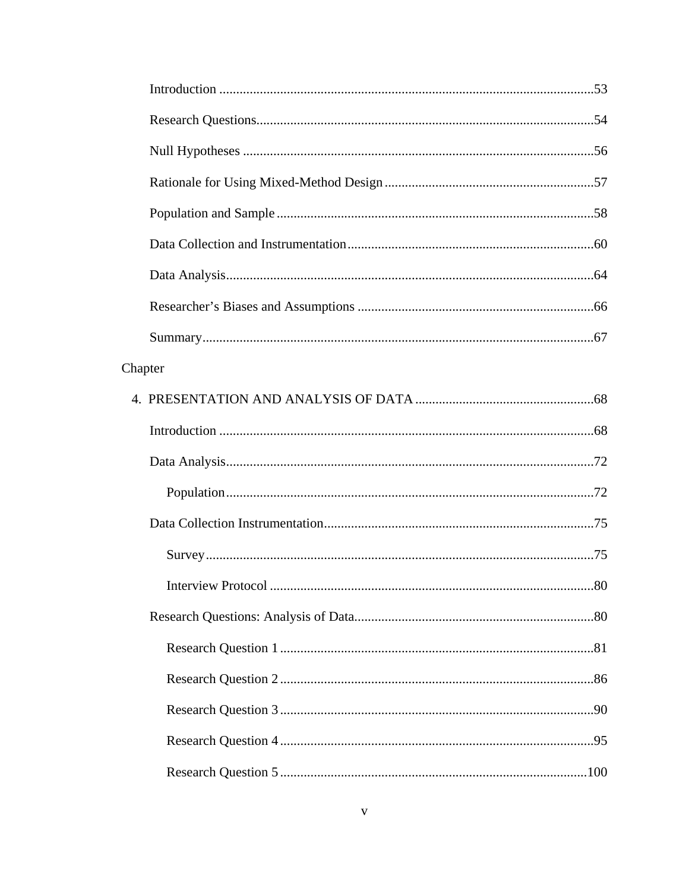Introduction ..............................................................................................53

Research Questions....................................................................................54

Null Hypotheses .......................................................................................56

Rationale for Using Mixed-Method Design ..............................................57

Population and Sample .............................................................................58

Data Collection and Instrumentation.........................................................60

Data Analysis.............................................................................................64

Researcher's Biases and Assumptions ......................................................66

Summary....................................................................................................67

Chapter

4. PRESENTATION AND ANALYSIS OF DATA .....................................................68

Introduction ..............................................................................................68

Data Analysis.............................................................................................72

Population.............................................................................................72

Data Collection Instrumentation................................................................75

Survey...................................................................................................75

Interview Protocol ................................................................................80

Research Questions: Analysis of Data.......................................................80

Research Question 1 .............................................................................81

Research Question 2 .............................................................................86

Research Question 3 .............................................................................90

Research Question 4 .............................................................................95

Research Question 5 ...........................................................................100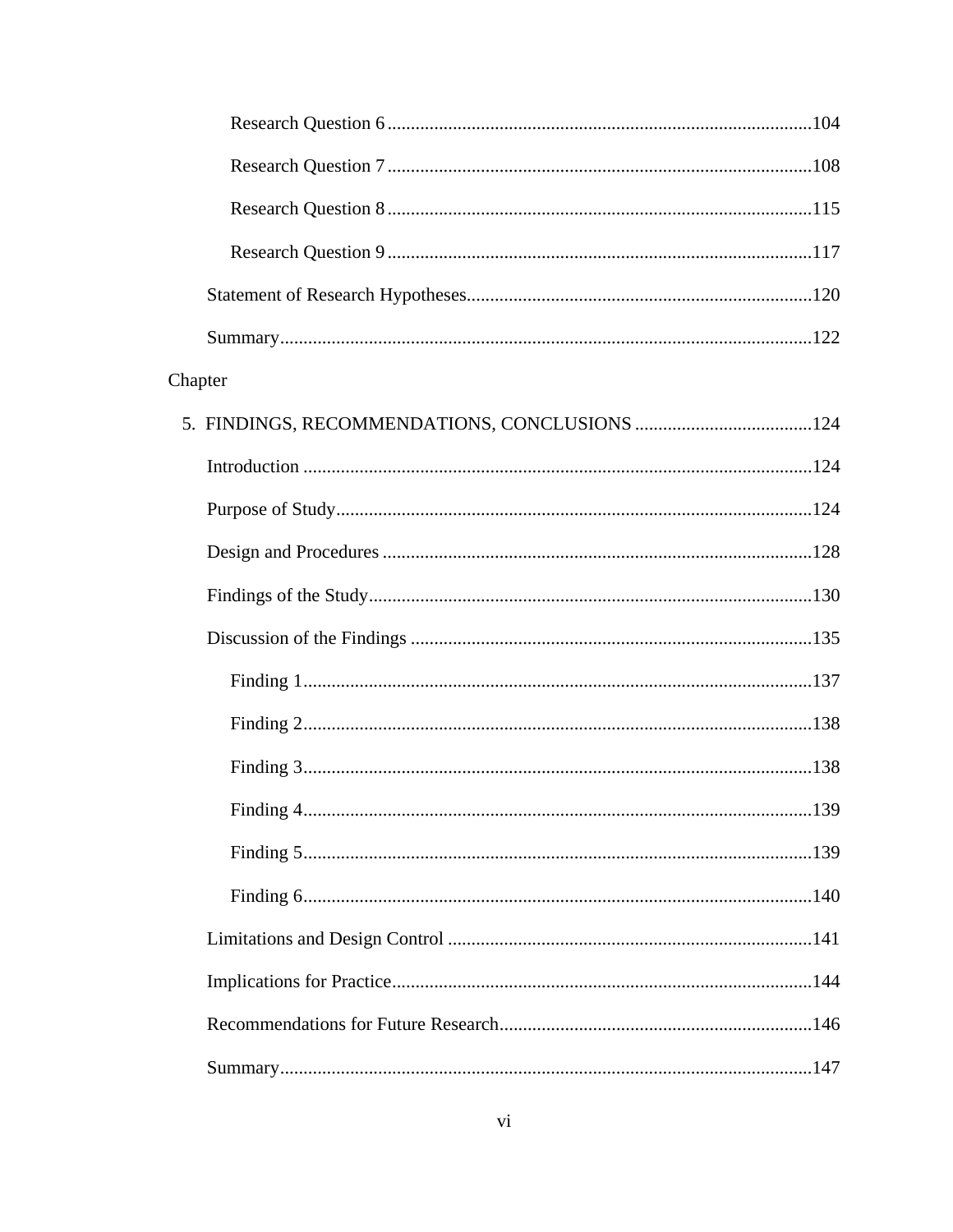Research Question 6 .......................................................................................... 104

Research Question 7 .......................................................................................... 108

Research Question 8 .......................................................................................... 115

Research Question 9 .......................................................................................... 117

Statement of Research Hypotheses .......................................................................... 120

Summary ................................................................................................................. 122

Chapter

5. FINDINGS, RECOMMENDATIONS, CONCLUSIONS ...................................... 124

Introduction ............................................................................................................. 124

Purpose of Study ...................................................................................................... 124

Design and Procedures ............................................................................................ 128

Findings of the Study ............................................................................................... 130

Discussion of the Findings ...................................................................................... 135

Finding 1 ............................................................................................................ 137

Finding 2 ............................................................................................................ 138

Finding 3 ............................................................................................................ 138

Finding 4 ............................................................................................................ 139

Finding 5 ............................................................................................................ 139

Finding 6 ............................................................................................................ 140

Limitations and Design Control .............................................................................. 141

Implications for Practice .......................................................................................... 144

Recommendations for Future Research ................................................................... 146

Summary ................................................................................................................. 147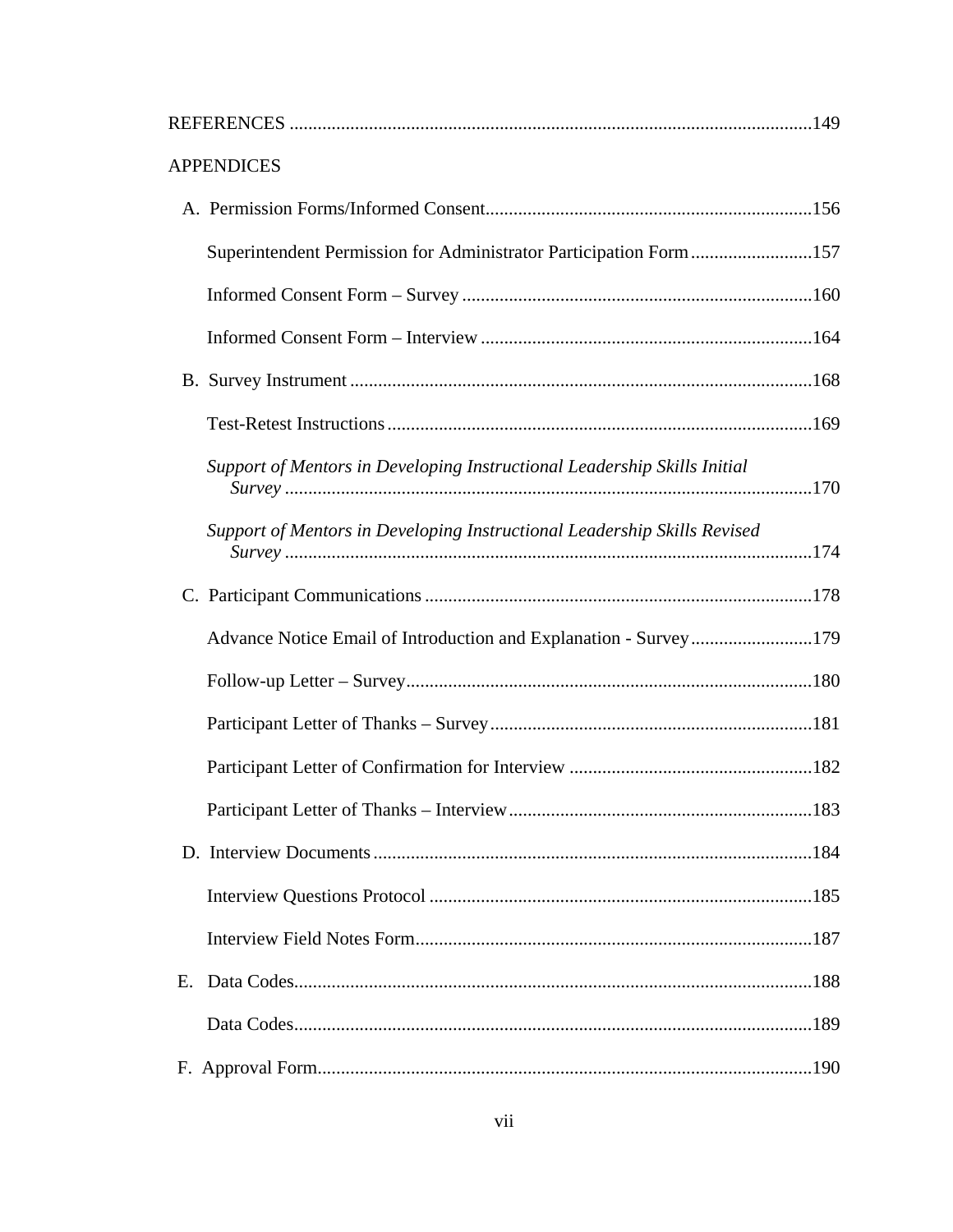REFERENCES ............................................................................................................149

APPENDICES

A. Permission Forms/Informed Consent......................................................................156

Superintendent Permission for Administrator Participation Form ..........................157

Informed Consent Form – Survey ...........................................................................160

Informed Consent Form – Interview .......................................................................164

B. Survey Instrument ...................................................................................................168

Test-Retest Instructions ...........................................................................................169

*Support of Mentors in Developing Instructional Leadership Skills Initial Survey* .................................................................................................................170

*Support of Mentors in Developing Instructional Leadership Skills Revised Survey* .................................................................................................................174

C. Participant Communications ...................................................................................178

Advance Notice Email of Introduction and Explanation - Survey ..........................179

Follow-up Letter – Survey.......................................................................................180

Participant Letter of Thanks – Survey.....................................................................181

Participant Letter of Confirmation for Interview ....................................................182

Participant Letter of Thanks – Interview.................................................................183

D. Interview Documents ..............................................................................................184

Interview Questions Protocol ..................................................................................185

Interview Field Notes Form.....................................................................................187

E. Data Codes..............................................................................................................188

Data Codes..............................................................................................................189

F. Approval Form.........................................................................................................190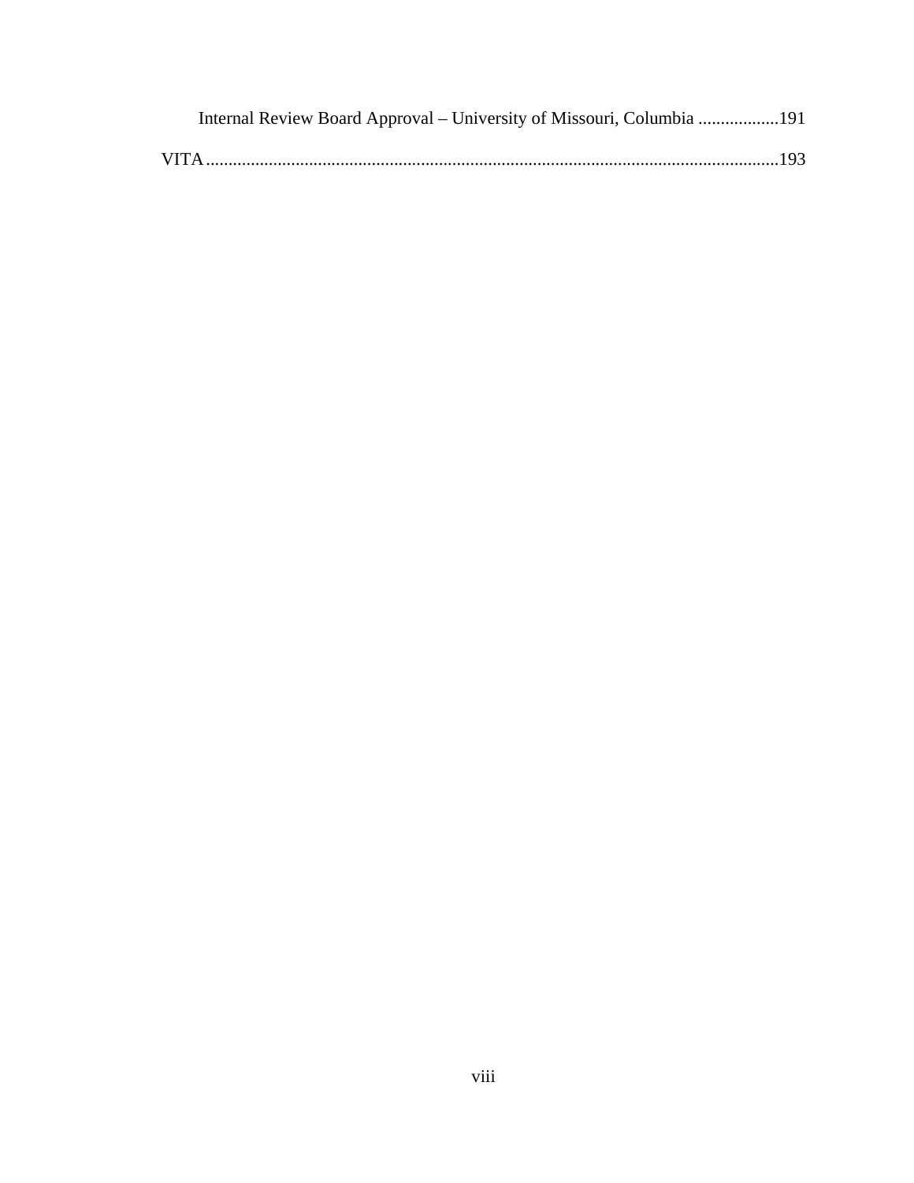Internal Review Board Approval – University of Missouri, Columbia ..................191

VITA ...............................................................................................................................193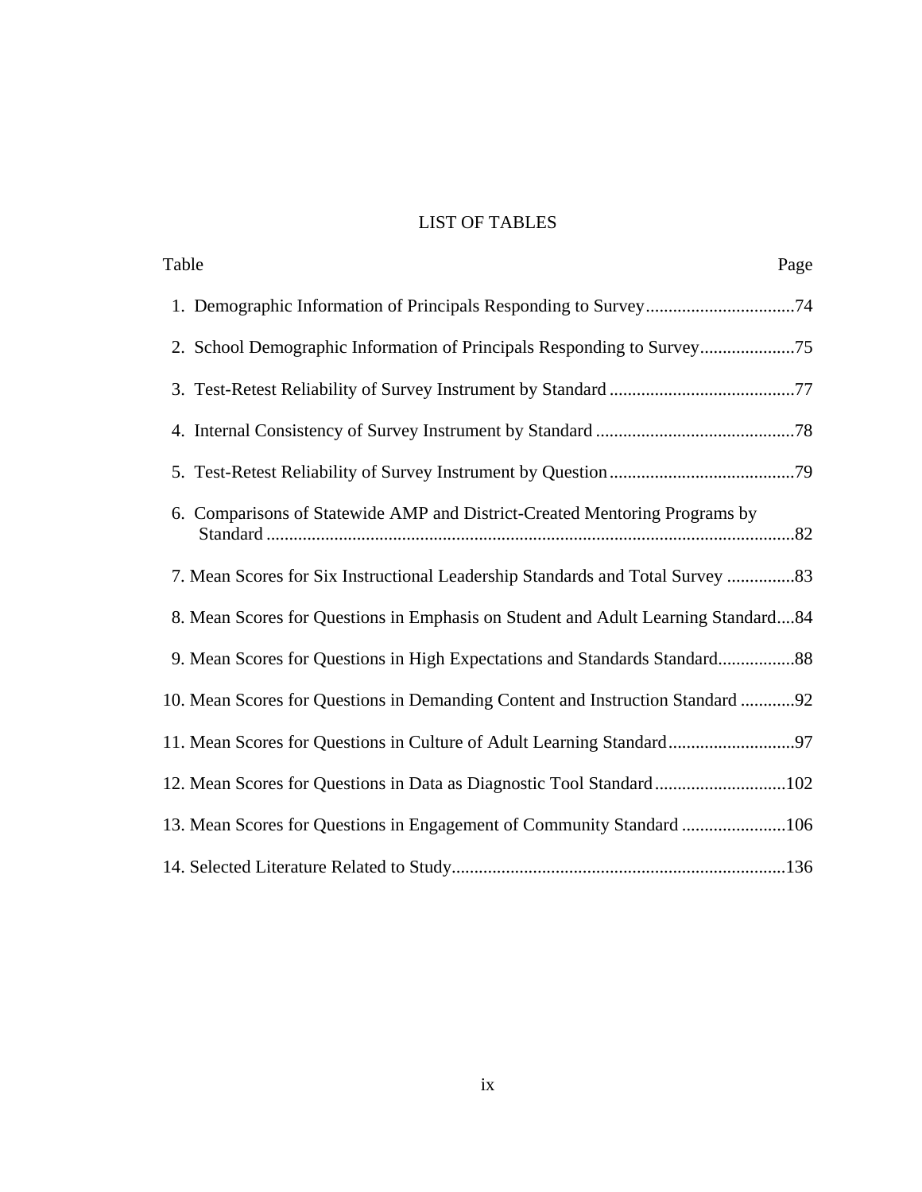# LIST OF TABLES

| Table | Page |
|---|---|
| 1. Demographic Information of Principals Responding to Survey | 74 |
| 2. School Demographic Information of Principals Responding to Survey | 75 |
| 3. Test-Retest Reliability of Survey Instrument by Standard | 77 |
| 4. Internal Consistency of Survey Instrument by Standard | 78 |
| 5. Test-Retest Reliability of Survey Instrument by Question | 79 |
| 6. Comparisons of Statewide AMP and District-Created Mentoring Programs by Standard | 82 |
| 7. Mean Scores for Six Instructional Leadership Standards and Total Survey | 83 |
| 8. Mean Scores for Questions in Emphasis on Student and Adult Learning Standard | 84 |
| 9. Mean Scores for Questions in High Expectations and Standards Standard | 88 |
| 10. Mean Scores for Questions in Demanding Content and Instruction Standard | 92 |
| 11. Mean Scores for Questions in Culture of Adult Learning Standard | 97 |
| 12. Mean Scores for Questions in Data as Diagnostic Tool Standard | 102 |
| 13. Mean Scores for Questions in Engagement of Community Standard | 106 |
| 14. Selected Literature Related to Study | 136 |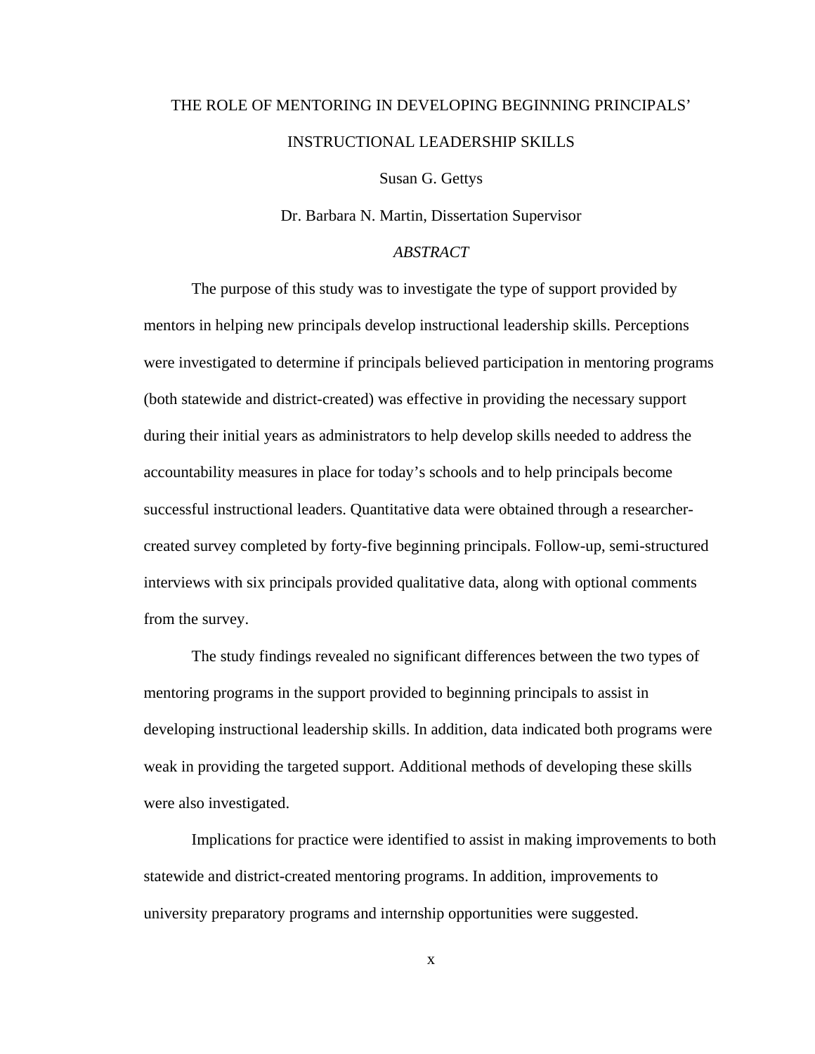# THE ROLE OF MENTORING IN DEVELOPING BEGINNING PRINCIPALS' INSTRUCTIONAL LEADERSHIP SKILLS

Susan G. Gettys

Dr. Barbara N. Martin, Dissertation Supervisor

*ABSTRACT*

The purpose of this study was to investigate the type of support provided by mentors in helping new principals develop instructional leadership skills. Perceptions were investigated to determine if principals believed participation in mentoring programs (both statewide and district-created) was effective in providing the necessary support during their initial years as administrators to help develop skills needed to address the accountability measures in place for today's schools and to help principals become successful instructional leaders. Quantitative data were obtained through a researcher-created survey completed by forty-five beginning principals. Follow-up, semi-structured interviews with six principals provided qualitative data, along with optional comments from the survey.

The study findings revealed no significant differences between the two types of mentoring programs in the support provided to beginning principals to assist in developing instructional leadership skills. In addition, data indicated both programs were weak in providing the targeted support. Additional methods of developing these skills were also investigated.

Implications for practice were identified to assist in making improvements to both statewide and district-created mentoring programs. In addition, improvements to university preparatory programs and internship opportunities were suggested.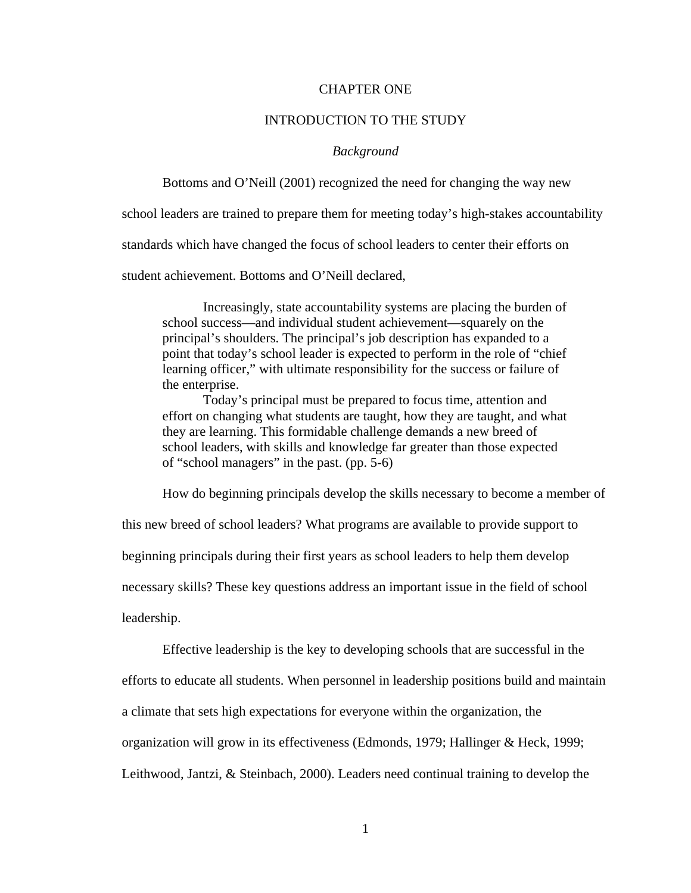# CHAPTER ONE

# INTRODUCTION TO THE STUDY

### *Background*

Bottoms and O'Neill (2001) recognized the need for changing the way new school leaders are trained to prepare them for meeting today's high-stakes accountability standards which have changed the focus of school leaders to center their efforts on student achievement. Bottoms and O'Neill declared,

> Increasingly, state accountability systems are placing the burden of school success—and individual student achievement—squarely on the principal's shoulders. The principal's job description has expanded to a point that today's school leader is expected to perform in the role of "chief learning officer," with ultimate responsibility for the success or failure of the enterprise.
>
> Today's principal must be prepared to focus time, attention and effort on changing what students are taught, how they are taught, and what they are learning. This formidable challenge demands a new breed of school leaders, with skills and knowledge far greater than those expected of "school managers" in the past. (pp. 5-6)

How do beginning principals develop the skills necessary to become a member of this new breed of school leaders? What programs are available to provide support to beginning principals during their first years as school leaders to help them develop necessary skills? These key questions address an important issue in the field of school leadership.

Effective leadership is the key to developing schools that are successful in the efforts to educate all students. When personnel in leadership positions build and maintain a climate that sets high expectations for everyone within the organization, the organization will grow in its effectiveness (Edmonds, 1979; Hallinger & Heck, 1999; Leithwood, Jantzi, & Steinbach, 2000). Leaders need continual training to develop the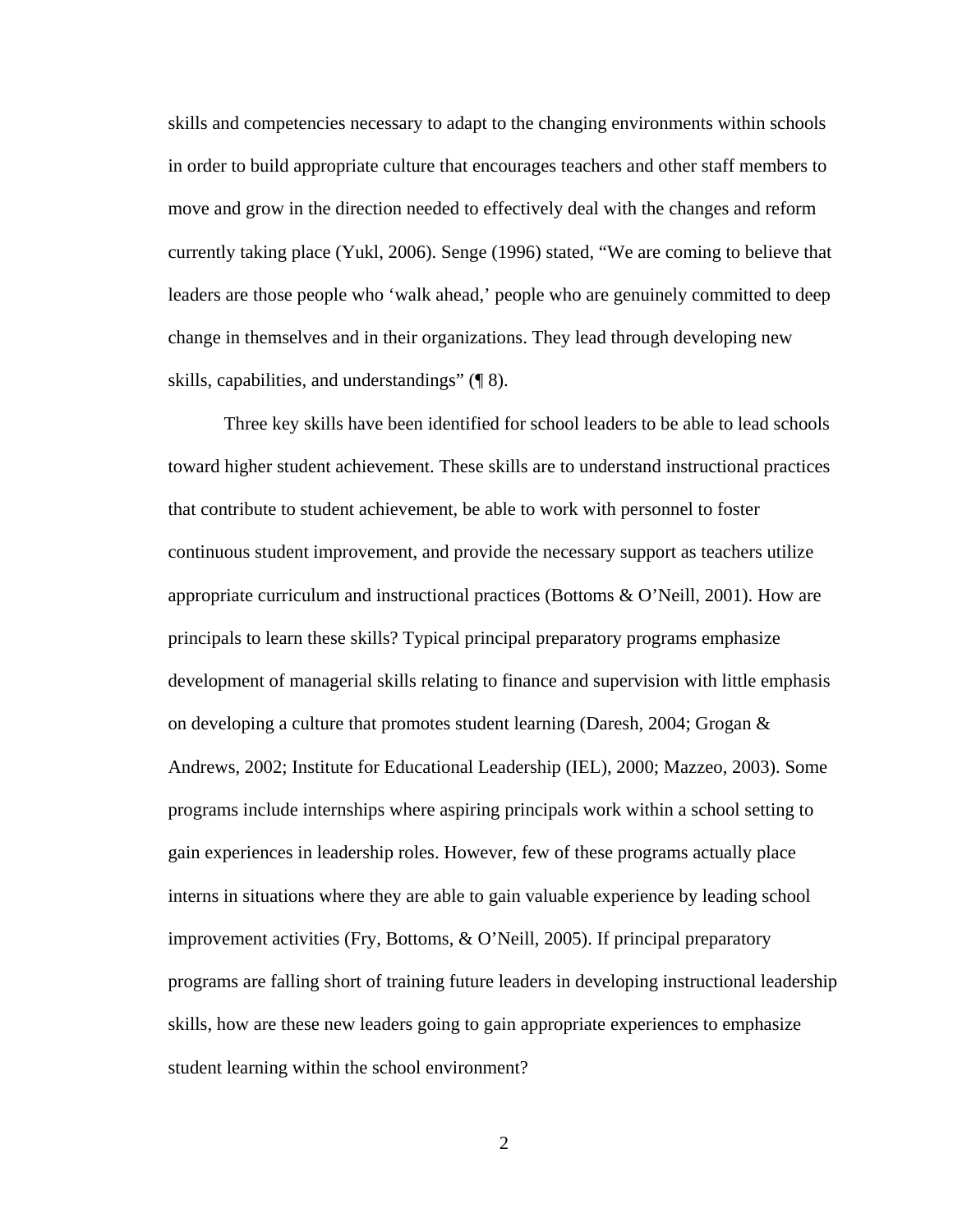skills and competencies necessary to adapt to the changing environments within schools in order to build appropriate culture that encourages teachers and other staff members to move and grow in the direction needed to effectively deal with the changes and reform currently taking place (Yukl, 2006). Senge (1996) stated, “We are coming to believe that leaders are those people who ‘walk ahead,’ people who are genuinely committed to deep change in themselves and in their organizations. They lead through developing new skills, capabilities, and understandings” (¶ 8).

Three key skills have been identified for school leaders to be able to lead schools toward higher student achievement. These skills are to understand instructional practices that contribute to student achievement, be able to work with personnel to foster continuous student improvement, and provide the necessary support as teachers utilize appropriate curriculum and instructional practices (Bottoms & O’Neill, 2001). How are principals to learn these skills? Typical principal preparatory programs emphasize development of managerial skills relating to finance and supervision with little emphasis on developing a culture that promotes student learning (Daresh, 2004; Grogan & Andrews, 2002; Institute for Educational Leadership (IEL), 2000; Mazzeo, 2003). Some programs include internships where aspiring principals work within a school setting to gain experiences in leadership roles. However, few of these programs actually place interns in situations where they are able to gain valuable experience by leading school improvement activities (Fry, Bottoms, & O’Neill, 2005). If principal preparatory programs are falling short of training future leaders in developing instructional leadership skills, how are these new leaders going to gain appropriate experiences to emphasize student learning within the school environment?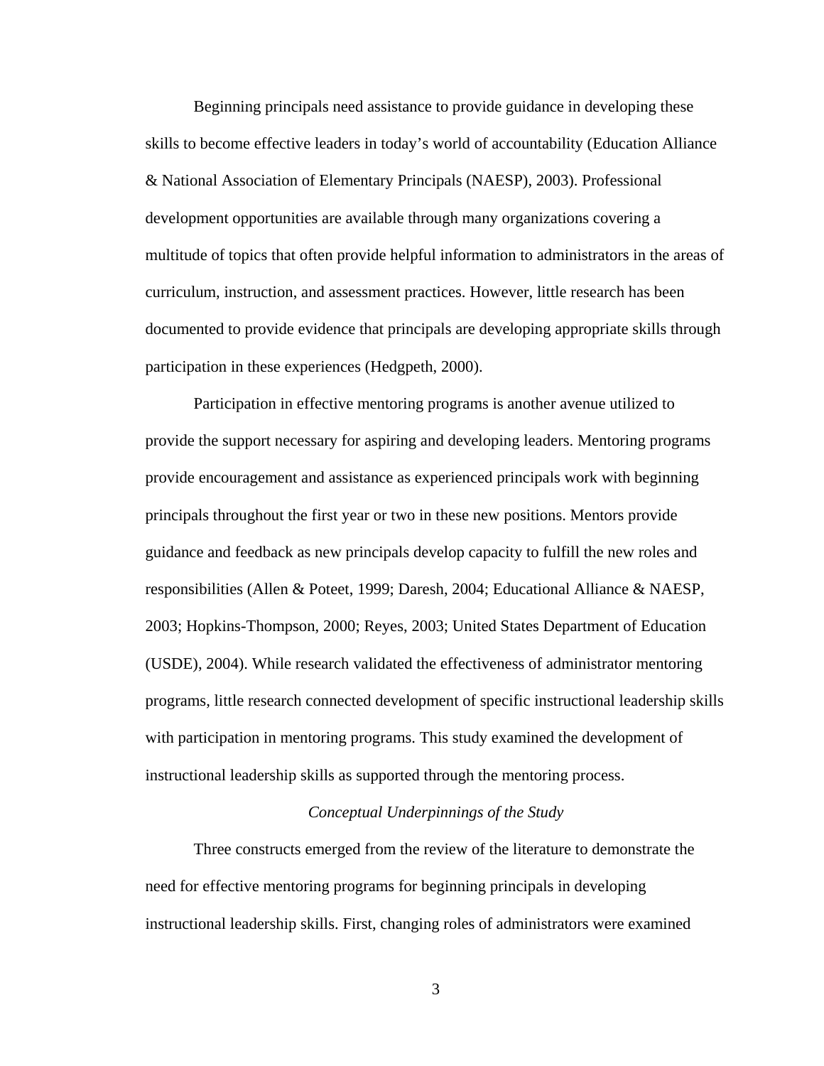Beginning principals need assistance to provide guidance in developing these skills to become effective leaders in today's world of accountability (Education Alliance & National Association of Elementary Principals (NAESP), 2003). Professional development opportunities are available through many organizations covering a multitude of topics that often provide helpful information to administrators in the areas of curriculum, instruction, and assessment practices. However, little research has been documented to provide evidence that principals are developing appropriate skills through participation in these experiences (Hedgpeth, 2000).

Participation in effective mentoring programs is another avenue utilized to provide the support necessary for aspiring and developing leaders. Mentoring programs provide encouragement and assistance as experienced principals work with beginning principals throughout the first year or two in these new positions. Mentors provide guidance and feedback as new principals develop capacity to fulfill the new roles and responsibilities (Allen & Poteet, 1999; Daresh, 2004; Educational Alliance & NAESP, 2003; Hopkins-Thompson, 2000; Reyes, 2003; United States Department of Education (USDE), 2004). While research validated the effectiveness of administrator mentoring programs, little research connected development of specific instructional leadership skills with participation in mentoring programs. This study examined the development of instructional leadership skills as supported through the mentoring process.

### *Conceptual Underpinnings of the Study*

Three constructs emerged from the review of the literature to demonstrate the need for effective mentoring programs for beginning principals in developing instructional leadership skills. First, changing roles of administrators were examined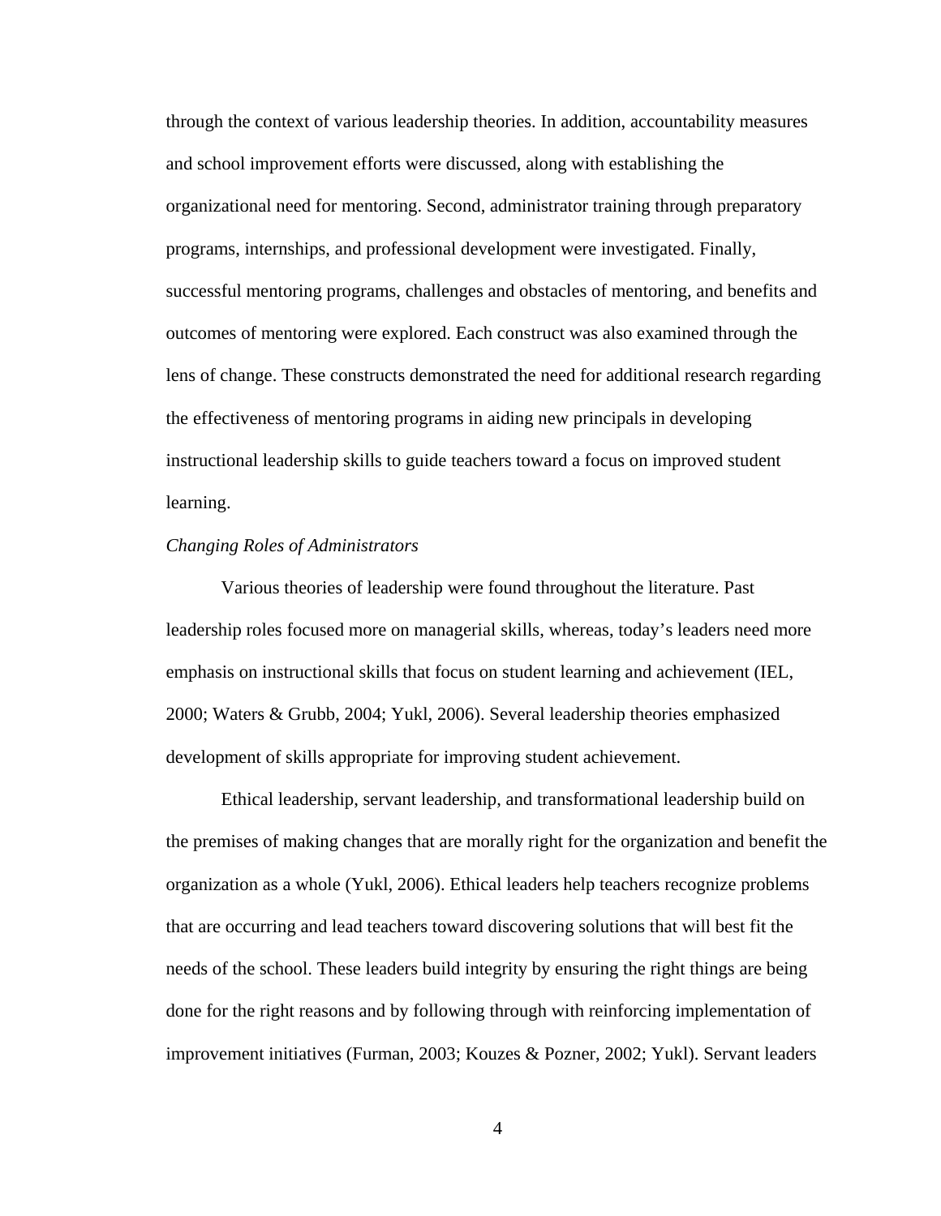through the context of various leadership theories. In addition, accountability measures and school improvement efforts were discussed, along with establishing the organizational need for mentoring. Second, administrator training through preparatory programs, internships, and professional development were investigated. Finally, successful mentoring programs, challenges and obstacles of mentoring, and benefits and outcomes of mentoring were explored. Each construct was also examined through the lens of change. These constructs demonstrated the need for additional research regarding the effectiveness of mentoring programs in aiding new principals in developing instructional leadership skills to guide teachers toward a focus on improved student learning.

*Changing Roles of Administrators*

Various theories of leadership were found throughout the literature. Past leadership roles focused more on managerial skills, whereas, today's leaders need more emphasis on instructional skills that focus on student learning and achievement (IEL, 2000; Waters & Grubb, 2004; Yukl, 2006). Several leadership theories emphasized development of skills appropriate for improving student achievement.

Ethical leadership, servant leadership, and transformational leadership build on the premises of making changes that are morally right for the organization and benefit the organization as a whole (Yukl, 2006). Ethical leaders help teachers recognize problems that are occurring and lead teachers toward discovering solutions that will best fit the needs of the school. These leaders build integrity by ensuring the right things are being done for the right reasons and by following through with reinforcing implementation of improvement initiatives (Furman, 2003; Kouzes & Pozner, 2002; Yukl). Servant leaders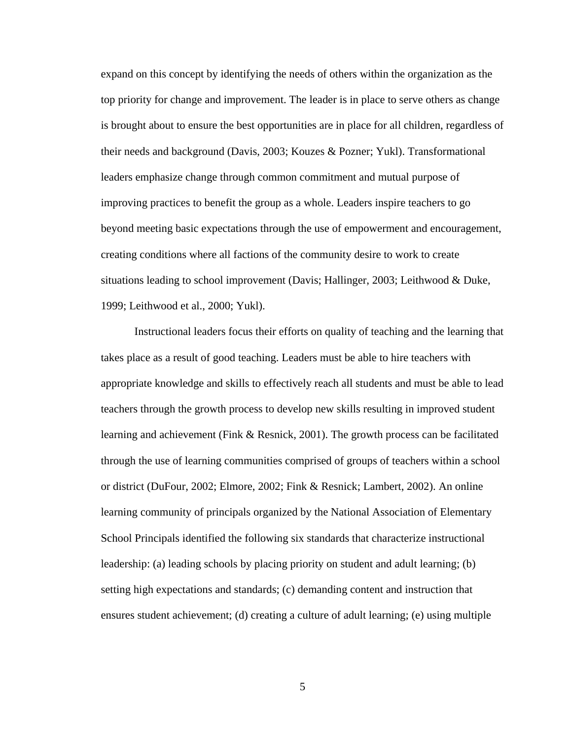expand on this concept by identifying the needs of others within the organization as the top priority for change and improvement. The leader is in place to serve others as change is brought about to ensure the best opportunities are in place for all children, regardless of their needs and background (Davis, 2003; Kouzes & Pozner; Yukl). Transformational leaders emphasize change through common commitment and mutual purpose of improving practices to benefit the group as a whole. Leaders inspire teachers to go beyond meeting basic expectations through the use of empowerment and encouragement, creating conditions where all factions of the community desire to work to create situations leading to school improvement (Davis; Hallinger, 2003; Leithwood & Duke, 1999; Leithwood et al., 2000; Yukl).

Instructional leaders focus their efforts on quality of teaching and the learning that takes place as a result of good teaching. Leaders must be able to hire teachers with appropriate knowledge and skills to effectively reach all students and must be able to lead teachers through the growth process to develop new skills resulting in improved student learning and achievement (Fink & Resnick, 2001). The growth process can be facilitated through the use of learning communities comprised of groups of teachers within a school or district (DuFour, 2002; Elmore, 2002; Fink & Resnick; Lambert, 2002). An online learning community of principals organized by the National Association of Elementary School Principals identified the following six standards that characterize instructional leadership: (a) leading schools by placing priority on student and adult learning; (b) setting high expectations and standards; (c) demanding content and instruction that ensures student achievement; (d) creating a culture of adult learning; (e) using multiple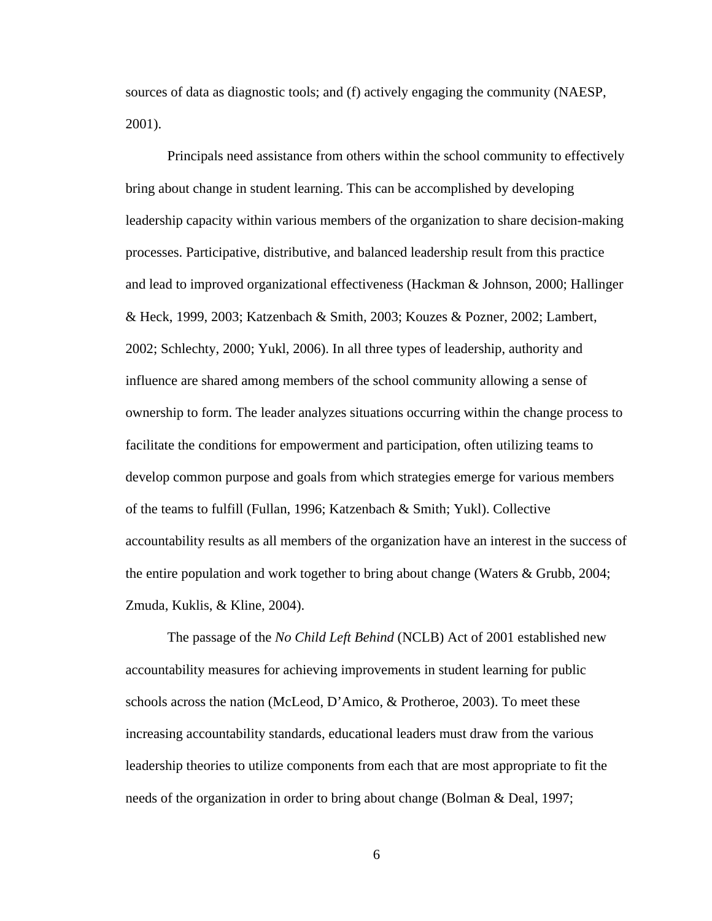sources of data as diagnostic tools; and (f) actively engaging the community (NAESP, 2001).

Principals need assistance from others within the school community to effectively bring about change in student learning. This can be accomplished by developing leadership capacity within various members of the organization to share decision-making processes. Participative, distributive, and balanced leadership result from this practice and lead to improved organizational effectiveness (Hackman & Johnson, 2000; Hallinger & Heck, 1999, 2003; Katzenbach & Smith, 2003; Kouzes & Pozner, 2002; Lambert, 2002; Schlechty, 2000; Yukl, 2006). In all three types of leadership, authority and influence are shared among members of the school community allowing a sense of ownership to form. The leader analyzes situations occurring within the change process to facilitate the conditions for empowerment and participation, often utilizing teams to develop common purpose and goals from which strategies emerge for various members of the teams to fulfill (Fullan, 1996; Katzenbach & Smith; Yukl). Collective accountability results as all members of the organization have an interest in the success of the entire population and work together to bring about change (Waters & Grubb, 2004; Zmuda, Kuklis, & Kline, 2004).

The passage of the *No Child Left Behind* (NCLB) Act of 2001 established new accountability measures for achieving improvements in student learning for public schools across the nation (McLeod, D'Amico, & Protheroe, 2003). To meet these increasing accountability standards, educational leaders must draw from the various leadership theories to utilize components from each that are most appropriate to fit the needs of the organization in order to bring about change (Bolman & Deal, 1997;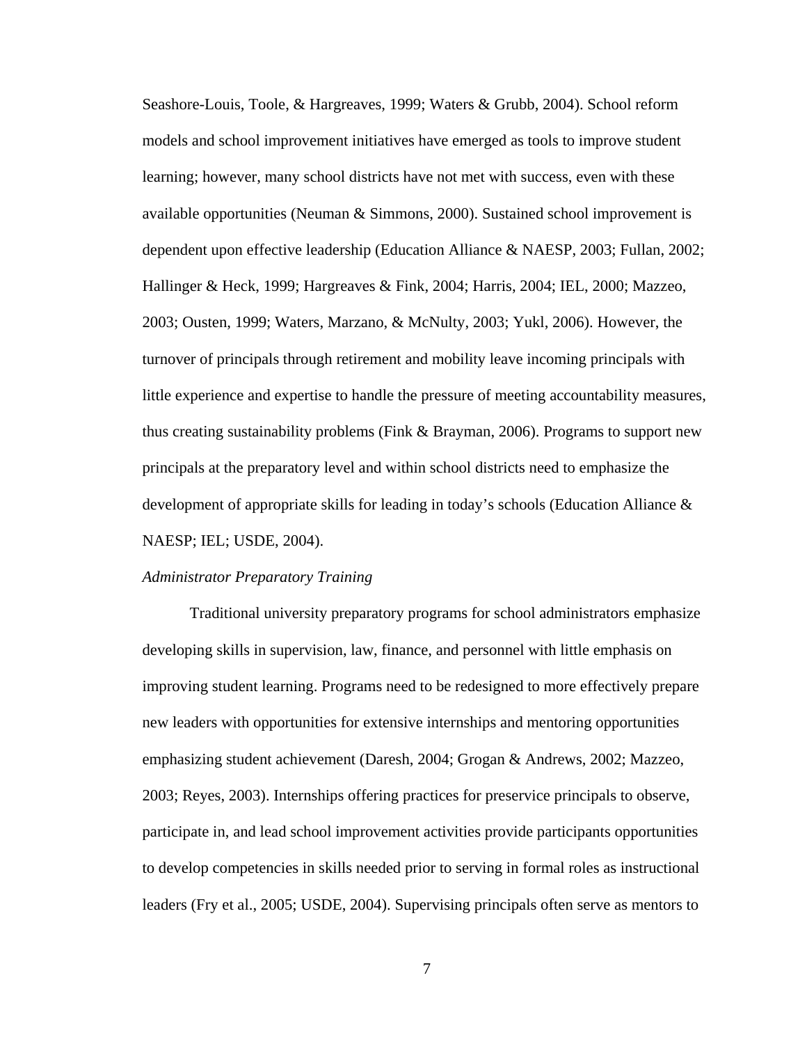Seashore-Louis, Toole, & Hargreaves, 1999; Waters & Grubb, 2004). School reform models and school improvement initiatives have emerged as tools to improve student learning; however, many school districts have not met with success, even with these available opportunities (Neuman & Simmons, 2000). Sustained school improvement is dependent upon effective leadership (Education Alliance & NAESP, 2003; Fullan, 2002; Hallinger & Heck, 1999; Hargreaves & Fink, 2004; Harris, 2004; IEL, 2000; Mazzeo, 2003; Ousten, 1999; Waters, Marzano, & McNulty, 2003; Yukl, 2006). However, the turnover of principals through retirement and mobility leave incoming principals with little experience and expertise to handle the pressure of meeting accountability measures, thus creating sustainability problems (Fink & Brayman, 2006). Programs to support new principals at the preparatory level and within school districts need to emphasize the development of appropriate skills for leading in today's schools (Education Alliance & NAESP; IEL; USDE, 2004).

*Administrator Preparatory Training*

Traditional university preparatory programs for school administrators emphasize developing skills in supervision, law, finance, and personnel with little emphasis on improving student learning. Programs need to be redesigned to more effectively prepare new leaders with opportunities for extensive internships and mentoring opportunities emphasizing student achievement (Daresh, 2004; Grogan & Andrews, 2002; Mazzeo, 2003; Reyes, 2003). Internships offering practices for preservice principals to observe, participate in, and lead school improvement activities provide participants opportunities to develop competencies in skills needed prior to serving in formal roles as instructional leaders (Fry et al., 2005; USDE, 2004). Supervising principals often serve as mentors to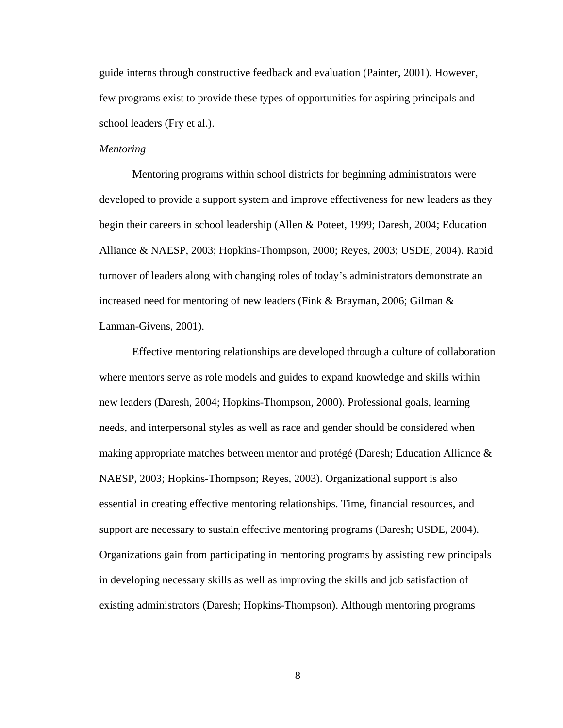guide interns through constructive feedback and evaluation (Painter, 2001). However, few programs exist to provide these types of opportunities for aspiring principals and school leaders (Fry et al.).

*Mentoring*

Mentoring programs within school districts for beginning administrators were developed to provide a support system and improve effectiveness for new leaders as they begin their careers in school leadership (Allen & Poteet, 1999; Daresh, 2004; Education Alliance & NAESP, 2003; Hopkins-Thompson, 2000; Reyes, 2003; USDE, 2004). Rapid turnover of leaders along with changing roles of today's administrators demonstrate an increased need for mentoring of new leaders (Fink & Brayman, 2006; Gilman & Lanman-Givens, 2001).

Effective mentoring relationships are developed through a culture of collaboration where mentors serve as role models and guides to expand knowledge and skills within new leaders (Daresh, 2004; Hopkins-Thompson, 2000). Professional goals, learning needs, and interpersonal styles as well as race and gender should be considered when making appropriate matches between mentor and protégé (Daresh; Education Alliance & NAESP, 2003; Hopkins-Thompson; Reyes, 2003). Organizational support is also essential in creating effective mentoring relationships. Time, financial resources, and support are necessary to sustain effective mentoring programs (Daresh; USDE, 2004). Organizations gain from participating in mentoring programs by assisting new principals in developing necessary skills as well as improving the skills and job satisfaction of existing administrators (Daresh; Hopkins-Thompson). Although mentoring programs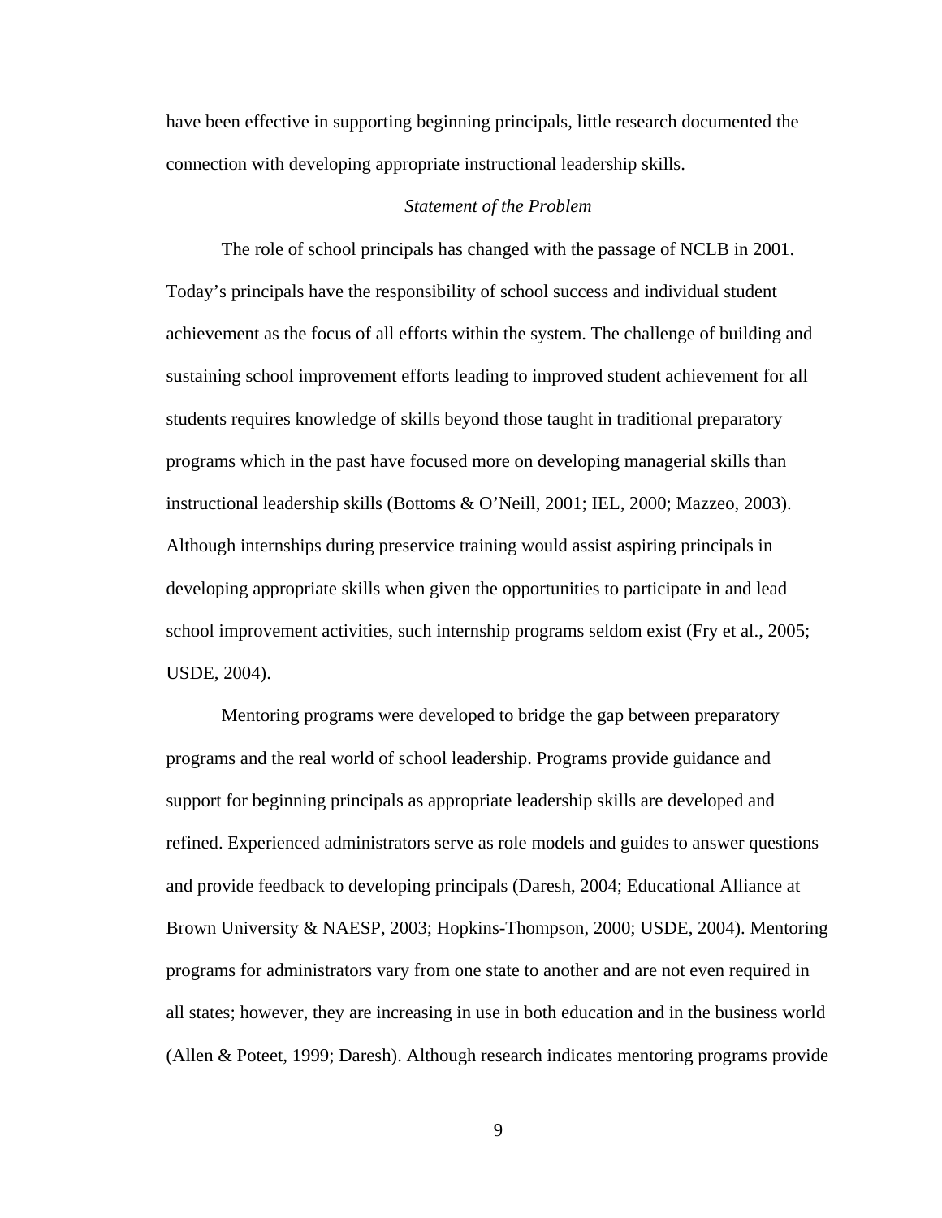have been effective in supporting beginning principals, little research documented the connection with developing appropriate instructional leadership skills.

### *Statement of the Problem*

The role of school principals has changed with the passage of NCLB in 2001. Today's principals have the responsibility of school success and individual student achievement as the focus of all efforts within the system. The challenge of building and sustaining school improvement efforts leading to improved student achievement for all students requires knowledge of skills beyond those taught in traditional preparatory programs which in the past have focused more on developing managerial skills than instructional leadership skills (Bottoms & O'Neill, 2001; IEL, 2000; Mazzeo, 2003). Although internships during preservice training would assist aspiring principals in developing appropriate skills when given the opportunities to participate in and lead school improvement activities, such internship programs seldom exist (Fry et al., 2005; USDE, 2004).

Mentoring programs were developed to bridge the gap between preparatory programs and the real world of school leadership. Programs provide guidance and support for beginning principals as appropriate leadership skills are developed and refined. Experienced administrators serve as role models and guides to answer questions and provide feedback to developing principals (Daresh, 2004; Educational Alliance at Brown University & NAESP, 2003; Hopkins-Thompson, 2000; USDE, 2004). Mentoring programs for administrators vary from one state to another and are not even required in all states; however, they are increasing in use in both education and in the business world (Allen & Poteet, 1999; Daresh). Although research indicates mentoring programs provide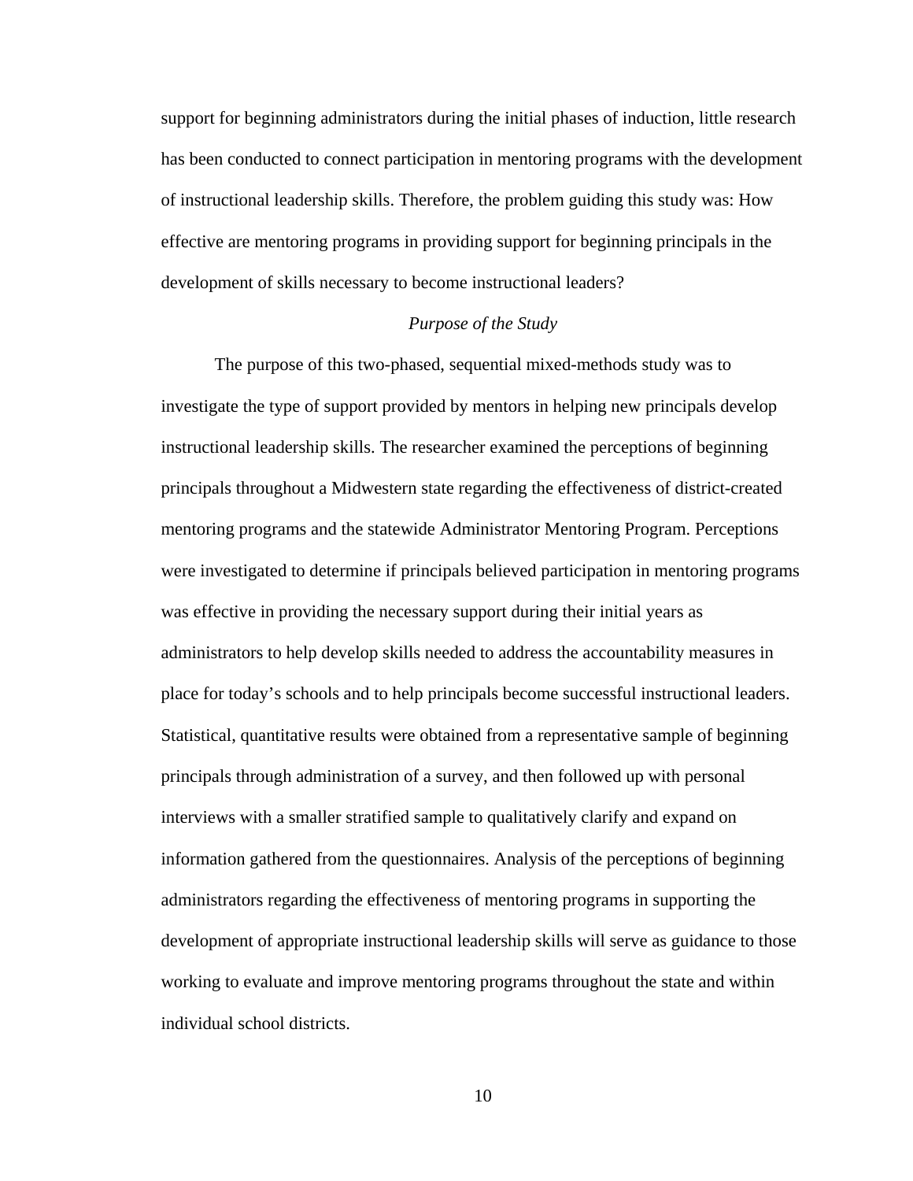support for beginning administrators during the initial phases of induction, little research has been conducted to connect participation in mentoring programs with the development of instructional leadership skills. Therefore, the problem guiding this study was: How effective are mentoring programs in providing support for beginning principals in the development of skills necessary to become instructional leaders?

### *Purpose of the Study*

The purpose of this two-phased, sequential mixed-methods study was to investigate the type of support provided by mentors in helping new principals develop instructional leadership skills. The researcher examined the perceptions of beginning principals throughout a Midwestern state regarding the effectiveness of district-created mentoring programs and the statewide Administrator Mentoring Program. Perceptions were investigated to determine if principals believed participation in mentoring programs was effective in providing the necessary support during their initial years as administrators to help develop skills needed to address the accountability measures in place for today's schools and to help principals become successful instructional leaders. Statistical, quantitative results were obtained from a representative sample of beginning principals through administration of a survey, and then followed up with personal interviews with a smaller stratified sample to qualitatively clarify and expand on information gathered from the questionnaires. Analysis of the perceptions of beginning administrators regarding the effectiveness of mentoring programs in supporting the development of appropriate instructional leadership skills will serve as guidance to those working to evaluate and improve mentoring programs throughout the state and within individual school districts.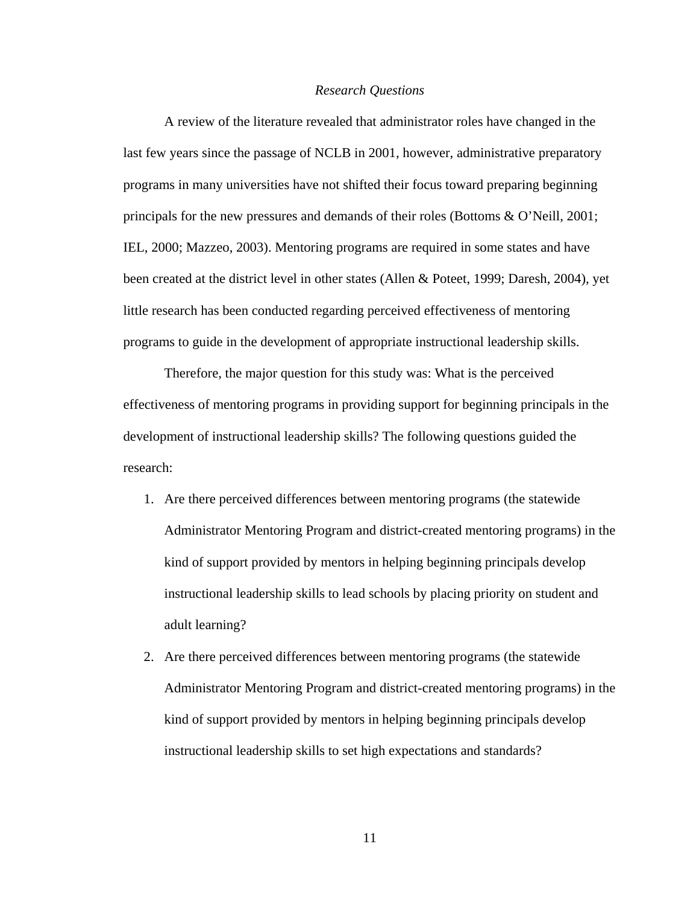### *Research Questions*

A review of the literature revealed that administrator roles have changed in the last few years since the passage of NCLB in 2001, however, administrative preparatory programs in many universities have not shifted their focus toward preparing beginning principals for the new pressures and demands of their roles (Bottoms & O'Neill, 2001; IEL, 2000; Mazzeo, 2003). Mentoring programs are required in some states and have been created at the district level in other states (Allen & Poteet, 1999; Daresh, 2004), yet little research has been conducted regarding perceived effectiveness of mentoring programs to guide in the development of appropriate instructional leadership skills.

Therefore, the major question for this study was: What is the perceived effectiveness of mentoring programs in providing support for beginning principals in the development of instructional leadership skills? The following questions guided the research:

1. Are there perceived differences between mentoring programs (the statewide Administrator Mentoring Program and district-created mentoring programs) in the kind of support provided by mentors in helping beginning principals develop instructional leadership skills to lead schools by placing priority on student and adult learning?
2. Are there perceived differences between mentoring programs (the statewide Administrator Mentoring Program and district-created mentoring programs) in the kind of support provided by mentors in helping beginning principals develop instructional leadership skills to set high expectations and standards?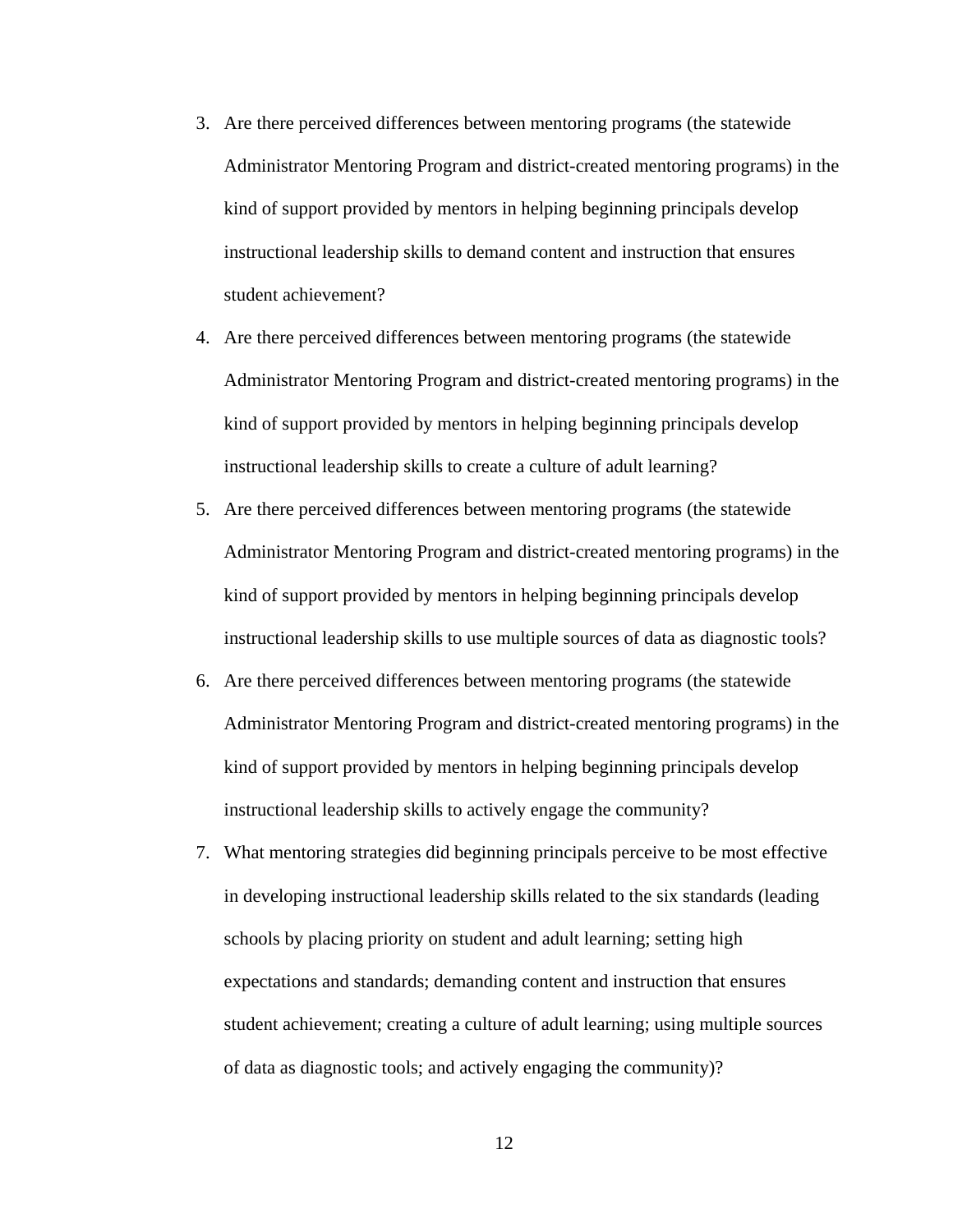3. Are there perceived differences between mentoring programs (the statewide Administrator Mentoring Program and district-created mentoring programs) in the kind of support provided by mentors in helping beginning principals develop instructional leadership skills to demand content and instruction that ensures student achievement?
4. Are there perceived differences between mentoring programs (the statewide Administrator Mentoring Program and district-created mentoring programs) in the kind of support provided by mentors in helping beginning principals develop instructional leadership skills to create a culture of adult learning?
5. Are there perceived differences between mentoring programs (the statewide Administrator Mentoring Program and district-created mentoring programs) in the kind of support provided by mentors in helping beginning principals develop instructional leadership skills to use multiple sources of data as diagnostic tools?
6. Are there perceived differences between mentoring programs (the statewide Administrator Mentoring Program and district-created mentoring programs) in the kind of support provided by mentors in helping beginning principals develop instructional leadership skills to actively engage the community?
7. What mentoring strategies did beginning principals perceive to be most effective in developing instructional leadership skills related to the six standards (leading schools by placing priority on student and adult learning; setting high expectations and standards; demanding content and instruction that ensures student achievement; creating a culture of adult learning; using multiple sources of data as diagnostic tools; and actively engaging the community)?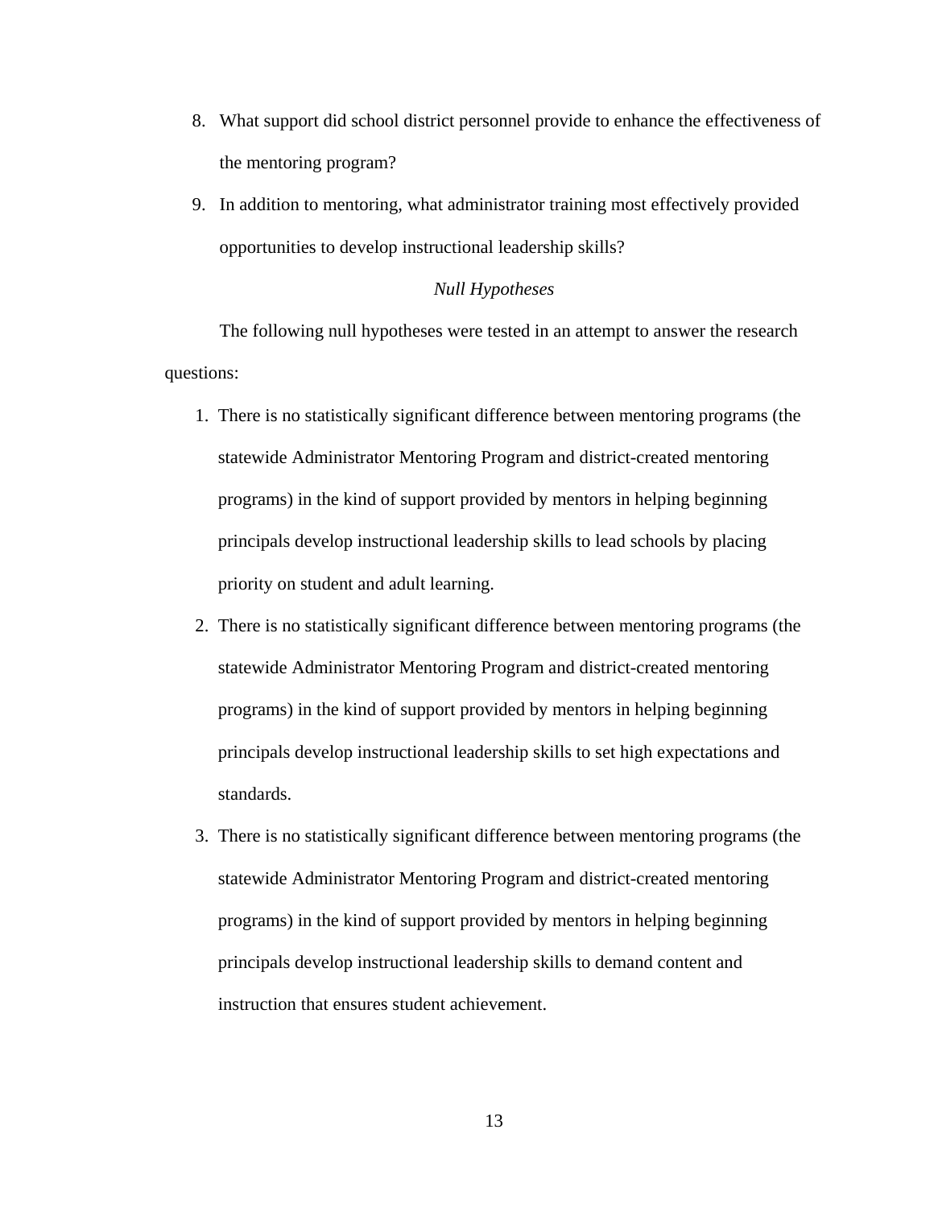8. What support did school district personnel provide to enhance the effectiveness of the mentoring program?
9. In addition to mentoring, what administrator training most effectively provided opportunities to develop instructional leadership skills?

### *Null Hypotheses*

The following null hypotheses were tested in an attempt to answer the research questions:

1. There is no statistically significant difference between mentoring programs (the statewide Administrator Mentoring Program and district-created mentoring programs) in the kind of support provided by mentors in helping beginning principals develop instructional leadership skills to lead schools by placing priority on student and adult learning.
2. There is no statistically significant difference between mentoring programs (the statewide Administrator Mentoring Program and district-created mentoring programs) in the kind of support provided by mentors in helping beginning principals develop instructional leadership skills to set high expectations and standards.
3. There is no statistically significant difference between mentoring programs (the statewide Administrator Mentoring Program and district-created mentoring programs) in the kind of support provided by mentors in helping beginning principals develop instructional leadership skills to demand content and instruction that ensures student achievement.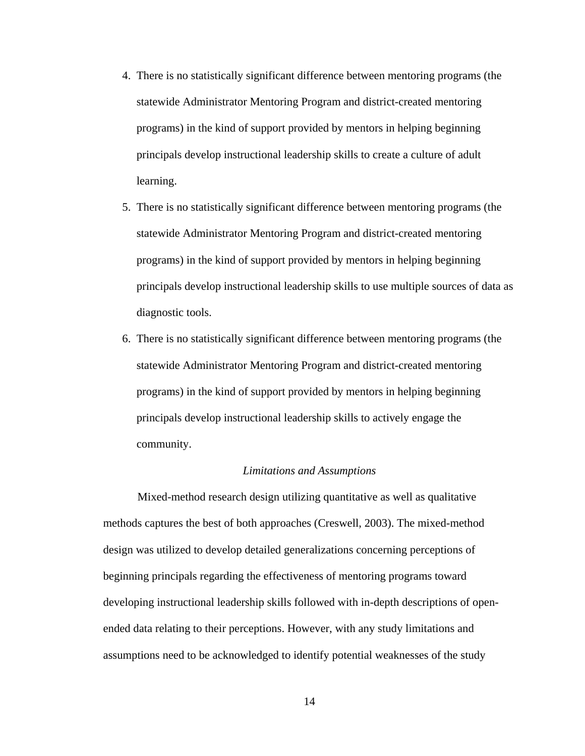4. There is no statistically significant difference between mentoring programs (the statewide Administrator Mentoring Program and district-created mentoring programs) in the kind of support provided by mentors in helping beginning principals develop instructional leadership skills to create a culture of adult learning.
5. There is no statistically significant difference between mentoring programs (the statewide Administrator Mentoring Program and district-created mentoring programs) in the kind of support provided by mentors in helping beginning principals develop instructional leadership skills to use multiple sources of data as diagnostic tools.
6. There is no statistically significant difference between mentoring programs (the statewide Administrator Mentoring Program and district-created mentoring programs) in the kind of support provided by mentors in helping beginning principals develop instructional leadership skills to actively engage the community.

### *Limitations and Assumptions*

Mixed-method research design utilizing quantitative as well as qualitative methods captures the best of both approaches (Creswell, 2003). The mixed-method design was utilized to develop detailed generalizations concerning perceptions of beginning principals regarding the effectiveness of mentoring programs toward developing instructional leadership skills followed with in-depth descriptions of open-ended data relating to their perceptions. However, with any study limitations and assumptions need to be acknowledged to identify potential weaknesses of the study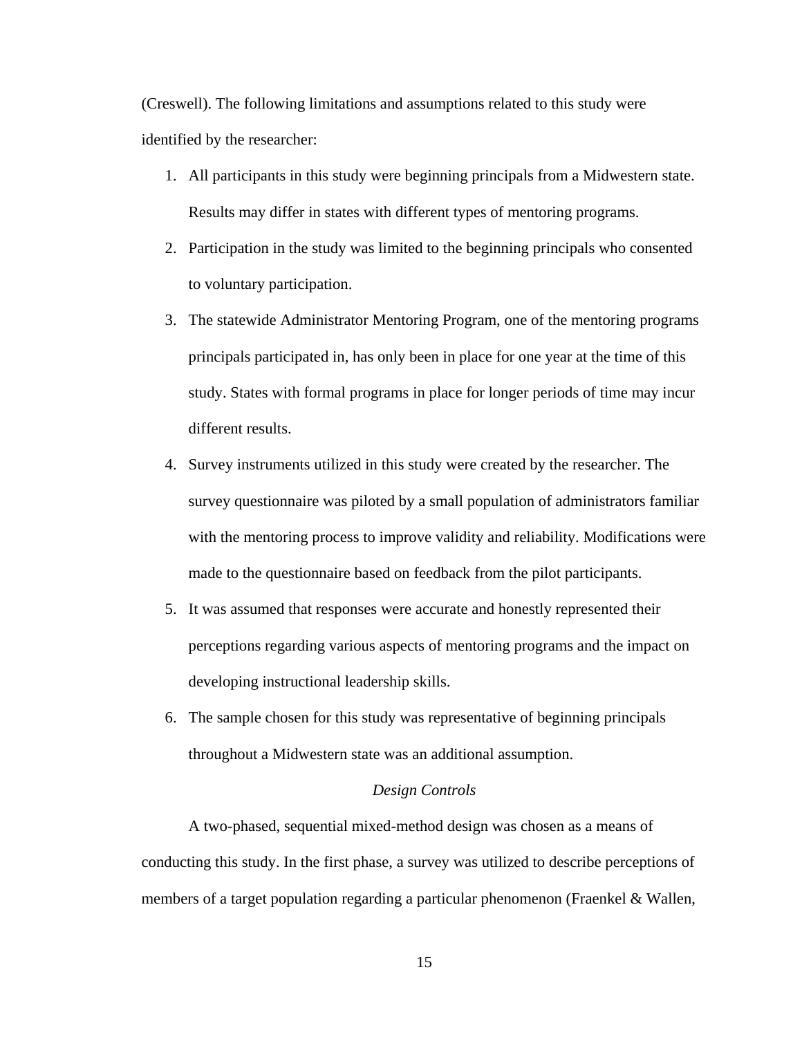(Creswell). The following limitations and assumptions related to this study were identified by the researcher:

1. All participants in this study were beginning principals from a Midwestern state. Results may differ in states with different types of mentoring programs.
2. Participation in the study was limited to the beginning principals who consented to voluntary participation.
3. The statewide Administrator Mentoring Program, one of the mentoring programs principals participated in, has only been in place for one year at the time of this study. States with formal programs in place for longer periods of time may incur different results.
4. Survey instruments utilized in this study were created by the researcher. The survey questionnaire was piloted by a small population of administrators familiar with the mentoring process to improve validity and reliability. Modifications were made to the questionnaire based on feedback from the pilot participants.
5. It was assumed that responses were accurate and honestly represented their perceptions regarding various aspects of mentoring programs and the impact on developing instructional leadership skills.
6. The sample chosen for this study was representative of beginning principals throughout a Midwestern state was an additional assumption.

### *Design Controls*

A two-phased, sequential mixed-method design was chosen as a means of conducting this study. In the first phase, a survey was utilized to describe perceptions of members of a target population regarding a particular phenomenon (Fraenkel & Wallen,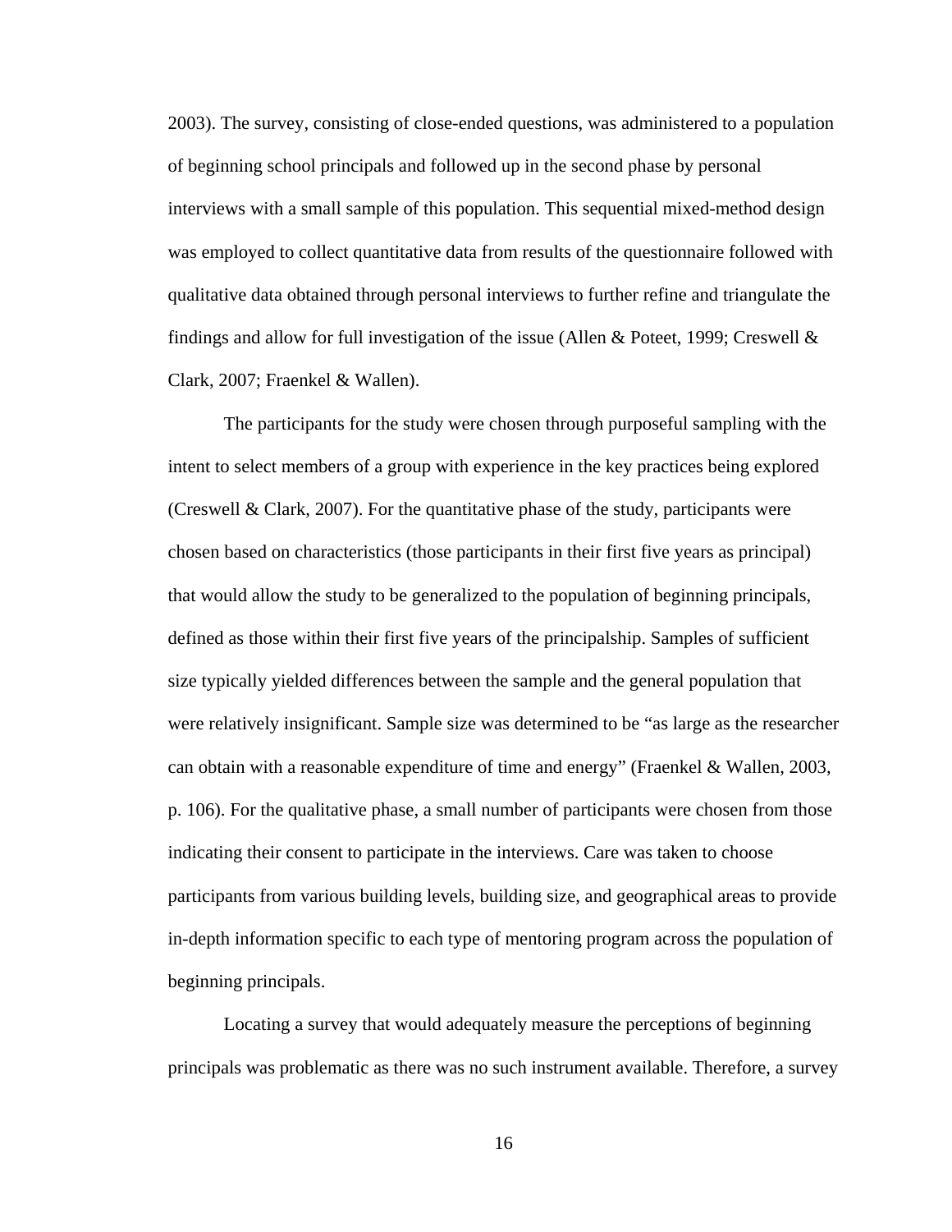2003). The survey, consisting of close-ended questions, was administered to a population of beginning school principals and followed up in the second phase by personal interviews with a small sample of this population. This sequential mixed-method design was employed to collect quantitative data from results of the questionnaire followed with qualitative data obtained through personal interviews to further refine and triangulate the findings and allow for full investigation of the issue (Allen & Poteet, 1999; Creswell & Clark, 2007; Fraenkel & Wallen).

The participants for the study were chosen through purposeful sampling with the intent to select members of a group with experience in the key practices being explored (Creswell & Clark, 2007). For the quantitative phase of the study, participants were chosen based on characteristics (those participants in their first five years as principal) that would allow the study to be generalized to the population of beginning principals, defined as those within their first five years of the principalship. Samples of sufficient size typically yielded differences between the sample and the general population that were relatively insignificant. Sample size was determined to be "as large as the researcher can obtain with a reasonable expenditure of time and energy" (Fraenkel & Wallen, 2003, p. 106). For the qualitative phase, a small number of participants were chosen from those indicating their consent to participate in the interviews. Care was taken to choose participants from various building levels, building size, and geographical areas to provide in-depth information specific to each type of mentoring program across the population of beginning principals.

Locating a survey that would adequately measure the perceptions of beginning principals was problematic as there was no such instrument available. Therefore, a survey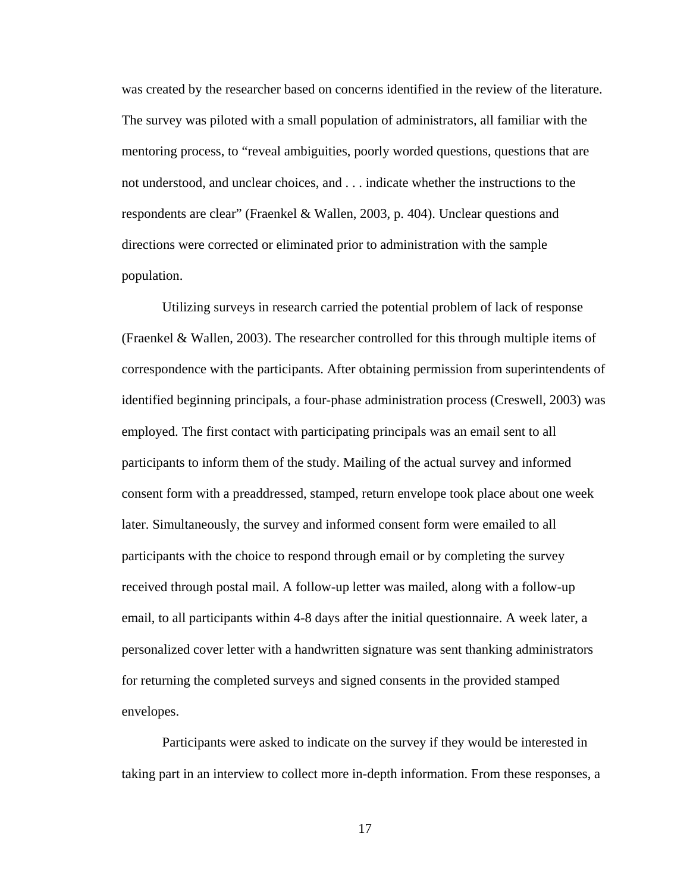was created by the researcher based on concerns identified in the review of the literature. The survey was piloted with a small population of administrators, all familiar with the mentoring process, to "reveal ambiguities, poorly worded questions, questions that are not understood, and unclear choices, and . . . indicate whether the instructions to the respondents are clear" (Fraenkel & Wallen, 2003, p. 404). Unclear questions and directions were corrected or eliminated prior to administration with the sample population.

Utilizing surveys in research carried the potential problem of lack of response (Fraenkel & Wallen, 2003). The researcher controlled for this through multiple items of correspondence with the participants. After obtaining permission from superintendents of identified beginning principals, a four-phase administration process (Creswell, 2003) was employed. The first contact with participating principals was an email sent to all participants to inform them of the study. Mailing of the actual survey and informed consent form with a preaddressed, stamped, return envelope took place about one week later. Simultaneously, the survey and informed consent form were emailed to all participants with the choice to respond through email or by completing the survey received through postal mail. A follow-up letter was mailed, along with a follow-up email, to all participants within 4-8 days after the initial questionnaire. A week later, a personalized cover letter with a handwritten signature was sent thanking administrators for returning the completed surveys and signed consents in the provided stamped envelopes.

Participants were asked to indicate on the survey if they would be interested in taking part in an interview to collect more in-depth information. From these responses, a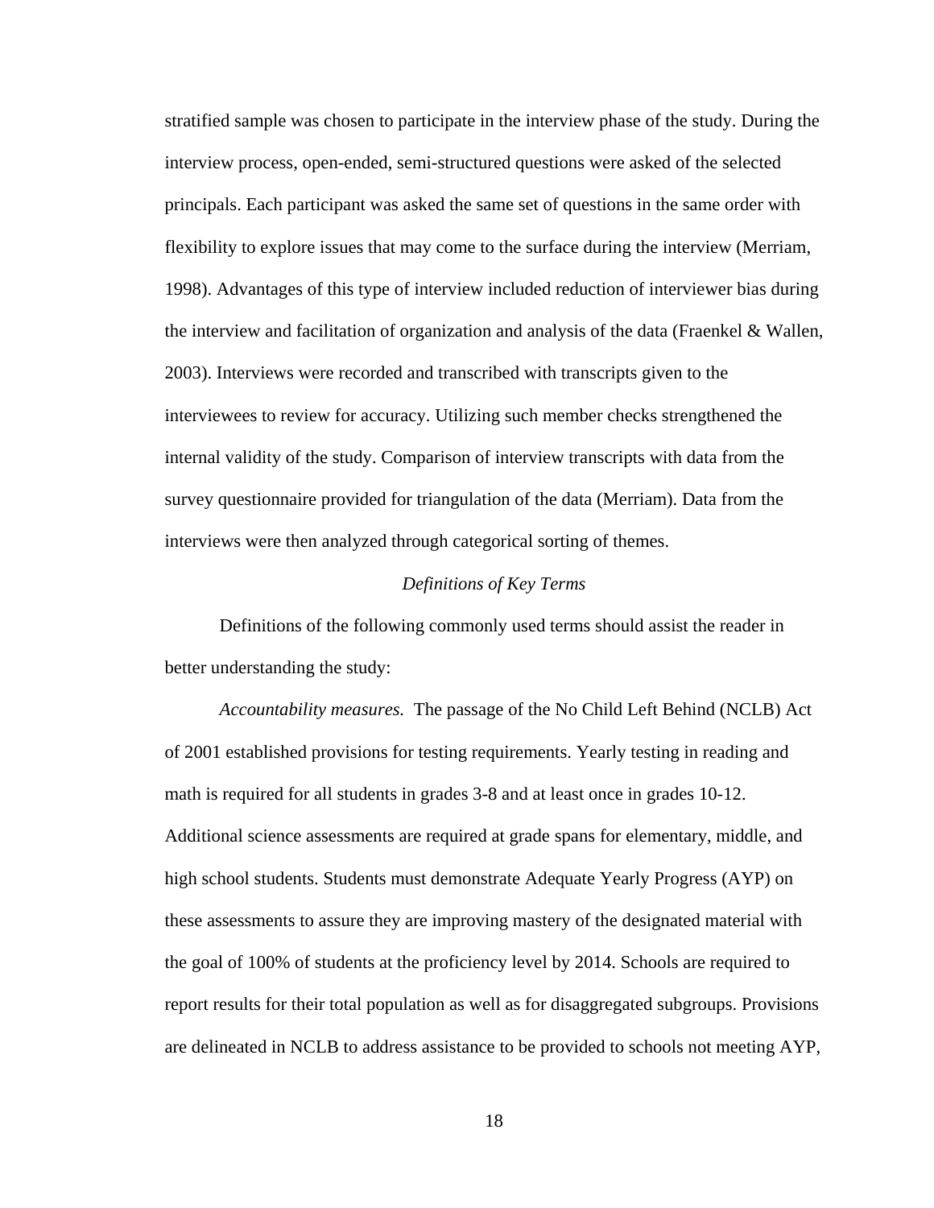stratified sample was chosen to participate in the interview phase of the study. During the interview process, open-ended, semi-structured questions were asked of the selected principals. Each participant was asked the same set of questions in the same order with flexibility to explore issues that may come to the surface during the interview (Merriam, 1998). Advantages of this type of interview included reduction of interviewer bias during the interview and facilitation of organization and analysis of the data (Fraenkel & Wallen, 2003). Interviews were recorded and transcribed with transcripts given to the interviewees to review for accuracy. Utilizing such member checks strengthened the internal validity of the study. Comparison of interview transcripts with data from the survey questionnaire provided for triangulation of the data (Merriam). Data from the interviews were then analyzed through categorical sorting of themes.

### *Definitions of Key Terms*

Definitions of the following commonly used terms should assist the reader in better understanding the study:

*Accountability measures.* The passage of the No Child Left Behind (NCLB) Act of 2001 established provisions for testing requirements. Yearly testing in reading and math is required for all students in grades 3-8 and at least once in grades 10-12. Additional science assessments are required at grade spans for elementary, middle, and high school students. Students must demonstrate Adequate Yearly Progress (AYP) on these assessments to assure they are improving mastery of the designated material with the goal of 100% of students at the proficiency level by 2014. Schools are required to report results for their total population as well as for disaggregated subgroups. Provisions are delineated in NCLB to address assistance to be provided to schools not meeting AYP,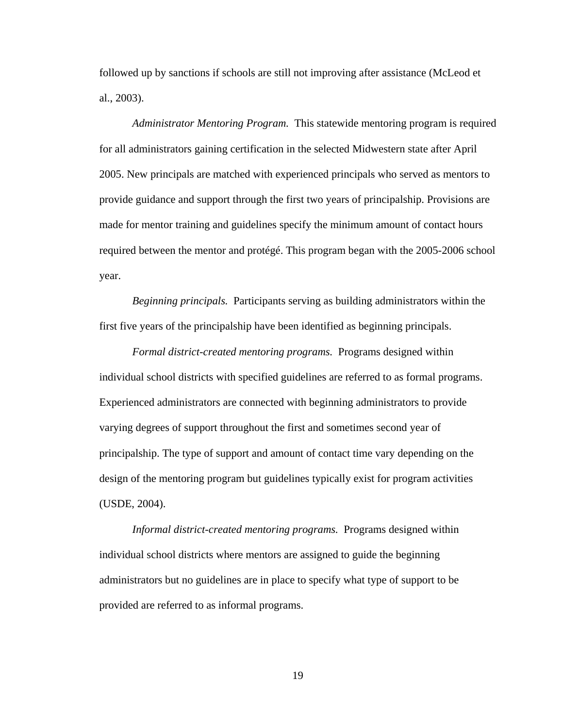followed up by sanctions if schools are still not improving after assistance (McLeod et al., 2003).

*Administrator Mentoring Program.* This statewide mentoring program is required for all administrators gaining certification in the selected Midwestern state after April 2005. New principals are matched with experienced principals who served as mentors to provide guidance and support through the first two years of principalship. Provisions are made for mentor training and guidelines specify the minimum amount of contact hours required between the mentor and protégé. This program began with the 2005-2006 school year.

*Beginning principals.* Participants serving as building administrators within the first five years of the principalship have been identified as beginning principals.

*Formal district-created mentoring programs.* Programs designed within individual school districts with specified guidelines are referred to as formal programs. Experienced administrators are connected with beginning administrators to provide varying degrees of support throughout the first and sometimes second year of principalship. The type of support and amount of contact time vary depending on the design of the mentoring program but guidelines typically exist for program activities (USDE, 2004).

*Informal district-created mentoring programs.* Programs designed within individual school districts where mentors are assigned to guide the beginning administrators but no guidelines are in place to specify what type of support to be provided are referred to as informal programs.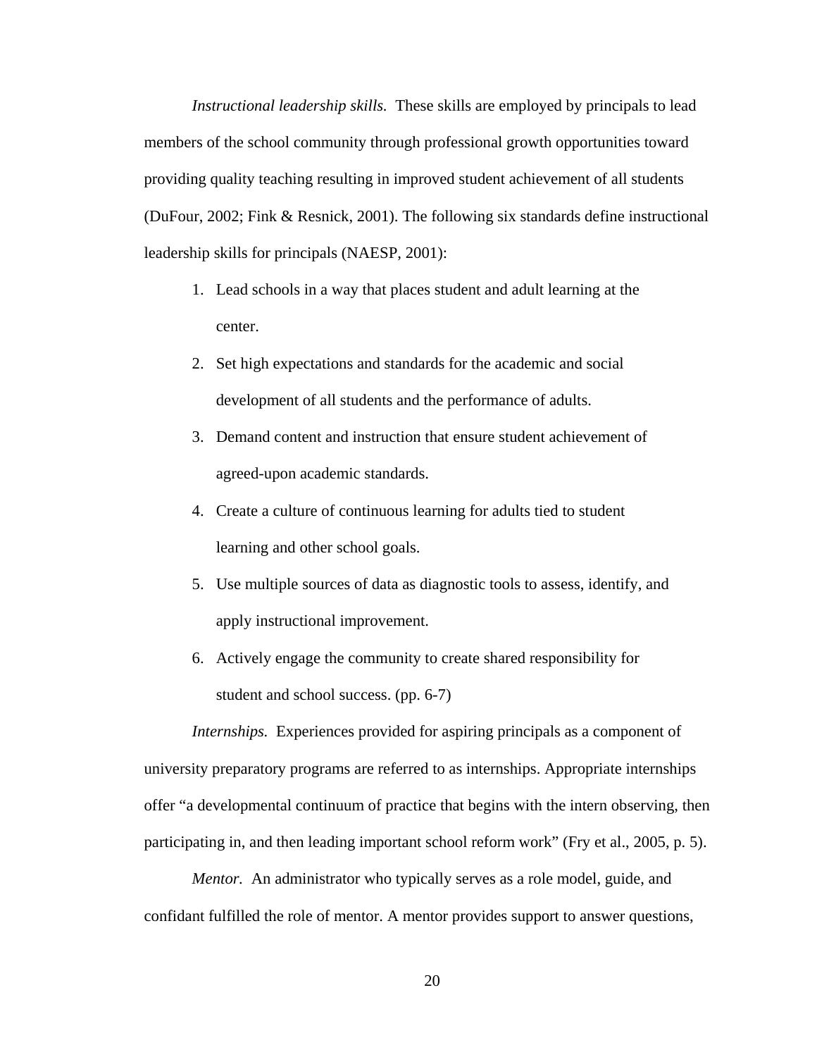*Instructional leadership skills.* These skills are employed by principals to lead members of the school community through professional growth opportunities toward providing quality teaching resulting in improved student achievement of all students (DuFour, 2002; Fink & Resnick, 2001). The following six standards define instructional leadership skills for principals (NAESP, 2001):

1. Lead schools in a way that places student and adult learning at the center.
2. Set high expectations and standards for the academic and social development of all students and the performance of adults.
3. Demand content and instruction that ensure student achievement of agreed-upon academic standards.
4. Create a culture of continuous learning for adults tied to student learning and other school goals.
5. Use multiple sources of data as diagnostic tools to assess, identify, and apply instructional improvement.
6. Actively engage the community to create shared responsibility for student and school success. (pp. 6-7)

*Internships.* Experiences provided for aspiring principals as a component of university preparatory programs are referred to as internships. Appropriate internships offer "a developmental continuum of practice that begins with the intern observing, then participating in, and then leading important school reform work" (Fry et al., 2005, p. 5).

*Mentor.* An administrator who typically serves as a role model, guide, and confidant fulfilled the role of mentor. A mentor provides support to answer questions,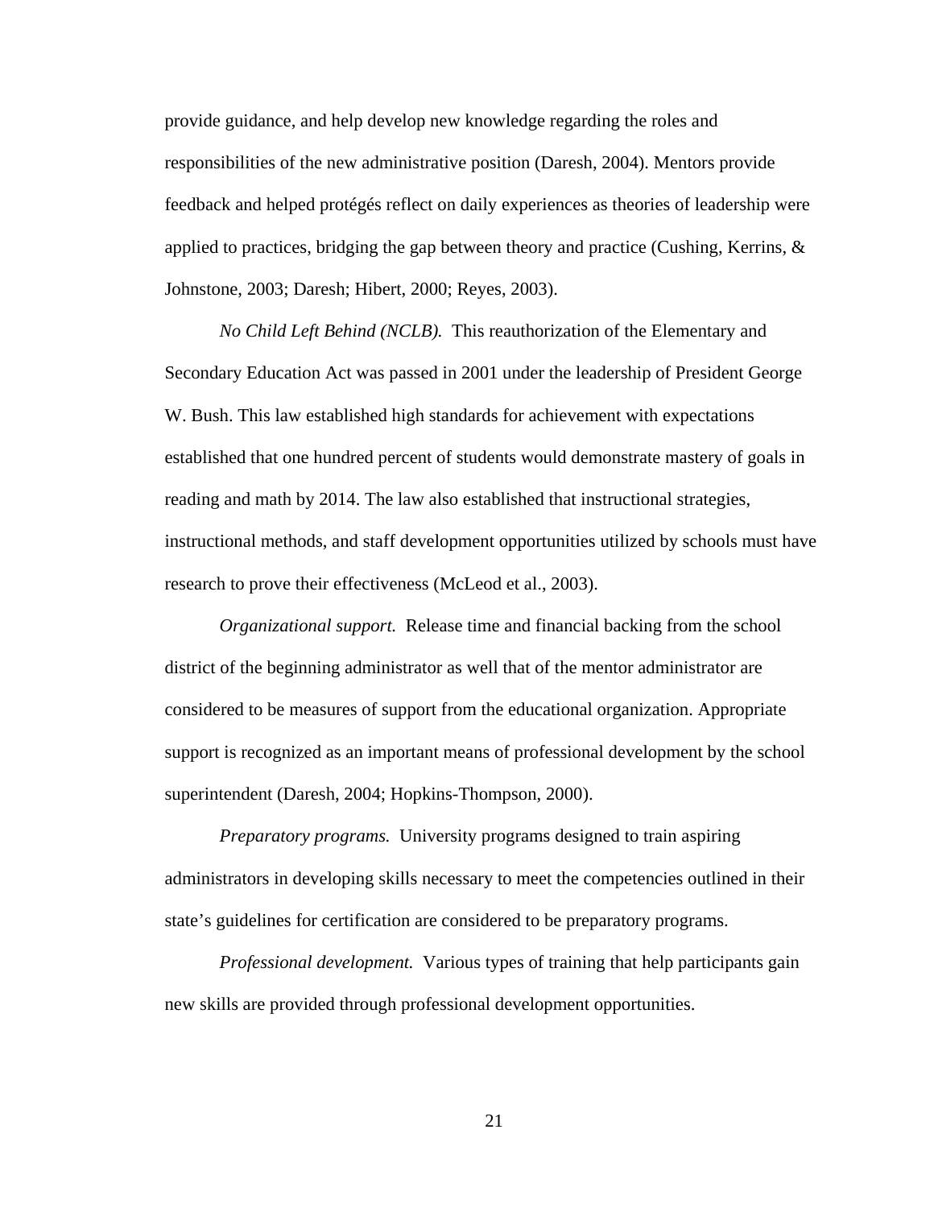provide guidance, and help develop new knowledge regarding the roles and responsibilities of the new administrative position (Daresh, 2004). Mentors provide feedback and helped protégés reflect on daily experiences as theories of leadership were applied to practices, bridging the gap between theory and practice (Cushing, Kerrins, & Johnstone, 2003; Daresh; Hibert, 2000; Reyes, 2003).

*No Child Left Behind (NCLB).* This reauthorization of the Elementary and Secondary Education Act was passed in 2001 under the leadership of President George W. Bush. This law established high standards for achievement with expectations established that one hundred percent of students would demonstrate mastery of goals in reading and math by 2014. The law also established that instructional strategies, instructional methods, and staff development opportunities utilized by schools must have research to prove their effectiveness (McLeod et al., 2003).

*Organizational support.* Release time and financial backing from the school district of the beginning administrator as well that of the mentor administrator are considered to be measures of support from the educational organization. Appropriate support is recognized as an important means of professional development by the school superintendent (Daresh, 2004; Hopkins-Thompson, 2000).

*Preparatory programs.* University programs designed to train aspiring administrators in developing skills necessary to meet the competencies outlined in their state's guidelines for certification are considered to be preparatory programs.

*Professional development.* Various types of training that help participants gain new skills are provided through professional development opportunities.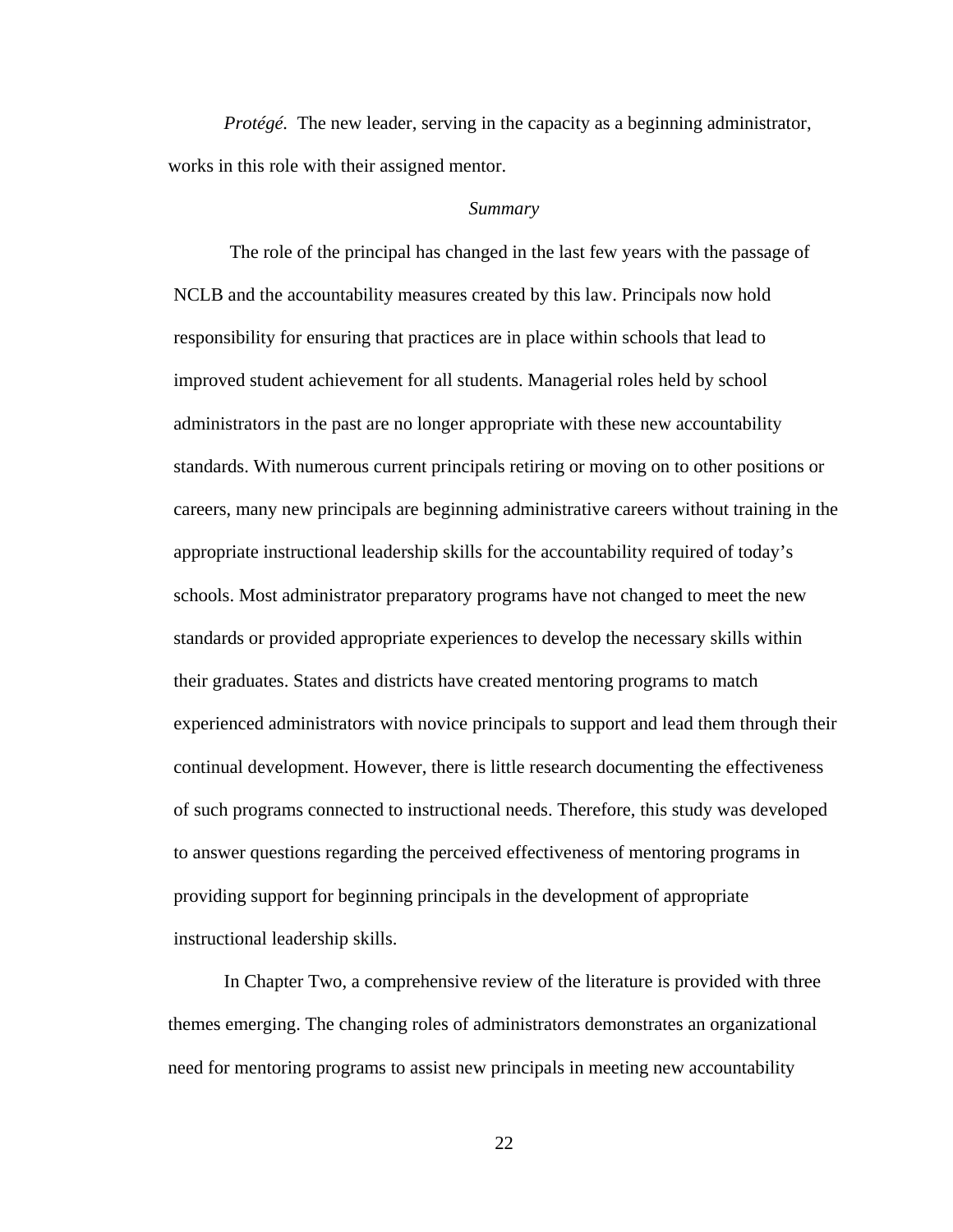*Protégé.* The new leader, serving in the capacity as a beginning administrator, works in this role with their assigned mentor.

### *Summary*

The role of the principal has changed in the last few years with the passage of NCLB and the accountability measures created by this law. Principals now hold responsibility for ensuring that practices are in place within schools that lead to improved student achievement for all students. Managerial roles held by school administrators in the past are no longer appropriate with these new accountability standards. With numerous current principals retiring or moving on to other positions or careers, many new principals are beginning administrative careers without training in the appropriate instructional leadership skills for the accountability required of today's schools. Most administrator preparatory programs have not changed to meet the new standards or provided appropriate experiences to develop the necessary skills within their graduates. States and districts have created mentoring programs to match experienced administrators with novice principals to support and lead them through their continual development. However, there is little research documenting the effectiveness of such programs connected to instructional needs. Therefore, this study was developed to answer questions regarding the perceived effectiveness of mentoring programs in providing support for beginning principals in the development of appropriate instructional leadership skills.

In Chapter Two, a comprehensive review of the literature is provided with three themes emerging. The changing roles of administrators demonstrates an organizational need for mentoring programs to assist new principals in meeting new accountability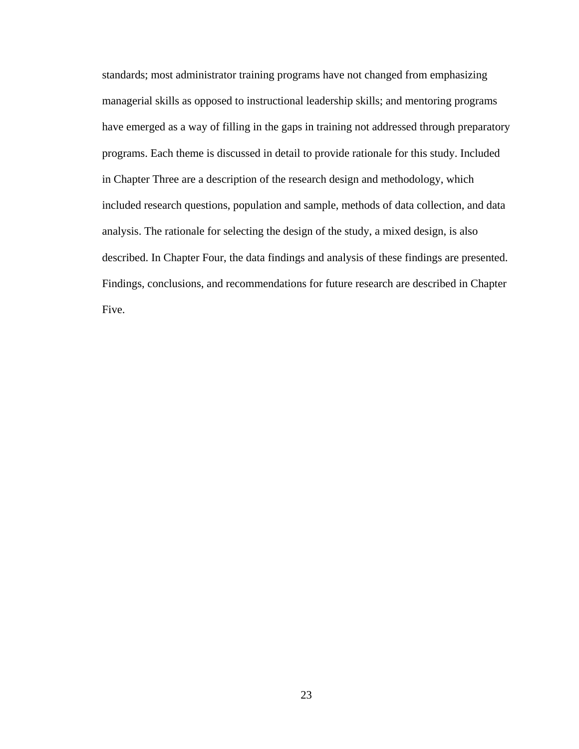standards; most administrator training programs have not changed from emphasizing managerial skills as opposed to instructional leadership skills; and mentoring programs have emerged as a way of filling in the gaps in training not addressed through preparatory programs. Each theme is discussed in detail to provide rationale for this study. Included in Chapter Three are a description of the research design and methodology, which included research questions, population and sample, methods of data collection, and data analysis. The rationale for selecting the design of the study, a mixed design, is also described. In Chapter Four, the data findings and analysis of these findings are presented. Findings, conclusions, and recommendations for future research are described in Chapter Five.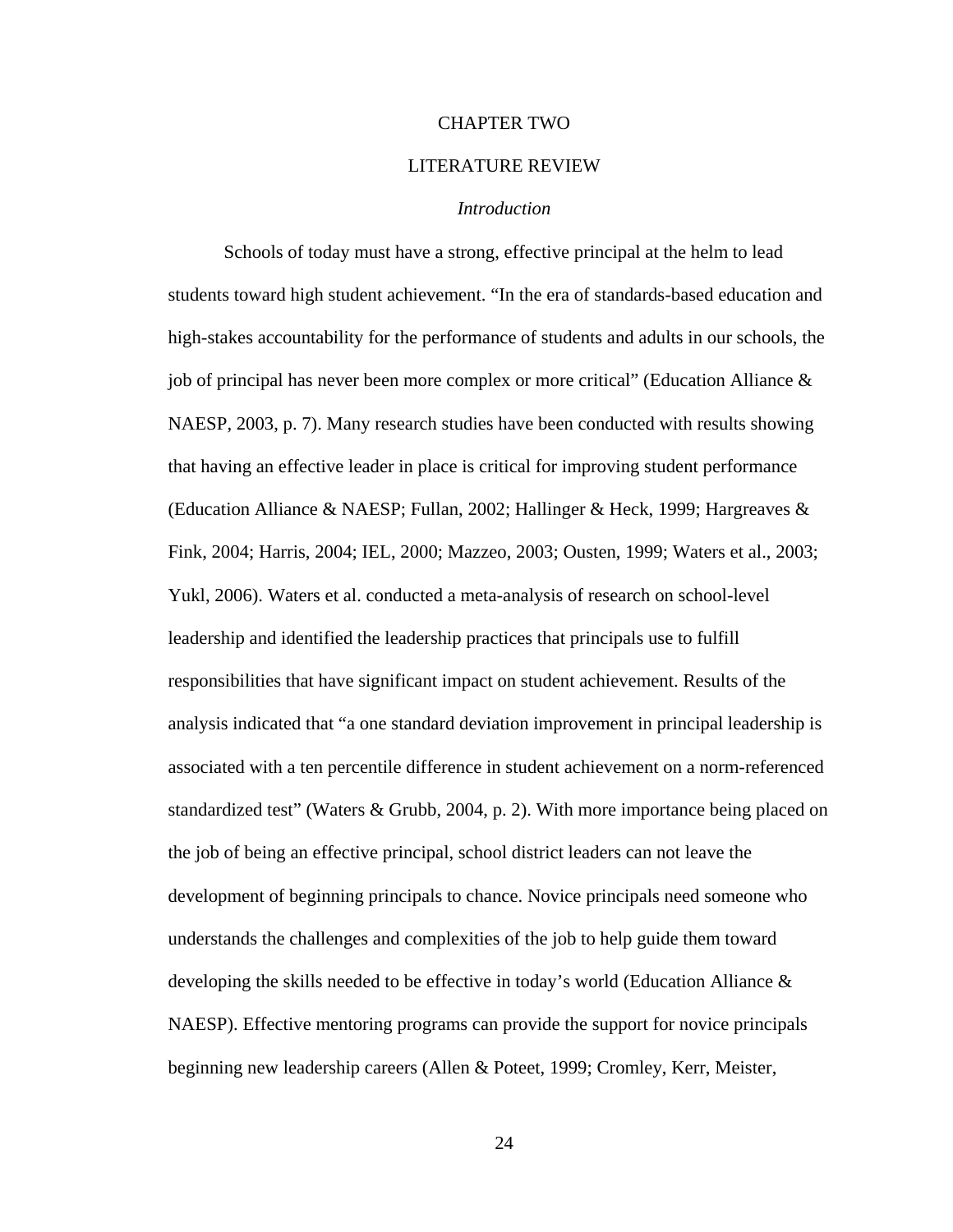# CHAPTER TWO

# LITERATURE REVIEW

## *Introduction*

Schools of today must have a strong, effective principal at the helm to lead students toward high student achievement. "In the era of standards-based education and high-stakes accountability for the performance of students and adults in our schools, the job of principal has never been more complex or more critical" (Education Alliance & NAESP, 2003, p. 7). Many research studies have been conducted with results showing that having an effective leader in place is critical for improving student performance (Education Alliance & NAESP; Fullan, 2002; Hallinger & Heck, 1999; Hargreaves & Fink, 2004; Harris, 2004; IEL, 2000; Mazzeo, 2003; Ousten, 1999; Waters et al., 2003; Yukl, 2006). Waters et al. conducted a meta-analysis of research on school-level leadership and identified the leadership practices that principals use to fulfill responsibilities that have significant impact on student achievement. Results of the analysis indicated that "a one standard deviation improvement in principal leadership is associated with a ten percentile difference in student achievement on a norm-referenced standardized test" (Waters & Grubb, 2004, p. 2). With more importance being placed on the job of being an effective principal, school district leaders can not leave the development of beginning principals to chance. Novice principals need someone who understands the challenges and complexities of the job to help guide them toward developing the skills needed to be effective in today's world (Education Alliance & NAESP). Effective mentoring programs can provide the support for novice principals beginning new leadership careers (Allen & Poteet, 1999; Cromley, Kerr, Meister,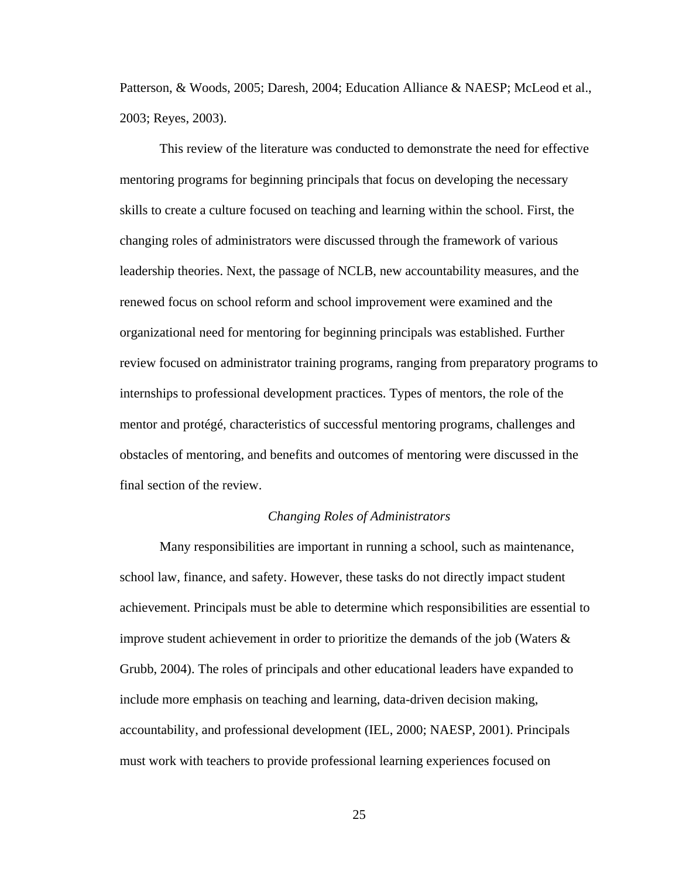Patterson, & Woods, 2005; Daresh, 2004; Education Alliance & NAESP; McLeod et al., 2003; Reyes, 2003).

This review of the literature was conducted to demonstrate the need for effective mentoring programs for beginning principals that focus on developing the necessary skills to create a culture focused on teaching and learning within the school. First, the changing roles of administrators were discussed through the framework of various leadership theories. Next, the passage of NCLB, new accountability measures, and the renewed focus on school reform and school improvement were examined and the organizational need for mentoring for beginning principals was established. Further review focused on administrator training programs, ranging from preparatory programs to internships to professional development practices. Types of mentors, the role of the mentor and protégé, characteristics of successful mentoring programs, challenges and obstacles of mentoring, and benefits and outcomes of mentoring were discussed in the final section of the review.

## *Changing Roles of Administrators*

Many responsibilities are important in running a school, such as maintenance, school law, finance, and safety. However, these tasks do not directly impact student achievement. Principals must be able to determine which responsibilities are essential to improve student achievement in order to prioritize the demands of the job (Waters & Grubb, 2004). The roles of principals and other educational leaders have expanded to include more emphasis on teaching and learning, data-driven decision making, accountability, and professional development (IEL, 2000; NAESP, 2001). Principals must work with teachers to provide professional learning experiences focused on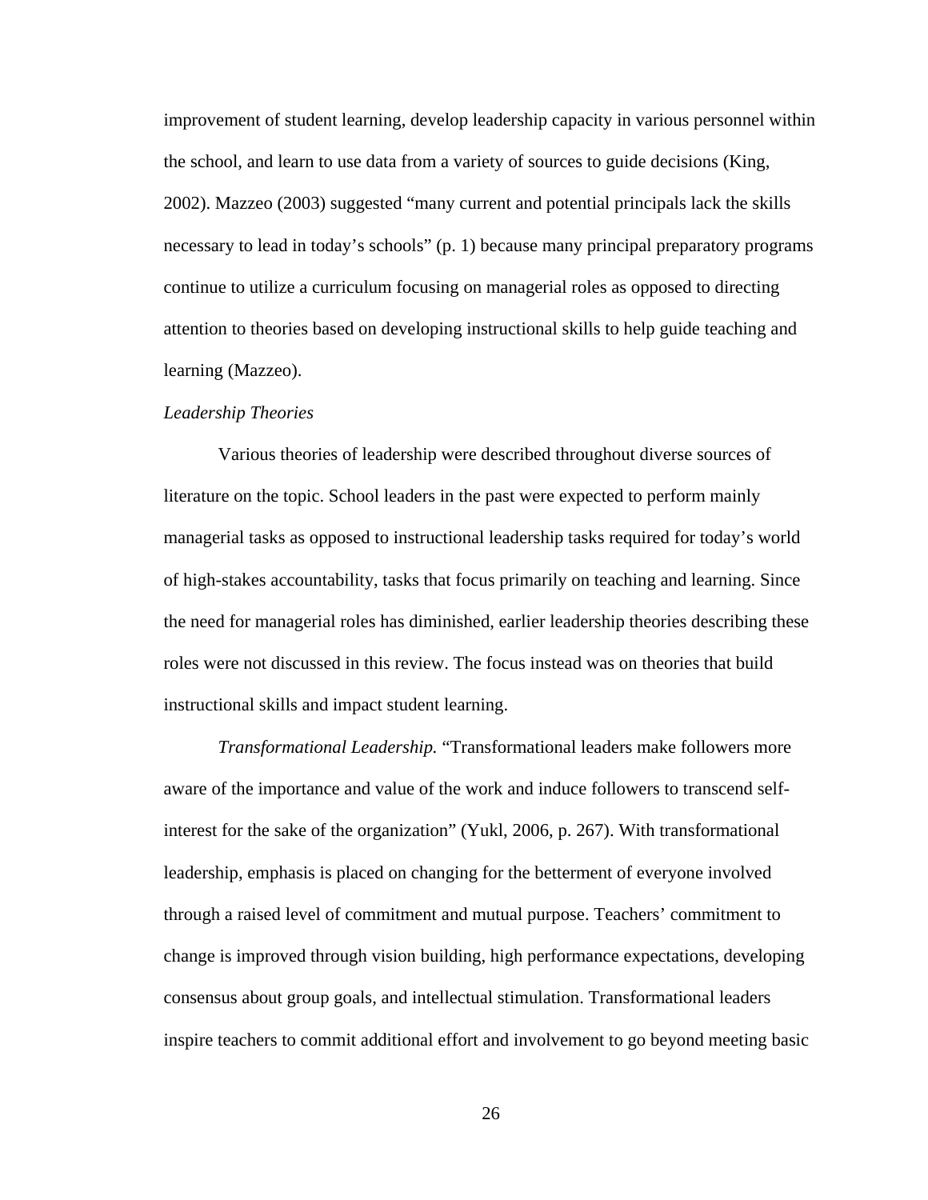improvement of student learning, develop leadership capacity in various personnel within the school, and learn to use data from a variety of sources to guide decisions (King, 2002). Mazzeo (2003) suggested "many current and potential principals lack the skills necessary to lead in today's schools" (p. 1) because many principal preparatory programs continue to utilize a curriculum focusing on managerial roles as opposed to directing attention to theories based on developing instructional skills to help guide teaching and learning (Mazzeo).

*Leadership Theories*

Various theories of leadership were described throughout diverse sources of literature on the topic. School leaders in the past were expected to perform mainly managerial tasks as opposed to instructional leadership tasks required for today's world of high-stakes accountability, tasks that focus primarily on teaching and learning. Since the need for managerial roles has diminished, earlier leadership theories describing these roles were not discussed in this review. The focus instead was on theories that build instructional skills and impact student learning.

*Transformational Leadership.* "Transformational leaders make followers more aware of the importance and value of the work and induce followers to transcend self-interest for the sake of the organization" (Yukl, 2006, p. 267). With transformational leadership, emphasis is placed on changing for the betterment of everyone involved through a raised level of commitment and mutual purpose. Teachers' commitment to change is improved through vision building, high performance expectations, developing consensus about group goals, and intellectual stimulation. Transformational leaders inspire teachers to commit additional effort and involvement to go beyond meeting basic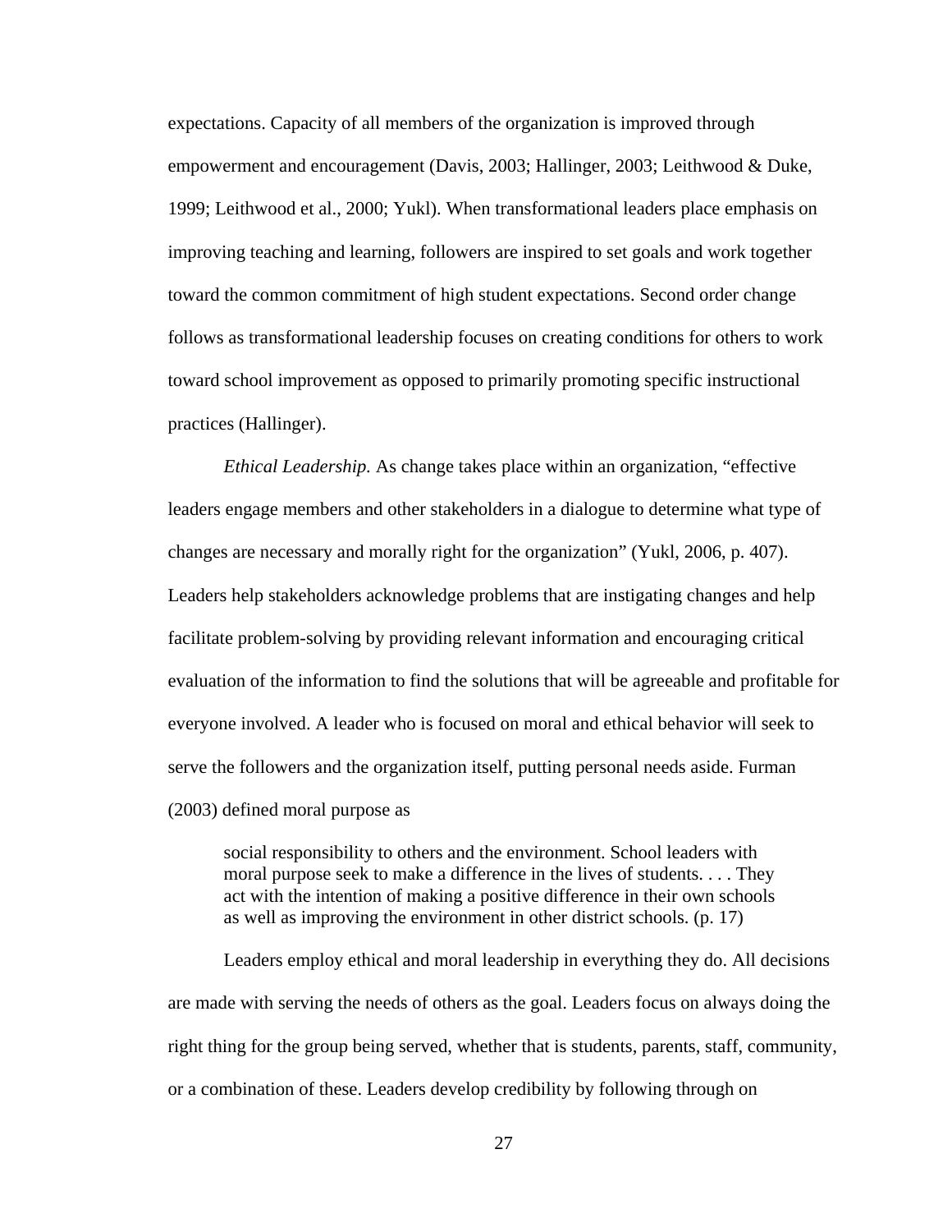expectations. Capacity of all members of the organization is improved through empowerment and encouragement (Davis, 2003; Hallinger, 2003; Leithwood & Duke, 1999; Leithwood et al., 2000; Yukl). When transformational leaders place emphasis on improving teaching and learning, followers are inspired to set goals and work together toward the common commitment of high student expectations. Second order change follows as transformational leadership focuses on creating conditions for others to work toward school improvement as opposed to primarily promoting specific instructional practices (Hallinger).

*Ethical Leadership.* As change takes place within an organization, "effective leaders engage members and other stakeholders in a dialogue to determine what type of changes are necessary and morally right for the organization" (Yukl, 2006, p. 407). Leaders help stakeholders acknowledge problems that are instigating changes and help facilitate problem-solving by providing relevant information and encouraging critical evaluation of the information to find the solutions that will be agreeable and profitable for everyone involved. A leader who is focused on moral and ethical behavior will seek to serve the followers and the organization itself, putting personal needs aside. Furman (2003) defined moral purpose as

> social responsibility to others and the environment. School leaders with moral purpose seek to make a difference in the lives of students. . . . They act with the intention of making a positive difference in their own schools as well as improving the environment in other district schools. (p. 17)

Leaders employ ethical and moral leadership in everything they do. All decisions are made with serving the needs of others as the goal. Leaders focus on always doing the right thing for the group being served, whether that is students, parents, staff, community, or a combination of these. Leaders develop credibility by following through on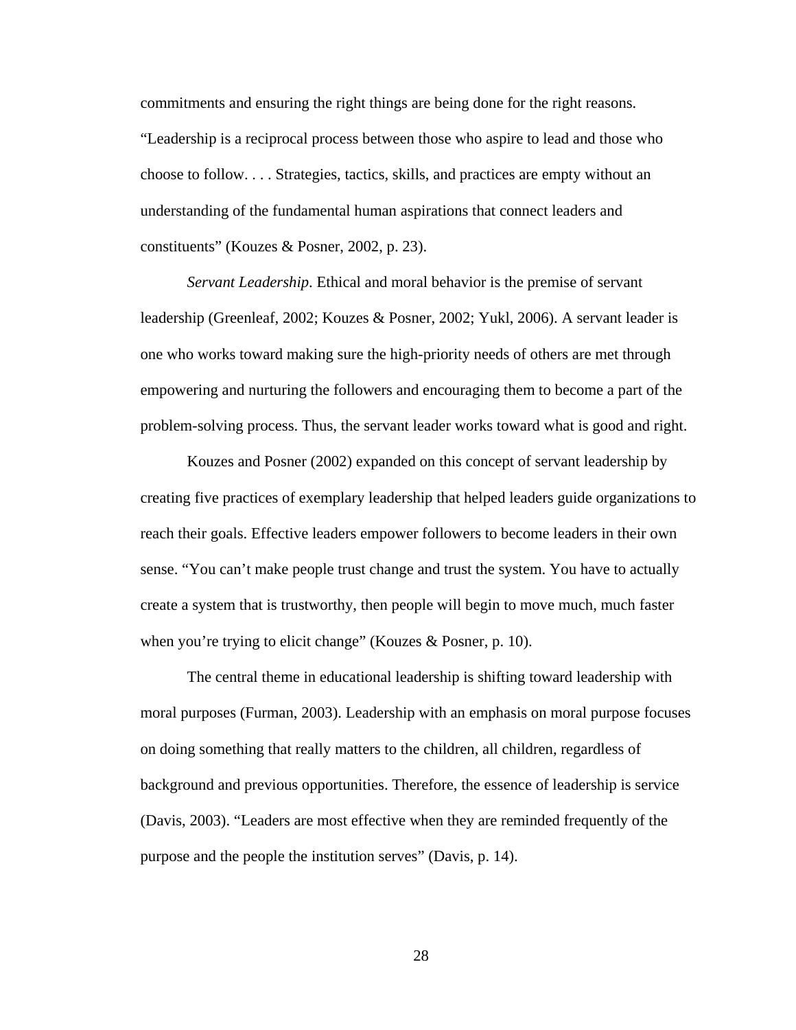commitments and ensuring the right things are being done for the right reasons. "Leadership is a reciprocal process between those who aspire to lead and those who choose to follow. . . . Strategies, tactics, skills, and practices are empty without an understanding of the fundamental human aspirations that connect leaders and constituents" (Kouzes & Posner, 2002, p. 23).

*Servant Leadership*. Ethical and moral behavior is the premise of servant leadership (Greenleaf, 2002; Kouzes & Posner, 2002; Yukl, 2006). A servant leader is one who works toward making sure the high-priority needs of others are met through empowering and nurturing the followers and encouraging them to become a part of the problem-solving process. Thus, the servant leader works toward what is good and right.

Kouzes and Posner (2002) expanded on this concept of servant leadership by creating five practices of exemplary leadership that helped leaders guide organizations to reach their goals. Effective leaders empower followers to become leaders in their own sense. "You can't make people trust change and trust the system. You have to actually create a system that is trustworthy, then people will begin to move much, much faster when you're trying to elicit change" (Kouzes & Posner, p. 10).

The central theme in educational leadership is shifting toward leadership with moral purposes (Furman, 2003). Leadership with an emphasis on moral purpose focuses on doing something that really matters to the children, all children, regardless of background and previous opportunities. Therefore, the essence of leadership is service (Davis, 2003). "Leaders are most effective when they are reminded frequently of the purpose and the people the institution serves" (Davis, p. 14).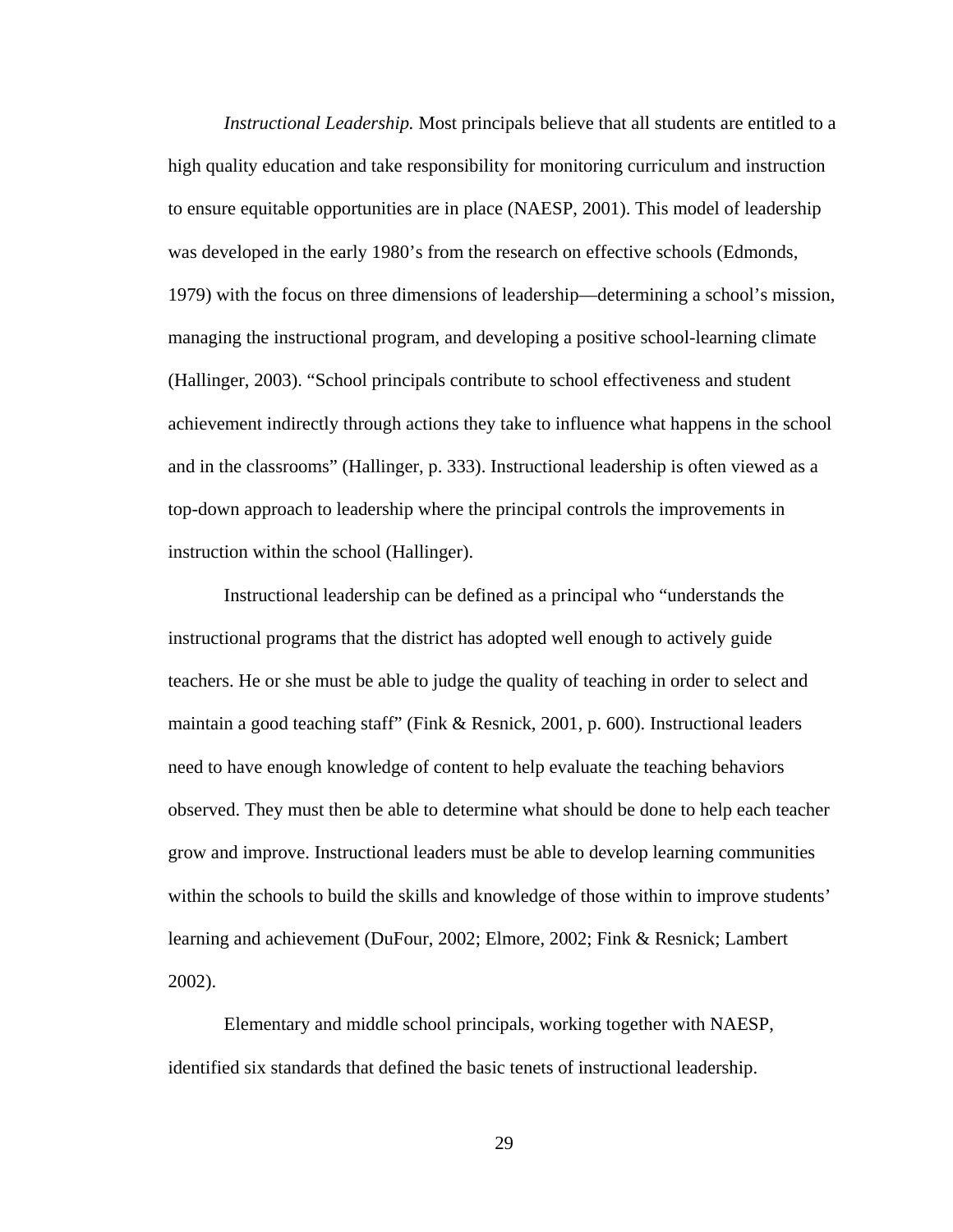*Instructional Leadership.* Most principals believe that all students are entitled to a high quality education and take responsibility for monitoring curriculum and instruction to ensure equitable opportunities are in place (NAESP, 2001). This model of leadership was developed in the early 1980's from the research on effective schools (Edmonds, 1979) with the focus on three dimensions of leadership—determining a school's mission, managing the instructional program, and developing a positive school-learning climate (Hallinger, 2003). "School principals contribute to school effectiveness and student achievement indirectly through actions they take to influence what happens in the school and in the classrooms" (Hallinger, p. 333). Instructional leadership is often viewed as a top-down approach to leadership where the principal controls the improvements in instruction within the school (Hallinger).

Instructional leadership can be defined as a principal who "understands the instructional programs that the district has adopted well enough to actively guide teachers. He or she must be able to judge the quality of teaching in order to select and maintain a good teaching staff" (Fink & Resnick, 2001, p. 600). Instructional leaders need to have enough knowledge of content to help evaluate the teaching behaviors observed. They must then be able to determine what should be done to help each teacher grow and improve. Instructional leaders must be able to develop learning communities within the schools to build the skills and knowledge of those within to improve students' learning and achievement (DuFour, 2002; Elmore, 2002; Fink & Resnick; Lambert 2002).

Elementary and middle school principals, working together with NAESP, identified six standards that defined the basic tenets of instructional leadership.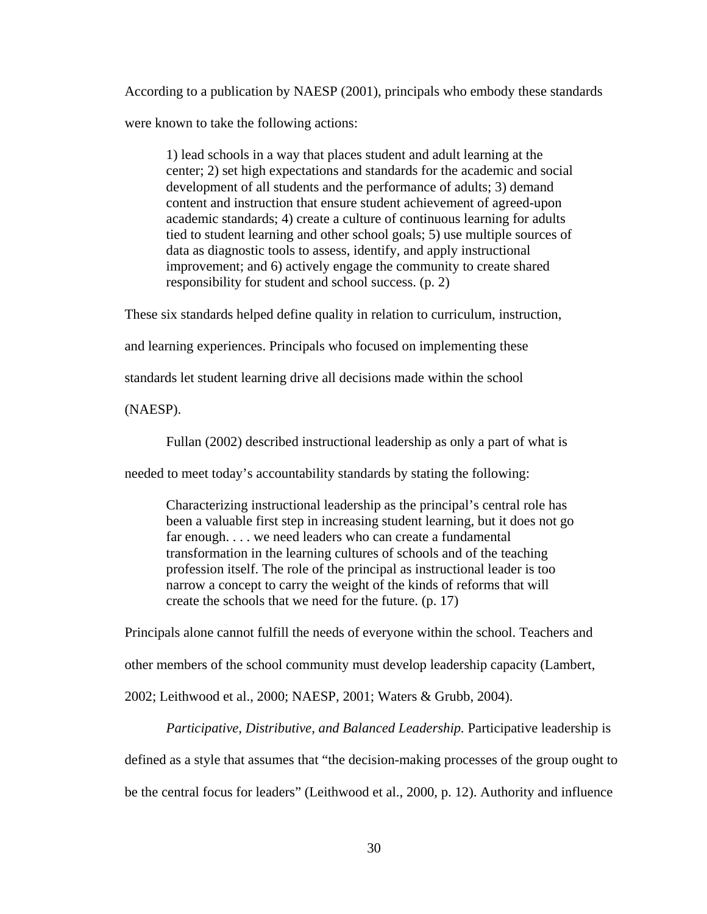According to a publication by NAESP (2001), principals who embody these standards were known to take the following actions:

> 1) lead schools in a way that places student and adult learning at the center; 2) set high expectations and standards for the academic and social development of all students and the performance of adults; 3) demand content and instruction that ensure student achievement of agreed-upon academic standards; 4) create a culture of continuous learning for adults tied to student learning and other school goals; 5) use multiple sources of data as diagnostic tools to assess, identify, and apply instructional improvement; and 6) actively engage the community to create shared responsibility for student and school success. (p. 2)

These six standards helped define quality in relation to curriculum, instruction, and learning experiences. Principals who focused on implementing these standards let student learning drive all decisions made within the school (NAESP).

Fullan (2002) described instructional leadership as only a part of what is needed to meet today's accountability standards by stating the following:

> Characterizing instructional leadership as the principal's central role has been a valuable first step in increasing student learning, but it does not go far enough. . . . we need leaders who can create a fundamental transformation in the learning cultures of schools and of the teaching profession itself. The role of the principal as instructional leader is too narrow a concept to carry the weight of the kinds of reforms that will create the schools that we need for the future. (p. 17)

Principals alone cannot fulfill the needs of everyone within the school. Teachers and other members of the school community must develop leadership capacity (Lambert, 2002; Leithwood et al., 2000; NAESP, 2001; Waters & Grubb, 2004).

*Participative, Distributive, and Balanced Leadership.* Participative leadership is defined as a style that assumes that "the decision-making processes of the group ought to be the central focus for leaders" (Leithwood et al., 2000, p. 12). Authority and influence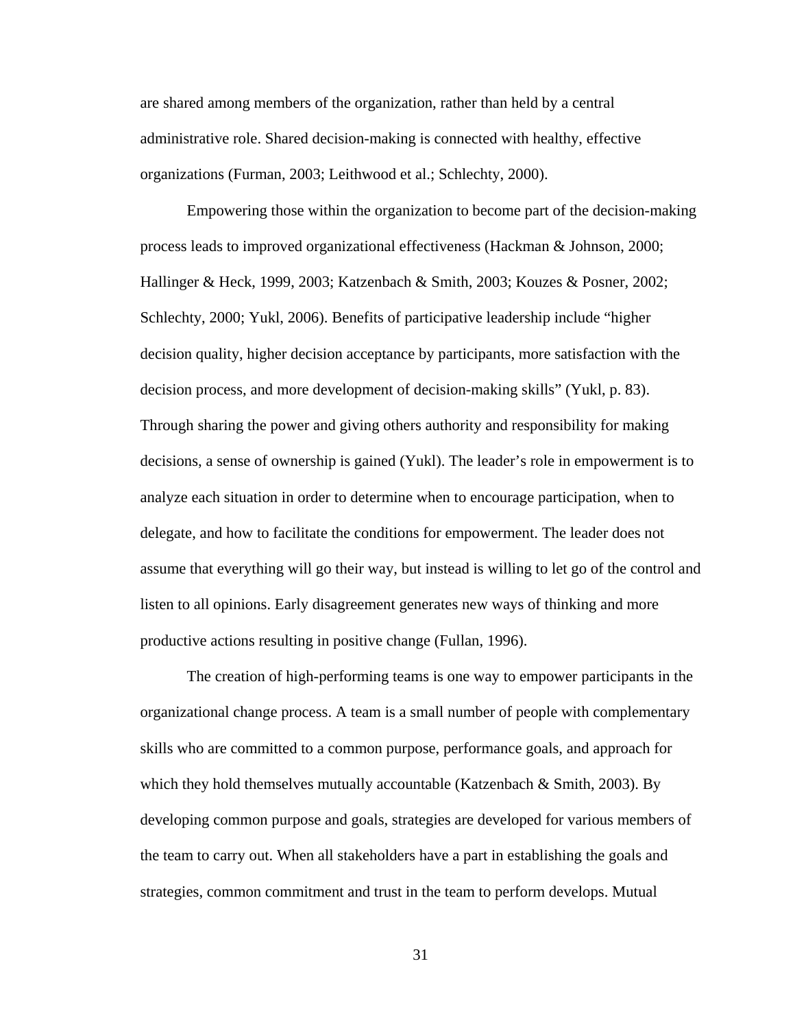are shared among members of the organization, rather than held by a central administrative role. Shared decision-making is connected with healthy, effective organizations (Furman, 2003; Leithwood et al.; Schlechty, 2000).

Empowering those within the organization to become part of the decision-making process leads to improved organizational effectiveness (Hackman & Johnson, 2000; Hallinger & Heck, 1999, 2003; Katzenbach & Smith, 2003; Kouzes & Posner, 2002; Schlechty, 2000; Yukl, 2006). Benefits of participative leadership include "higher decision quality, higher decision acceptance by participants, more satisfaction with the decision process, and more development of decision-making skills" (Yukl, p. 83). Through sharing the power and giving others authority and responsibility for making decisions, a sense of ownership is gained (Yukl). The leader's role in empowerment is to analyze each situation in order to determine when to encourage participation, when to delegate, and how to facilitate the conditions for empowerment. The leader does not assume that everything will go their way, but instead is willing to let go of the control and listen to all opinions. Early disagreement generates new ways of thinking and more productive actions resulting in positive change (Fullan, 1996).

The creation of high-performing teams is one way to empower participants in the organizational change process. A team is a small number of people with complementary skills who are committed to a common purpose, performance goals, and approach for which they hold themselves mutually accountable (Katzenbach & Smith, 2003). By developing common purpose and goals, strategies are developed for various members of the team to carry out. When all stakeholders have a part in establishing the goals and strategies, common commitment and trust in the team to perform develops. Mutual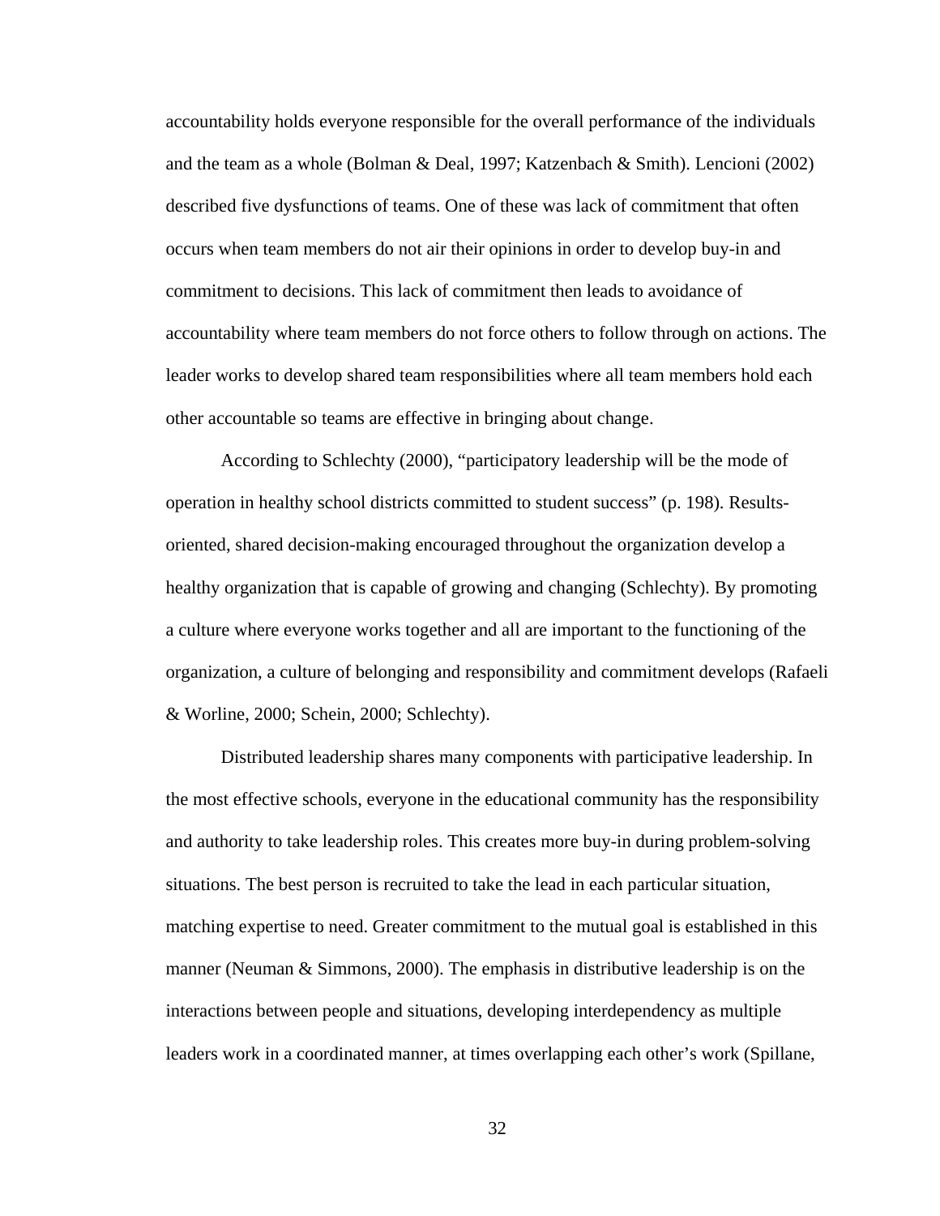accountability holds everyone responsible for the overall performance of the individuals and the team as a whole (Bolman & Deal, 1997; Katzenbach & Smith). Lencioni (2002) described five dysfunctions of teams. One of these was lack of commitment that often occurs when team members do not air their opinions in order to develop buy-in and commitment to decisions. This lack of commitment then leads to avoidance of accountability where team members do not force others to follow through on actions. The leader works to develop shared team responsibilities where all team members hold each other accountable so teams are effective in bringing about change.

According to Schlechty (2000), "participatory leadership will be the mode of operation in healthy school districts committed to student success" (p. 198). Results-oriented, shared decision-making encouraged throughout the organization develop a healthy organization that is capable of growing and changing (Schlechty). By promoting a culture where everyone works together and all are important to the functioning of the organization, a culture of belonging and responsibility and commitment develops (Rafaeli & Worline, 2000; Schein, 2000; Schlechty).

Distributed leadership shares many components with participative leadership. In the most effective schools, everyone in the educational community has the responsibility and authority to take leadership roles. This creates more buy-in during problem-solving situations. The best person is recruited to take the lead in each particular situation, matching expertise to need. Greater commitment to the mutual goal is established in this manner (Neuman & Simmons, 2000). The emphasis in distributive leadership is on the interactions between people and situations, developing interdependency as multiple leaders work in a coordinated manner, at times overlapping each other's work (Spillane,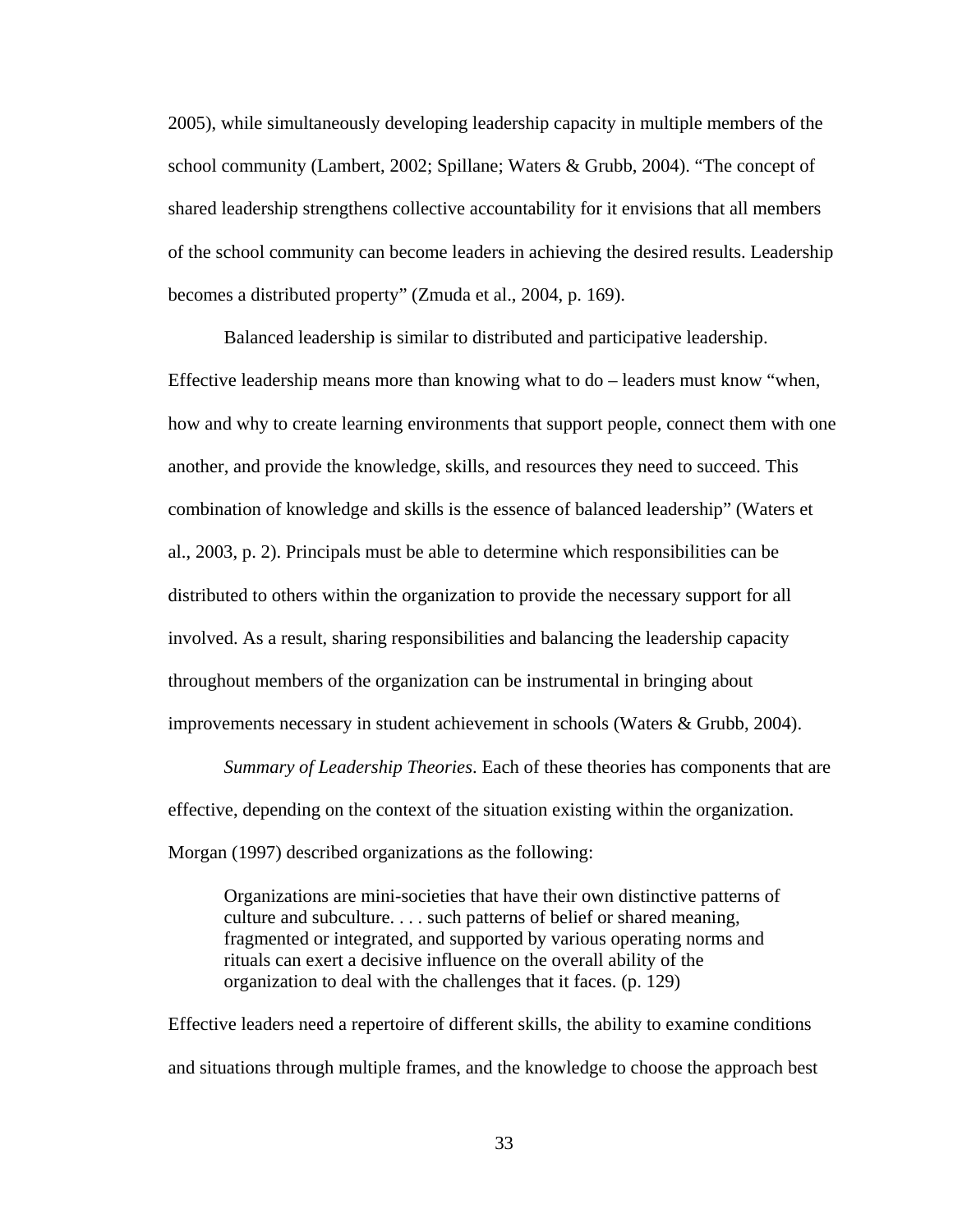2005), while simultaneously developing leadership capacity in multiple members of the school community (Lambert, 2002; Spillane; Waters & Grubb, 2004). "The concept of shared leadership strengthens collective accountability for it envisions that all members of the school community can become leaders in achieving the desired results. Leadership becomes a distributed property" (Zmuda et al., 2004, p. 169).

Balanced leadership is similar to distributed and participative leadership. Effective leadership means more than knowing what to do – leaders must know "when, how and why to create learning environments that support people, connect them with one another, and provide the knowledge, skills, and resources they need to succeed. This combination of knowledge and skills is the essence of balanced leadership" (Waters et al., 2003, p. 2). Principals must be able to determine which responsibilities can be distributed to others within the organization to provide the necessary support for all involved. As a result, sharing responsibilities and balancing the leadership capacity throughout members of the organization can be instrumental in bringing about improvements necessary in student achievement in schools (Waters & Grubb, 2004).

*Summary of Leadership Theories*. Each of these theories has components that are effective, depending on the context of the situation existing within the organization. Morgan (1997) described organizations as the following:

> Organizations are mini-societies that have their own distinctive patterns of culture and subculture. . . . such patterns of belief or shared meaning, fragmented or integrated, and supported by various operating norms and rituals can exert a decisive influence on the overall ability of the organization to deal with the challenges that it faces. (p. 129)

Effective leaders need a repertoire of different skills, the ability to examine conditions and situations through multiple frames, and the knowledge to choose the approach best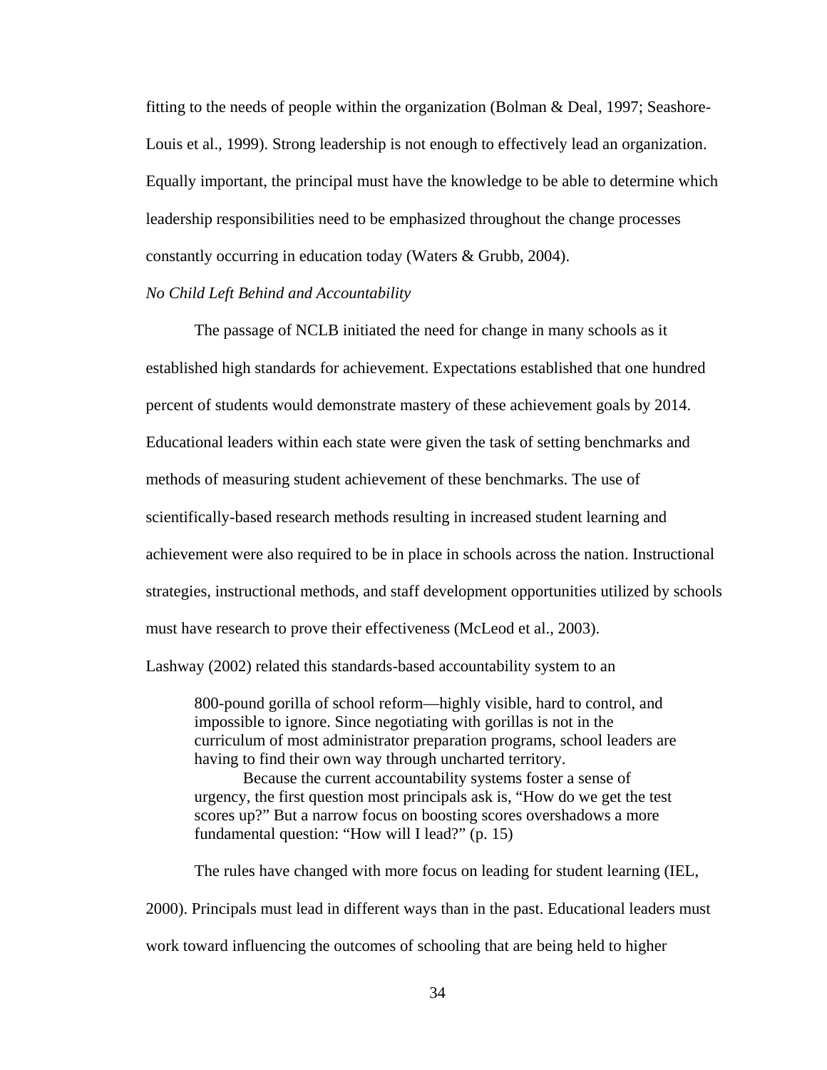fitting to the needs of people within the organization (Bolman & Deal, 1997; Seashore-Louis et al., 1999). Strong leadership is not enough to effectively lead an organization. Equally important, the principal must have the knowledge to be able to determine which leadership responsibilities need to be emphasized throughout the change processes constantly occurring in education today (Waters & Grubb, 2004).

### *No Child Left Behind and Accountability*

The passage of NCLB initiated the need for change in many schools as it established high standards for achievement. Expectations established that one hundred percent of students would demonstrate mastery of these achievement goals by 2014. Educational leaders within each state were given the task of setting benchmarks and methods of measuring student achievement of these benchmarks. The use of scientifically-based research methods resulting in increased student learning and achievement were also required to be in place in schools across the nation. Instructional strategies, instructional methods, and staff development opportunities utilized by schools must have research to prove their effectiveness (McLeod et al., 2003).

Lashway (2002) related this standards-based accountability system to an

> 800-pound gorilla of school reform—highly visible, hard to control, and impossible to ignore. Since negotiating with gorillas is not in the curriculum of most administrator preparation programs, school leaders are having to find their own way through uncharted territory.
>
> Because the current accountability systems foster a sense of urgency, the first question most principals ask is, “How do we get the test scores up?” But a narrow focus on boosting scores overshadows a more fundamental question: “How will I lead?” (p. 15)

The rules have changed with more focus on leading for student learning (IEL, 2000). Principals must lead in different ways than in the past. Educational leaders must work toward influencing the outcomes of schooling that are being held to higher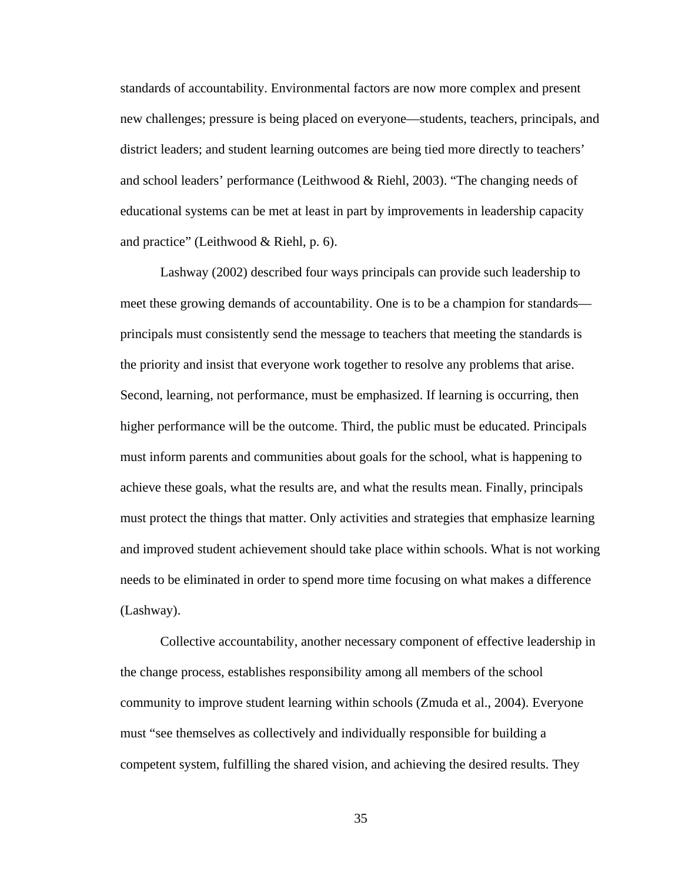standards of accountability. Environmental factors are now more complex and present new challenges; pressure is being placed on everyone—students, teachers, principals, and district leaders; and student learning outcomes are being tied more directly to teachers' and school leaders' performance (Leithwood & Riehl, 2003). "The changing needs of educational systems can be met at least in part by improvements in leadership capacity and practice" (Leithwood & Riehl, p. 6).

Lashway (2002) described four ways principals can provide such leadership to meet these growing demands of accountability. One is to be a champion for standards—principals must consistently send the message to teachers that meeting the standards is the priority and insist that everyone work together to resolve any problems that arise. Second, learning, not performance, must be emphasized. If learning is occurring, then higher performance will be the outcome. Third, the public must be educated. Principals must inform parents and communities about goals for the school, what is happening to achieve these goals, what the results are, and what the results mean. Finally, principals must protect the things that matter. Only activities and strategies that emphasize learning and improved student achievement should take place within schools. What is not working needs to be eliminated in order to spend more time focusing on what makes a difference (Lashway).

Collective accountability, another necessary component of effective leadership in the change process, establishes responsibility among all members of the school community to improve student learning within schools (Zmuda et al., 2004). Everyone must "see themselves as collectively and individually responsible for building a competent system, fulfilling the shared vision, and achieving the desired results. They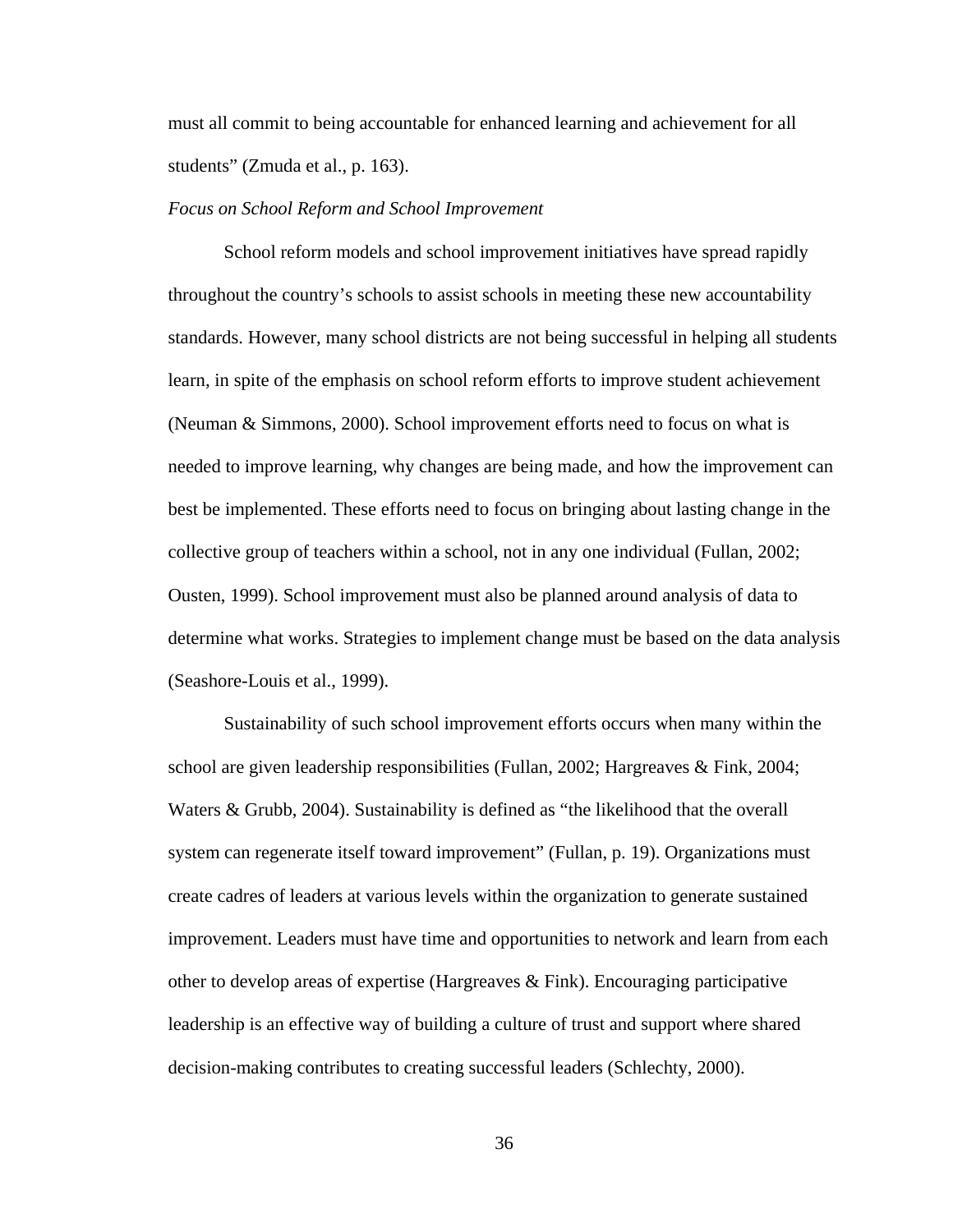must all commit to being accountable for enhanced learning and achievement for all students" (Zmuda et al., p. 163).

*Focus on School Reform and School Improvement*

School reform models and school improvement initiatives have spread rapidly throughout the country's schools to assist schools in meeting these new accountability standards. However, many school districts are not being successful in helping all students learn, in spite of the emphasis on school reform efforts to improve student achievement (Neuman & Simmons, 2000). School improvement efforts need to focus on what is needed to improve learning, why changes are being made, and how the improvement can best be implemented. These efforts need to focus on bringing about lasting change in the collective group of teachers within a school, not in any one individual (Fullan, 2002; Ousten, 1999). School improvement must also be planned around analysis of data to determine what works. Strategies to implement change must be based on the data analysis (Seashore-Louis et al., 1999).

Sustainability of such school improvement efforts occurs when many within the school are given leadership responsibilities (Fullan, 2002; Hargreaves & Fink, 2004; Waters & Grubb, 2004). Sustainability is defined as "the likelihood that the overall system can regenerate itself toward improvement" (Fullan, p. 19). Organizations must create cadres of leaders at various levels within the organization to generate sustained improvement. Leaders must have time and opportunities to network and learn from each other to develop areas of expertise (Hargreaves & Fink). Encouraging participative leadership is an effective way of building a culture of trust and support where shared decision-making contributes to creating successful leaders (Schlechty, 2000).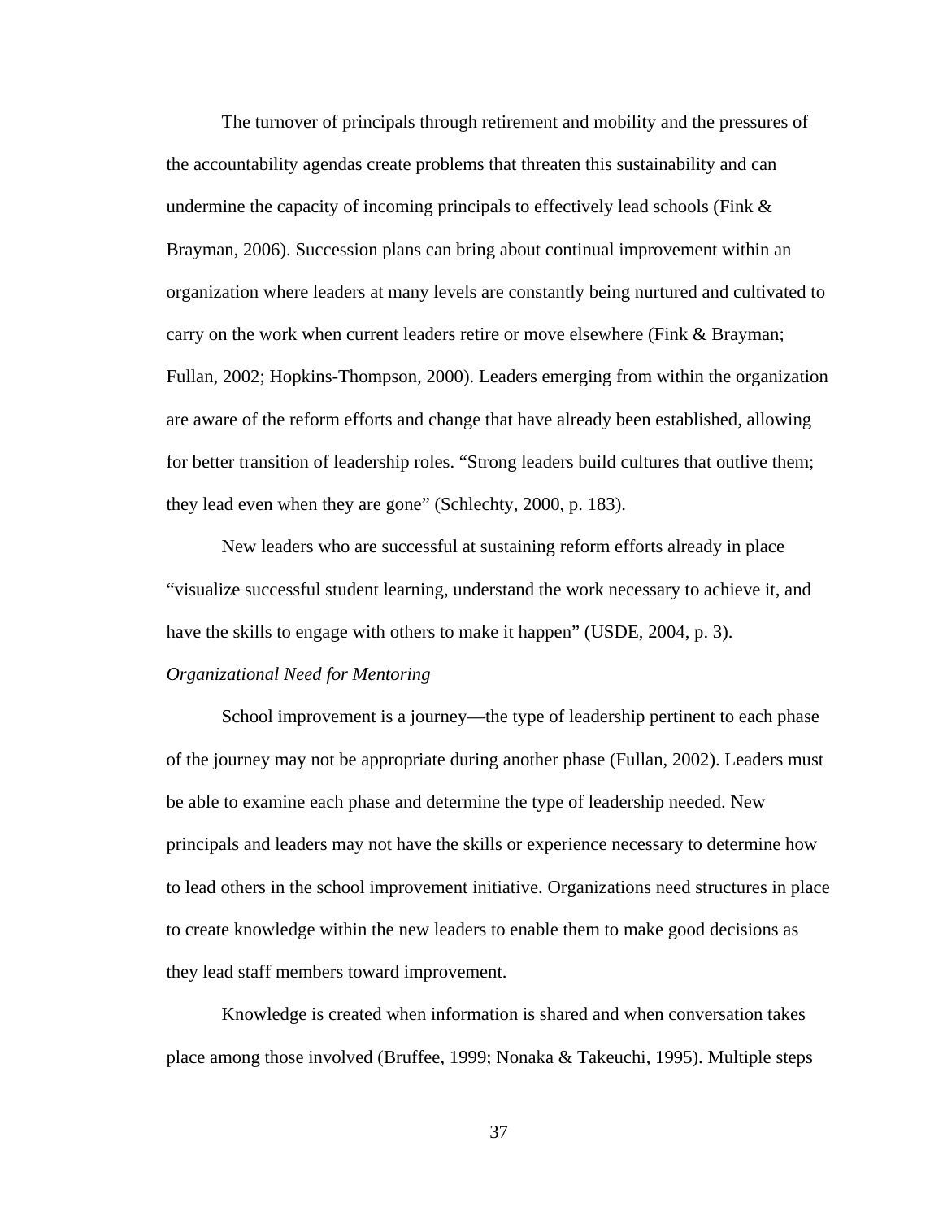The turnover of principals through retirement and mobility and the pressures of the accountability agendas create problems that threaten this sustainability and can undermine the capacity of incoming principals to effectively lead schools (Fink & Brayman, 2006). Succession plans can bring about continual improvement within an organization where leaders at many levels are constantly being nurtured and cultivated to carry on the work when current leaders retire or move elsewhere (Fink & Brayman; Fullan, 2002; Hopkins-Thompson, 2000). Leaders emerging from within the organization are aware of the reform efforts and change that have already been established, allowing for better transition of leadership roles. “Strong leaders build cultures that outlive them; they lead even when they are gone” (Schlechty, 2000, p. 183).

New leaders who are successful at sustaining reform efforts already in place “visualize successful student learning, understand the work necessary to achieve it, and have the skills to engage with others to make it happen” (USDE, 2004, p. 3).

*Organizational Need for Mentoring*

School improvement is a journey—the type of leadership pertinent to each phase of the journey may not be appropriate during another phase (Fullan, 2002). Leaders must be able to examine each phase and determine the type of leadership needed. New principals and leaders may not have the skills or experience necessary to determine how to lead others in the school improvement initiative. Organizations need structures in place to create knowledge within the new leaders to enable them to make good decisions as they lead staff members toward improvement.

Knowledge is created when information is shared and when conversation takes place among those involved (Bruffee, 1999; Nonaka & Takeuchi, 1995). Multiple steps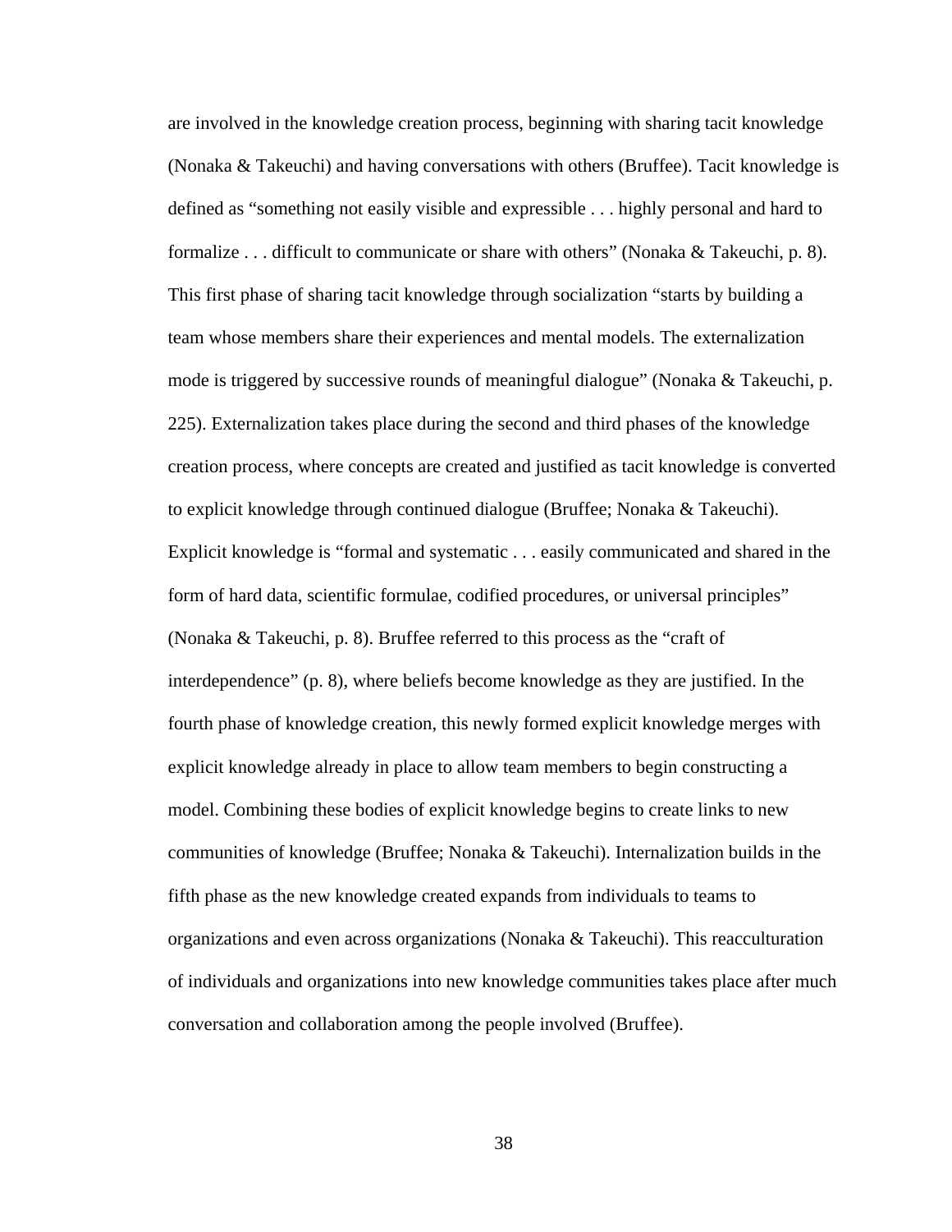are involved in the knowledge creation process, beginning with sharing tacit knowledge (Nonaka & Takeuchi) and having conversations with others (Bruffee). Tacit knowledge is defined as “something not easily visible and expressible . . . highly personal and hard to formalize . . . difficult to communicate or share with others” (Nonaka & Takeuchi, p. 8). This first phase of sharing tacit knowledge through socialization “starts by building a team whose members share their experiences and mental models. The externalization mode is triggered by successive rounds of meaningful dialogue” (Nonaka & Takeuchi, p. 225). Externalization takes place during the second and third phases of the knowledge creation process, where concepts are created and justified as tacit knowledge is converted to explicit knowledge through continued dialogue (Bruffee; Nonaka & Takeuchi). Explicit knowledge is “formal and systematic . . . easily communicated and shared in the form of hard data, scientific formulae, codified procedures, or universal principles” (Nonaka & Takeuchi, p. 8). Bruffee referred to this process as the “craft of interdependence” (p. 8), where beliefs become knowledge as they are justified. In the fourth phase of knowledge creation, this newly formed explicit knowledge merges with explicit knowledge already in place to allow team members to begin constructing a model. Combining these bodies of explicit knowledge begins to create links to new communities of knowledge (Bruffee; Nonaka & Takeuchi). Internalization builds in the fifth phase as the new knowledge created expands from individuals to teams to organizations and even across organizations (Nonaka & Takeuchi). This reacculturation of individuals and organizations into new knowledge communities takes place after much conversation and collaboration among the people involved (Bruffee).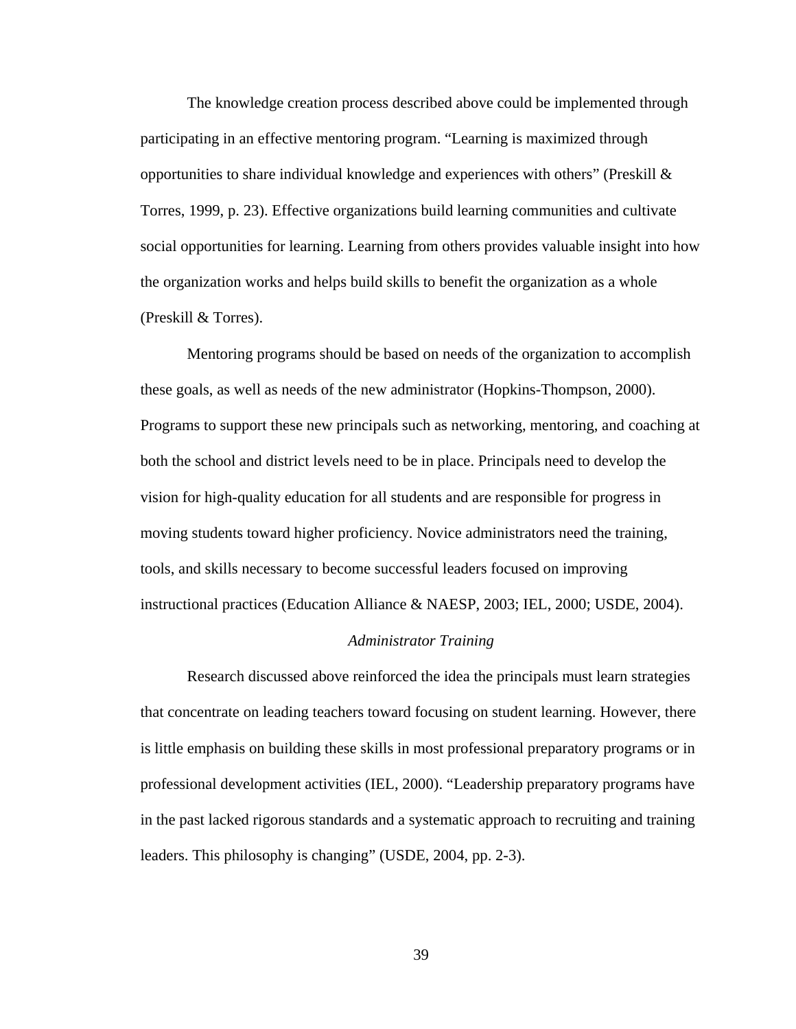The knowledge creation process described above could be implemented through participating in an effective mentoring program. “Learning is maximized through opportunities to share individual knowledge and experiences with others” (Preskill & Torres, 1999, p. 23). Effective organizations build learning communities and cultivate social opportunities for learning. Learning from others provides valuable insight into how the organization works and helps build skills to benefit the organization as a whole (Preskill & Torres).

Mentoring programs should be based on needs of the organization to accomplish these goals, as well as needs of the new administrator (Hopkins-Thompson, 2000). Programs to support these new principals such as networking, mentoring, and coaching at both the school and district levels need to be in place. Principals need to develop the vision for high-quality education for all students and are responsible for progress in moving students toward higher proficiency. Novice administrators need the training, tools, and skills necessary to become successful leaders focused on improving instructional practices (Education Alliance & NAESP, 2003; IEL, 2000; USDE, 2004).

### *Administrator Training*

Research discussed above reinforced the idea the principals must learn strategies that concentrate on leading teachers toward focusing on student learning. However, there is little emphasis on building these skills in most professional preparatory programs or in professional development activities (IEL, 2000). “Leadership preparatory programs have in the past lacked rigorous standards and a systematic approach to recruiting and training leaders. This philosophy is changing” (USDE, 2004, pp. 2-3).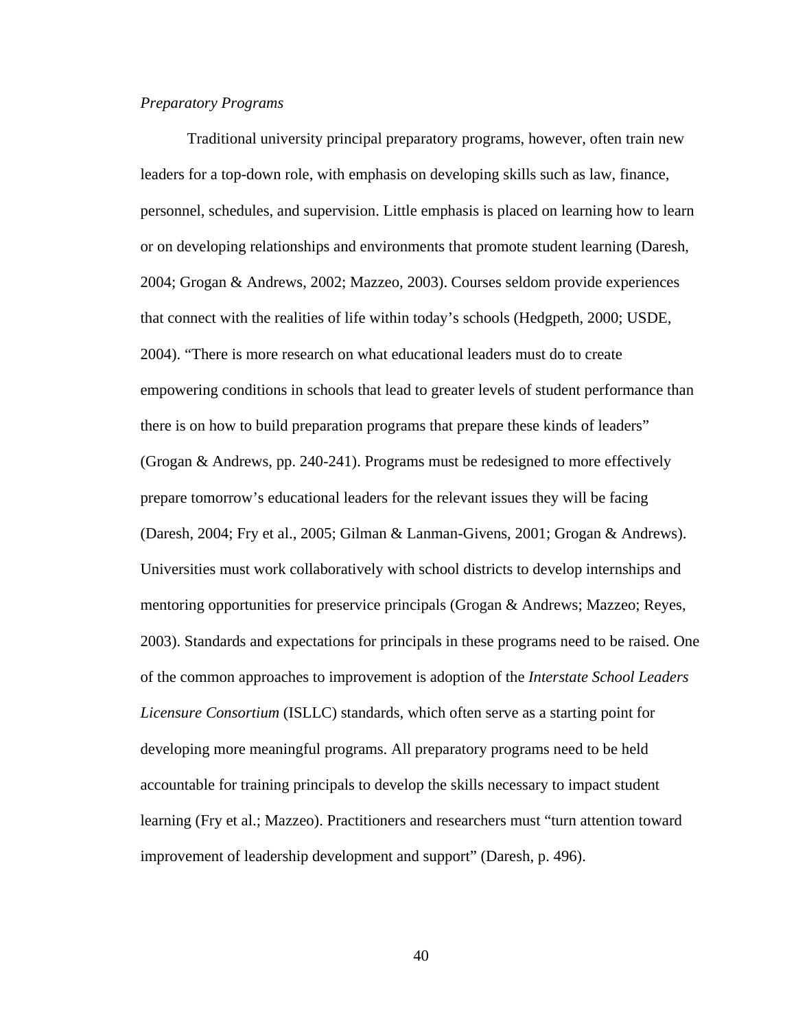*Preparatory Programs*

Traditional university principal preparatory programs, however, often train new leaders for a top-down role, with emphasis on developing skills such as law, finance, personnel, schedules, and supervision. Little emphasis is placed on learning how to learn or on developing relationships and environments that promote student learning (Daresh, 2004; Grogan & Andrews, 2002; Mazzeo, 2003). Courses seldom provide experiences that connect with the realities of life within today's schools (Hedgpeth, 2000; USDE, 2004). "There is more research on what educational leaders must do to create empowering conditions in schools that lead to greater levels of student performance than there is on how to build preparation programs that prepare these kinds of leaders" (Grogan & Andrews, pp. 240-241). Programs must be redesigned to more effectively prepare tomorrow's educational leaders for the relevant issues they will be facing (Daresh, 2004; Fry et al., 2005; Gilman & Lanman-Givens, 2001; Grogan & Andrews). Universities must work collaboratively with school districts to develop internships and mentoring opportunities for preservice principals (Grogan & Andrews; Mazzeo; Reyes, 2003). Standards and expectations for principals in these programs need to be raised. One of the common approaches to improvement is adoption of the *Interstate School Leaders Licensure Consortium* (ISLLC) standards, which often serve as a starting point for developing more meaningful programs. All preparatory programs need to be held accountable for training principals to develop the skills necessary to impact student learning (Fry et al.; Mazzeo). Practitioners and researchers must "turn attention toward improvement of leadership development and support" (Daresh, p. 496).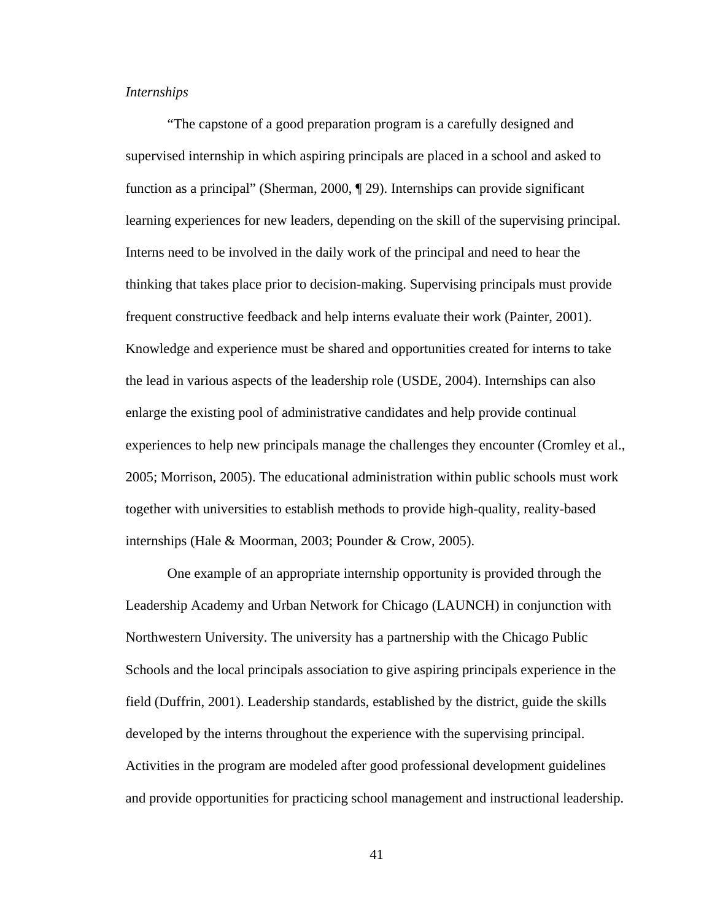*Internships*

"The capstone of a good preparation program is a carefully designed and supervised internship in which aspiring principals are placed in a school and asked to function as a principal" (Sherman, 2000, ¶ 29). Internships can provide significant learning experiences for new leaders, depending on the skill of the supervising principal. Interns need to be involved in the daily work of the principal and need to hear the thinking that takes place prior to decision-making. Supervising principals must provide frequent constructive feedback and help interns evaluate their work (Painter, 2001). Knowledge and experience must be shared and opportunities created for interns to take the lead in various aspects of the leadership role (USDE, 2004). Internships can also enlarge the existing pool of administrative candidates and help provide continual experiences to help new principals manage the challenges they encounter (Cromley et al., 2005; Morrison, 2005). The educational administration within public schools must work together with universities to establish methods to provide high-quality, reality-based internships (Hale & Moorman, 2003; Pounder & Crow, 2005).

One example of an appropriate internship opportunity is provided through the Leadership Academy and Urban Network for Chicago (LAUNCH) in conjunction with Northwestern University. The university has a partnership with the Chicago Public Schools and the local principals association to give aspiring principals experience in the field (Duffrin, 2001). Leadership standards, established by the district, guide the skills developed by the interns throughout the experience with the supervising principal. Activities in the program are modeled after good professional development guidelines and provide opportunities for practicing school management and instructional leadership.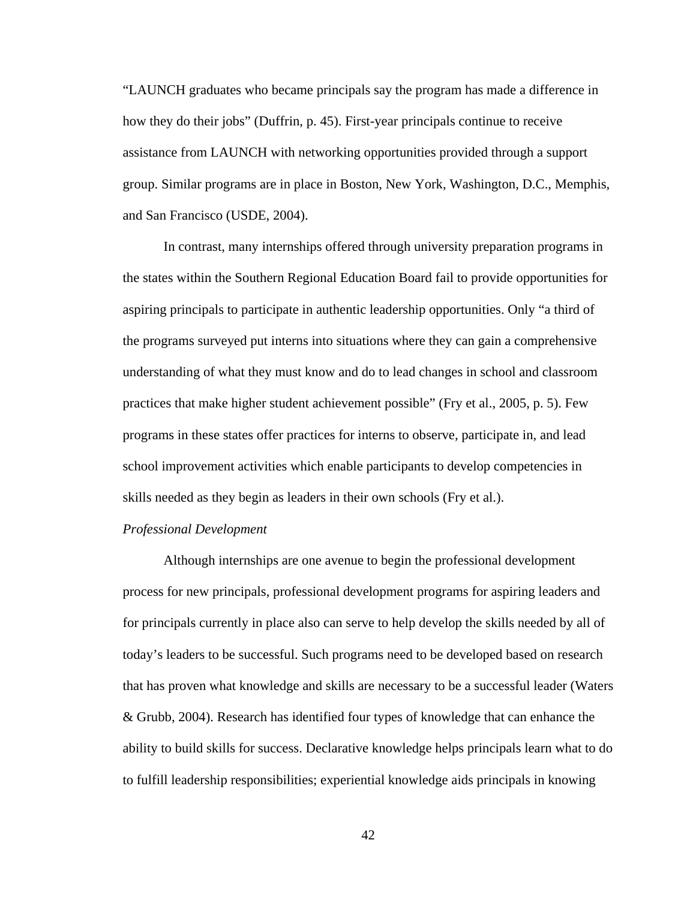"LAUNCH graduates who became principals say the program has made a difference in how they do their jobs" (Duffrin, p. 45). First-year principals continue to receive assistance from LAUNCH with networking opportunities provided through a support group. Similar programs are in place in Boston, New York, Washington, D.C., Memphis, and San Francisco (USDE, 2004).

In contrast, many internships offered through university preparation programs in the states within the Southern Regional Education Board fail to provide opportunities for aspiring principals to participate in authentic leadership opportunities. Only "a third of the programs surveyed put interns into situations where they can gain a comprehensive understanding of what they must know and do to lead changes in school and classroom practices that make higher student achievement possible" (Fry et al., 2005, p. 5). Few programs in these states offer practices for interns to observe, participate in, and lead school improvement activities which enable participants to develop competencies in skills needed as they begin as leaders in their own schools (Fry et al.).

*Professional Development*

Although internships are one avenue to begin the professional development process for new principals, professional development programs for aspiring leaders and for principals currently in place also can serve to help develop the skills needed by all of today's leaders to be successful. Such programs need to be developed based on research that has proven what knowledge and skills are necessary to be a successful leader (Waters & Grubb, 2004). Research has identified four types of knowledge that can enhance the ability to build skills for success. Declarative knowledge helps principals learn what to do to fulfill leadership responsibilities; experiential knowledge aids principals in knowing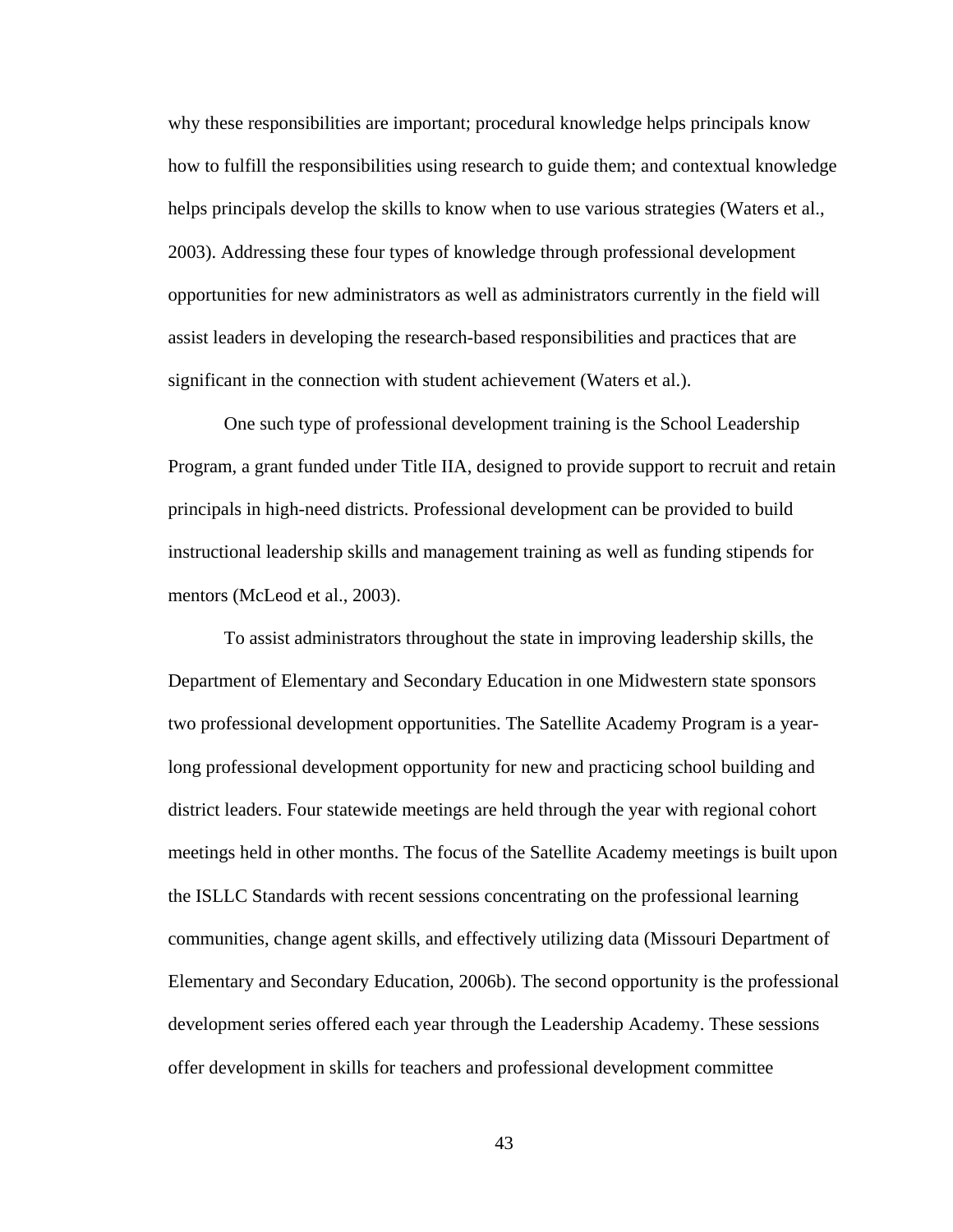why these responsibilities are important; procedural knowledge helps principals know how to fulfill the responsibilities using research to guide them; and contextual knowledge helps principals develop the skills to know when to use various strategies (Waters et al., 2003). Addressing these four types of knowledge through professional development opportunities for new administrators as well as administrators currently in the field will assist leaders in developing the research-based responsibilities and practices that are significant in the connection with student achievement (Waters et al.).

One such type of professional development training is the School Leadership Program, a grant funded under Title IIA, designed to provide support to recruit and retain principals in high-need districts. Professional development can be provided to build instructional leadership skills and management training as well as funding stipends for mentors (McLeod et al., 2003).

To assist administrators throughout the state in improving leadership skills, the Department of Elementary and Secondary Education in one Midwestern state sponsors two professional development opportunities. The Satellite Academy Program is a year-long professional development opportunity for new and practicing school building and district leaders. Four statewide meetings are held through the year with regional cohort meetings held in other months. The focus of the Satellite Academy meetings is built upon the ISLLC Standards with recent sessions concentrating on the professional learning communities, change agent skills, and effectively utilizing data (Missouri Department of Elementary and Secondary Education, 2006b). The second opportunity is the professional development series offered each year through the Leadership Academy. These sessions offer development in skills for teachers and professional development committee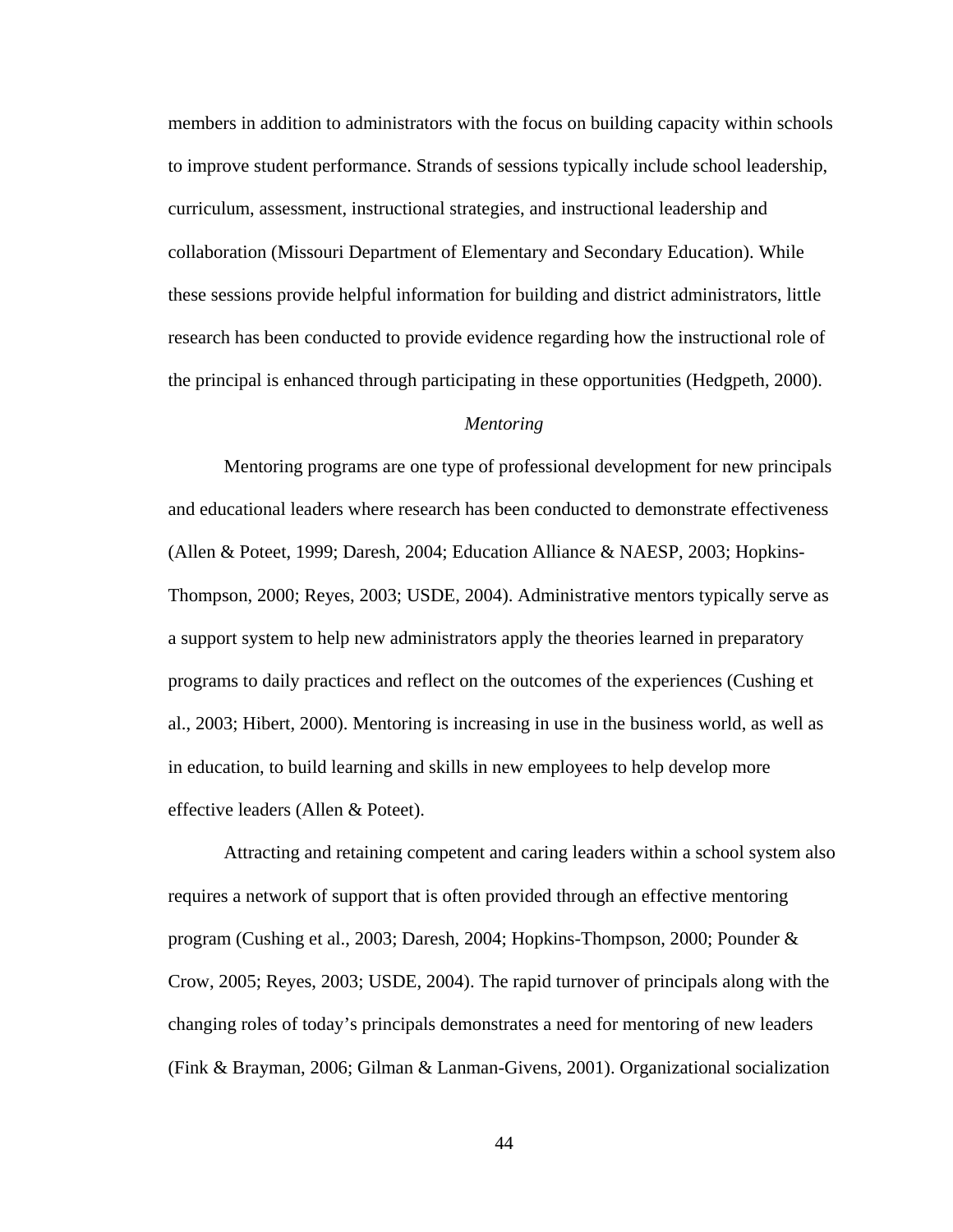members in addition to administrators with the focus on building capacity within schools to improve student performance. Strands of sessions typically include school leadership, curriculum, assessment, instructional strategies, and instructional leadership and collaboration (Missouri Department of Elementary and Secondary Education). While these sessions provide helpful information for building and district administrators, little research has been conducted to provide evidence regarding how the instructional role of the principal is enhanced through participating in these opportunities (Hedgpeth, 2000).

### *Mentoring*

Mentoring programs are one type of professional development for new principals and educational leaders where research has been conducted to demonstrate effectiveness (Allen & Poteet, 1999; Daresh, 2004; Education Alliance & NAESP, 2003; Hopkins-Thompson, 2000; Reyes, 2003; USDE, 2004). Administrative mentors typically serve as a support system to help new administrators apply the theories learned in preparatory programs to daily practices and reflect on the outcomes of the experiences (Cushing et al., 2003; Hibert, 2000). Mentoring is increasing in use in the business world, as well as in education, to build learning and skills in new employees to help develop more effective leaders (Allen & Poteet).

Attracting and retaining competent and caring leaders within a school system also requires a network of support that is often provided through an effective mentoring program (Cushing et al., 2003; Daresh, 2004; Hopkins-Thompson, 2000; Pounder & Crow, 2005; Reyes, 2003; USDE, 2004). The rapid turnover of principals along with the changing roles of today's principals demonstrates a need for mentoring of new leaders (Fink & Brayman, 2006; Gilman & Lanman-Givens, 2001). Organizational socialization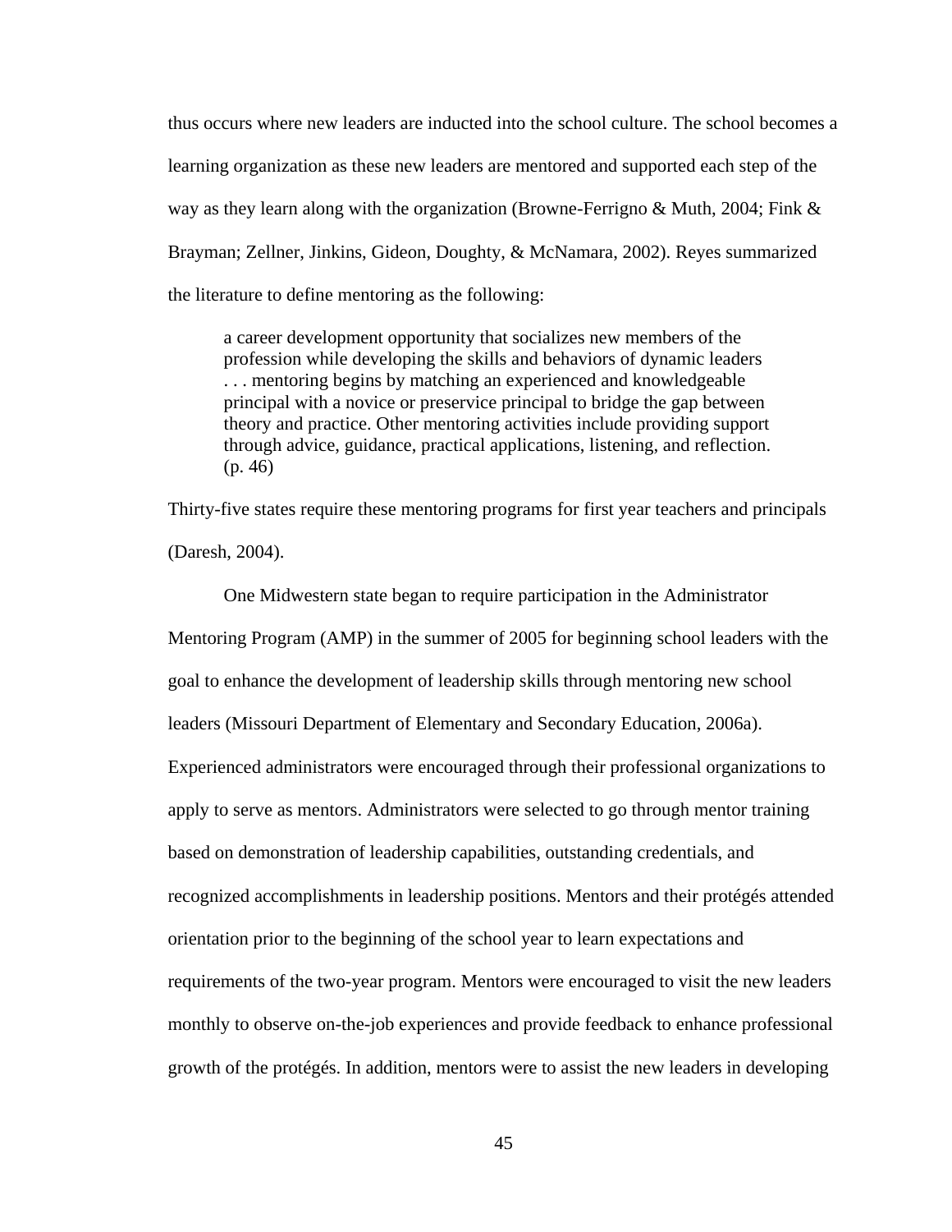thus occurs where new leaders are inducted into the school culture. The school becomes a learning organization as these new leaders are mentored and supported each step of the way as they learn along with the organization (Browne-Ferrigno & Muth, 2004; Fink & Brayman; Zellner, Jinkins, Gideon, Doughty, & McNamara, 2002). Reyes summarized the literature to define mentoring as the following:

> a career development opportunity that socializes new members of the profession while developing the skills and behaviors of dynamic leaders . . . mentoring begins by matching an experienced and knowledgeable principal with a novice or preservice principal to bridge the gap between theory and practice. Other mentoring activities include providing support through advice, guidance, practical applications, listening, and reflection. (p. 46)

Thirty-five states require these mentoring programs for first year teachers and principals (Daresh, 2004).

One Midwestern state began to require participation in the Administrator Mentoring Program (AMP) in the summer of 2005 for beginning school leaders with the goal to enhance the development of leadership skills through mentoring new school leaders (Missouri Department of Elementary and Secondary Education, 2006a). Experienced administrators were encouraged through their professional organizations to apply to serve as mentors. Administrators were selected to go through mentor training based on demonstration of leadership capabilities, outstanding credentials, and recognized accomplishments in leadership positions. Mentors and their protégés attended orientation prior to the beginning of the school year to learn expectations and requirements of the two-year program. Mentors were encouraged to visit the new leaders monthly to observe on-the-job experiences and provide feedback to enhance professional growth of the protégés. In addition, mentors were to assist the new leaders in developing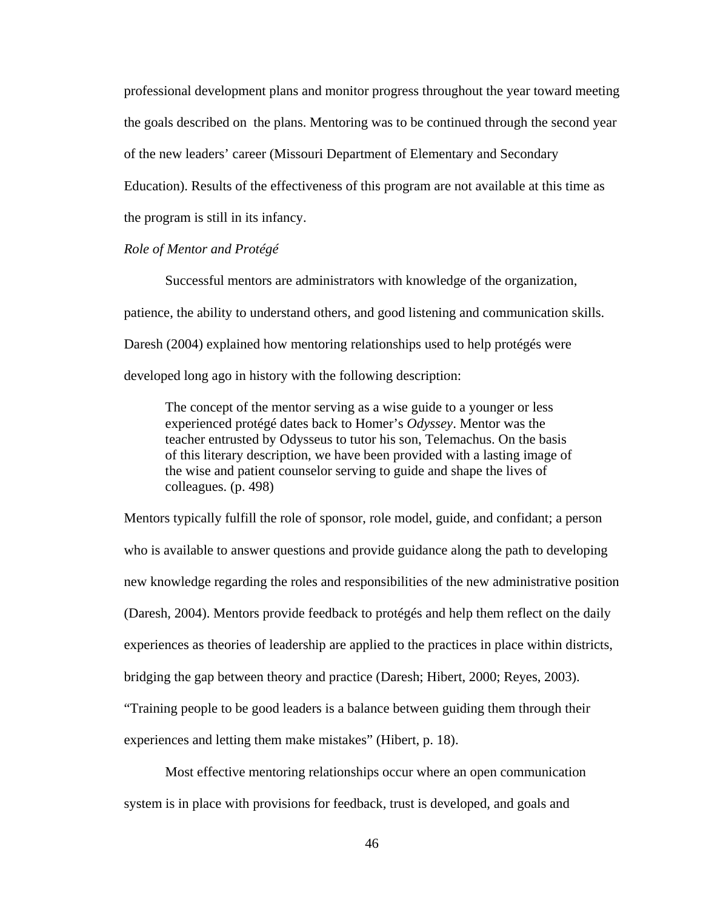professional development plans and monitor progress throughout the year toward meeting the goals described on the plans. Mentoring was to be continued through the second year of the new leaders' career (Missouri Department of Elementary and Secondary Education). Results of the effectiveness of this program are not available at this time as the program is still in its infancy.

*Role of Mentor and Protégé*

Successful mentors are administrators with knowledge of the organization, patience, the ability to understand others, and good listening and communication skills. Daresh (2004) explained how mentoring relationships used to help protégés were developed long ago in history with the following description:

> The concept of the mentor serving as a wise guide to a younger or less experienced protégé dates back to Homer's *Odyssey*. Mentor was the teacher entrusted by Odysseus to tutor his son, Telemachus. On the basis of this literary description, we have been provided with a lasting image of the wise and patient counselor serving to guide and shape the lives of colleagues. (p. 498)

Mentors typically fulfill the role of sponsor, role model, guide, and confidant; a person who is available to answer questions and provide guidance along the path to developing new knowledge regarding the roles and responsibilities of the new administrative position (Daresh, 2004). Mentors provide feedback to protégés and help them reflect on the daily experiences as theories of leadership are applied to the practices in place within districts, bridging the gap between theory and practice (Daresh; Hibert, 2000; Reyes, 2003). "Training people to be good leaders is a balance between guiding them through their experiences and letting them make mistakes" (Hibert, p. 18).

Most effective mentoring relationships occur where an open communication system is in place with provisions for feedback, trust is developed, and goals and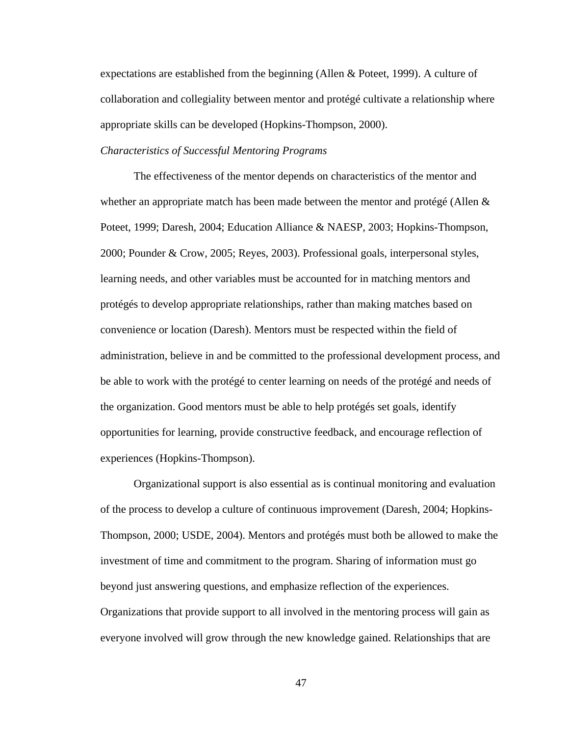expectations are established from the beginning (Allen & Poteet, 1999). A culture of collaboration and collegiality between mentor and protégé cultivate a relationship where appropriate skills can be developed (Hopkins-Thompson, 2000).

*Characteristics of Successful Mentoring Programs*

The effectiveness of the mentor depends on characteristics of the mentor and whether an appropriate match has been made between the mentor and protégé (Allen & Poteet, 1999; Daresh, 2004; Education Alliance & NAESP, 2003; Hopkins-Thompson, 2000; Pounder & Crow, 2005; Reyes, 2003). Professional goals, interpersonal styles, learning needs, and other variables must be accounted for in matching mentors and protégés to develop appropriate relationships, rather than making matches based on convenience or location (Daresh). Mentors must be respected within the field of administration, believe in and be committed to the professional development process, and be able to work with the protégé to center learning on needs of the protégé and needs of the organization. Good mentors must be able to help protégés set goals, identify opportunities for learning, provide constructive feedback, and encourage reflection of experiences (Hopkins-Thompson).

Organizational support is also essential as is continual monitoring and evaluation of the process to develop a culture of continuous improvement (Daresh, 2004; Hopkins-Thompson, 2000; USDE, 2004). Mentors and protégés must both be allowed to make the investment of time and commitment to the program. Sharing of information must go beyond just answering questions, and emphasize reflection of the experiences. Organizations that provide support to all involved in the mentoring process will gain as everyone involved will grow through the new knowledge gained. Relationships that are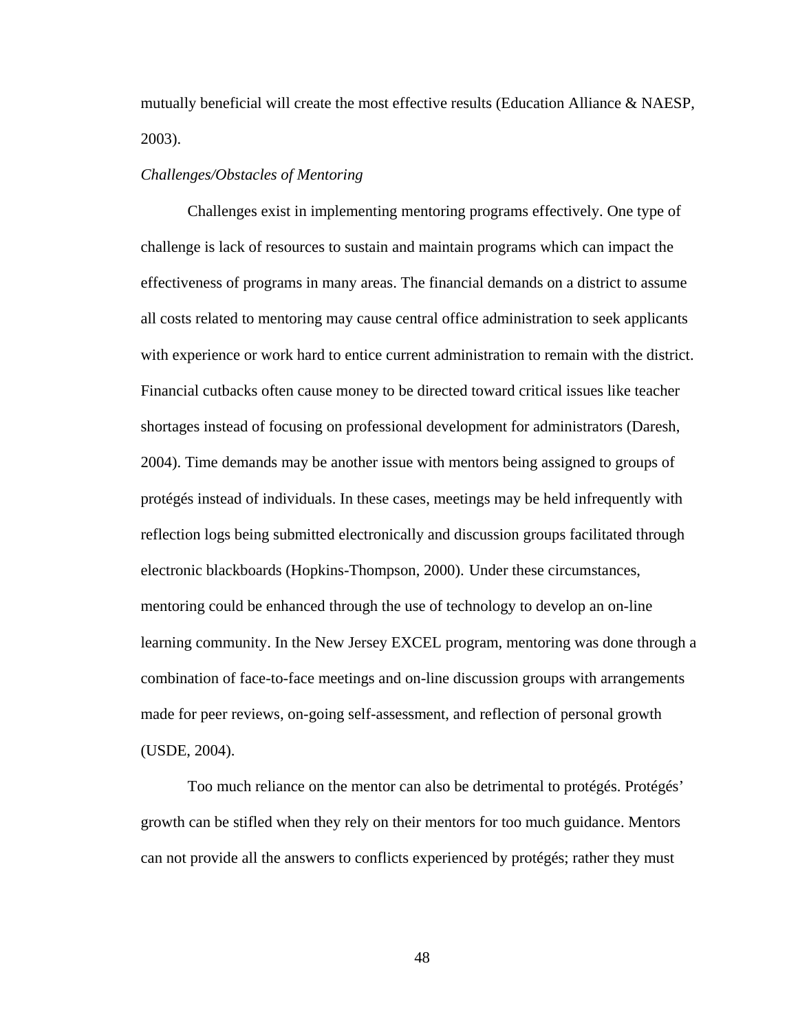mutually beneficial will create the most effective results (Education Alliance & NAESP, 2003).

*Challenges/Obstacles of Mentoring*

Challenges exist in implementing mentoring programs effectively. One type of challenge is lack of resources to sustain and maintain programs which can impact the effectiveness of programs in many areas. The financial demands on a district to assume all costs related to mentoring may cause central office administration to seek applicants with experience or work hard to entice current administration to remain with the district. Financial cutbacks often cause money to be directed toward critical issues like teacher shortages instead of focusing on professional development for administrators (Daresh, 2004). Time demands may be another issue with mentors being assigned to groups of protégés instead of individuals. In these cases, meetings may be held infrequently with reflection logs being submitted electronically and discussion groups facilitated through electronic blackboards (Hopkins-Thompson, 2000). Under these circumstances, mentoring could be enhanced through the use of technology to develop an on-line learning community. In the New Jersey EXCEL program, mentoring was done through a combination of face-to-face meetings and on-line discussion groups with arrangements made for peer reviews, on-going self-assessment, and reflection of personal growth (USDE, 2004).

Too much reliance on the mentor can also be detrimental to protégés. Protégés' growth can be stifled when they rely on their mentors for too much guidance. Mentors can not provide all the answers to conflicts experienced by protégés; rather they must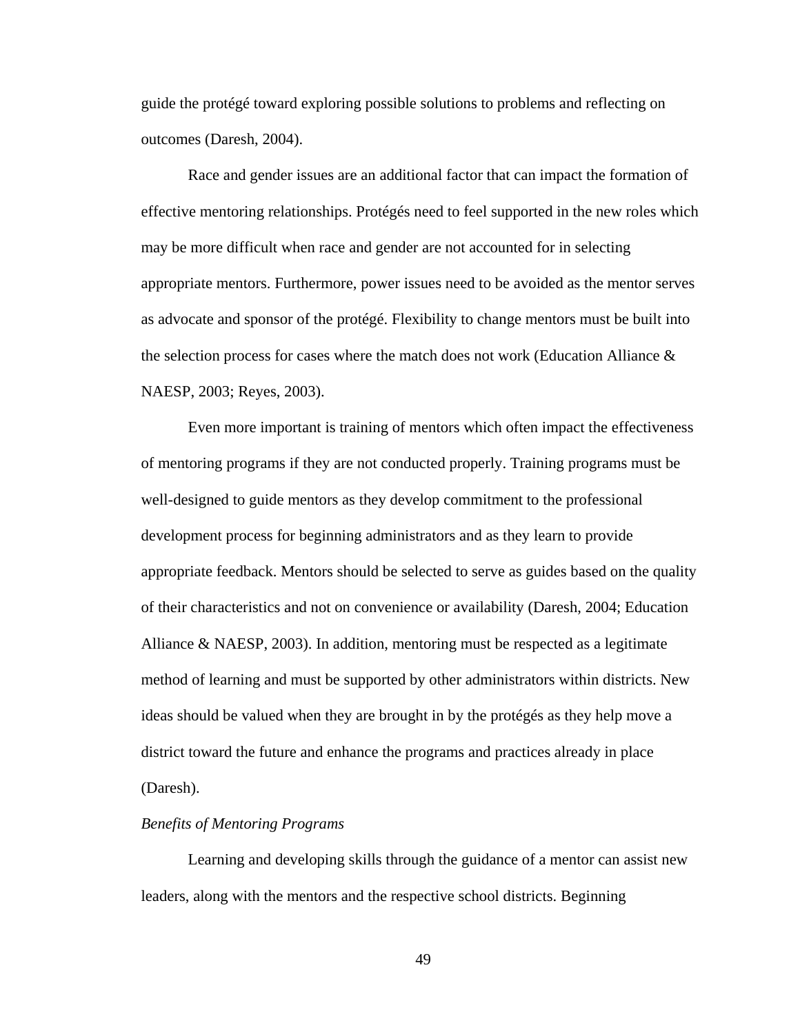guide the protégé toward exploring possible solutions to problems and reflecting on outcomes (Daresh, 2004).

Race and gender issues are an additional factor that can impact the formation of effective mentoring relationships. Protégés need to feel supported in the new roles which may be more difficult when race and gender are not accounted for in selecting appropriate mentors. Furthermore, power issues need to be avoided as the mentor serves as advocate and sponsor of the protégé. Flexibility to change mentors must be built into the selection process for cases where the match does not work (Education Alliance & NAESP, 2003; Reyes, 2003).

Even more important is training of mentors which often impact the effectiveness of mentoring programs if they are not conducted properly. Training programs must be well-designed to guide mentors as they develop commitment to the professional development process for beginning administrators and as they learn to provide appropriate feedback. Mentors should be selected to serve as guides based on the quality of their characteristics and not on convenience or availability (Daresh, 2004; Education Alliance & NAESP, 2003). In addition, mentoring must be respected as a legitimate method of learning and must be supported by other administrators within districts. New ideas should be valued when they are brought in by the protégés as they help move a district toward the future and enhance the programs and practices already in place (Daresh).

*Benefits of Mentoring Programs*

Learning and developing skills through the guidance of a mentor can assist new leaders, along with the mentors and the respective school districts. Beginning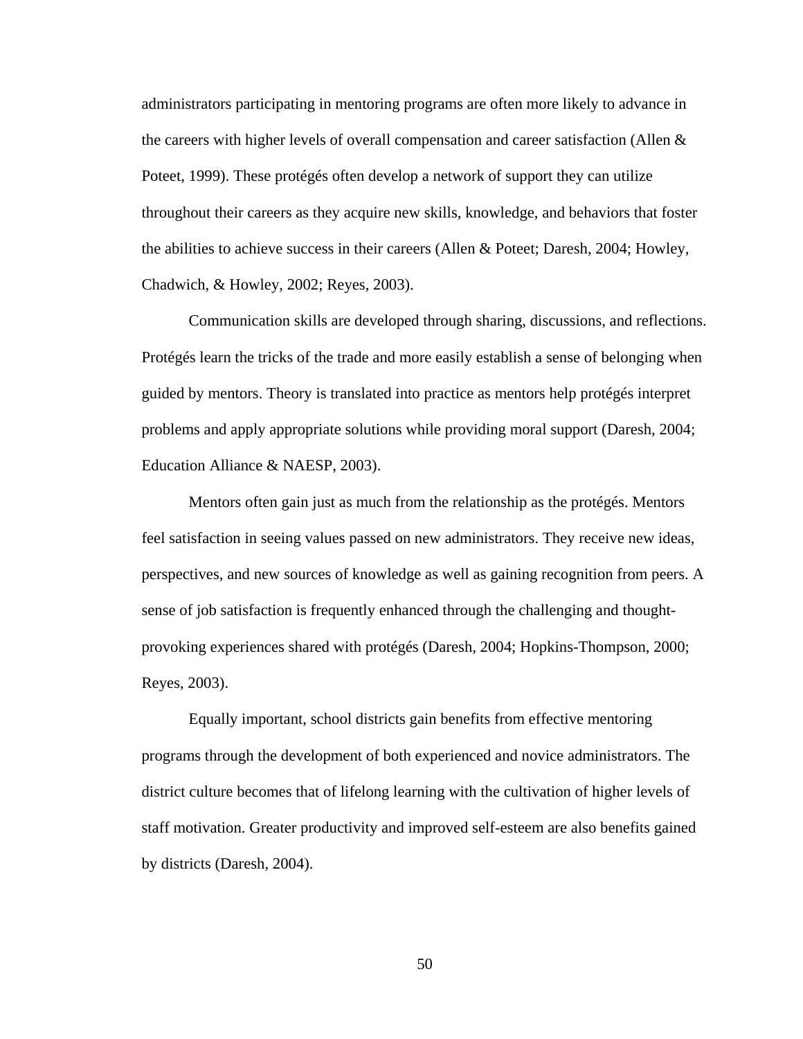administrators participating in mentoring programs are often more likely to advance in the careers with higher levels of overall compensation and career satisfaction (Allen & Poteet, 1999). These protégés often develop a network of support they can utilize throughout their careers as they acquire new skills, knowledge, and behaviors that foster the abilities to achieve success in their careers (Allen & Poteet; Daresh, 2004; Howley, Chadwich, & Howley, 2002; Reyes, 2003).

Communication skills are developed through sharing, discussions, and reflections. Protégés learn the tricks of the trade and more easily establish a sense of belonging when guided by mentors. Theory is translated into practice as mentors help protégés interpret problems and apply appropriate solutions while providing moral support (Daresh, 2004; Education Alliance & NAESP, 2003).

Mentors often gain just as much from the relationship as the protégés. Mentors feel satisfaction in seeing values passed on new administrators. They receive new ideas, perspectives, and new sources of knowledge as well as gaining recognition from peers. A sense of job satisfaction is frequently enhanced through the challenging and thought-provoking experiences shared with protégés (Daresh, 2004; Hopkins-Thompson, 2000; Reyes, 2003).

Equally important, school districts gain benefits from effective mentoring programs through the development of both experienced and novice administrators. The district culture becomes that of lifelong learning with the cultivation of higher levels of staff motivation. Greater productivity and improved self-esteem are also benefits gained by districts (Daresh, 2004).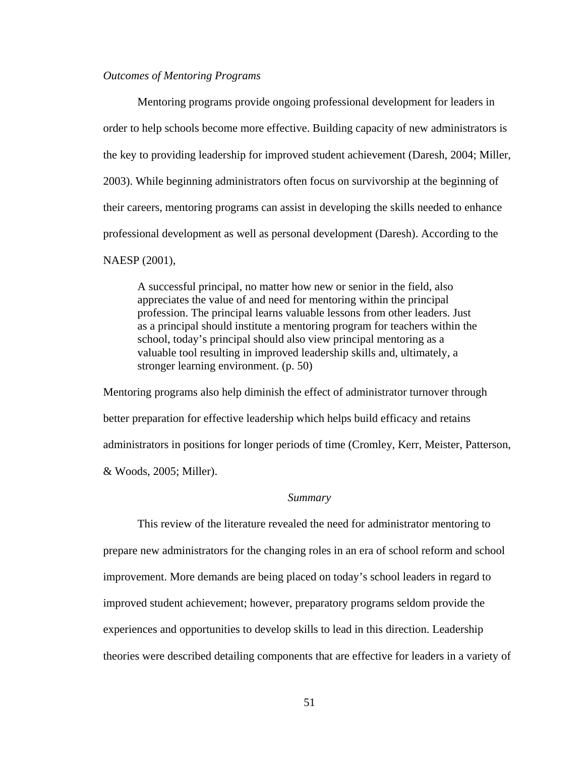*Outcomes of Mentoring Programs*

Mentoring programs provide ongoing professional development for leaders in order to help schools become more effective. Building capacity of new administrators is the key to providing leadership for improved student achievement (Daresh, 2004; Miller, 2003). While beginning administrators often focus on survivorship at the beginning of their careers, mentoring programs can assist in developing the skills needed to enhance professional development as well as personal development (Daresh). According to the NAESP (2001),

> A successful principal, no matter how new or senior in the field, also appreciates the value of and need for mentoring within the principal profession. The principal learns valuable lessons from other leaders. Just as a principal should institute a mentoring program for teachers within the school, today's principal should also view principal mentoring as a valuable tool resulting in improved leadership skills and, ultimately, a stronger learning environment. (p. 50)

Mentoring programs also help diminish the effect of administrator turnover through better preparation for effective leadership which helps build efficacy and retains administrators in positions for longer periods of time (Cromley, Kerr, Meister, Patterson, & Woods, 2005; Miller).

## *Summary*

This review of the literature revealed the need for administrator mentoring to prepare new administrators for the changing roles in an era of school reform and school improvement. More demands are being placed on today's school leaders in regard to improved student achievement; however, preparatory programs seldom provide the experiences and opportunities to develop skills to lead in this direction. Leadership theories were described detailing components that are effective for leaders in a variety of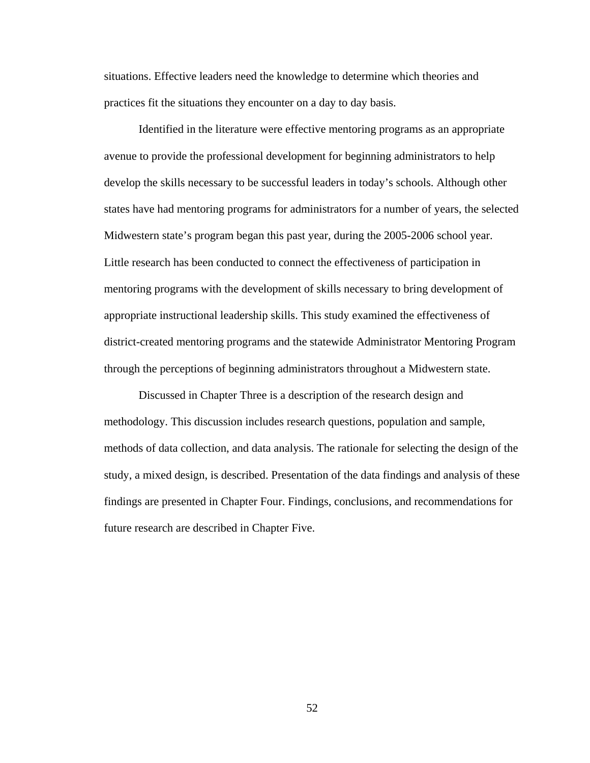situations. Effective leaders need the knowledge to determine which theories and practices fit the situations they encounter on a day to day basis.

Identified in the literature were effective mentoring programs as an appropriate avenue to provide the professional development for beginning administrators to help develop the skills necessary to be successful leaders in today's schools. Although other states have had mentoring programs for administrators for a number of years, the selected Midwestern state's program began this past year, during the 2005-2006 school year. Little research has been conducted to connect the effectiveness of participation in mentoring programs with the development of skills necessary to bring development of appropriate instructional leadership skills. This study examined the effectiveness of district-created mentoring programs and the statewide Administrator Mentoring Program through the perceptions of beginning administrators throughout a Midwestern state.

Discussed in Chapter Three is a description of the research design and methodology. This discussion includes research questions, population and sample, methods of data collection, and data analysis. The rationale for selecting the design of the study, a mixed design, is described. Presentation of the data findings and analysis of these findings are presented in Chapter Four. Findings, conclusions, and recommendations for future research are described in Chapter Five.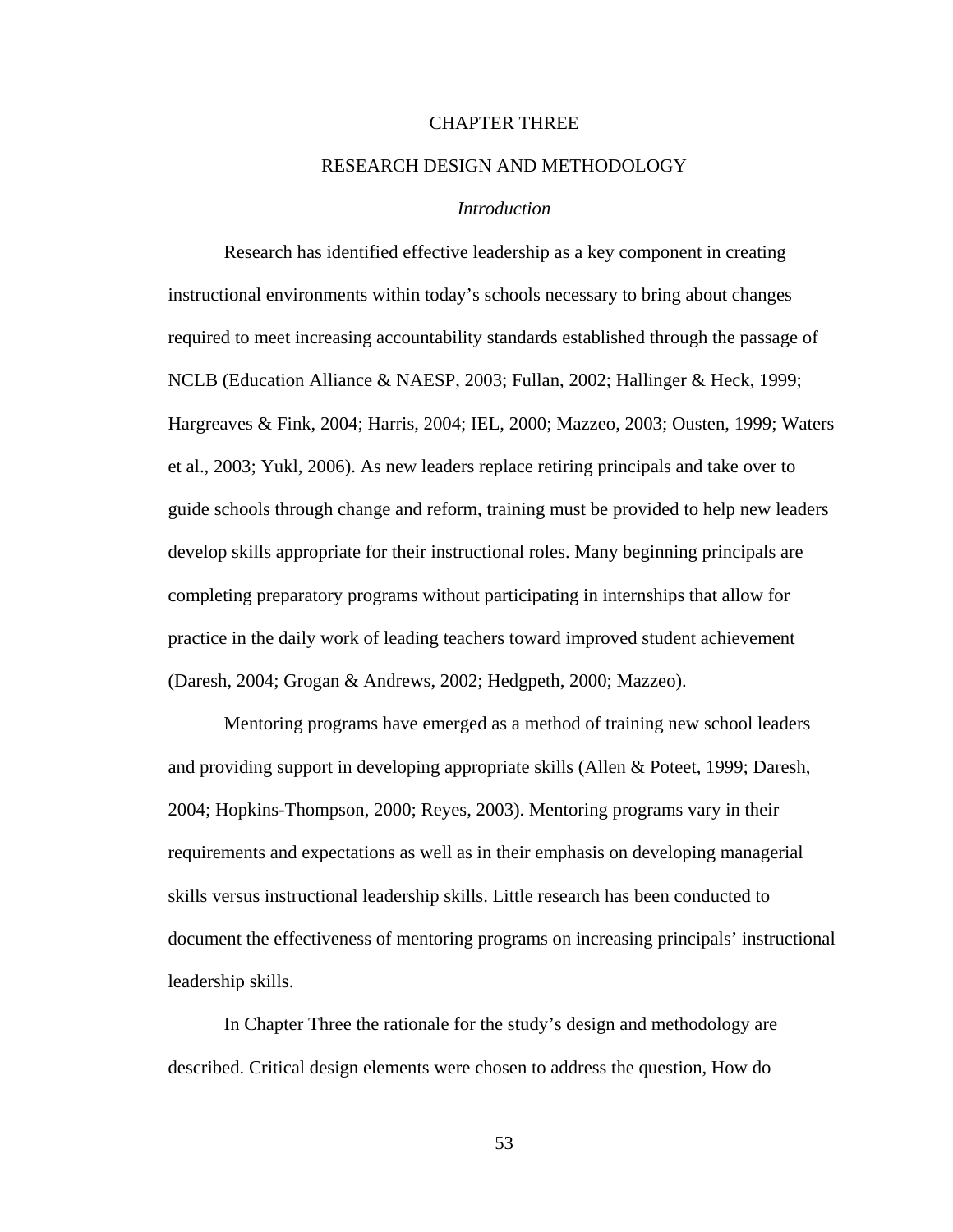# CHAPTER THREE

## RESEARCH DESIGN AND METHODOLOGY

### *Introduction*

Research has identified effective leadership as a key component in creating instructional environments within today's schools necessary to bring about changes required to meet increasing accountability standards established through the passage of NCLB (Education Alliance & NAESP, 2003; Fullan, 2002; Hallinger & Heck, 1999; Hargreaves & Fink, 2004; Harris, 2004; IEL, 2000; Mazzeo, 2003; Ousten, 1999; Waters et al., 2003; Yukl, 2006). As new leaders replace retiring principals and take over to guide schools through change and reform, training must be provided to help new leaders develop skills appropriate for their instructional roles. Many beginning principals are completing preparatory programs without participating in internships that allow for practice in the daily work of leading teachers toward improved student achievement (Daresh, 2004; Grogan & Andrews, 2002; Hedgpeth, 2000; Mazzeo).

Mentoring programs have emerged as a method of training new school leaders and providing support in developing appropriate skills (Allen & Poteet, 1999; Daresh, 2004; Hopkins-Thompson, 2000; Reyes, 2003). Mentoring programs vary in their requirements and expectations as well as in their emphasis on developing managerial skills versus instructional leadership skills. Little research has been conducted to document the effectiveness of mentoring programs on increasing principals' instructional leadership skills.

In Chapter Three the rationale for the study's design and methodology are described. Critical design elements were chosen to address the question, How do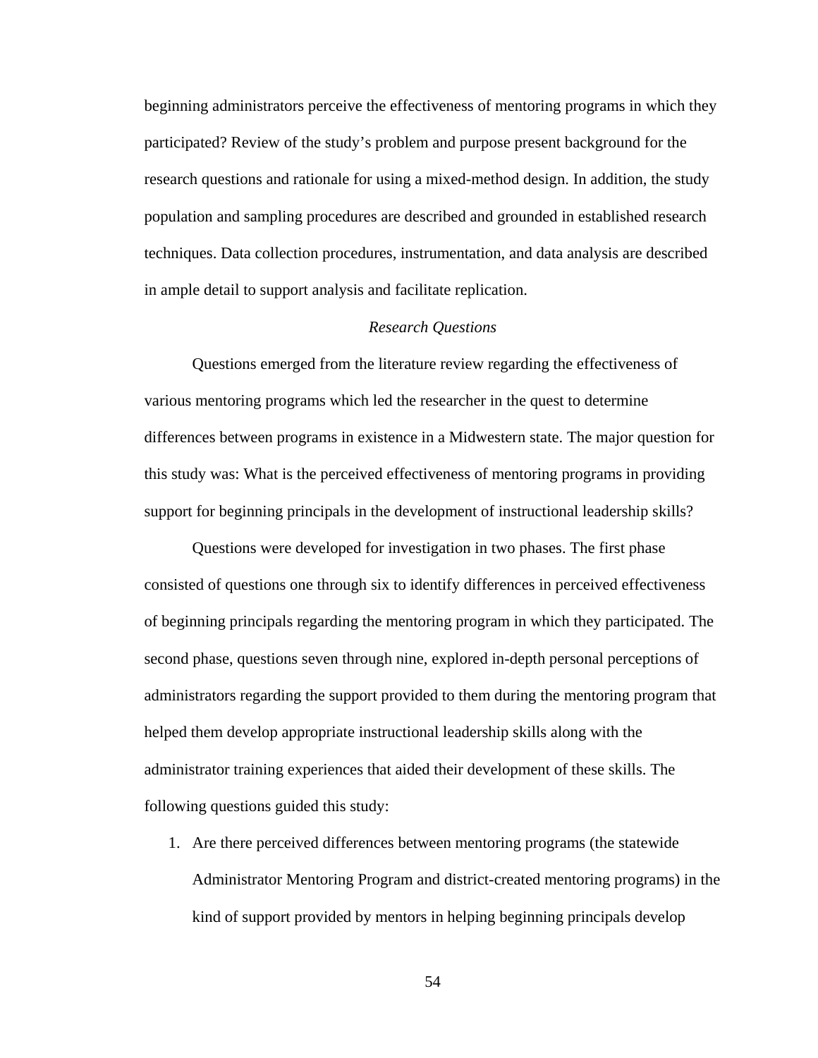beginning administrators perceive the effectiveness of mentoring programs in which they participated? Review of the study's problem and purpose present background for the research questions and rationale for using a mixed-method design. In addition, the study population and sampling procedures are described and grounded in established research techniques. Data collection procedures, instrumentation, and data analysis are described in ample detail to support analysis and facilitate replication.

## *Research Questions*

Questions emerged from the literature review regarding the effectiveness of various mentoring programs which led the researcher in the quest to determine differences between programs in existence in a Midwestern state. The major question for this study was: What is the perceived effectiveness of mentoring programs in providing support for beginning principals in the development of instructional leadership skills?

Questions were developed for investigation in two phases. The first phase consisted of questions one through six to identify differences in perceived effectiveness of beginning principals regarding the mentoring program in which they participated. The second phase, questions seven through nine, explored in-depth personal perceptions of administrators regarding the support provided to them during the mentoring program that helped them develop appropriate instructional leadership skills along with the administrator training experiences that aided their development of these skills. The following questions guided this study:

1. Are there perceived differences between mentoring programs (the statewide Administrator Mentoring Program and district-created mentoring programs) in the kind of support provided by mentors in helping beginning principals develop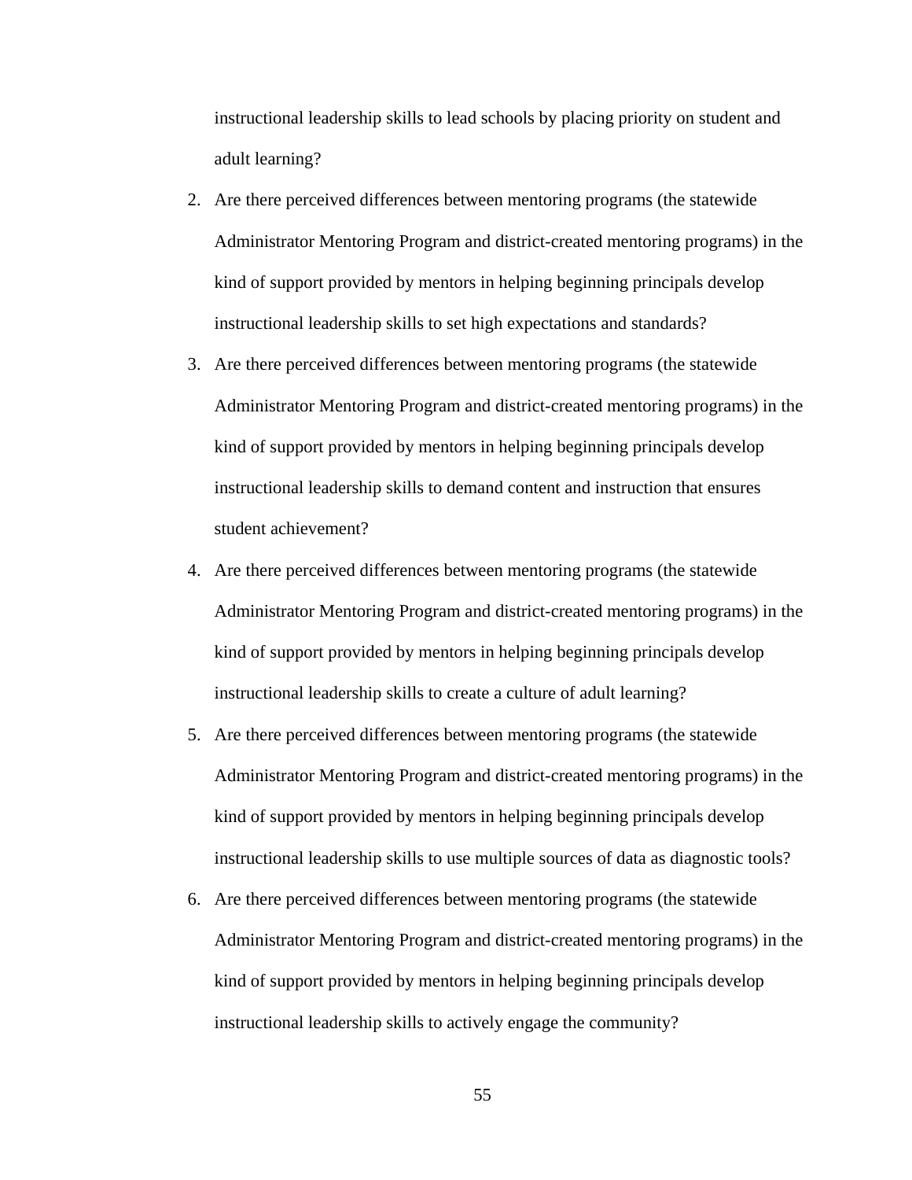instructional leadership skills to lead schools by placing priority on student and adult learning?

2. Are there perceived differences between mentoring programs (the statewide Administrator Mentoring Program and district-created mentoring programs) in the kind of support provided by mentors in helping beginning principals develop instructional leadership skills to set high expectations and standards?
3. Are there perceived differences between mentoring programs (the statewide Administrator Mentoring Program and district-created mentoring programs) in the kind of support provided by mentors in helping beginning principals develop instructional leadership skills to demand content and instruction that ensures student achievement?
4. Are there perceived differences between mentoring programs (the statewide Administrator Mentoring Program and district-created mentoring programs) in the kind of support provided by mentors in helping beginning principals develop instructional leadership skills to create a culture of adult learning?
5. Are there perceived differences between mentoring programs (the statewide Administrator Mentoring Program and district-created mentoring programs) in the kind of support provided by mentors in helping beginning principals develop instructional leadership skills to use multiple sources of data as diagnostic tools?
6. Are there perceived differences between mentoring programs (the statewide Administrator Mentoring Program and district-created mentoring programs) in the kind of support provided by mentors in helping beginning principals develop instructional leadership skills to actively engage the community?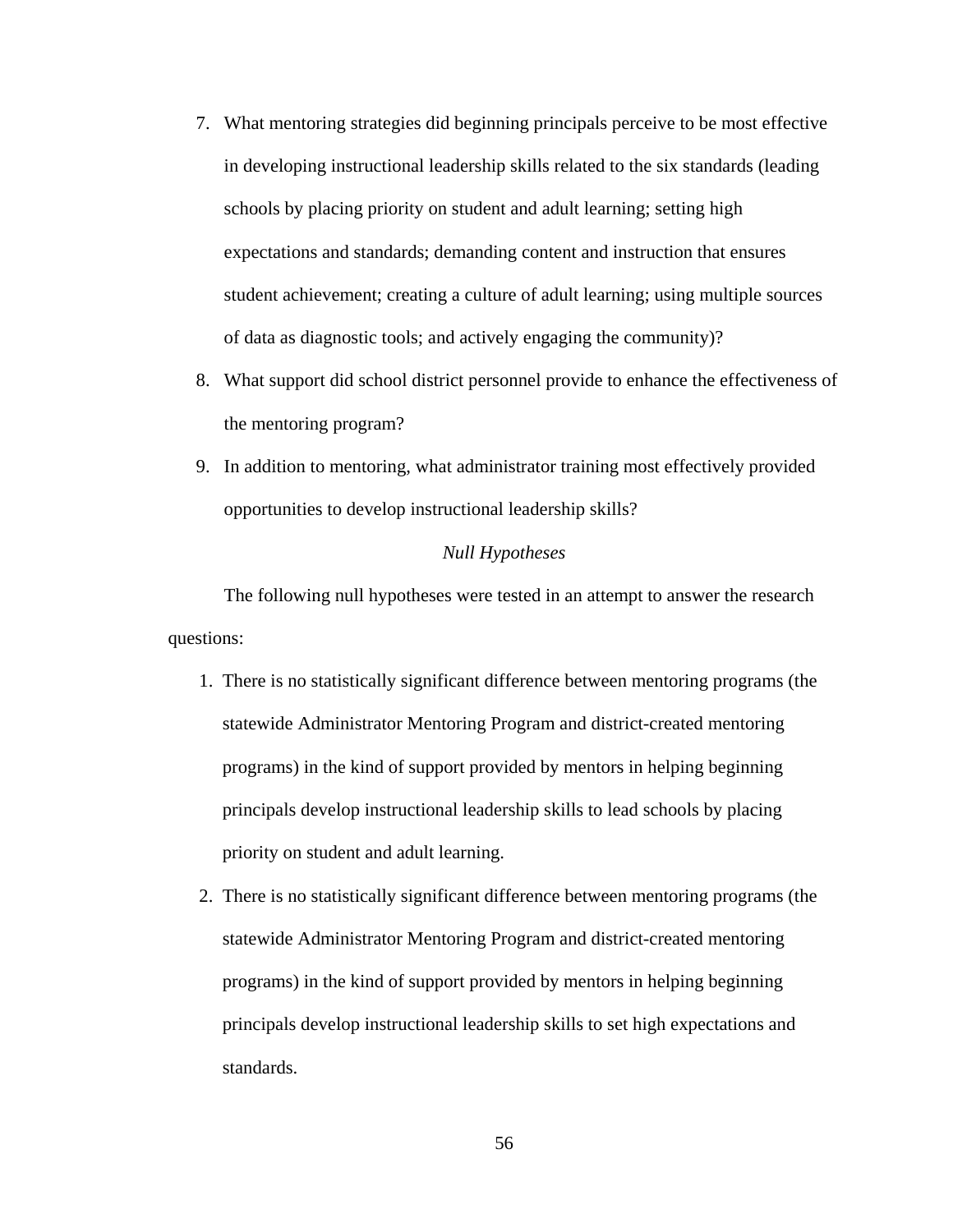7. What mentoring strategies did beginning principals perceive to be most effective in developing instructional leadership skills related to the six standards (leading schools by placing priority on student and adult learning; setting high expectations and standards; demanding content and instruction that ensures student achievement; creating a culture of adult learning; using multiple sources of data as diagnostic tools; and actively engaging the community)?
8. What support did school district personnel provide to enhance the effectiveness of the mentoring program?
9. In addition to mentoring, what administrator training most effectively provided opportunities to develop instructional leadership skills?

### *Null Hypotheses*

The following null hypotheses were tested in an attempt to answer the research questions:

1. There is no statistically significant difference between mentoring programs (the statewide Administrator Mentoring Program and district-created mentoring programs) in the kind of support provided by mentors in helping beginning principals develop instructional leadership skills to lead schools by placing priority on student and adult learning.
2. There is no statistically significant difference between mentoring programs (the statewide Administrator Mentoring Program and district-created mentoring programs) in the kind of support provided by mentors in helping beginning principals develop instructional leadership skills to set high expectations and standards.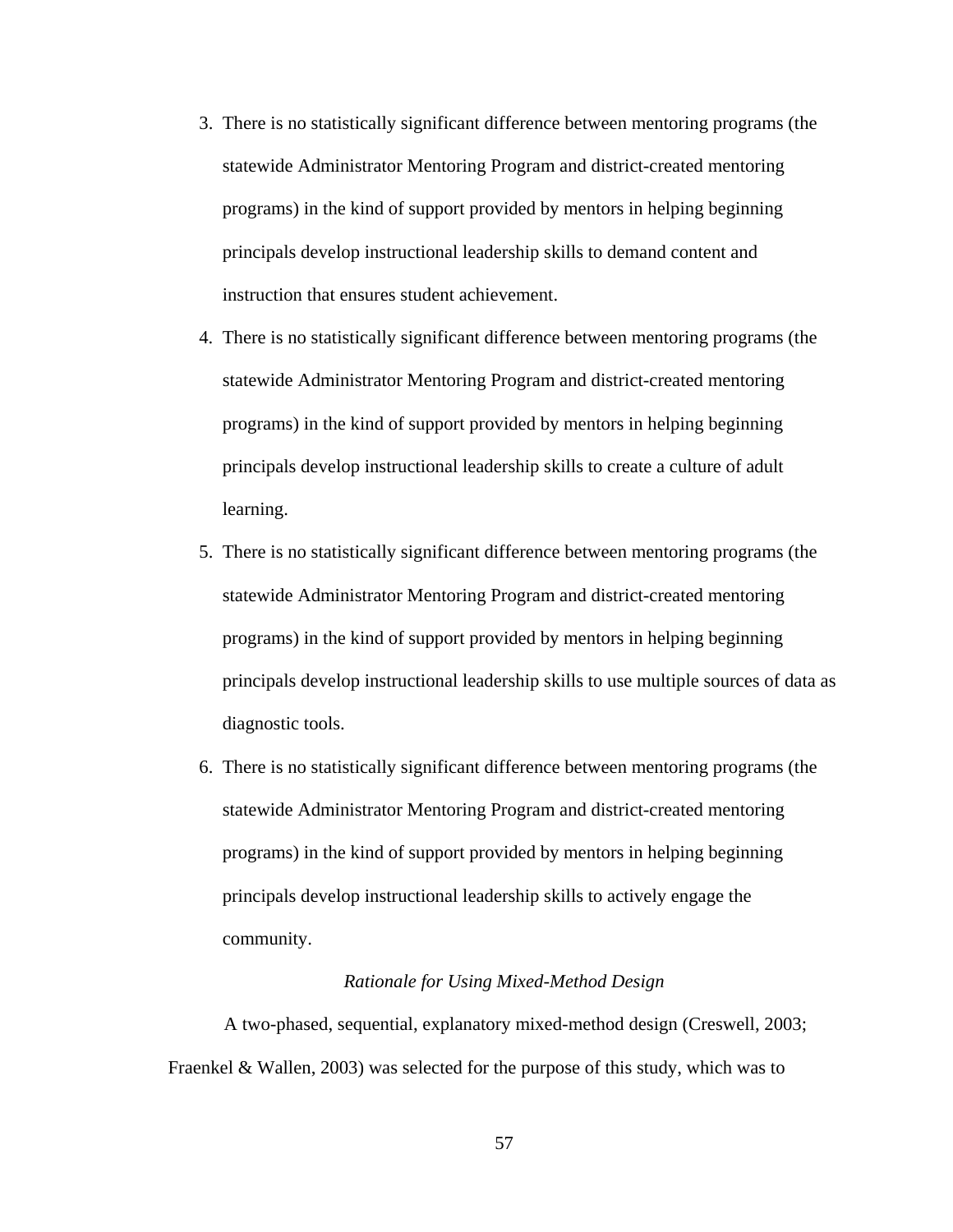3. There is no statistically significant difference between mentoring programs (the statewide Administrator Mentoring Program and district-created mentoring programs) in the kind of support provided by mentors in helping beginning principals develop instructional leadership skills to demand content and instruction that ensures student achievement.
4. There is no statistically significant difference between mentoring programs (the statewide Administrator Mentoring Program and district-created mentoring programs) in the kind of support provided by mentors in helping beginning principals develop instructional leadership skills to create a culture of adult learning.
5. There is no statistically significant difference between mentoring programs (the statewide Administrator Mentoring Program and district-created mentoring programs) in the kind of support provided by mentors in helping beginning principals develop instructional leadership skills to use multiple sources of data as diagnostic tools.
6. There is no statistically significant difference between mentoring programs (the statewide Administrator Mentoring Program and district-created mentoring programs) in the kind of support provided by mentors in helping beginning principals develop instructional leadership skills to actively engage the community.

### *Rationale for Using Mixed-Method Design*

A two-phased, sequential, explanatory mixed-method design (Creswell, 2003; Fraenkel & Wallen, 2003) was selected for the purpose of this study, which was to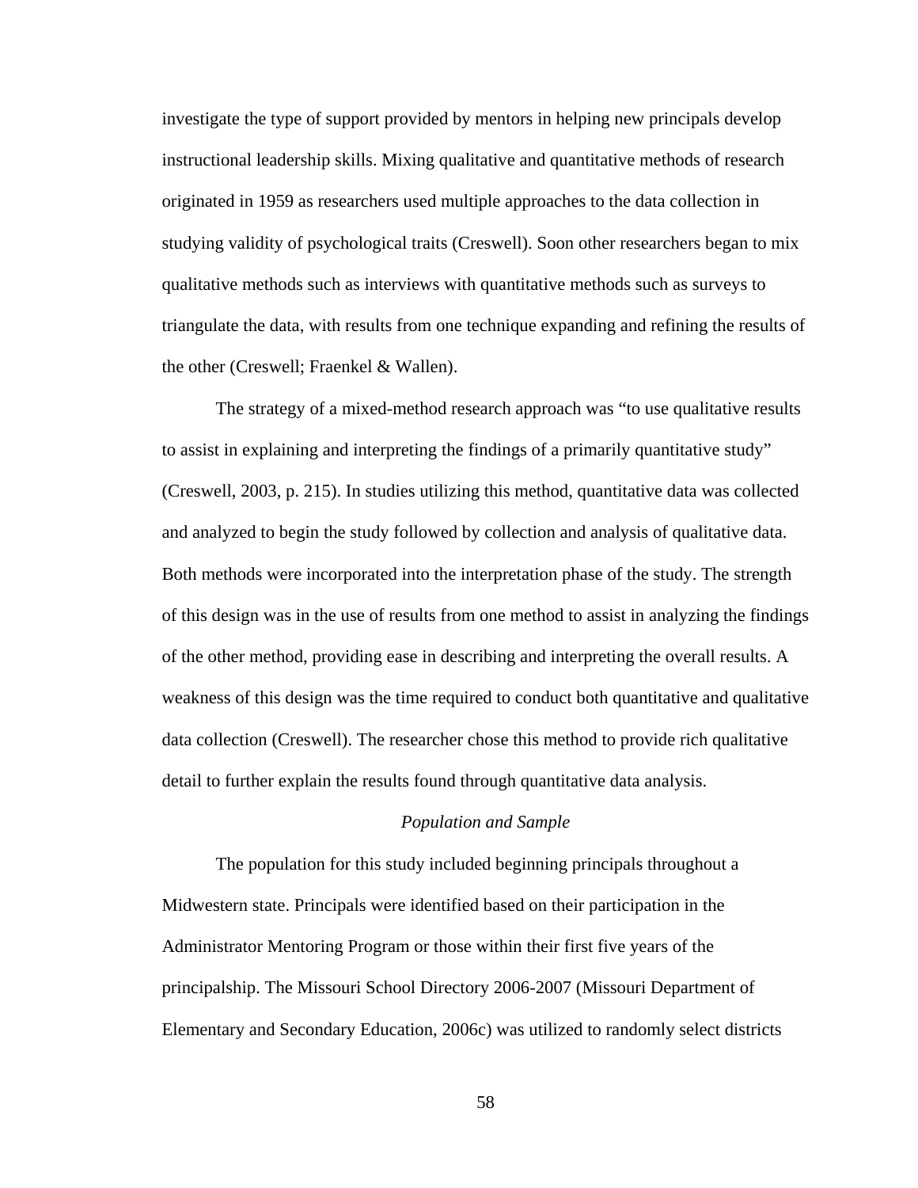investigate the type of support provided by mentors in helping new principals develop instructional leadership skills. Mixing qualitative and quantitative methods of research originated in 1959 as researchers used multiple approaches to the data collection in studying validity of psychological traits (Creswell). Soon other researchers began to mix qualitative methods such as interviews with quantitative methods such as surveys to triangulate the data, with results from one technique expanding and refining the results of the other (Creswell; Fraenkel & Wallen).

The strategy of a mixed-method research approach was "to use qualitative results to assist in explaining and interpreting the findings of a primarily quantitative study" (Creswell, 2003, p. 215). In studies utilizing this method, quantitative data was collected and analyzed to begin the study followed by collection and analysis of qualitative data. Both methods were incorporated into the interpretation phase of the study. The strength of this design was in the use of results from one method to assist in analyzing the findings of the other method, providing ease in describing and interpreting the overall results. A weakness of this design was the time required to conduct both quantitative and qualitative data collection (Creswell). The researcher chose this method to provide rich qualitative detail to further explain the results found through quantitative data analysis.

### *Population and Sample*

The population for this study included beginning principals throughout a Midwestern state. Principals were identified based on their participation in the Administrator Mentoring Program or those within their first five years of the principalship. The Missouri School Directory 2006-2007 (Missouri Department of Elementary and Secondary Education, 2006c) was utilized to randomly select districts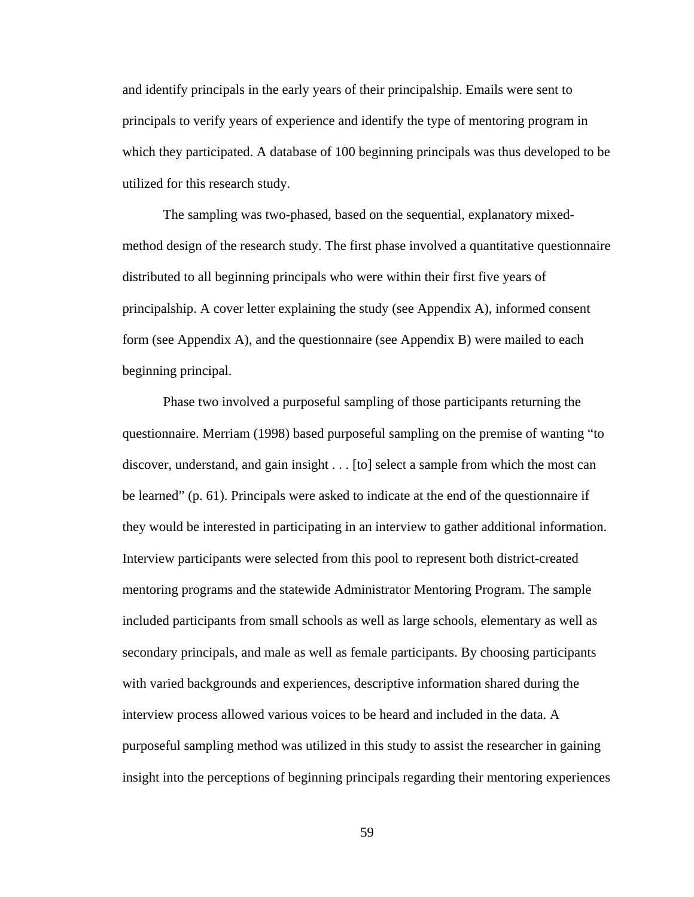and identify principals in the early years of their principalship. Emails were sent to principals to verify years of experience and identify the type of mentoring program in which they participated. A database of 100 beginning principals was thus developed to be utilized for this research study.

The sampling was two-phased, based on the sequential, explanatory mixed-method design of the research study. The first phase involved a quantitative questionnaire distributed to all beginning principals who were within their first five years of principalship. A cover letter explaining the study (see Appendix A), informed consent form (see Appendix A), and the questionnaire (see Appendix B) were mailed to each beginning principal.

Phase two involved a purposeful sampling of those participants returning the questionnaire. Merriam (1998) based purposeful sampling on the premise of wanting "to discover, understand, and gain insight . . . [to] select a sample from which the most can be learned" (p. 61). Principals were asked to indicate at the end of the questionnaire if they would be interested in participating in an interview to gather additional information. Interview participants were selected from this pool to represent both district-created mentoring programs and the statewide Administrator Mentoring Program. The sample included participants from small schools as well as large schools, elementary as well as secondary principals, and male as well as female participants. By choosing participants with varied backgrounds and experiences, descriptive information shared during the interview process allowed various voices to be heard and included in the data. A purposeful sampling method was utilized in this study to assist the researcher in gaining insight into the perceptions of beginning principals regarding their mentoring experiences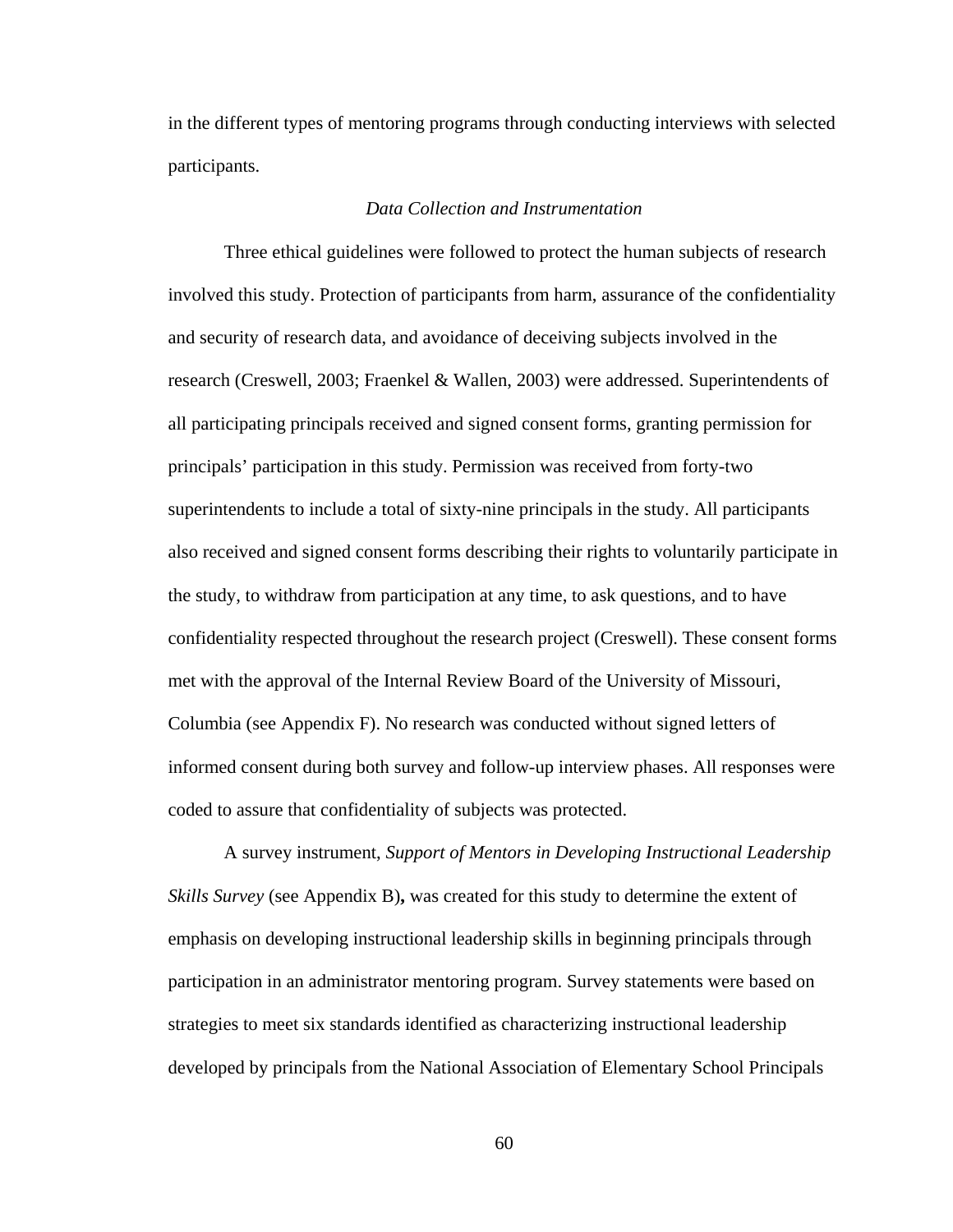in the different types of mentoring programs through conducting interviews with selected participants.

### *Data Collection and Instrumentation*

Three ethical guidelines were followed to protect the human subjects of research involved this study. Protection of participants from harm, assurance of the confidentiality and security of research data, and avoidance of deceiving subjects involved in the research (Creswell, 2003; Fraenkel & Wallen, 2003) were addressed. Superintendents of all participating principals received and signed consent forms, granting permission for principals' participation in this study. Permission was received from forty-two superintendents to include a total of sixty-nine principals in the study. All participants also received and signed consent forms describing their rights to voluntarily participate in the study, to withdraw from participation at any time, to ask questions, and to have confidentiality respected throughout the research project (Creswell). These consent forms met with the approval of the Internal Review Board of the University of Missouri, Columbia (see Appendix F). No research was conducted without signed letters of informed consent during both survey and follow-up interview phases. All responses were coded to assure that confidentiality of subjects was protected.

A survey instrument, *Support of Mentors in Developing Instructional Leadership Skills Survey* (see Appendix B)**,** was created for this study to determine the extent of emphasis on developing instructional leadership skills in beginning principals through participation in an administrator mentoring program. Survey statements were based on strategies to meet six standards identified as characterizing instructional leadership developed by principals from the National Association of Elementary School Principals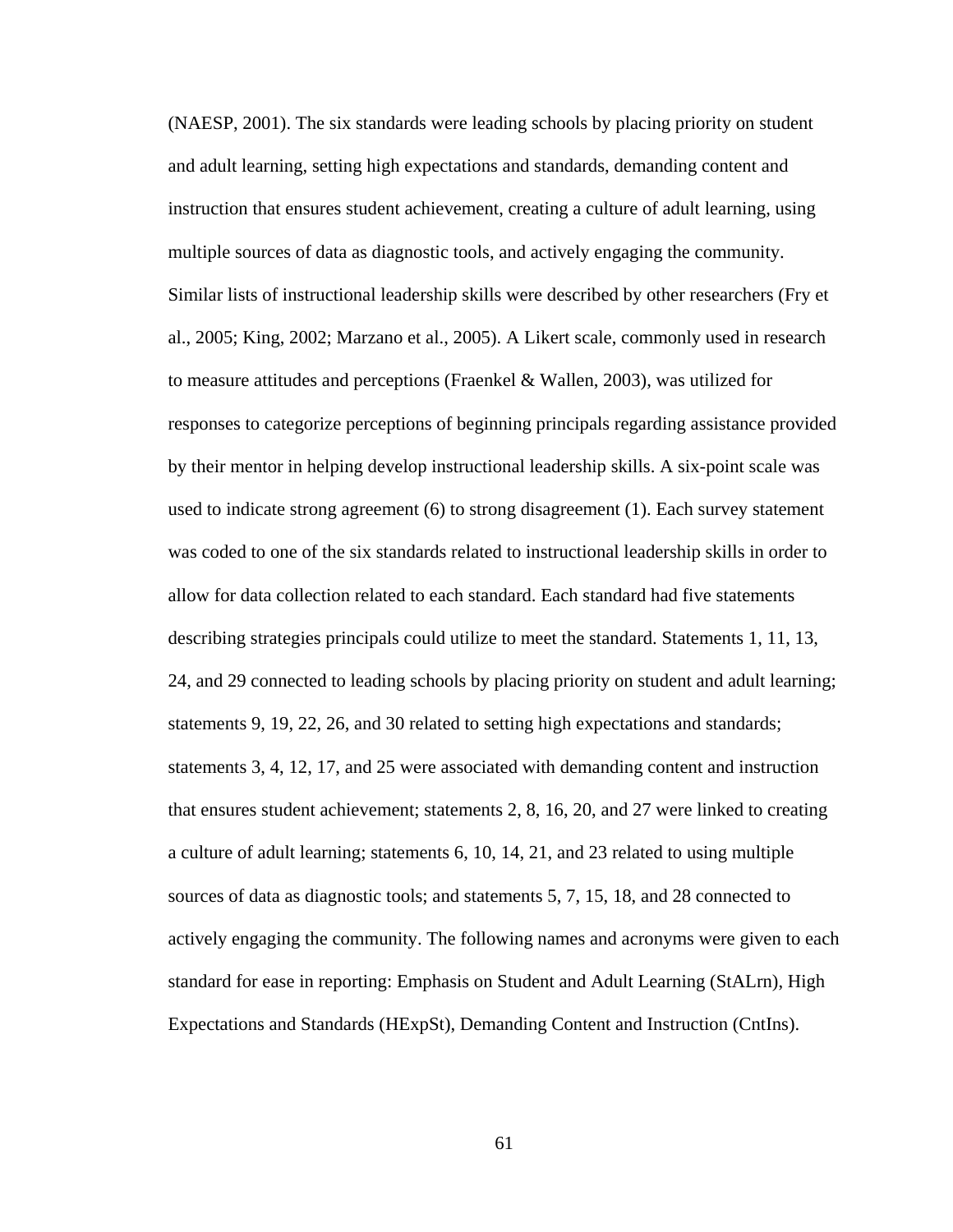(NAESP, 2001). The six standards were leading schools by placing priority on student and adult learning, setting high expectations and standards, demanding content and instruction that ensures student achievement, creating a culture of adult learning, using multiple sources of data as diagnostic tools, and actively engaging the community. Similar lists of instructional leadership skills were described by other researchers (Fry et al., 2005; King, 2002; Marzano et al., 2005). A Likert scale, commonly used in research to measure attitudes and perceptions (Fraenkel & Wallen, 2003), was utilized for responses to categorize perceptions of beginning principals regarding assistance provided by their mentor in helping develop instructional leadership skills. A six-point scale was used to indicate strong agreement (6) to strong disagreement (1). Each survey statement was coded to one of the six standards related to instructional leadership skills in order to allow for data collection related to each standard. Each standard had five statements describing strategies principals could utilize to meet the standard. Statements 1, 11, 13, 24, and 29 connected to leading schools by placing priority on student and adult learning; statements 9, 19, 22, 26, and 30 related to setting high expectations and standards; statements 3, 4, 12, 17, and 25 were associated with demanding content and instruction that ensures student achievement; statements 2, 8, 16, 20, and 27 were linked to creating a culture of adult learning; statements 6, 10, 14, 21, and 23 related to using multiple sources of data as diagnostic tools; and statements 5, 7, 15, 18, and 28 connected to actively engaging the community. The following names and acronyms were given to each standard for ease in reporting: Emphasis on Student and Adult Learning (StALrn), High Expectations and Standards (HExpSt), Demanding Content and Instruction (CntIns).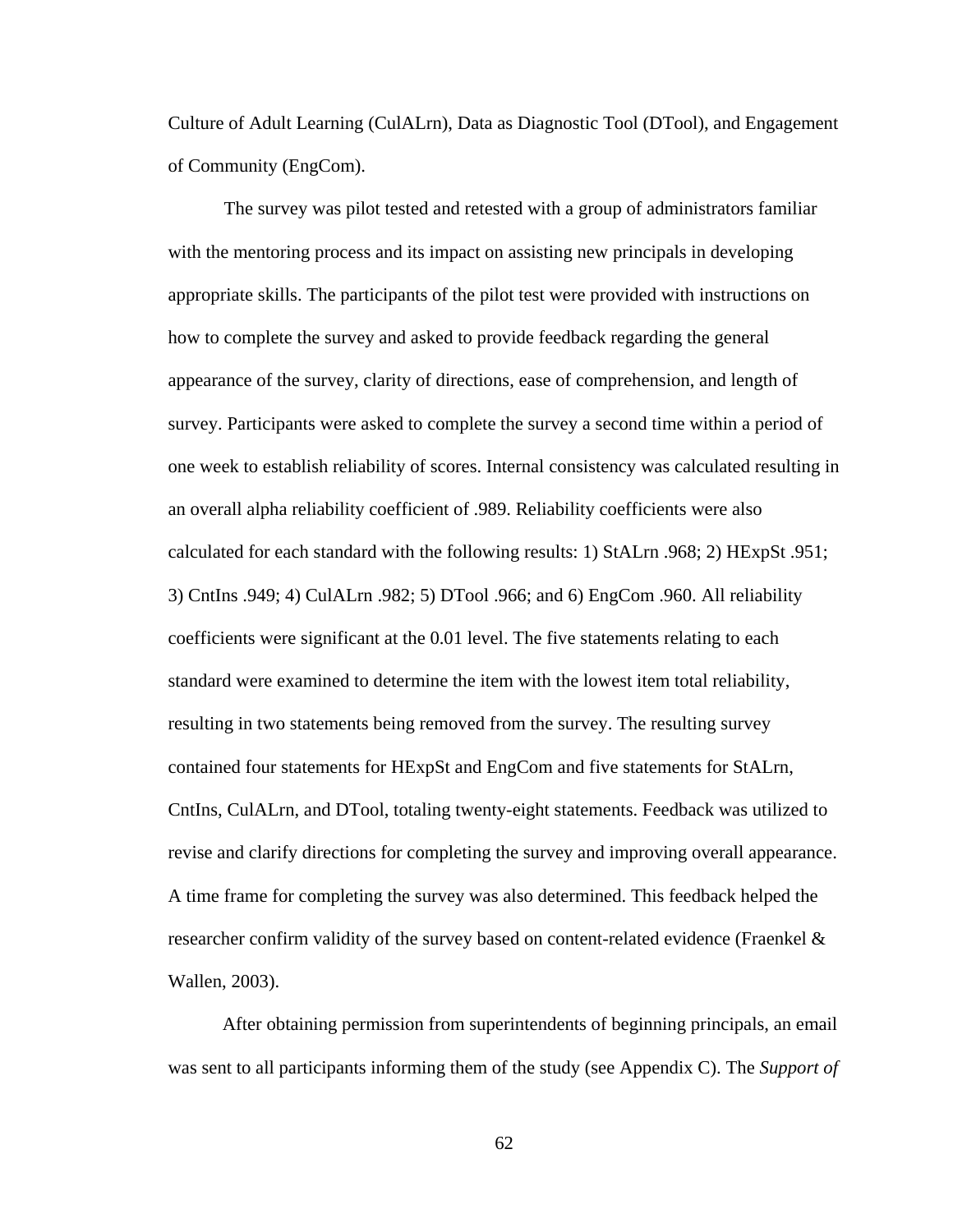Culture of Adult Learning (CulALrn), Data as Diagnostic Tool (DTool), and Engagement of Community (EngCom).

The survey was pilot tested and retested with a group of administrators familiar with the mentoring process and its impact on assisting new principals in developing appropriate skills. The participants of the pilot test were provided with instructions on how to complete the survey and asked to provide feedback regarding the general appearance of the survey, clarity of directions, ease of comprehension, and length of survey. Participants were asked to complete the survey a second time within a period of one week to establish reliability of scores. Internal consistency was calculated resulting in an overall alpha reliability coefficient of .989. Reliability coefficients were also calculated for each standard with the following results: 1) StALrn .968; 2) HExpSt .951; 3) CntIns .949; 4) CulALrn .982; 5) DTool .966; and 6) EngCom .960. All reliability coefficients were significant at the 0.01 level. The five statements relating to each standard were examined to determine the item with the lowest item total reliability, resulting in two statements being removed from the survey. The resulting survey contained four statements for HExpSt and EngCom and five statements for StALrn, CntIns, CulALrn, and DTool, totaling twenty-eight statements. Feedback was utilized to revise and clarify directions for completing the survey and improving overall appearance. A time frame for completing the survey was also determined. This feedback helped the researcher confirm validity of the survey based on content-related evidence (Fraenkel & Wallen, 2003).

After obtaining permission from superintendents of beginning principals, an email was sent to all participants informing them of the study (see Appendix C). The *Support of*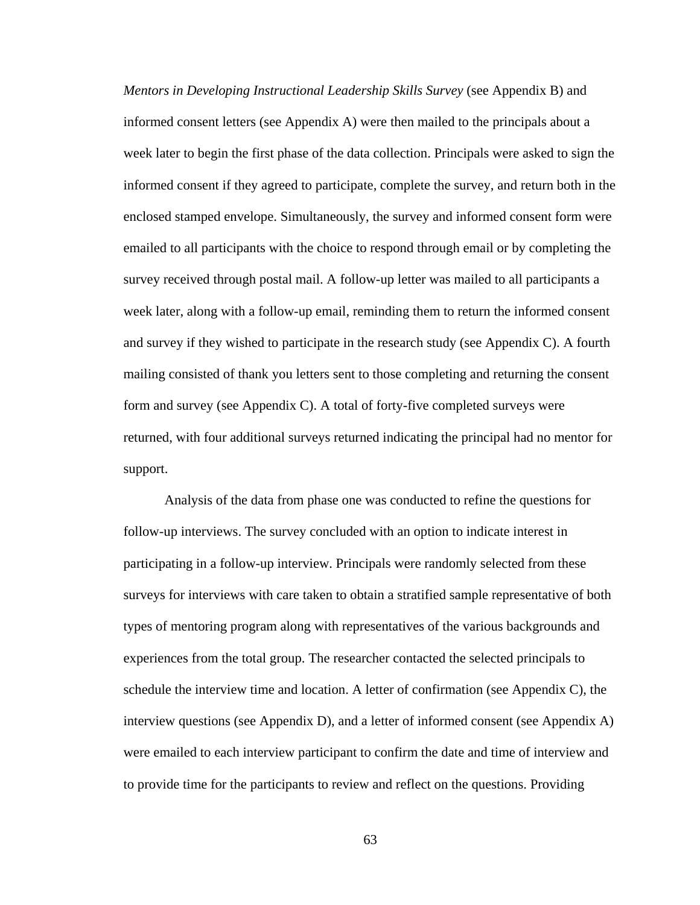*Mentors in Developing Instructional Leadership Skills Survey* (see Appendix B) and informed consent letters (see Appendix A) were then mailed to the principals about a week later to begin the first phase of the data collection. Principals were asked to sign the informed consent if they agreed to participate, complete the survey, and return both in the enclosed stamped envelope. Simultaneously, the survey and informed consent form were emailed to all participants with the choice to respond through email or by completing the survey received through postal mail. A follow-up letter was mailed to all participants a week later, along with a follow-up email, reminding them to return the informed consent and survey if they wished to participate in the research study (see Appendix C). A fourth mailing consisted of thank you letters sent to those completing and returning the consent form and survey (see Appendix C). A total of forty-five completed surveys were returned, with four additional surveys returned indicating the principal had no mentor for support.

Analysis of the data from phase one was conducted to refine the questions for follow-up interviews. The survey concluded with an option to indicate interest in participating in a follow-up interview. Principals were randomly selected from these surveys for interviews with care taken to obtain a stratified sample representative of both types of mentoring program along with representatives of the various backgrounds and experiences from the total group. The researcher contacted the selected principals to schedule the interview time and location. A letter of confirmation (see Appendix C), the interview questions (see Appendix D), and a letter of informed consent (see Appendix A) were emailed to each interview participant to confirm the date and time of interview and to provide time for the participants to review and reflect on the questions. Providing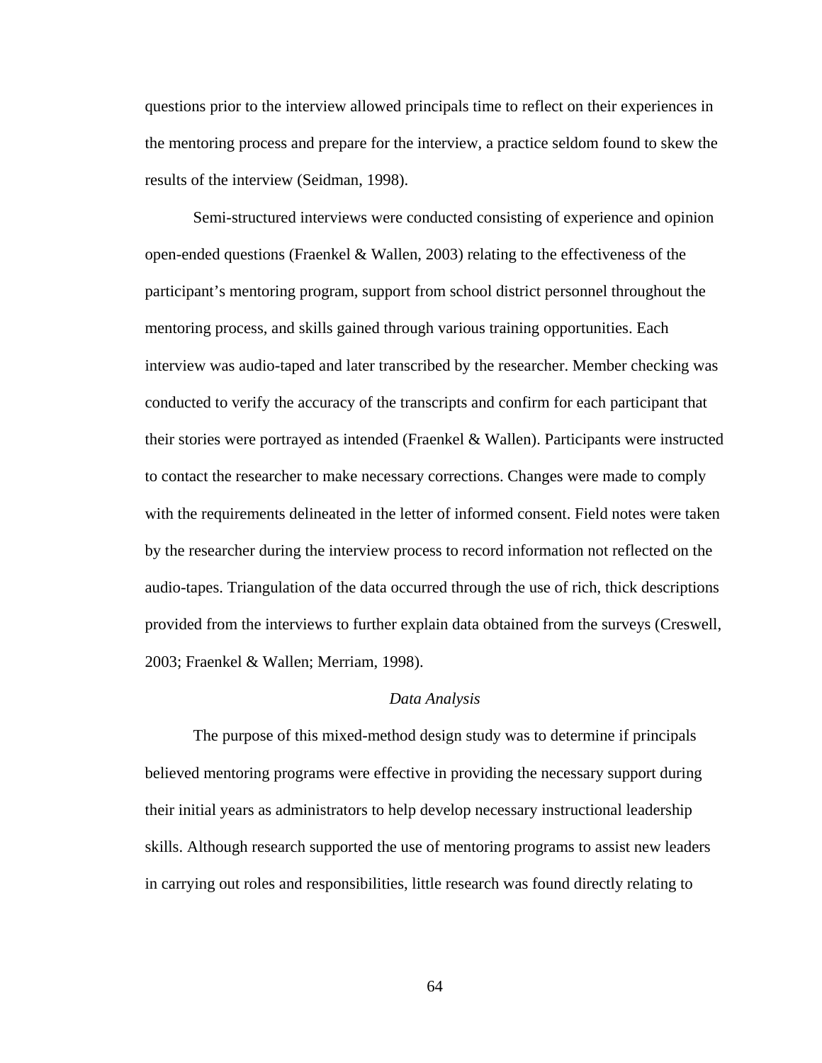questions prior to the interview allowed principals time to reflect on their experiences in the mentoring process and prepare for the interview, a practice seldom found to skew the results of the interview (Seidman, 1998).

Semi-structured interviews were conducted consisting of experience and opinion open-ended questions (Fraenkel & Wallen, 2003) relating to the effectiveness of the participant's mentoring program, support from school district personnel throughout the mentoring process, and skills gained through various training opportunities. Each interview was audio-taped and later transcribed by the researcher. Member checking was conducted to verify the accuracy of the transcripts and confirm for each participant that their stories were portrayed as intended (Fraenkel & Wallen). Participants were instructed to contact the researcher to make necessary corrections. Changes were made to comply with the requirements delineated in the letter of informed consent. Field notes were taken by the researcher during the interview process to record information not reflected on the audio-tapes. Triangulation of the data occurred through the use of rich, thick descriptions provided from the interviews to further explain data obtained from the surveys (Creswell, 2003; Fraenkel & Wallen; Merriam, 1998).

### *Data Analysis*

The purpose of this mixed-method design study was to determine if principals believed mentoring programs were effective in providing the necessary support during their initial years as administrators to help develop necessary instructional leadership skills. Although research supported the use of mentoring programs to assist new leaders in carrying out roles and responsibilities, little research was found directly relating to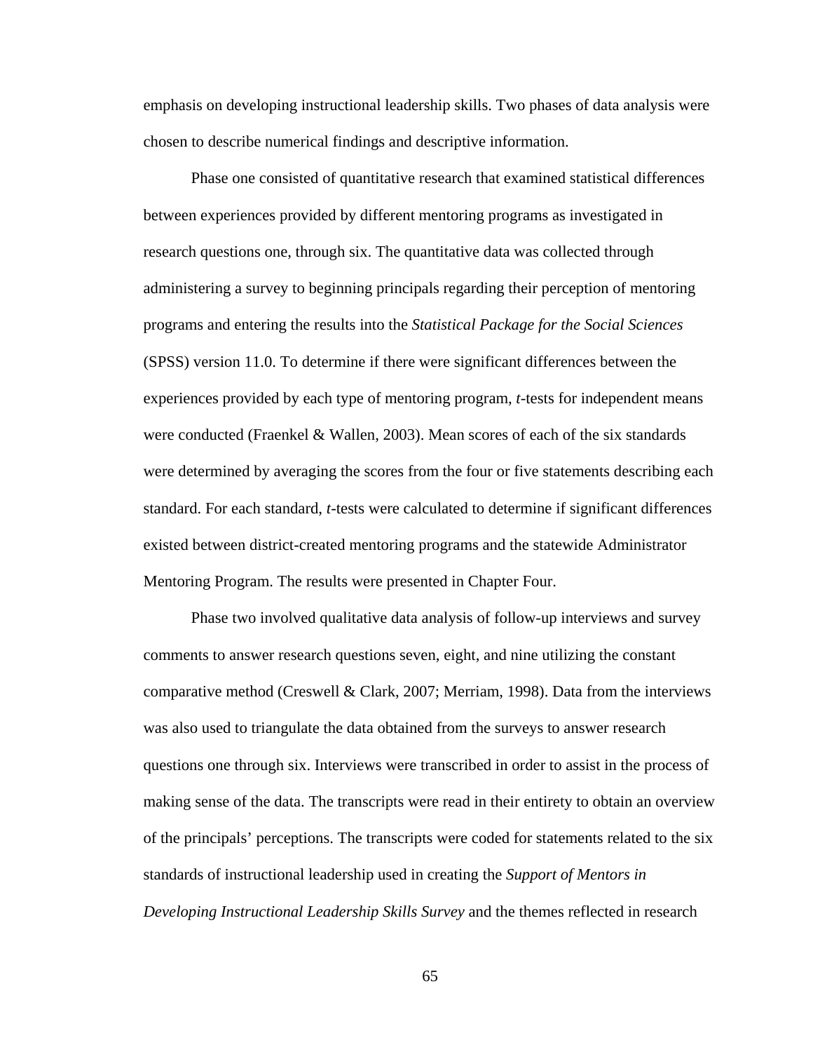emphasis on developing instructional leadership skills. Two phases of data analysis were chosen to describe numerical findings and descriptive information.

Phase one consisted of quantitative research that examined statistical differences between experiences provided by different mentoring programs as investigated in research questions one, through six. The quantitative data was collected through administering a survey to beginning principals regarding their perception of mentoring programs and entering the results into the *Statistical Package for the Social Sciences* (SPSS) version 11.0. To determine if there were significant differences between the experiences provided by each type of mentoring program, *t*-tests for independent means were conducted (Fraenkel & Wallen, 2003). Mean scores of each of the six standards were determined by averaging the scores from the four or five statements describing each standard. For each standard, *t*-tests were calculated to determine if significant differences existed between district-created mentoring programs and the statewide Administrator Mentoring Program. The results were presented in Chapter Four.

Phase two involved qualitative data analysis of follow-up interviews and survey comments to answer research questions seven, eight, and nine utilizing the constant comparative method (Creswell & Clark, 2007; Merriam, 1998). Data from the interviews was also used to triangulate the data obtained from the surveys to answer research questions one through six. Interviews were transcribed in order to assist in the process of making sense of the data. The transcripts were read in their entirety to obtain an overview of the principals' perceptions. The transcripts were coded for statements related to the six standards of instructional leadership used in creating the *Support of Mentors in Developing Instructional Leadership Skills Survey* and the themes reflected in research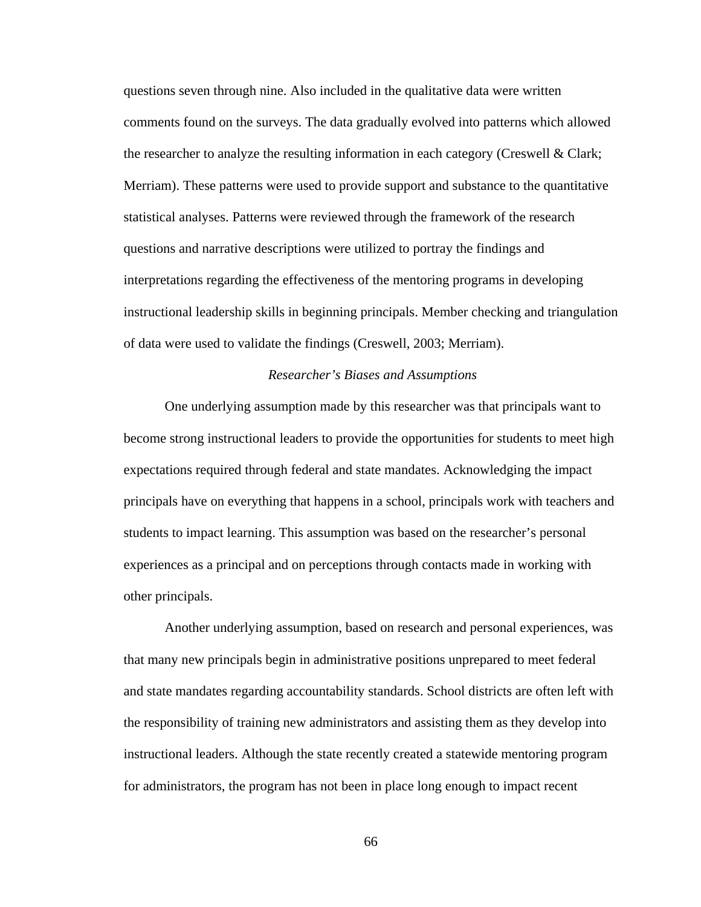questions seven through nine. Also included in the qualitative data were written comments found on the surveys. The data gradually evolved into patterns which allowed the researcher to analyze the resulting information in each category (Creswell & Clark; Merriam). These patterns were used to provide support and substance to the quantitative statistical analyses. Patterns were reviewed through the framework of the research questions and narrative descriptions were utilized to portray the findings and interpretations regarding the effectiveness of the mentoring programs in developing instructional leadership skills in beginning principals. Member checking and triangulation of data were used to validate the findings (Creswell, 2003; Merriam).

### *Researcher's Biases and Assumptions*

One underlying assumption made by this researcher was that principals want to become strong instructional leaders to provide the opportunities for students to meet high expectations required through federal and state mandates. Acknowledging the impact principals have on everything that happens in a school, principals work with teachers and students to impact learning. This assumption was based on the researcher's personal experiences as a principal and on perceptions through contacts made in working with other principals.

Another underlying assumption, based on research and personal experiences, was that many new principals begin in administrative positions unprepared to meet federal and state mandates regarding accountability standards. School districts are often left with the responsibility of training new administrators and assisting them as they develop into instructional leaders. Although the state recently created a statewide mentoring program for administrators, the program has not been in place long enough to impact recent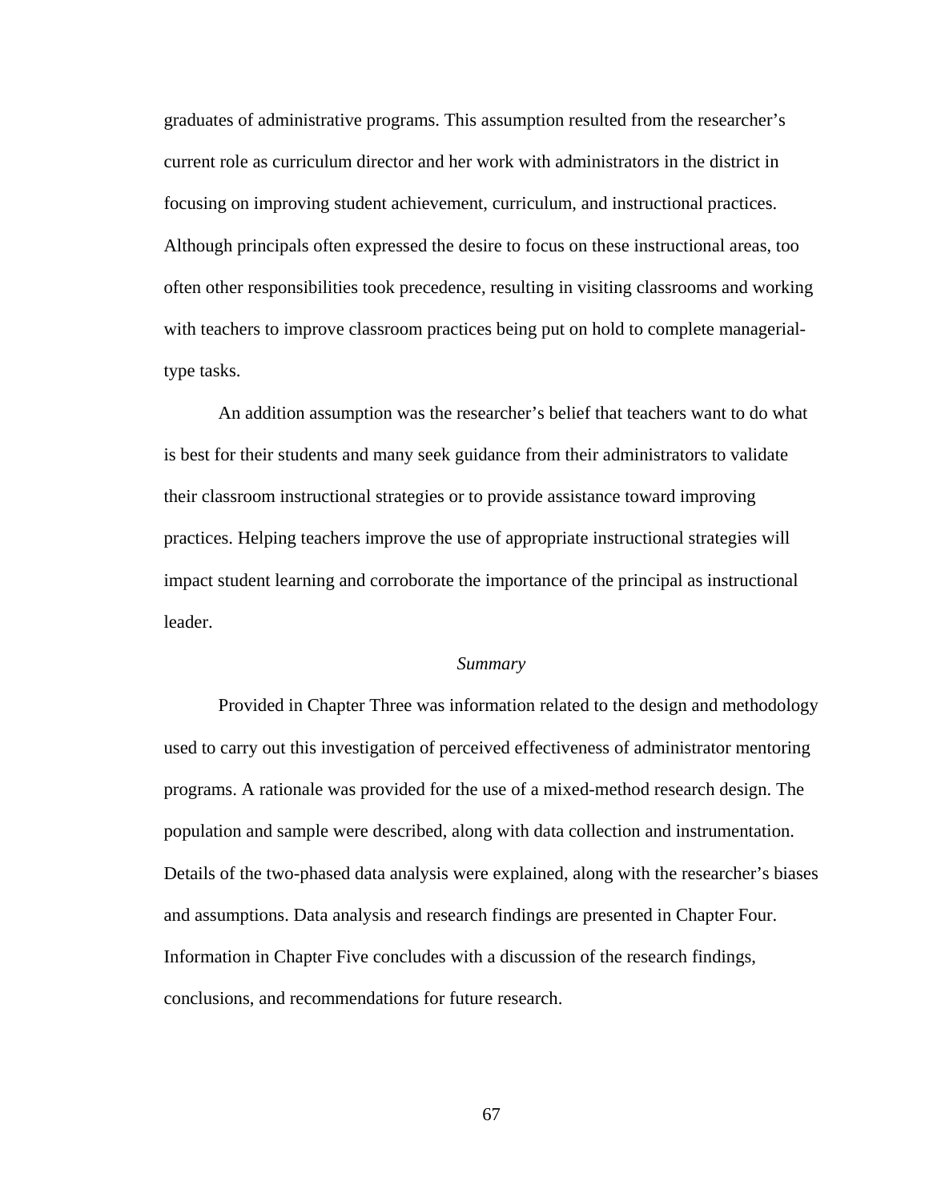graduates of administrative programs. This assumption resulted from the researcher's current role as curriculum director and her work with administrators in the district in focusing on improving student achievement, curriculum, and instructional practices. Although principals often expressed the desire to focus on these instructional areas, too often other responsibilities took precedence, resulting in visiting classrooms and working with teachers to improve classroom practices being put on hold to complete managerial-type tasks.

An addition assumption was the researcher's belief that teachers want to do what is best for their students and many seek guidance from their administrators to validate their classroom instructional strategies or to provide assistance toward improving practices. Helping teachers improve the use of appropriate instructional strategies will impact student learning and corroborate the importance of the principal as instructional leader.

### *Summary*

Provided in Chapter Three was information related to the design and methodology used to carry out this investigation of perceived effectiveness of administrator mentoring programs. A rationale was provided for the use of a mixed-method research design. The population and sample were described, along with data collection and instrumentation. Details of the two-phased data analysis were explained, along with the researcher's biases and assumptions. Data analysis and research findings are presented in Chapter Four. Information in Chapter Five concludes with a discussion of the research findings, conclusions, and recommendations for future research.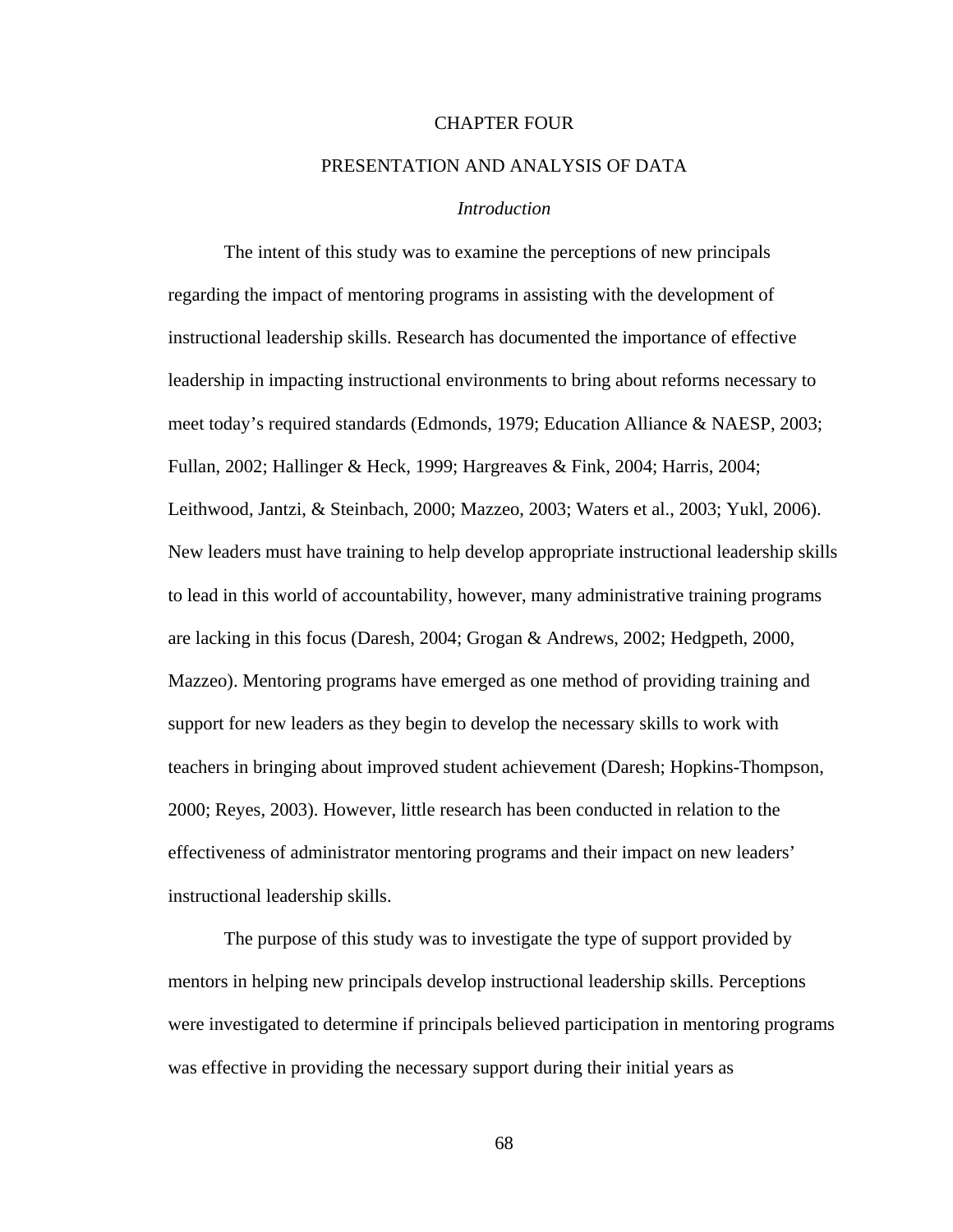# CHAPTER FOUR

## PRESENTATION AND ANALYSIS OF DATA

### *Introduction*

The intent of this study was to examine the perceptions of new principals regarding the impact of mentoring programs in assisting with the development of instructional leadership skills. Research has documented the importance of effective leadership in impacting instructional environments to bring about reforms necessary to meet today's required standards (Edmonds, 1979; Education Alliance & NAESP, 2003; Fullan, 2002; Hallinger & Heck, 1999; Hargreaves & Fink, 2004; Harris, 2004; Leithwood, Jantzi, & Steinbach, 2000; Mazzeo, 2003; Waters et al., 2003; Yukl, 2006). New leaders must have training to help develop appropriate instructional leadership skills to lead in this world of accountability, however, many administrative training programs are lacking in this focus (Daresh, 2004; Grogan & Andrews, 2002; Hedgpeth, 2000, Mazzeo). Mentoring programs have emerged as one method of providing training and support for new leaders as they begin to develop the necessary skills to work with teachers in bringing about improved student achievement (Daresh; Hopkins-Thompson, 2000; Reyes, 2003). However, little research has been conducted in relation to the effectiveness of administrator mentoring programs and their impact on new leaders' instructional leadership skills.

The purpose of this study was to investigate the type of support provided by mentors in helping new principals develop instructional leadership skills. Perceptions were investigated to determine if principals believed participation in mentoring programs was effective in providing the necessary support during their initial years as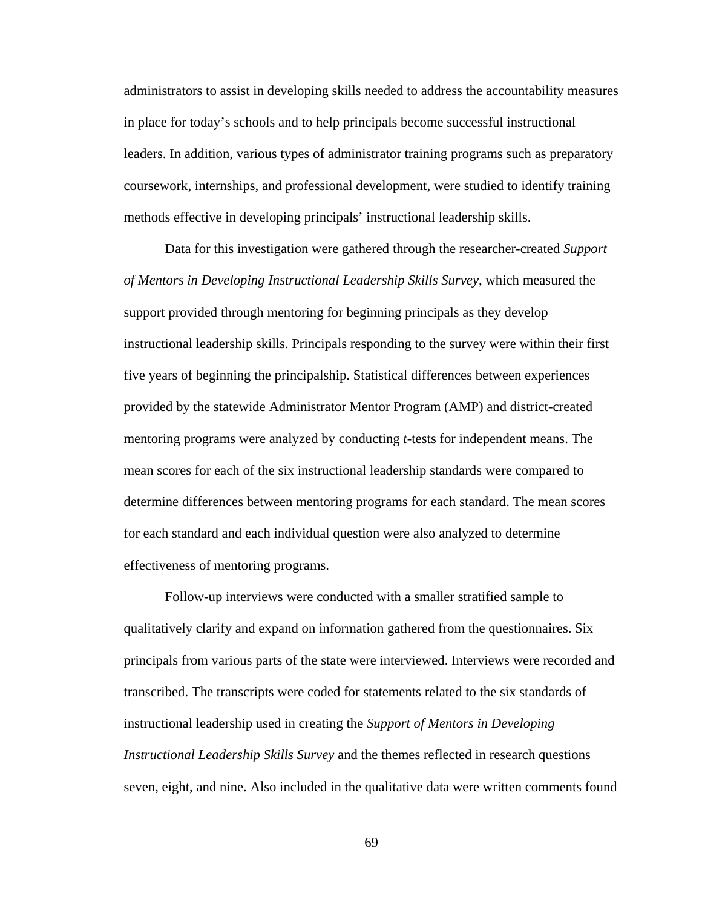administrators to assist in developing skills needed to address the accountability measures in place for today's schools and to help principals become successful instructional leaders. In addition, various types of administrator training programs such as preparatory coursework, internships, and professional development, were studied to identify training methods effective in developing principals' instructional leadership skills.

Data for this investigation were gathered through the researcher-created *Support of Mentors in Developing Instructional Leadership Skills Survey*, which measured the support provided through mentoring for beginning principals as they develop instructional leadership skills. Principals responding to the survey were within their first five years of beginning the principalship. Statistical differences between experiences provided by the statewide Administrator Mentor Program (AMP) and district-created mentoring programs were analyzed by conducting *t*-tests for independent means. The mean scores for each of the six instructional leadership standards were compared to determine differences between mentoring programs for each standard. The mean scores for each standard and each individual question were also analyzed to determine effectiveness of mentoring programs.

Follow-up interviews were conducted with a smaller stratified sample to qualitatively clarify and expand on information gathered from the questionnaires. Six principals from various parts of the state were interviewed. Interviews were recorded and transcribed. The transcripts were coded for statements related to the six standards of instructional leadership used in creating the *Support of Mentors in Developing Instructional Leadership Skills Survey* and the themes reflected in research questions seven, eight, and nine. Also included in the qualitative data were written comments found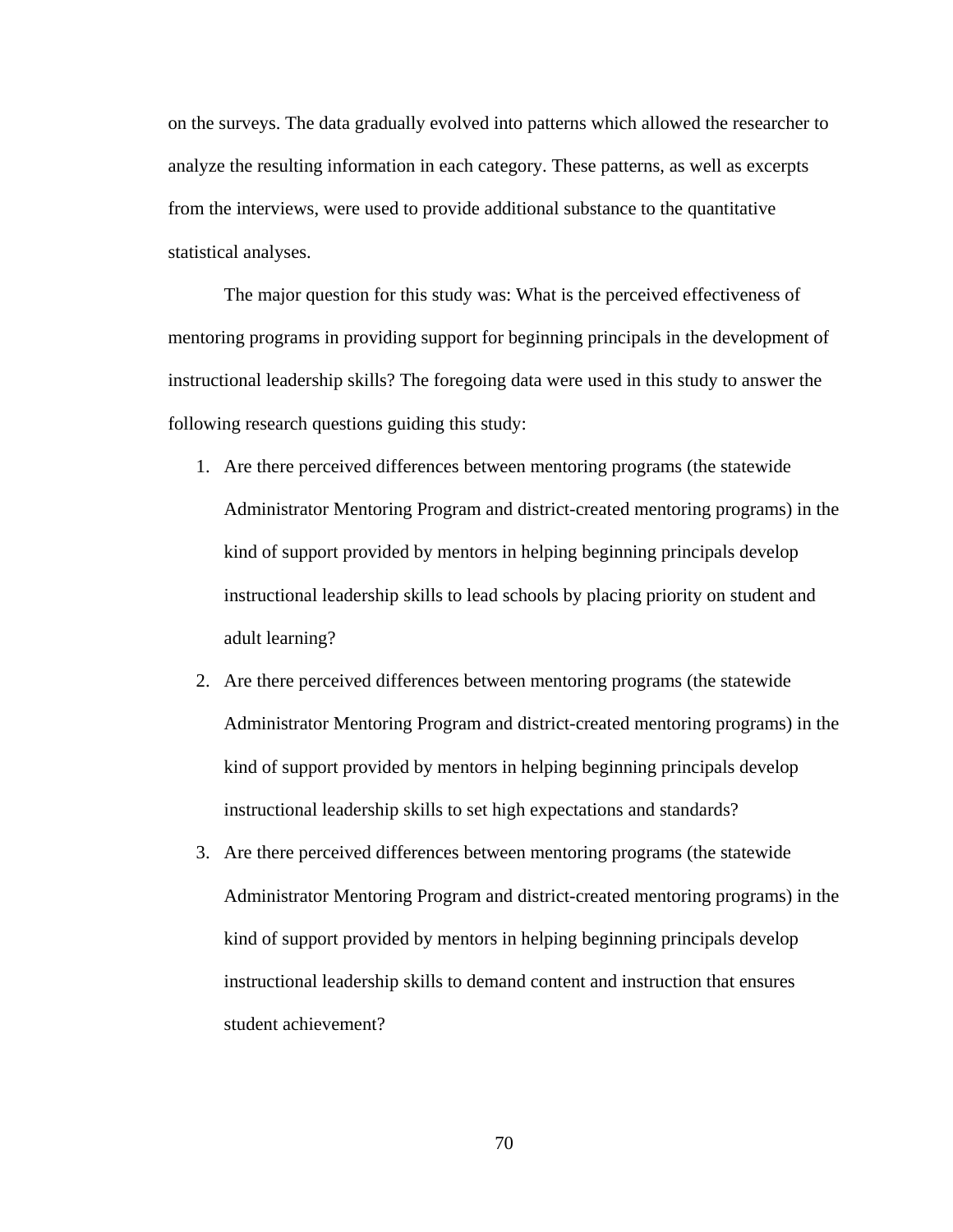on the surveys. The data gradually evolved into patterns which allowed the researcher to analyze the resulting information in each category. These patterns, as well as excerpts from the interviews, were used to provide additional substance to the quantitative statistical analyses.

The major question for this study was: What is the perceived effectiveness of mentoring programs in providing support for beginning principals in the development of instructional leadership skills? The foregoing data were used in this study to answer the following research questions guiding this study:

1. Are there perceived differences between mentoring programs (the statewide Administrator Mentoring Program and district-created mentoring programs) in the kind of support provided by mentors in helping beginning principals develop instructional leadership skills to lead schools by placing priority on student and adult learning?
2. Are there perceived differences between mentoring programs (the statewide Administrator Mentoring Program and district-created mentoring programs) in the kind of support provided by mentors in helping beginning principals develop instructional leadership skills to set high expectations and standards?
3. Are there perceived differences between mentoring programs (the statewide Administrator Mentoring Program and district-created mentoring programs) in the kind of support provided by mentors in helping beginning principals develop instructional leadership skills to demand content and instruction that ensures student achievement?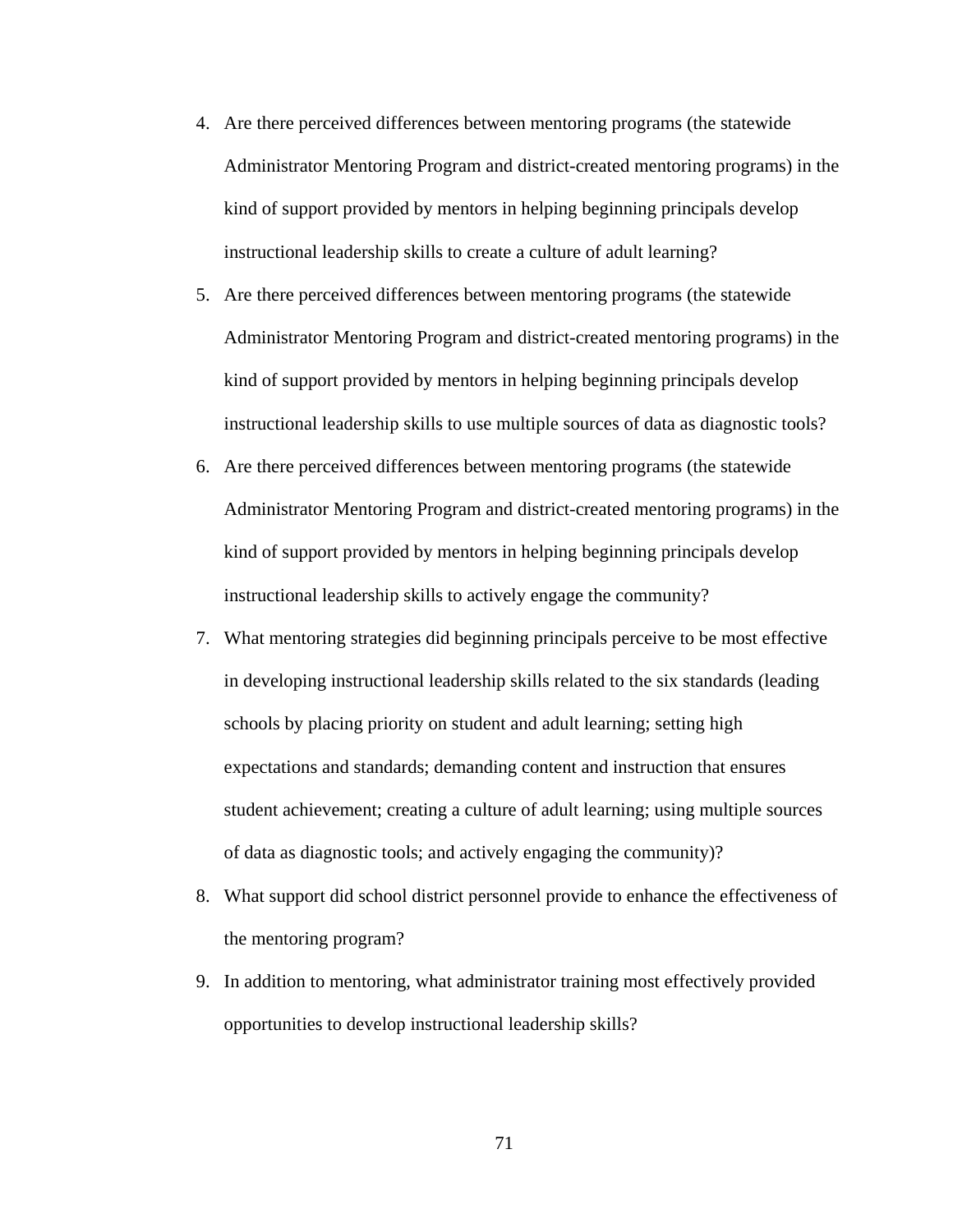4. Are there perceived differences between mentoring programs (the statewide Administrator Mentoring Program and district-created mentoring programs) in the kind of support provided by mentors in helping beginning principals develop instructional leadership skills to create a culture of adult learning?
5. Are there perceived differences between mentoring programs (the statewide Administrator Mentoring Program and district-created mentoring programs) in the kind of support provided by mentors in helping beginning principals develop instructional leadership skills to use multiple sources of data as diagnostic tools?
6. Are there perceived differences between mentoring programs (the statewide Administrator Mentoring Program and district-created mentoring programs) in the kind of support provided by mentors in helping beginning principals develop instructional leadership skills to actively engage the community?
7. What mentoring strategies did beginning principals perceive to be most effective in developing instructional leadership skills related to the six standards (leading schools by placing priority on student and adult learning; setting high expectations and standards; demanding content and instruction that ensures student achievement; creating a culture of adult learning; using multiple sources of data as diagnostic tools; and actively engaging the community)?
8. What support did school district personnel provide to enhance the effectiveness of the mentoring program?
9. In addition to mentoring, what administrator training most effectively provided opportunities to develop instructional leadership skills?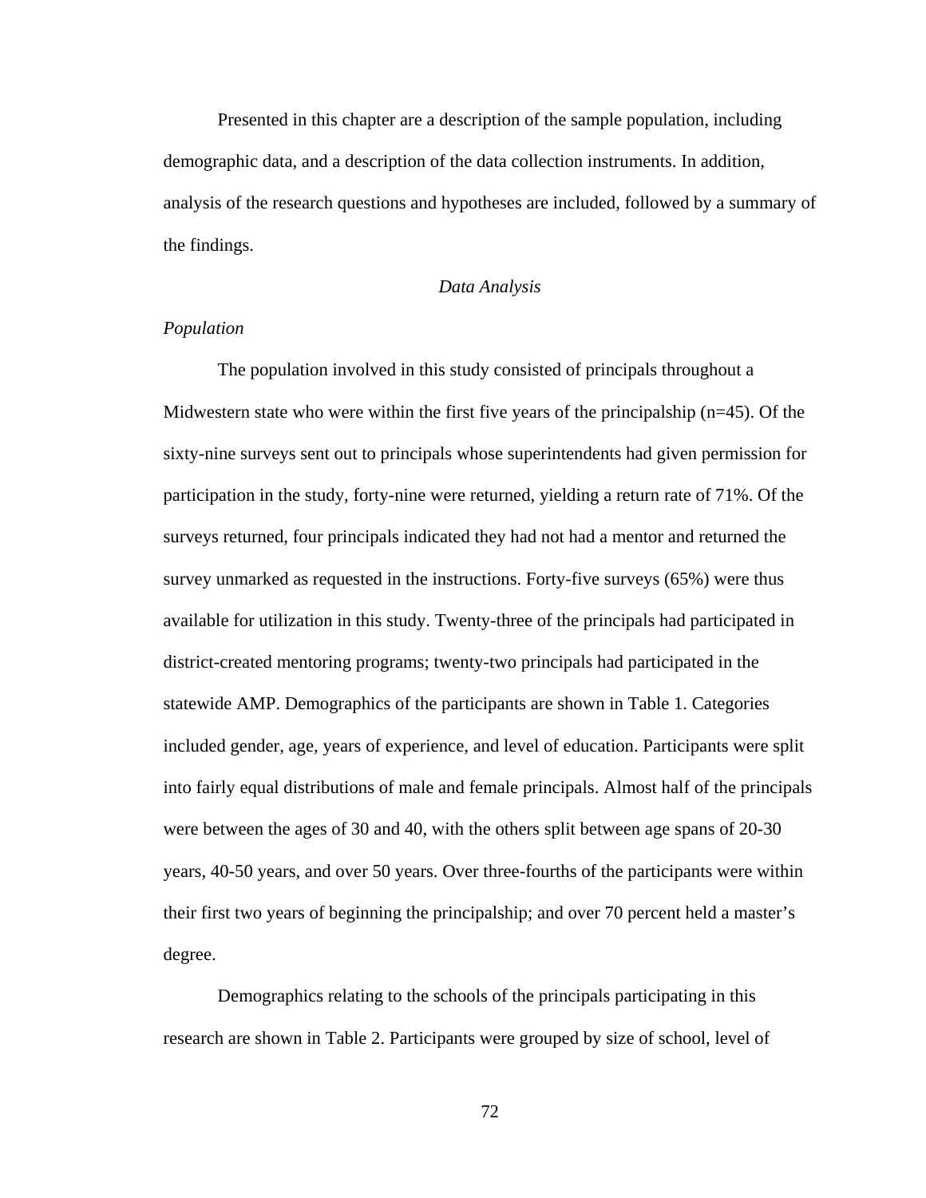Presented in this chapter are a description of the sample population, including demographic data, and a description of the data collection instruments. In addition, analysis of the research questions and hypotheses are included, followed by a summary of the findings.

## *Data Analysis*

### *Population*

The population involved in this study consisted of principals throughout a Midwestern state who were within the first five years of the principalship (n=45). Of the sixty-nine surveys sent out to principals whose superintendents had given permission for participation in the study, forty-nine were returned, yielding a return rate of 71%. Of the surveys returned, four principals indicated they had not had a mentor and returned the survey unmarked as requested in the instructions. Forty-five surveys (65%) were thus available for utilization in this study. Twenty-three of the principals had participated in district-created mentoring programs; twenty-two principals had participated in the statewide AMP. Demographics of the participants are shown in Table 1. Categories included gender, age, years of experience, and level of education. Participants were split into fairly equal distributions of male and female principals. Almost half of the principals were between the ages of 30 and 40, with the others split between age spans of 20-30 years, 40-50 years, and over 50 years. Over three-fourths of the participants were within their first two years of beginning the principalship; and over 70 percent held a master's degree.

Demographics relating to the schools of the principals participating in this research are shown in Table 2. Participants were grouped by size of school, level of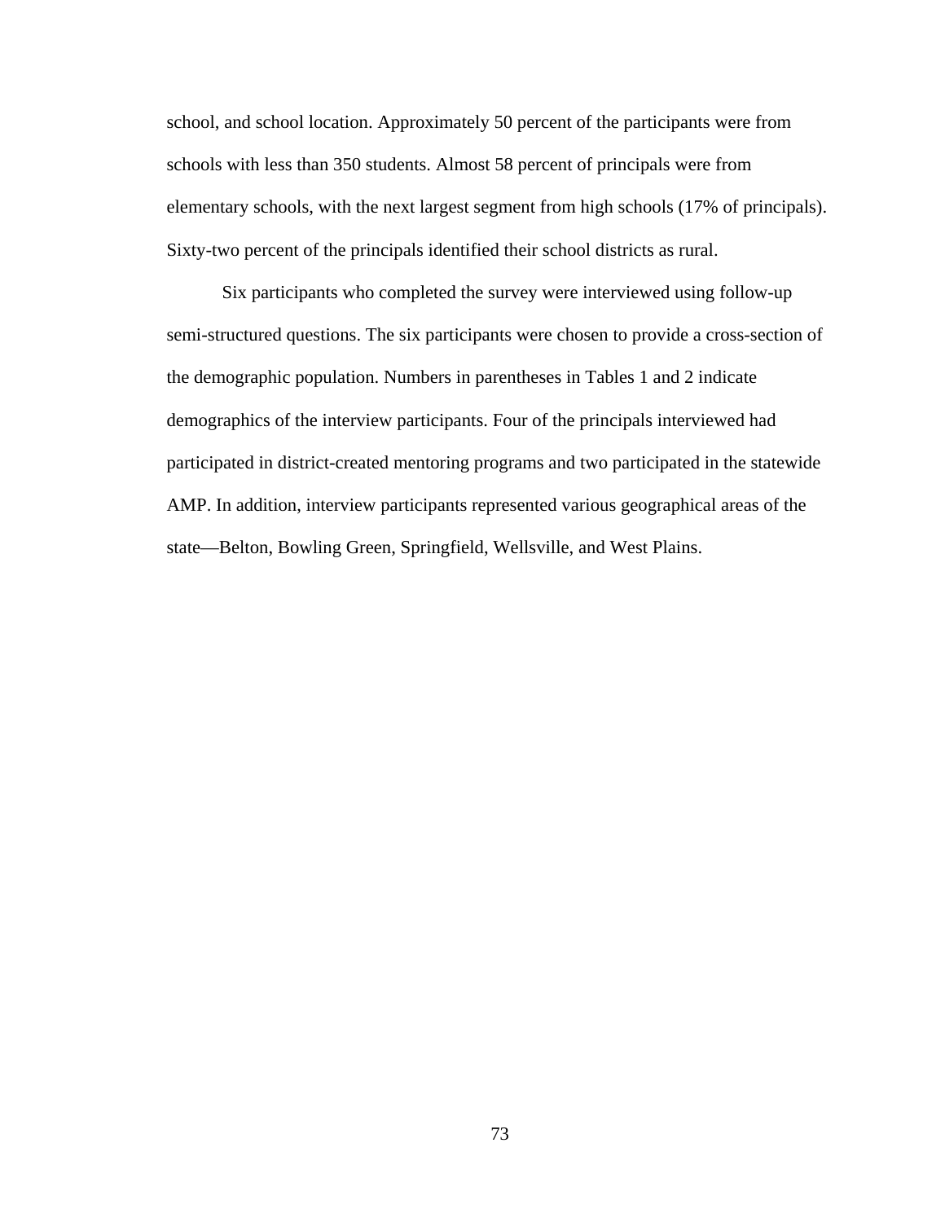school, and school location. Approximately 50 percent of the participants were from schools with less than 350 students. Almost 58 percent of principals were from elementary schools, with the next largest segment from high schools (17% of principals). Sixty-two percent of the principals identified their school districts as rural.

Six participants who completed the survey were interviewed using follow-up semi-structured questions. The six participants were chosen to provide a cross-section of the demographic population. Numbers in parentheses in Tables 1 and 2 indicate demographics of the interview participants. Four of the principals interviewed had participated in district-created mentoring programs and two participated in the statewide AMP. In addition, interview participants represented various geographical areas of the state—Belton, Bowling Green, Springfield, Wellsville, and West Plains.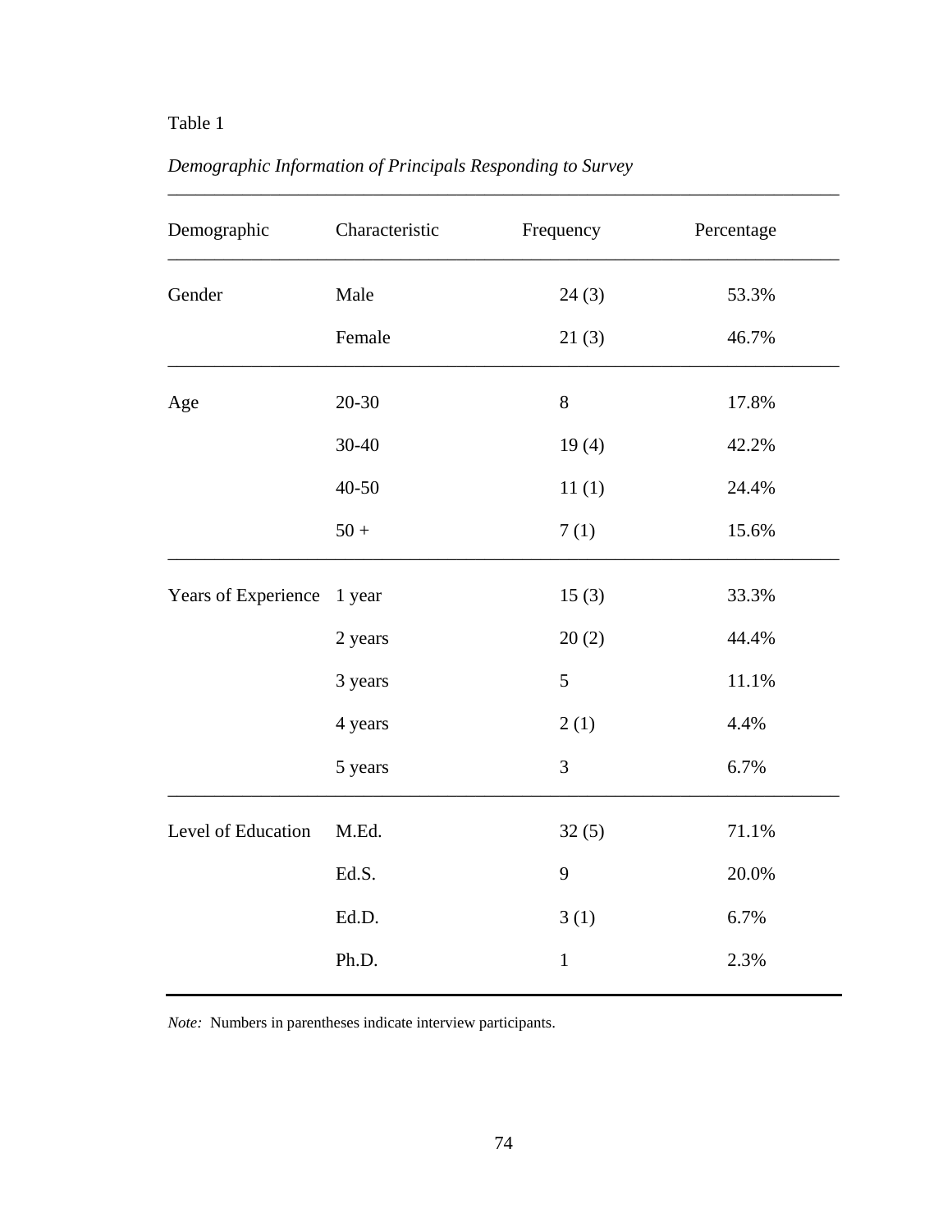Table 1

*Demographic Information of Principals Responding to Survey*

| Demographic | Characteristic | Frequency | Percentage |
|---|---|---|---|
| Gender | Male | 24 (3) | 53.3% |
| | Female | 21 (3) | 46.7% |
| Age | 20-30 | 8 | 17.8% |
| | 30-40 | 19 (4) | 42.2% |
| | 40-50 | 11 (1) | 24.4% |
| | 50 + | 7 (1) | 15.6% |
| Years of Experience | 1 year | 15 (3) | 33.3% |
| | 2 years | 20 (2) | 44.4% |
| | 3 years | 5 | 11.1% |
| | 4 years | 2 (1) | 4.4% |
| | 5 years | 3 | 6.7% |
| Level of Education | M.Ed. | 32 (5) | 71.1% |
| | Ed.S. | 9 | 20.0% |
| | Ed.D. | 3 (1) | 6.7% |
| | Ph.D. | 1 | 2.3% |

*Note:* Numbers in parentheses indicate interview participants.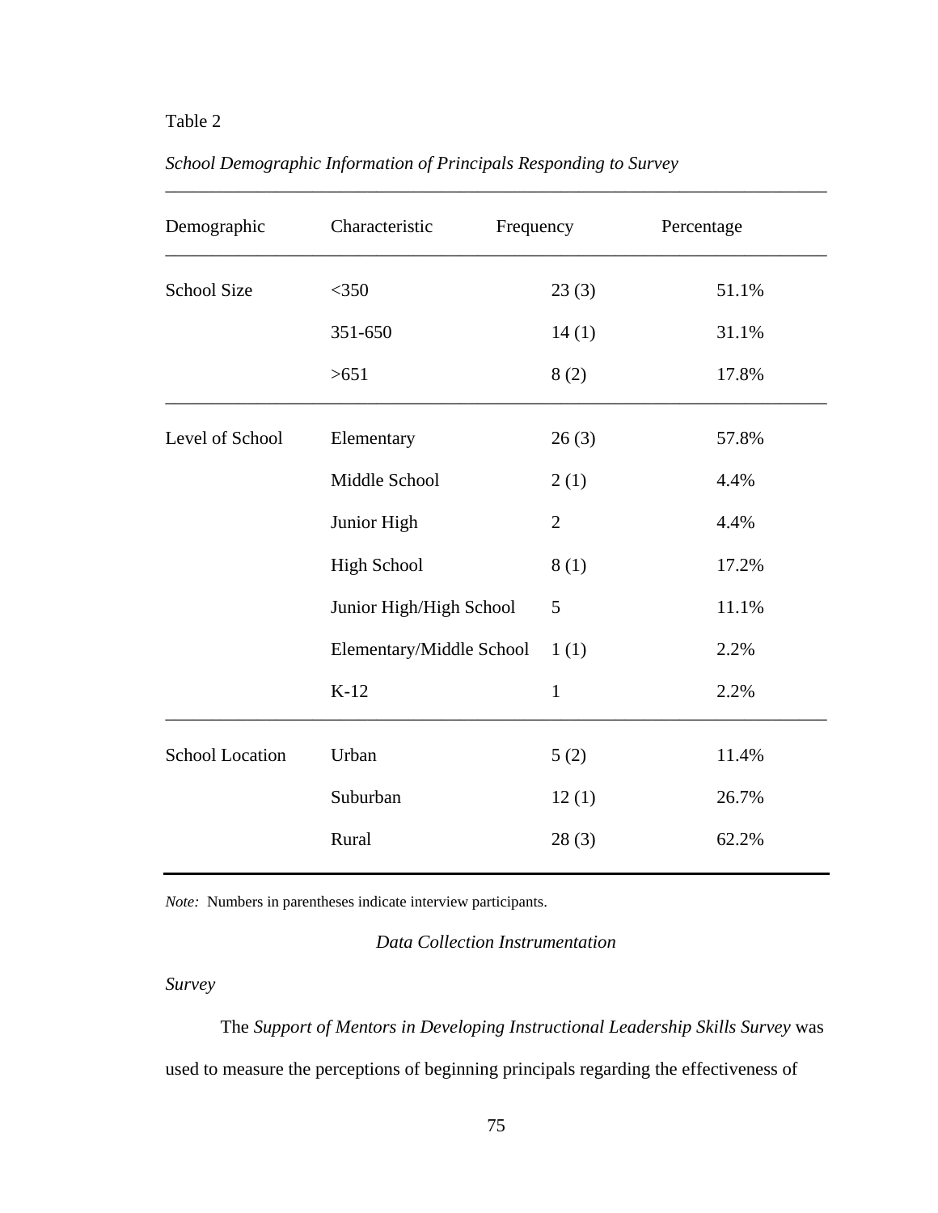Table 2

*School Demographic Information of Principals Responding to Survey*

| Demographic | Characteristic | Frequency | Percentage |
|---|---|---|---|
| School Size | <350 | 23 (3) | 51.1% |
| | 351-650 | 14 (1) | 31.1% |
| | >651 | 8 (2) | 17.8% |
| Level of School | Elementary | 26 (3) | 57.8% |
| | Middle School | 2 (1) | 4.4% |
| | Junior High | 2 | 4.4% |
| | High School | 8 (1) | 17.2% |
| | Junior High/High School | 5 | 11.1% |
| | Elementary/Middle School | 1 (1) | 2.2% |
| | K-12 | 1 | 2.2% |
| School Location | Urban | 5 (2) | 11.4% |
| | Suburban | 12 (1) | 26.7% |
| | Rural | 28 (3) | 62.2% |

*Note:* Numbers in parentheses indicate interview participants.

## *Data Collection Instrumentation*

### *Survey*

The *Support of Mentors in Developing Instructional Leadership Skills Survey* was used to measure the perceptions of beginning principals regarding the effectiveness of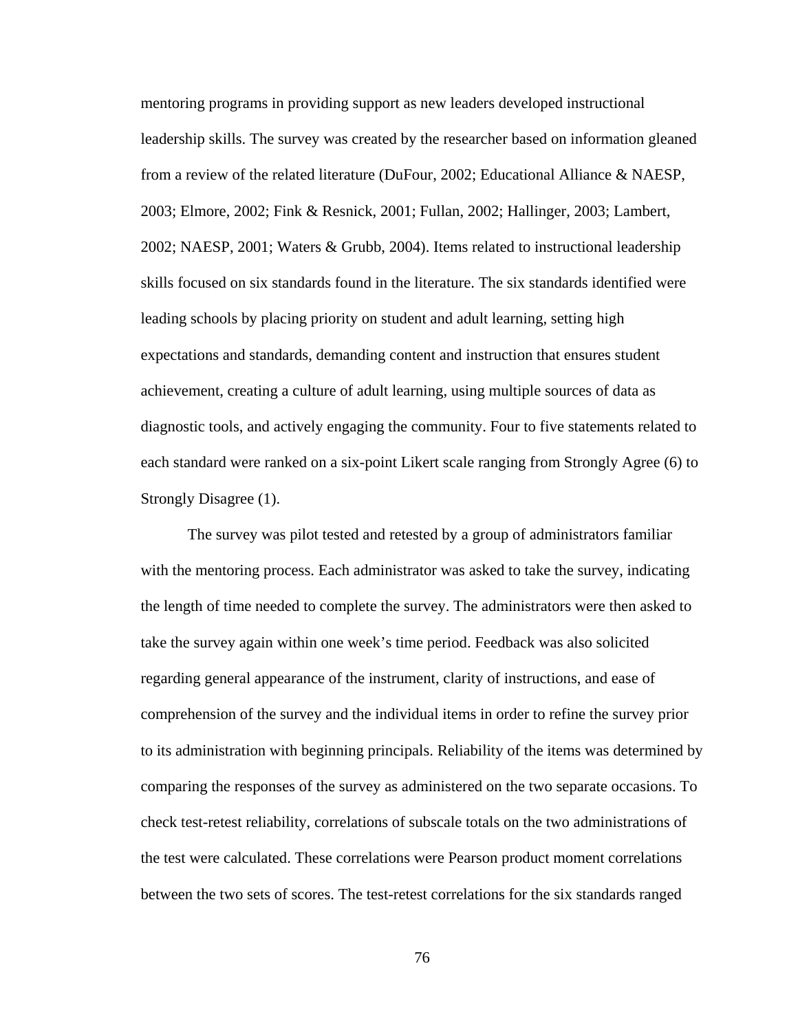mentoring programs in providing support as new leaders developed instructional leadership skills. The survey was created by the researcher based on information gleaned from a review of the related literature (DuFour, 2002; Educational Alliance & NAESP, 2003; Elmore, 2002; Fink & Resnick, 2001; Fullan, 2002; Hallinger, 2003; Lambert, 2002; NAESP, 2001; Waters & Grubb, 2004). Items related to instructional leadership skills focused on six standards found in the literature. The six standards identified were leading schools by placing priority on student and adult learning, setting high expectations and standards, demanding content and instruction that ensures student achievement, creating a culture of adult learning, using multiple sources of data as diagnostic tools, and actively engaging the community. Four to five statements related to each standard were ranked on a six-point Likert scale ranging from Strongly Agree (6) to Strongly Disagree (1).

The survey was pilot tested and retested by a group of administrators familiar with the mentoring process. Each administrator was asked to take the survey, indicating the length of time needed to complete the survey. The administrators were then asked to take the survey again within one week's time period. Feedback was also solicited regarding general appearance of the instrument, clarity of instructions, and ease of comprehension of the survey and the individual items in order to refine the survey prior to its administration with beginning principals. Reliability of the items was determined by comparing the responses of the survey as administered on the two separate occasions. To check test-retest reliability, correlations of subscale totals on the two administrations of the test were calculated. These correlations were Pearson product moment correlations between the two sets of scores. The test-retest correlations for the six standards ranged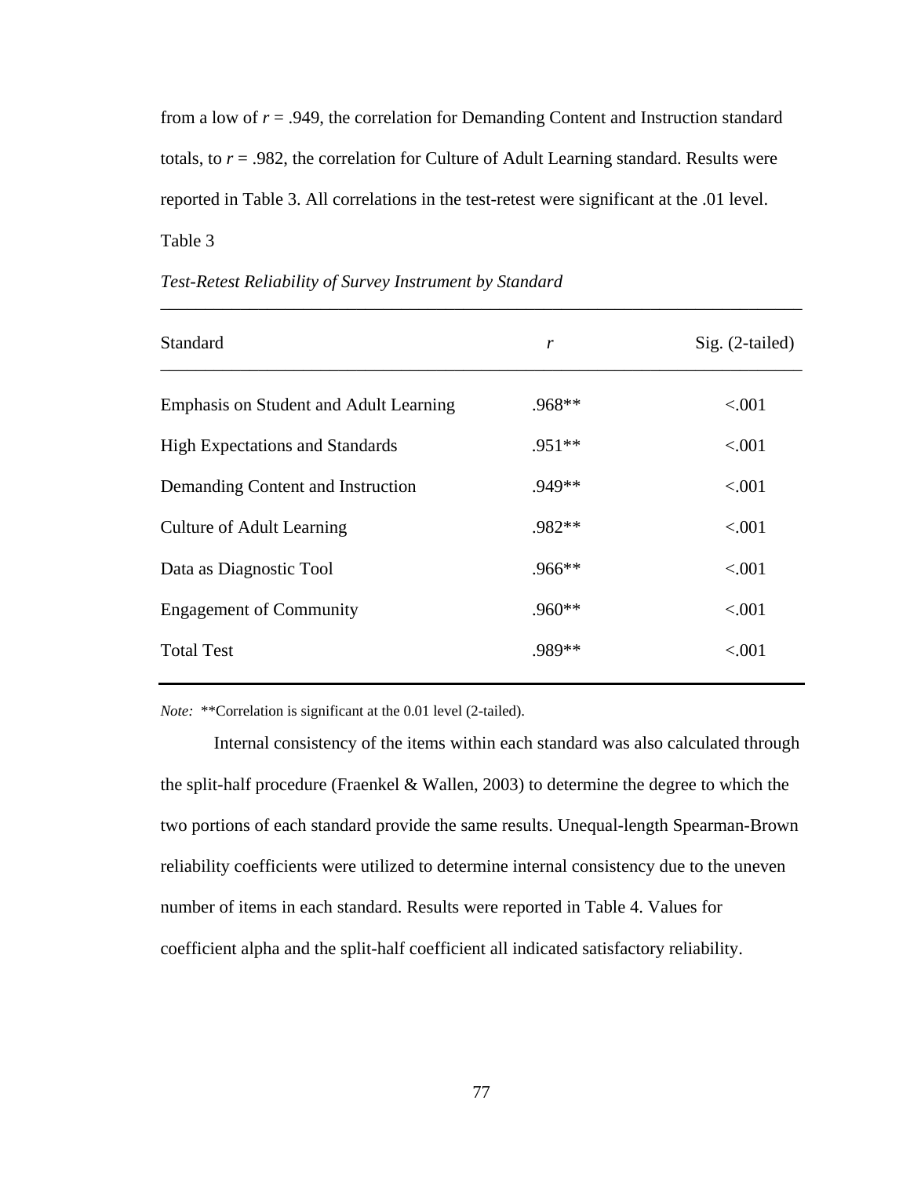from a low of $r$ = .949, the correlation for Demanding Content and Instruction standard totals, to $r$ = .982, the correlation for Culture of Adult Learning standard. Results were reported in Table 3. All correlations in the test-retest were significant at the .01 level.

Table 3

*Test-Retest Reliability of Survey Instrument by Standard*

| Standard | $r$ | Sig. (2-tailed) |
|---|---|---|
| Emphasis on Student and Adult Learning | .968** | <.001 |
| High Expectations and Standards | .951** | <.001 |
| Demanding Content and Instruction | .949** | <.001 |
| Culture of Adult Learning | .982** | <.001 |
| Data as Diagnostic Tool | .966** | <.001 |
| Engagement of Community | .960** | <.001 |
| Total Test | .989** | <.001 |

*Note:* **Correlation is significant at the 0.01 level (2-tailed).

Internal consistency of the items within each standard was also calculated through the split-half procedure (Fraenkel & Wallen, 2003) to determine the degree to which the two portions of each standard provide the same results. Unequal-length Spearman-Brown reliability coefficients were utilized to determine internal consistency due to the uneven number of items in each standard. Results were reported in Table 4. Values for coefficient alpha and the split-half coefficient all indicated satisfactory reliability.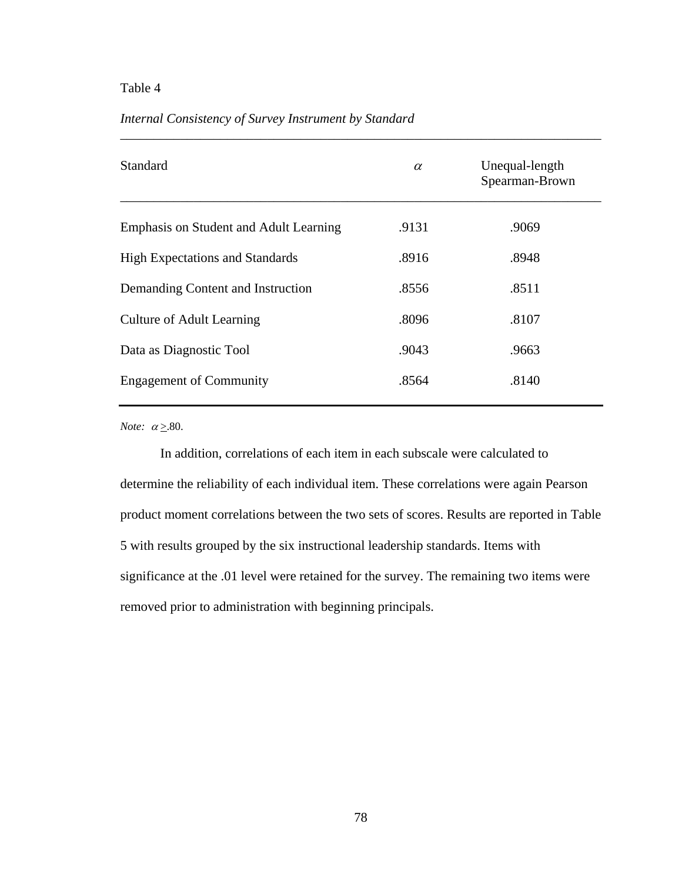Table 4

*Internal Consistency of Survey Instrument by Standard*

| Standard | $\alpha$ | Unequal-length Spearman-Brown |
|---|---|---|
| Emphasis on Student and Adult Learning | .9131 | .9069 |
| High Expectations and Standards | .8916 | .8948 |
| Demanding Content and Instruction | .8556 | .8511 |
| Culture of Adult Learning | .8096 | .8107 |
| Data as Diagnostic Tool | .9043 | .9663 |
| Engagement of Community | .8564 | .8140 |

*Note:* $\alpha \geq .80$.

In addition, correlations of each item in each subscale were calculated to determine the reliability of each individual item. These correlations were again Pearson product moment correlations between the two sets of scores. Results are reported in Table 5 with results grouped by the six instructional leadership standards. Items with significance at the .01 level were retained for the survey. The remaining two items were removed prior to administration with beginning principals.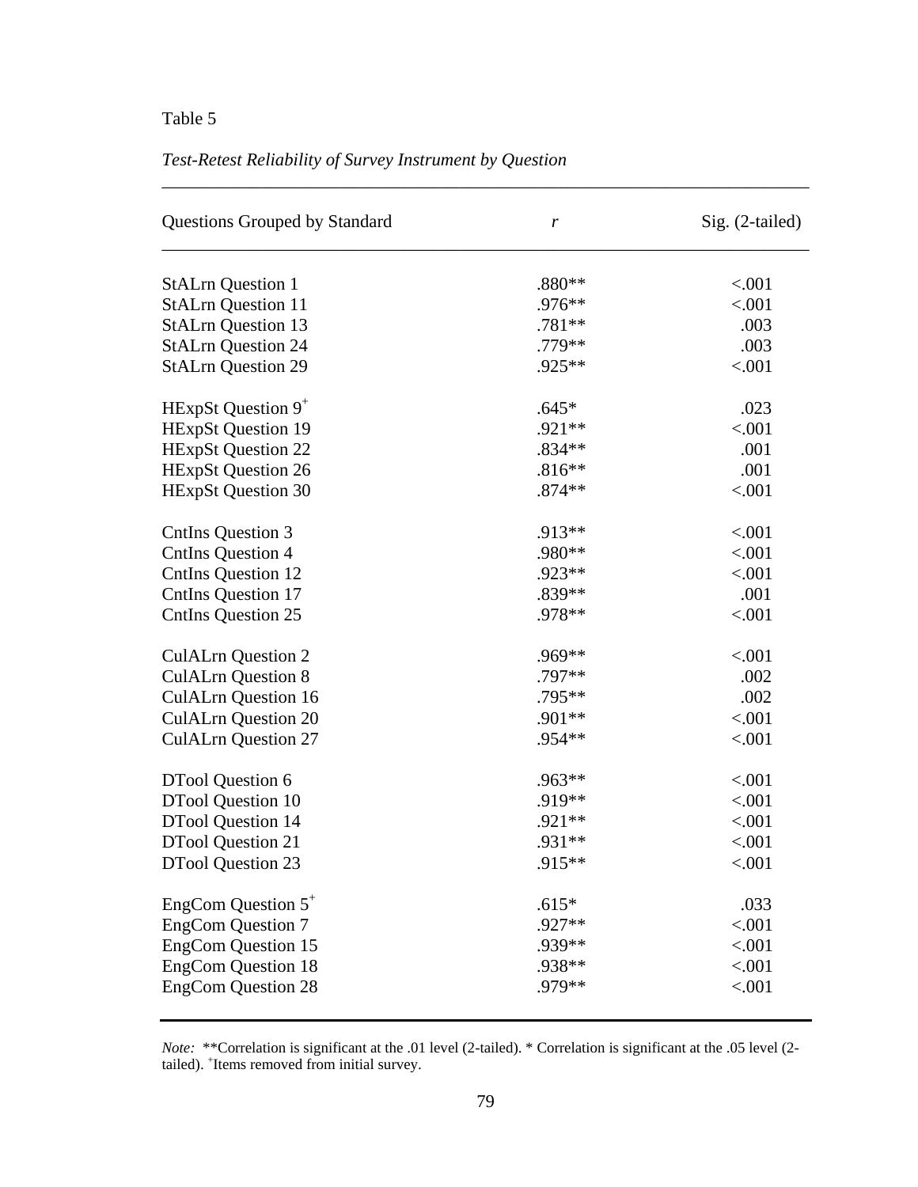Table 5

*Test-Retest Reliability of Survey Instrument by Question*

| Questions Grouped by Standard | *r* | Sig. (2-tailed) |
|---|---|---|
| StALrn Question 1 | .880** | <.001 |
| StALrn Question 11 | .976** | <.001 |
| StALrn Question 13 | .781** | .003 |
| StALrn Question 24 | .779** | .003 |
| StALrn Question 29 | .925** | <.001 |
| HExpSt Question 9+ | .645* | .023 |
| HExpSt Question 19 | .921** | <.001 |
| HExpSt Question 22 | .834** | .001 |
| HExpSt Question 26 | .816** | .001 |
| HExpSt Question 30 | .874** | <.001 |
| CntIns Question 3 | .913** | <.001 |
| CntIns Question 4 | .980** | <.001 |
| CntIns Question 12 | .923** | <.001 |
| CntIns Question 17 | .839** | .001 |
| CntIns Question 25 | .978** | <.001 |
| CulALrn Question 2 | .969** | <.001 |
| CulALrn Question 8 | .797** | .002 |
| CulALrn Question 16 | .795** | .002 |
| CulALrn Question 20 | .901** | <.001 |
| CulALrn Question 27 | .954** | <.001 |
| DTool Question 6 | .963** | <.001 |
| DTool Question 10 | .919** | <.001 |
| DTool Question 14 | .921** | <.001 |
| DTool Question 21 | .931** | <.001 |
| DTool Question 23 | .915** | <.001 |
| EngCom Question 5+ | .615* | .033 |
| EngCom Question 7 | .927** | <.001 |
| EngCom Question 15 | .939** | <.001 |
| EngCom Question 18 | .938** | <.001 |
| EngCom Question 28 | .979** | <.001 |

*Note:* **Correlation is significant at the .01 level (2-tailed). * Correlation is significant at the .05 level (2-tailed). +Items removed from initial survey.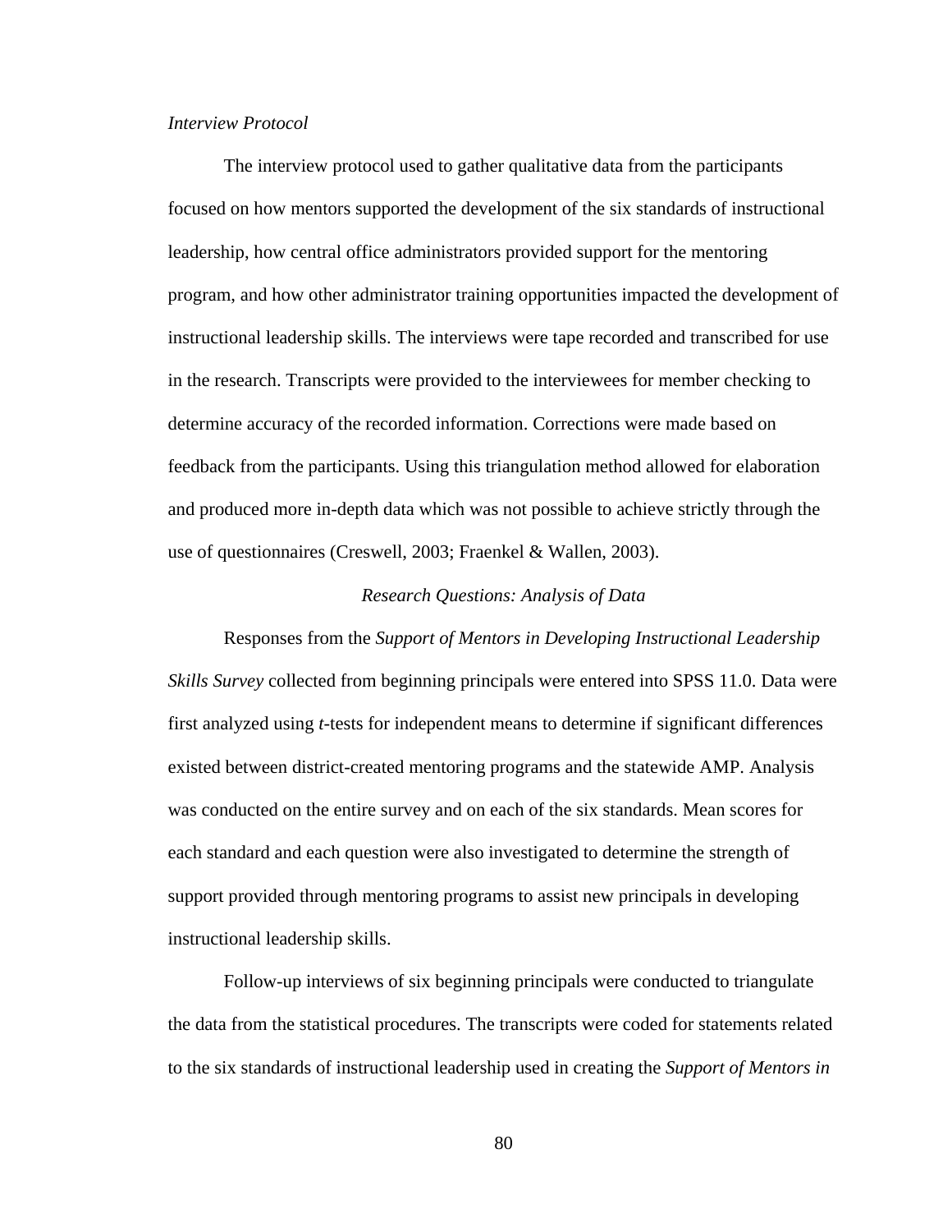*Interview Protocol*

The interview protocol used to gather qualitative data from the participants focused on how mentors supported the development of the six standards of instructional leadership, how central office administrators provided support for the mentoring program, and how other administrator training opportunities impacted the development of instructional leadership skills. The interviews were tape recorded and transcribed for use in the research. Transcripts were provided to the interviewees for member checking to determine accuracy of the recorded information. Corrections were made based on feedback from the participants. Using this triangulation method allowed for elaboration and produced more in-depth data which was not possible to achieve strictly through the use of questionnaires (Creswell, 2003; Fraenkel & Wallen, 2003).

## *Research Questions: Analysis of Data*

Responses from the *Support of Mentors in Developing Instructional Leadership Skills Survey* collected from beginning principals were entered into SPSS 11.0. Data were first analyzed using *t*-tests for independent means to determine if significant differences existed between district-created mentoring programs and the statewide AMP. Analysis was conducted on the entire survey and on each of the six standards. Mean scores for each standard and each question were also investigated to determine the strength of support provided through mentoring programs to assist new principals in developing instructional leadership skills.

Follow-up interviews of six beginning principals were conducted to triangulate the data from the statistical procedures. The transcripts were coded for statements related to the six standards of instructional leadership used in creating the *Support of Mentors in*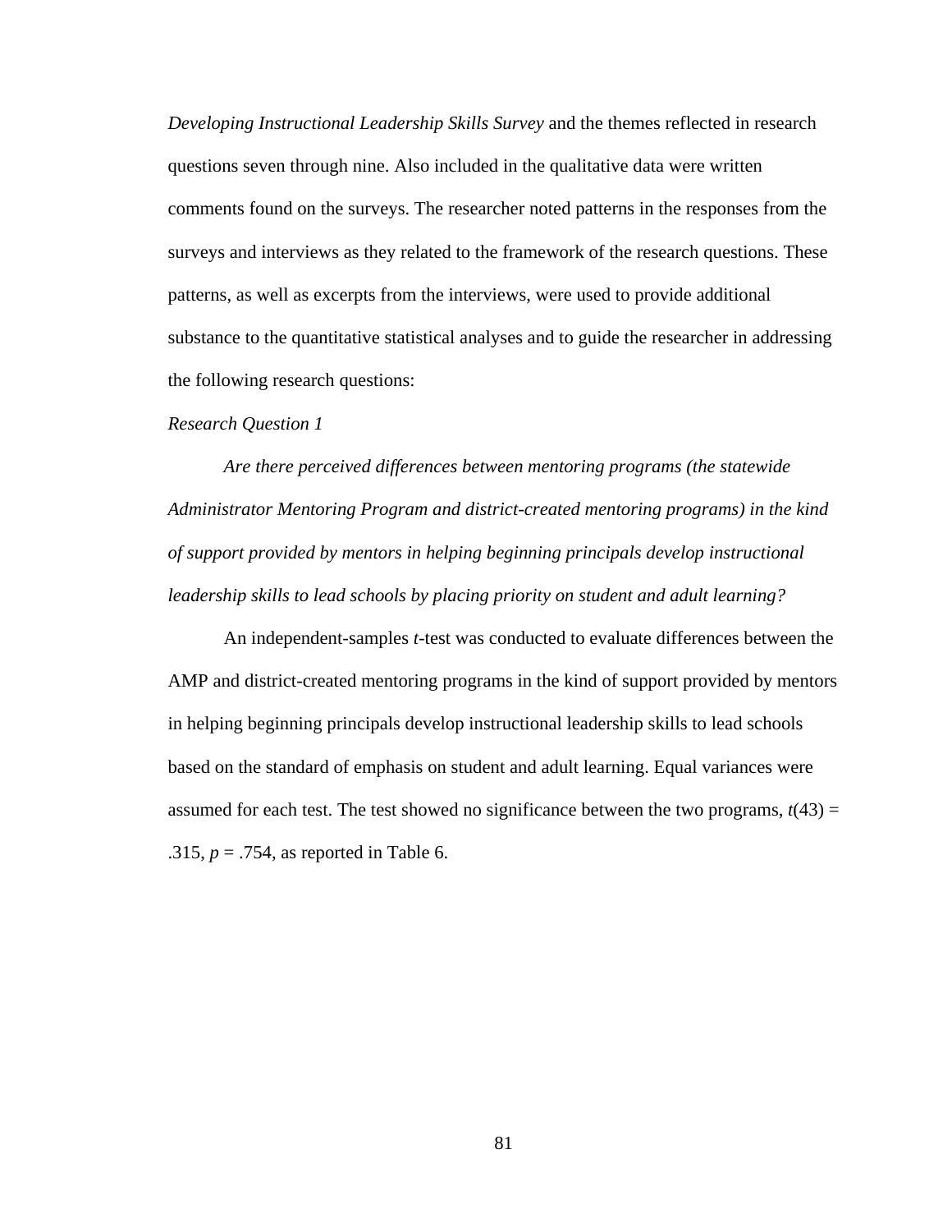*Developing Instructional Leadership Skills Survey* and the themes reflected in research questions seven through nine. Also included in the qualitative data were written comments found on the surveys. The researcher noted patterns in the responses from the surveys and interviews as they related to the framework of the research questions. These patterns, as well as excerpts from the interviews, were used to provide additional substance to the quantitative statistical analyses and to guide the researcher in addressing the following research questions:

*Research Question 1*

*Are there perceived differences between mentoring programs (the statewide Administrator Mentoring Program and district-created mentoring programs) in the kind of support provided by mentors in helping beginning principals develop instructional leadership skills to lead schools by placing priority on student and adult learning?*

An independent-samples *t*-test was conducted to evaluate differences between the AMP and district-created mentoring programs in the kind of support provided by mentors in helping beginning principals develop instructional leadership skills to lead schools based on the standard of emphasis on student and adult learning. Equal variances were assumed for each test. The test showed no significance between the two programs, $t(43) = .315$, $p = .754$, as reported in Table 6.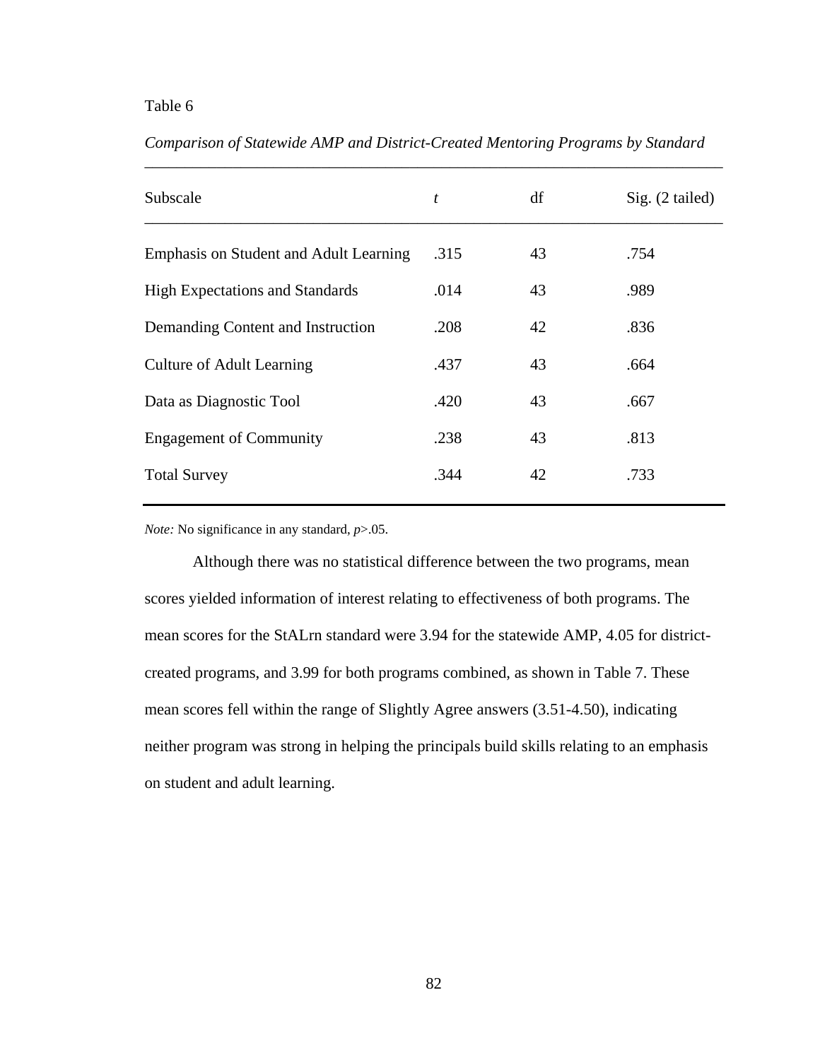Table 6

*Comparison of Statewide AMP and District-Created Mentoring Programs by Standard*

| Subscale | *t* | df | Sig. (2 tailed) |
|---|---|---|---|
| Emphasis on Student and Adult Learning | .315 | 43 | .754 |
| High Expectations and Standards | .014 | 43 | .989 |
| Demanding Content and Instruction | .208 | 42 | .836 |
| Culture of Adult Learning | .437 | 43 | .664 |
| Data as Diagnostic Tool | .420 | 43 | .667 |
| Engagement of Community | .238 | 43 | .813 |
| Total Survey | .344 | 42 | .733 |

*Note:* No significance in any standard, $p>.05$.

Although there was no statistical difference between the two programs, mean scores yielded information of interest relating to effectiveness of both programs. The mean scores for the StALrn standard were 3.94 for the statewide AMP, 4.05 for district-created programs, and 3.99 for both programs combined, as shown in Table 7. These mean scores fell within the range of Slightly Agree answers (3.51-4.50), indicating neither program was strong in helping the principals build skills relating to an emphasis on student and adult learning.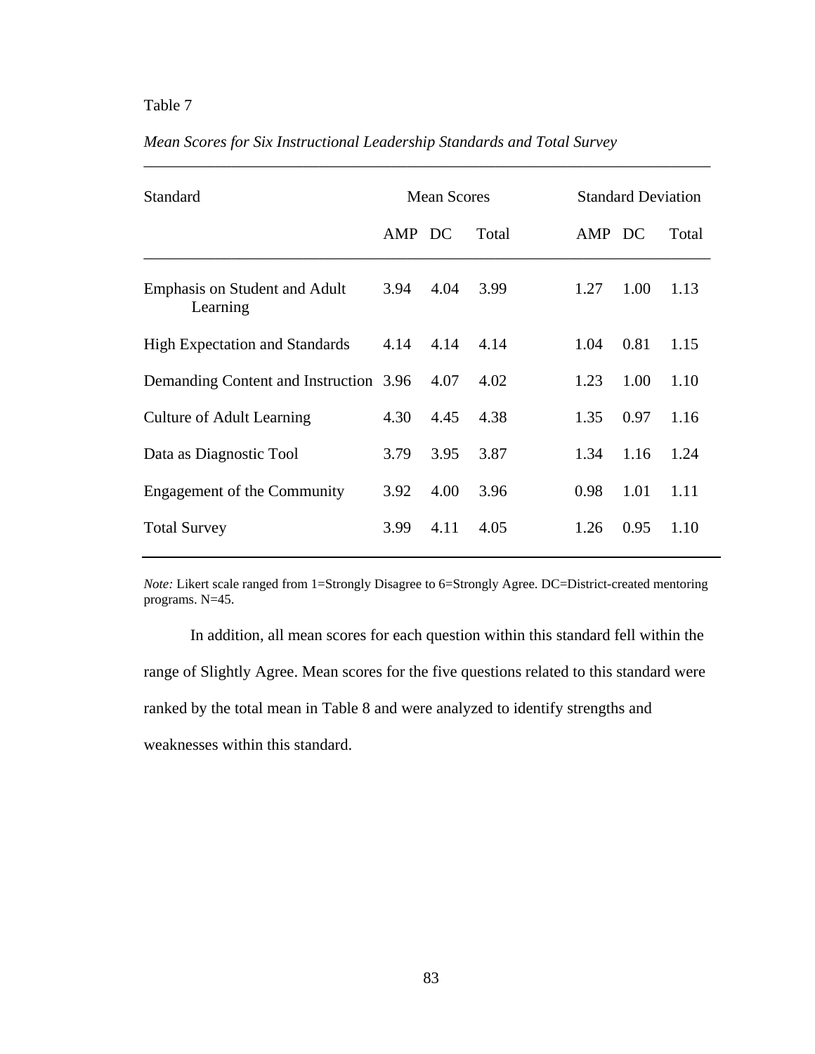Table 7

*Mean Scores for Six Instructional Leadership Standards and Total Survey*

| Standard | Mean Scores | | | Standard Deviation | | |
|---|---|---|---|---|---|---|
| | AMP | DC | Total | AMP | DC | Total |
| Emphasis on Student and Adult Learning | 3.94 | 4.04 | 3.99 | 1.27 | 1.00 | 1.13 |
| High Expectation and Standards | 4.14 | 4.14 | 4.14 | 1.04 | 0.81 | 1.15 |
| Demanding Content and Instruction | 3.96 | 4.07 | 4.02 | 1.23 | 1.00 | 1.10 |
| Culture of Adult Learning | 4.30 | 4.45 | 4.38 | 1.35 | 0.97 | 1.16 |
| Data as Diagnostic Tool | 3.79 | 3.95 | 3.87 | 1.34 | 1.16 | 1.24 |
| Engagement of the Community | 3.92 | 4.00 | 3.96 | 0.98 | 1.01 | 1.11 |
| Total Survey | 3.99 | 4.11 | 4.05 | 1.26 | 0.95 | 1.10 |

*Note:* Likert scale ranged from 1=Strongly Disagree to 6=Strongly Agree. DC=District-created mentoring programs. N=45.

In addition, all mean scores for each question within this standard fell within the range of Slightly Agree. Mean scores for the five questions related to this standard were ranked by the total mean in Table 8 and were analyzed to identify strengths and weaknesses within this standard.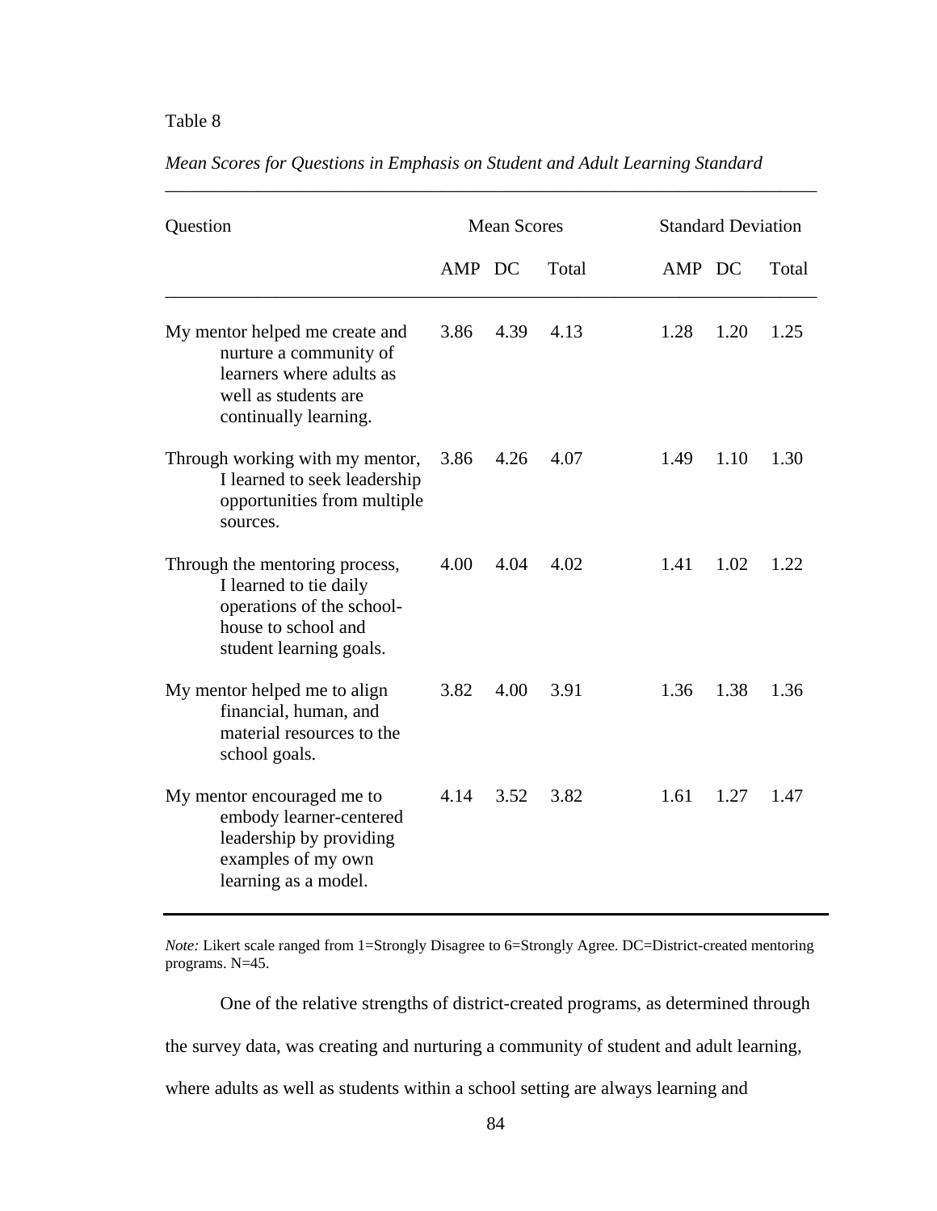Table 8

*Mean Scores for Questions in Emphasis on Student and Adult Learning Standard*

| Question | Mean Scores | | | Standard Deviation | | |
|---|---|---|---|---|---|---|
| | AMP | DC | Total | AMP | DC | Total |
| My mentor helped me create and nurture a community of learners where adults as well as students are continually learning. | 3.86 | 4.39 | 4.13 | 1.28 | 1.20 | 1.25 |
| Through working with my mentor, I learned to seek leadership opportunities from multiple sources. | 3.86 | 4.26 | 4.07 | 1.49 | 1.10 | 1.30 |
| Through the mentoring process, I learned to tie daily operations of the school-house to school and student learning goals. | 4.00 | 4.04 | 4.02 | 1.41 | 1.02 | 1.22 |
| My mentor helped me to align financial, human, and material resources to the school goals. | 3.82 | 4.00 | 3.91 | 1.36 | 1.38 | 1.36 |
| My mentor encouraged me to embody learner-centered leadership by providing examples of my own learning as a model. | 4.14 | 3.52 | 3.82 | 1.61 | 1.27 | 1.47 |

*Note:* Likert scale ranged from 1=Strongly Disagree to 6=Strongly Agree. DC=District-created mentoring programs. N=45.

One of the relative strengths of district-created programs, as determined through the survey data, was creating and nurturing a community of student and adult learning, where adults as well as students within a school setting are always learning and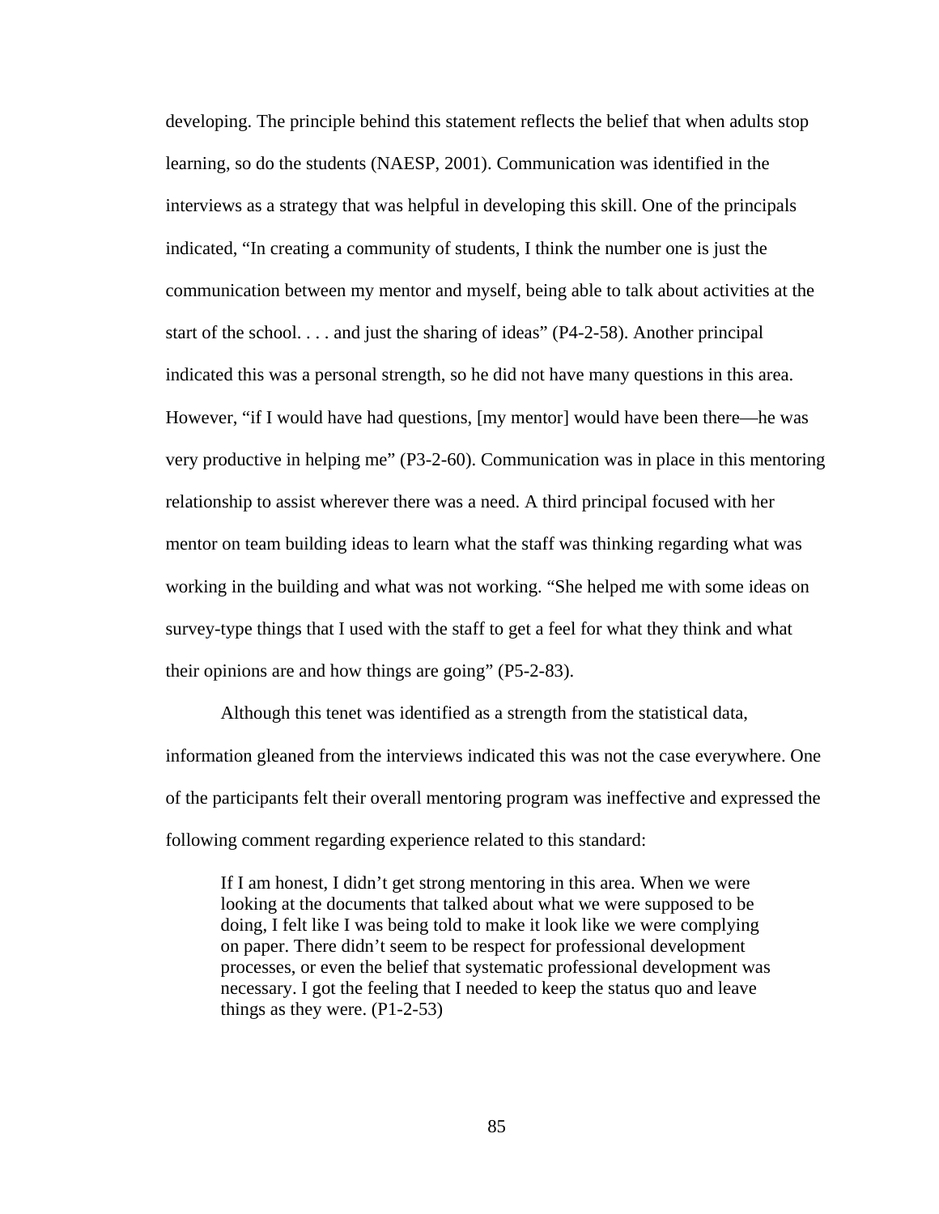developing. The principle behind this statement reflects the belief that when adults stop learning, so do the students (NAESP, 2001). Communication was identified in the interviews as a strategy that was helpful in developing this skill. One of the principals indicated, “In creating a community of students, I think the number one is just the communication between my mentor and myself, being able to talk about activities at the start of the school. . . . and just the sharing of ideas” (P4-2-58). Another principal indicated this was a personal strength, so he did not have many questions in this area. However, “if I would have had questions, [my mentor] would have been there—he was very productive in helping me” (P3-2-60). Communication was in place in this mentoring relationship to assist wherever there was a need. A third principal focused with her mentor on team building ideas to learn what the staff was thinking regarding what was working in the building and what was not working. “She helped me with some ideas on survey-type things that I used with the staff to get a feel for what they think and what their opinions are and how things are going” (P5-2-83).

Although this tenet was identified as a strength from the statistical data, information gleaned from the interviews indicated this was not the case everywhere. One of the participants felt their overall mentoring program was ineffective and expressed the following comment regarding experience related to this standard:

> If I am honest, I didn’t get strong mentoring in this area. When we were looking at the documents that talked about what we were supposed to be doing, I felt like I was being told to make it look like we were complying on paper. There didn’t seem to be respect for professional development processes, or even the belief that systematic professional development was necessary. I got the feeling that I needed to keep the status quo and leave things as they were. (P1-2-53)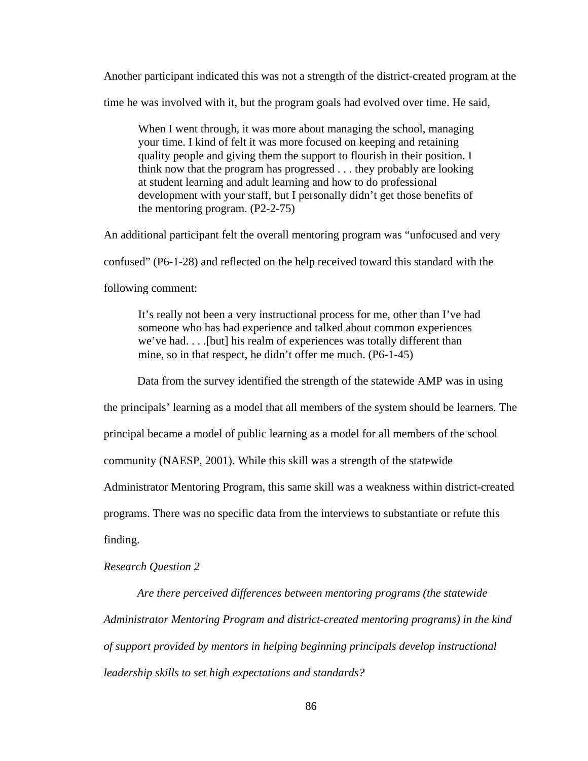Another participant indicated this was not a strength of the district-created program at the time he was involved with it, but the program goals had evolved over time. He said,

> When I went through, it was more about managing the school, managing your time. I kind of felt it was more focused on keeping and retaining quality people and giving them the support to flourish in their position. I think now that the program has progressed . . . they probably are looking at student learning and adult learning and how to do professional development with your staff, but I personally didn't get those benefits of the mentoring program. (P2-2-75)

An additional participant felt the overall mentoring program was "unfocused and very confused" (P6-1-28) and reflected on the help received toward this standard with the following comment:

> It's really not been a very instructional process for me, other than I've had someone who has had experience and talked about common experiences we've had. . . .[but] his realm of experiences was totally different than mine, so in that respect, he didn't offer me much. (P6-1-45)

Data from the survey identified the strength of the statewide AMP was in using the principals' learning as a model that all members of the system should be learners. The principal became a model of public learning as a model for all members of the school community (NAESP, 2001). While this skill was a strength of the statewide Administrator Mentoring Program, this same skill was a weakness within district-created programs. There was no specific data from the interviews to substantiate or refute this finding.

*Research Question 2*

*Are there perceived differences between mentoring programs (the statewide Administrator Mentoring Program and district-created mentoring programs) in the kind of support provided by mentors in helping beginning principals develop instructional leadership skills to set high expectations and standards?*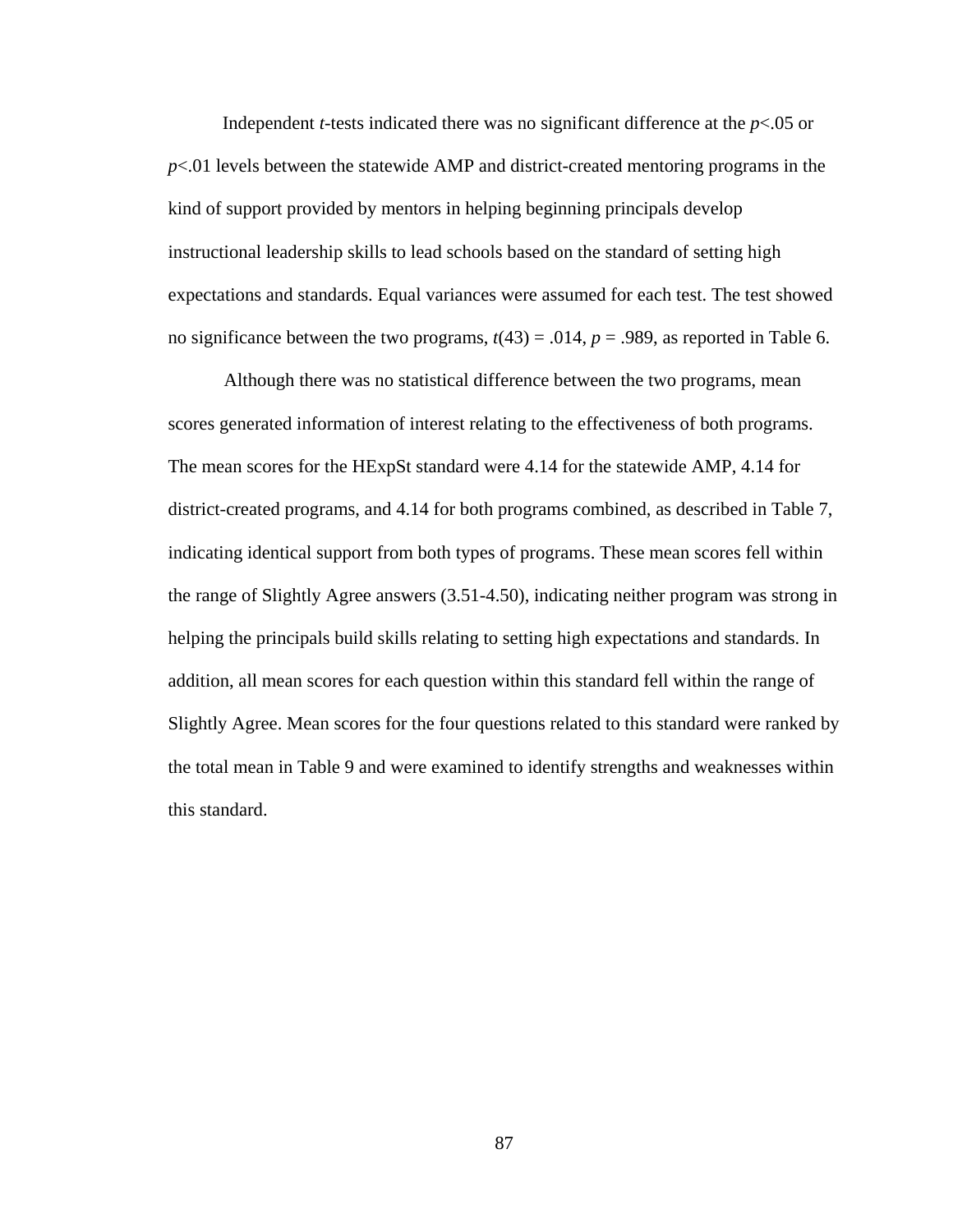Independent *t*-tests indicated there was no significant difference at the $p<.05$ or $p<.01$ levels between the statewide AMP and district-created mentoring programs in the kind of support provided by mentors in helping beginning principals develop instructional leadership skills to lead schools based on the standard of setting high expectations and standards. Equal variances were assumed for each test. The test showed no significance between the two programs, $t(43) = .014$, $p = .989$, as reported in Table 6.

Although there was no statistical difference between the two programs, mean scores generated information of interest relating to the effectiveness of both programs. The mean scores for the HExpSt standard were 4.14 for the statewide AMP, 4.14 for district-created programs, and 4.14 for both programs combined, as described in Table 7, indicating identical support from both types of programs. These mean scores fell within the range of Slightly Agree answers (3.51-4.50), indicating neither program was strong in helping the principals build skills relating to setting high expectations and standards. In addition, all mean scores for each question within this standard fell within the range of Slightly Agree. Mean scores for the four questions related to this standard were ranked by the total mean in Table 9 and were examined to identify strengths and weaknesses within this standard.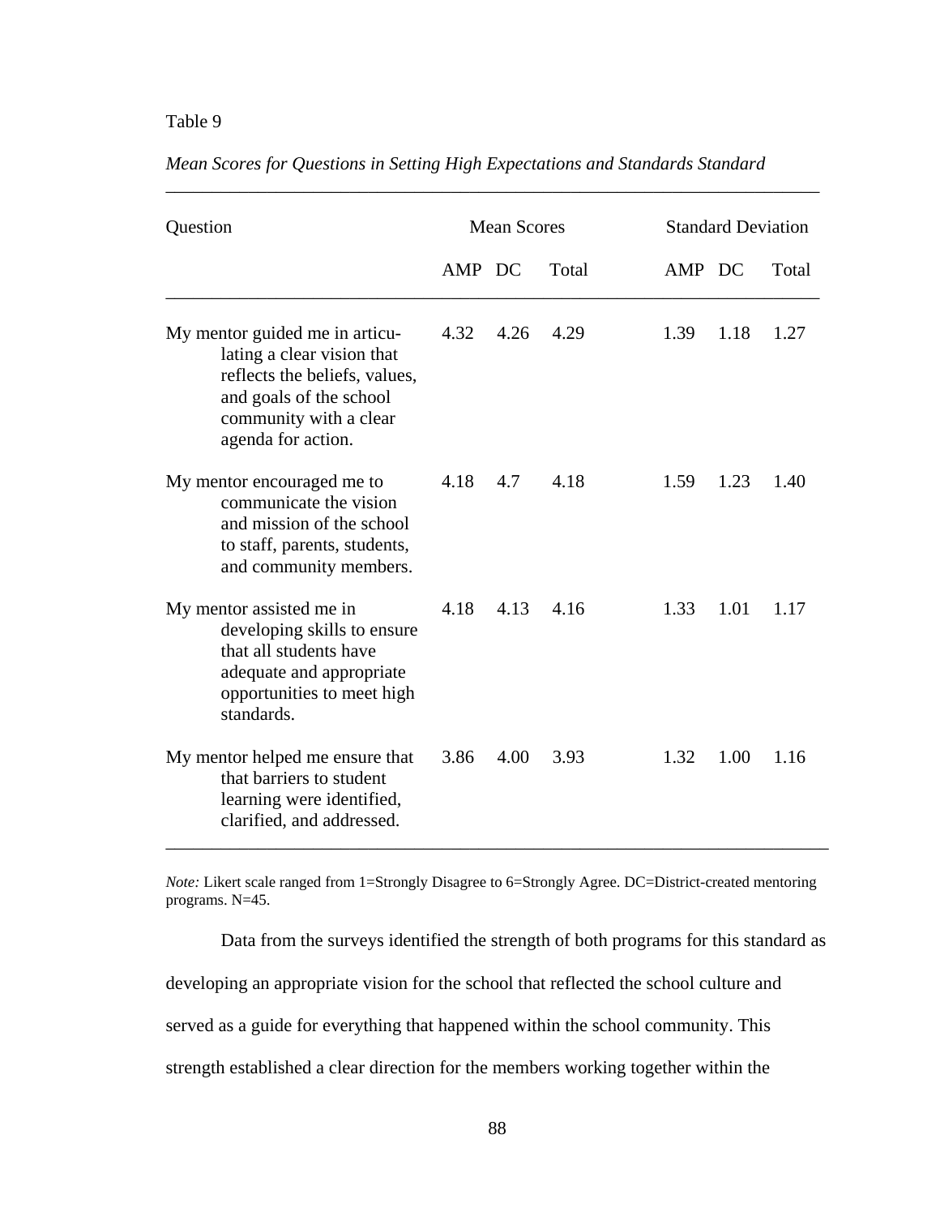Table 9

*Mean Scores for Questions in Setting High Expectations and Standards Standard*

| Question | Mean Scores | | | Standard Deviation | | |
|---|---|---|---|---|---|---|
| | AMP | DC | Total | AMP | DC | Total |
| My mentor guided me in articulating a clear vision that reflects the beliefs, values, and goals of the school community with a clear agenda for action. | 4.32 | 4.26 | 4.29 | 1.39 | 1.18 | 1.27 |
| My mentor encouraged me to communicate the vision and mission of the school to staff, parents, students, and community members. | 4.18 | 4.7 | 4.18 | 1.59 | 1.23 | 1.40 |
| My mentor assisted me in developing skills to ensure that all students have adequate and appropriate opportunities to meet high standards. | 4.18 | 4.13 | 4.16 | 1.33 | 1.01 | 1.17 |
| My mentor helped me ensure that that barriers to student learning were identified, clarified, and addressed. | 3.86 | 4.00 | 3.93 | 1.32 | 1.00 | 1.16 |

*Note:* Likert scale ranged from 1=Strongly Disagree to 6=Strongly Agree. DC=District-created mentoring programs. N=45.

Data from the surveys identified the strength of both programs for this standard as developing an appropriate vision for the school that reflected the school culture and served as a guide for everything that happened within the school community. This strength established a clear direction for the members working together within the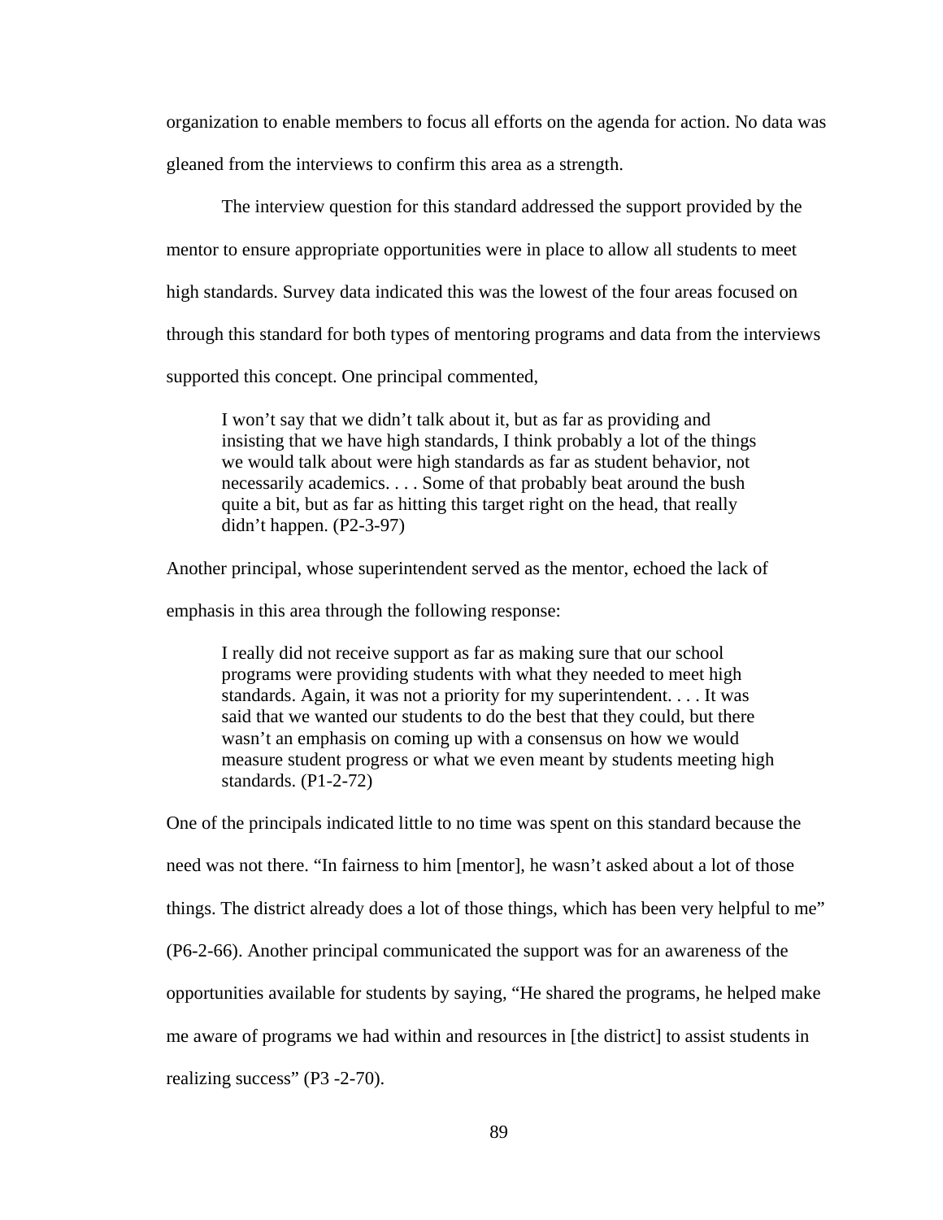organization to enable members to focus all efforts on the agenda for action. No data was gleaned from the interviews to confirm this area as a strength.

The interview question for this standard addressed the support provided by the mentor to ensure appropriate opportunities were in place to allow all students to meet high standards. Survey data indicated this was the lowest of the four areas focused on through this standard for both types of mentoring programs and data from the interviews supported this concept. One principal commented,

> I won't say that we didn't talk about it, but as far as providing and insisting that we have high standards, I think probably a lot of the things we would talk about were high standards as far as student behavior, not necessarily academics. . . . Some of that probably beat around the bush quite a bit, but as far as hitting this target right on the head, that really didn't happen. (P2-3-97)

Another principal, whose superintendent served as the mentor, echoed the lack of emphasis in this area through the following response:

> I really did not receive support as far as making sure that our school programs were providing students with what they needed to meet high standards. Again, it was not a priority for my superintendent. . . . It was said that we wanted our students to do the best that they could, but there wasn't an emphasis on coming up with a consensus on how we would measure student progress or what we even meant by students meeting high standards. (P1-2-72)

One of the principals indicated little to no time was spent on this standard because the need was not there. "In fairness to him [mentor], he wasn't asked about a lot of those things. The district already does a lot of those things, which has been very helpful to me" (P6-2-66). Another principal communicated the support was for an awareness of the opportunities available for students by saying, "He shared the programs, he helped make me aware of programs we had within and resources in [the district] to assist students in realizing success" (P3 -2-70).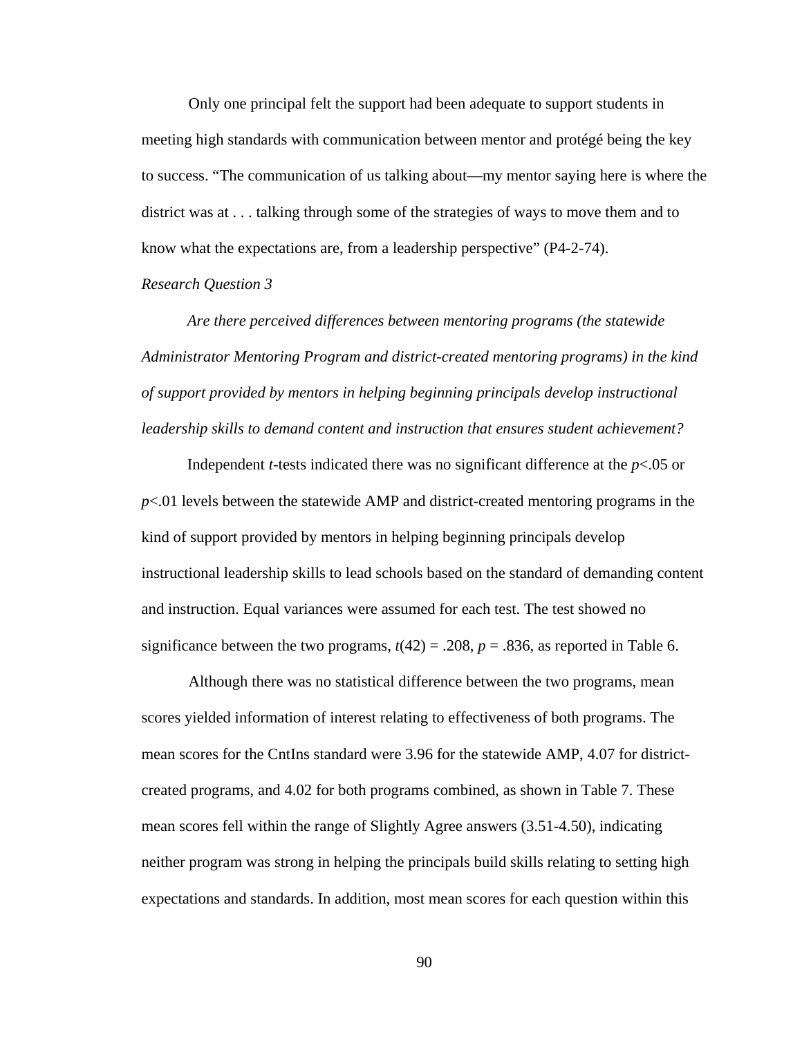Only one principal felt the support had been adequate to support students in meeting high standards with communication between mentor and protégé being the key to success. “The communication of us talking about—my mentor saying here is where the district was at . . . talking through some of the strategies of ways to move them and to know what the expectations are, from a leadership perspective” (P4-2-74).

*Research Question 3*

*Are there perceived differences between mentoring programs (the statewide Administrator Mentoring Program and district-created mentoring programs) in the kind of support provided by mentors in helping beginning principals develop instructional leadership skills to demand content and instruction that ensures student achievement?*

Independent *t*-tests indicated there was no significant difference at the $p<.05$ or $p<.01$ levels between the statewide AMP and district-created mentoring programs in the kind of support provided by mentors in helping beginning principals develop instructional leadership skills to lead schools based on the standard of demanding content and instruction. Equal variances were assumed for each test. The test showed no significance between the two programs, $t(42) = .208$, $p = .836$, as reported in Table 6.

Although there was no statistical difference between the two programs, mean scores yielded information of interest relating to effectiveness of both programs. The mean scores for the CntIns standard were 3.96 for the statewide AMP, 4.07 for district-created programs, and 4.02 for both programs combined, as shown in Table 7. These mean scores fell within the range of Slightly Agree answers (3.51-4.50), indicating neither program was strong in helping the principals build skills relating to setting high expectations and standards. In addition, most mean scores for each question within this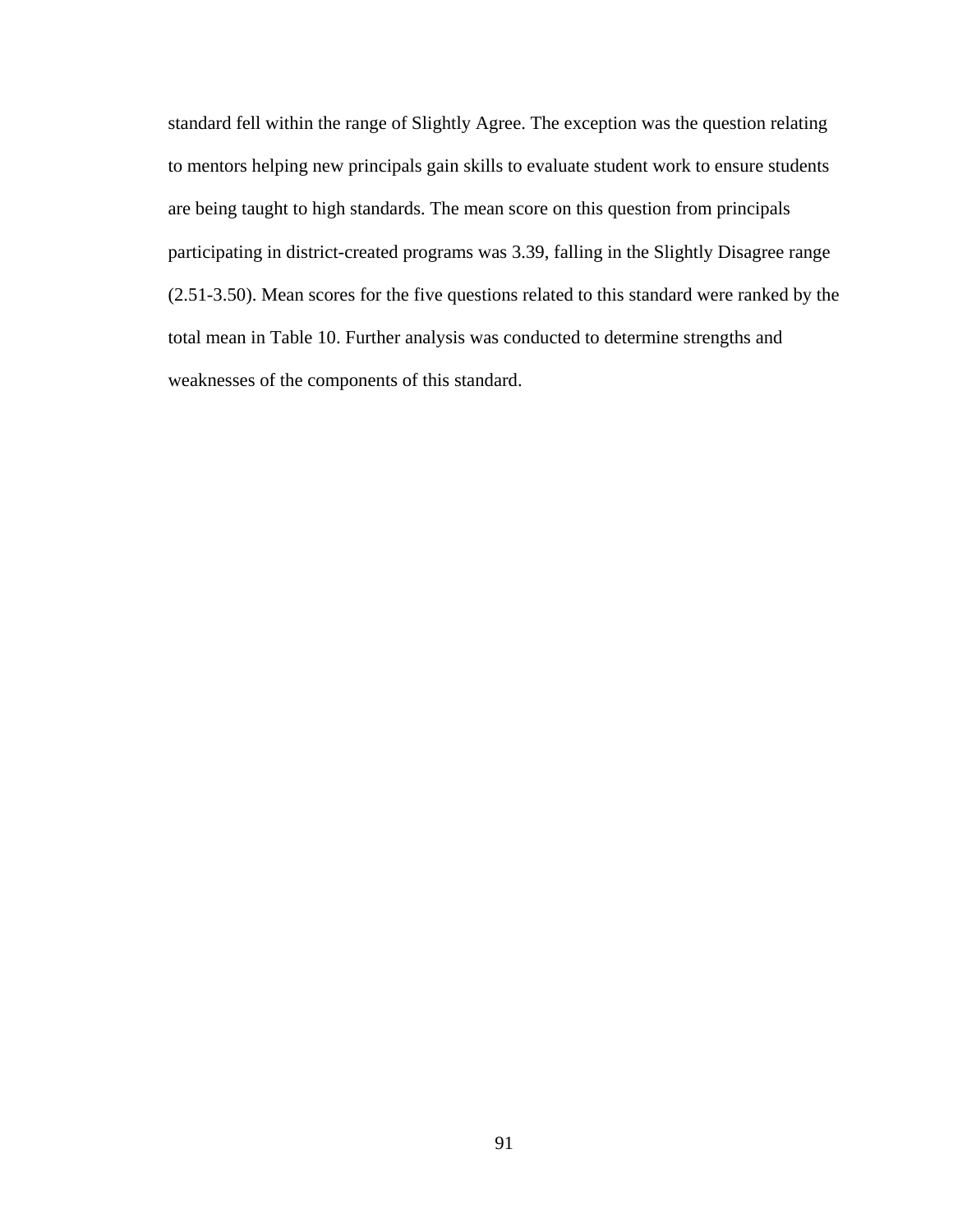standard fell within the range of Slightly Agree. The exception was the question relating to mentors helping new principals gain skills to evaluate student work to ensure students are being taught to high standards. The mean score on this question from principals participating in district-created programs was 3.39, falling in the Slightly Disagree range (2.51-3.50). Mean scores for the five questions related to this standard were ranked by the total mean in Table 10. Further analysis was conducted to determine strengths and weaknesses of the components of this standard.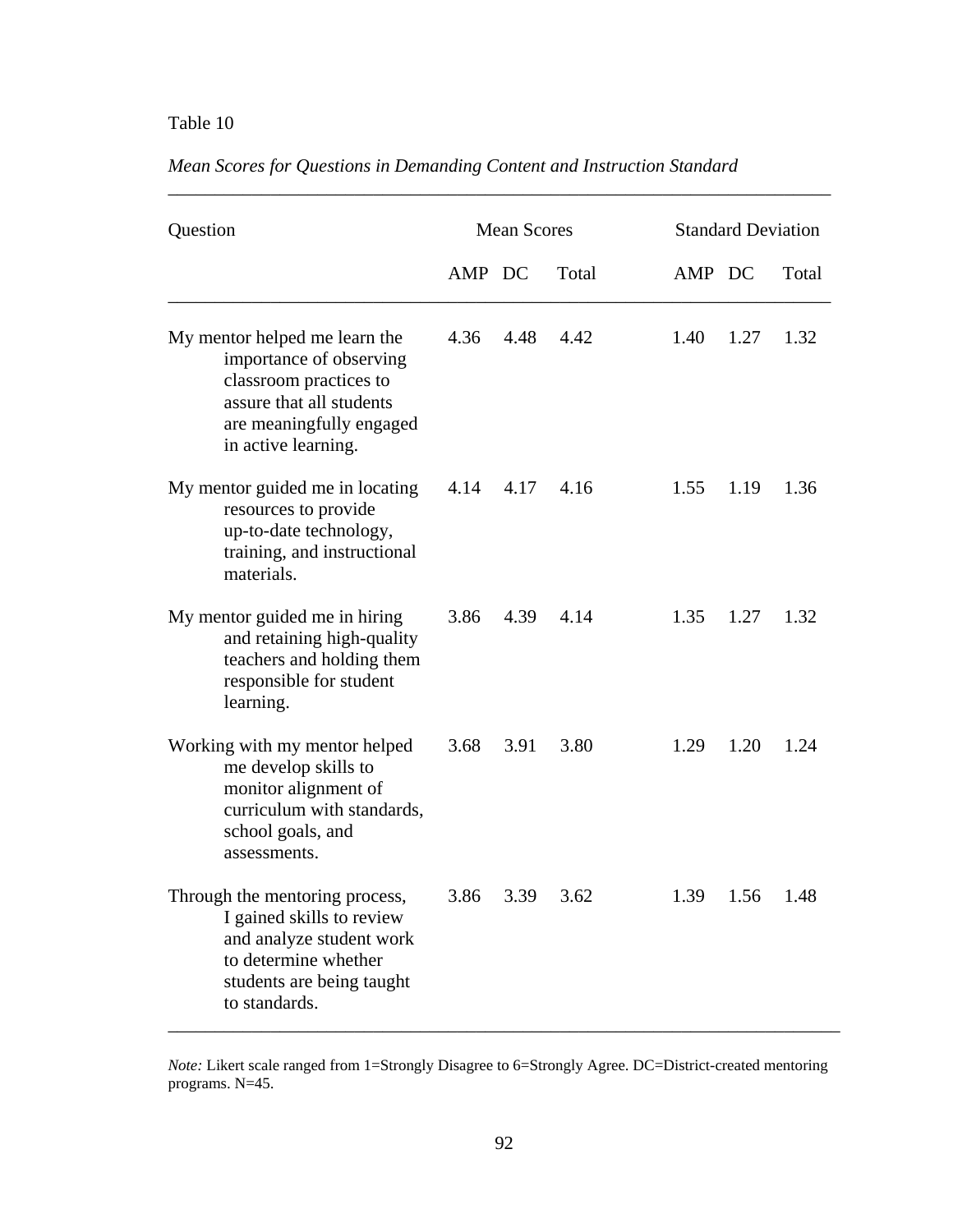Table 10

*Mean Scores for Questions in Demanding Content and Instruction Standard*

| Question | Mean Scores | | | Standard Deviation | | |
|---|---|---|---|---|---|---|
| | AMP | DC | Total | AMP | DC | Total |
| My mentor helped me learn the importance of observing classroom practices to assure that all students are meaningfully engaged in active learning. | 4.36 | 4.48 | 4.42 | 1.40 | 1.27 | 1.32 |
| My mentor guided me in locating resources to provide up-to-date technology, training, and instructional materials. | 4.14 | 4.17 | 4.16 | 1.55 | 1.19 | 1.36 |
| My mentor guided me in hiring and retaining high-quality teachers and holding them responsible for student learning. | 3.86 | 4.39 | 4.14 | 1.35 | 1.27 | 1.32 |
| Working with my mentor helped me develop skills to monitor alignment of curriculum with standards, school goals, and assessments. | 3.68 | 3.91 | 3.80 | 1.29 | 1.20 | 1.24 |
| Through the mentoring process, I gained skills to review and analyze student work to determine whether students are being taught to standards. | 3.86 | 3.39 | 3.62 | 1.39 | 1.56 | 1.48 |

*Note:* Likert scale ranged from 1=Strongly Disagree to 6=Strongly Agree. DC=District-created mentoring programs. N=45.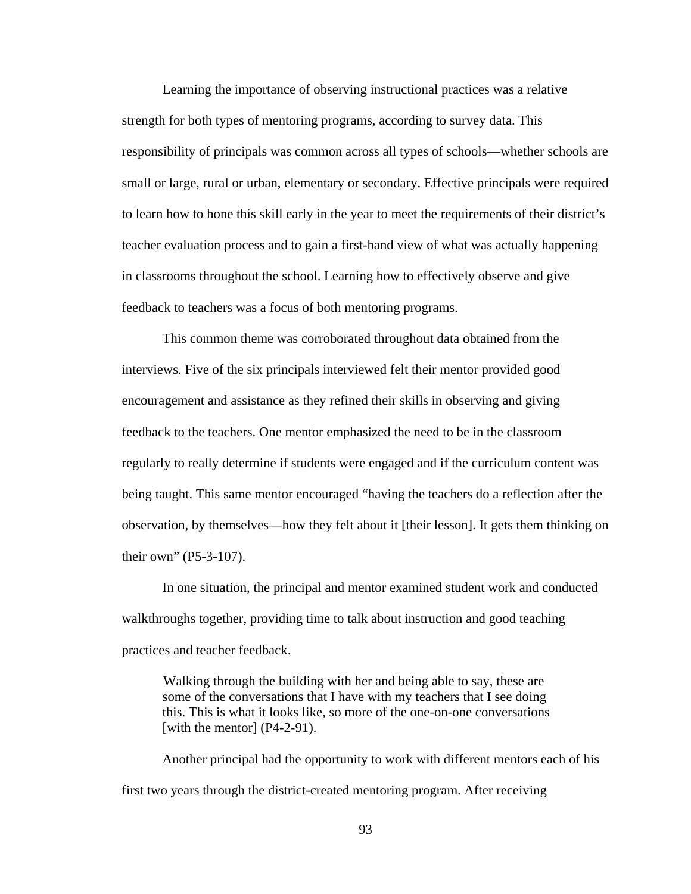Learning the importance of observing instructional practices was a relative strength for both types of mentoring programs, according to survey data. This responsibility of principals was common across all types of schools—whether schools are small or large, rural or urban, elementary or secondary. Effective principals were required to learn how to hone this skill early in the year to meet the requirements of their district's teacher evaluation process and to gain a first-hand view of what was actually happening in classrooms throughout the school. Learning how to effectively observe and give feedback to teachers was a focus of both mentoring programs.

This common theme was corroborated throughout data obtained from the interviews. Five of the six principals interviewed felt their mentor provided good encouragement and assistance as they refined their skills in observing and giving feedback to the teachers. One mentor emphasized the need to be in the classroom regularly to really determine if students were engaged and if the curriculum content was being taught. This same mentor encouraged "having the teachers do a reflection after the observation, by themselves—how they felt about it [their lesson]. It gets them thinking on their own" (P5-3-107).

In one situation, the principal and mentor examined student work and conducted walkthroughs together, providing time to talk about instruction and good teaching practices and teacher feedback.

> Walking through the building with her and being able to say, these are some of the conversations that I have with my teachers that I see doing this. This is what it looks like, so more of the one-on-one conversations [with the mentor] (P4-2-91).

Another principal had the opportunity to work with different mentors each of his first two years through the district-created mentoring program. After receiving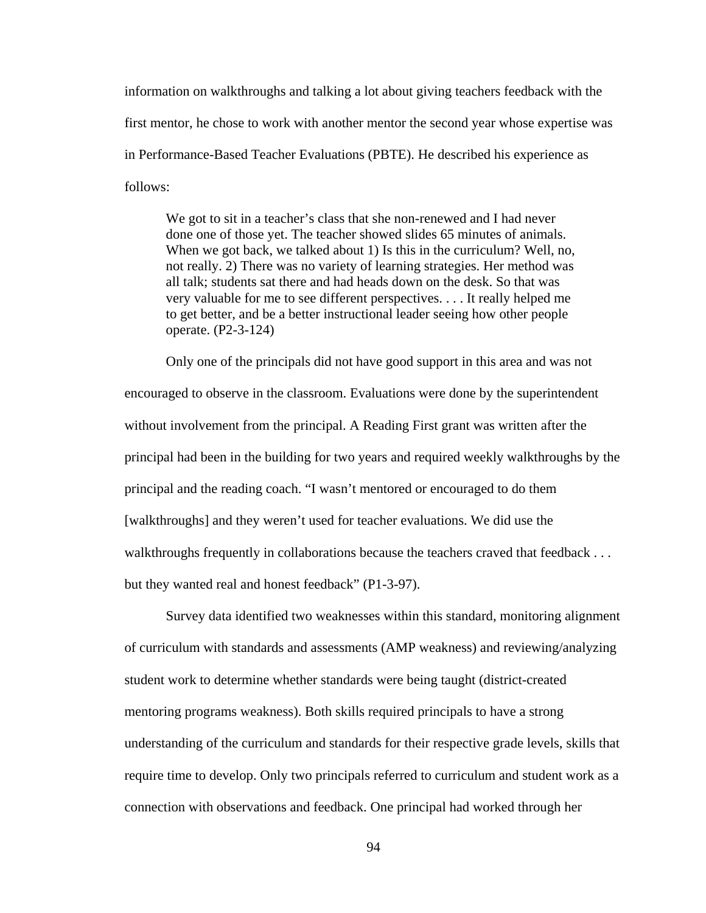information on walkthroughs and talking a lot about giving teachers feedback with the first mentor, he chose to work with another mentor the second year whose expertise was in Performance-Based Teacher Evaluations (PBTE). He described his experience as follows:

> We got to sit in a teacher's class that she non-renewed and I had never done one of those yet. The teacher showed slides 65 minutes of animals. When we got back, we talked about 1) Is this in the curriculum? Well, no, not really. 2) There was no variety of learning strategies. Her method was all talk; students sat there and had heads down on the desk. So that was very valuable for me to see different perspectives. . . . It really helped me to get better, and be a better instructional leader seeing how other people operate. (P2-3-124)

Only one of the principals did not have good support in this area and was not encouraged to observe in the classroom. Evaluations were done by the superintendent without involvement from the principal. A Reading First grant was written after the principal had been in the building for two years and required weekly walkthroughs by the principal and the reading coach. "I wasn't mentored or encouraged to do them [walkthroughs] and they weren't used for teacher evaluations. We did use the walkthroughs frequently in collaborations because the teachers craved that feedback . . . but they wanted real and honest feedback" (P1-3-97).

Survey data identified two weaknesses within this standard, monitoring alignment of curriculum with standards and assessments (AMP weakness) and reviewing/analyzing student work to determine whether standards were being taught (district-created mentoring programs weakness). Both skills required principals to have a strong understanding of the curriculum and standards for their respective grade levels, skills that require time to develop. Only two principals referred to curriculum and student work as a connection with observations and feedback. One principal had worked through her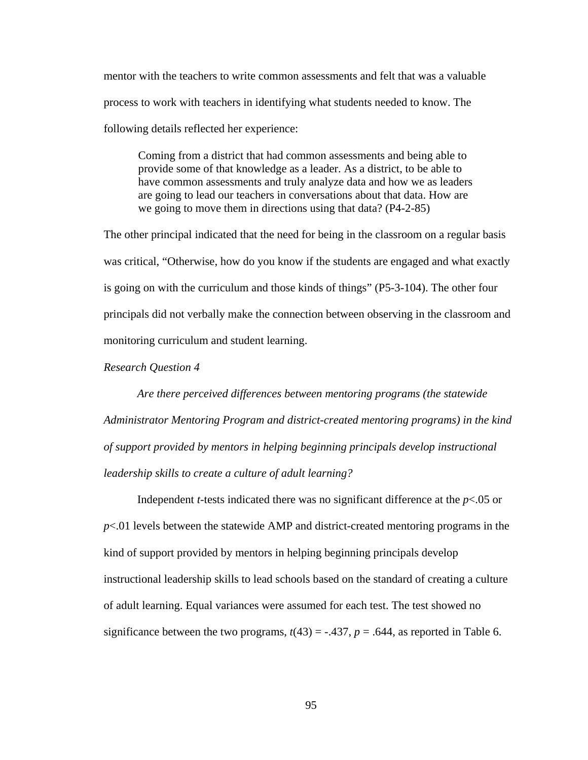mentor with the teachers to write common assessments and felt that was a valuable process to work with teachers in identifying what students needed to know. The following details reflected her experience:

> Coming from a district that had common assessments and being able to provide some of that knowledge as a leader. As a district, to be able to have common assessments and truly analyze data and how we as leaders are going to lead our teachers in conversations about that data. How are we going to move them in directions using that data? (P4-2-85)

The other principal indicated that the need for being in the classroom on a regular basis was critical, "Otherwise, how do you know if the students are engaged and what exactly is going on with the curriculum and those kinds of things" (P5-3-104). The other four principals did not verbally make the connection between observing in the classroom and monitoring curriculum and student learning.

*Research Question 4*

*Are there perceived differences between mentoring programs (the statewide Administrator Mentoring Program and district-created mentoring programs) in the kind of support provided by mentors in helping beginning principals develop instructional leadership skills to create a culture of adult learning?*

Independent *t*-tests indicated there was no significant difference at the $p<.05$ or $p<.01$ levels between the statewide AMP and district-created mentoring programs in the kind of support provided by mentors in helping beginning principals develop instructional leadership skills to lead schools based on the standard of creating a culture of adult learning. Equal variances were assumed for each test. The test showed no significance between the two programs, $t(43) = -.437$, $p = .644$, as reported in Table 6.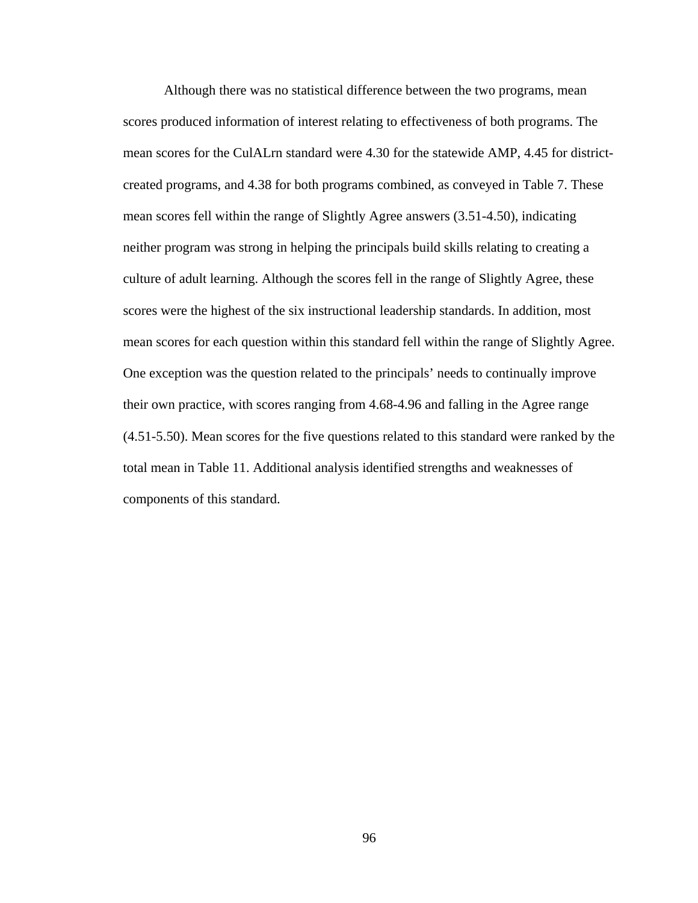Although there was no statistical difference between the two programs, mean scores produced information of interest relating to effectiveness of both programs. The mean scores for the CulALrn standard were 4.30 for the statewide AMP, 4.45 for district-created programs, and 4.38 for both programs combined, as conveyed in Table 7. These mean scores fell within the range of Slightly Agree answers (3.51-4.50), indicating neither program was strong in helping the principals build skills relating to creating a culture of adult learning. Although the scores fell in the range of Slightly Agree, these scores were the highest of the six instructional leadership standards. In addition, most mean scores for each question within this standard fell within the range of Slightly Agree. One exception was the question related to the principals' needs to continually improve their own practice, with scores ranging from 4.68-4.96 and falling in the Agree range (4.51-5.50). Mean scores for the five questions related to this standard were ranked by the total mean in Table 11. Additional analysis identified strengths and weaknesses of components of this standard.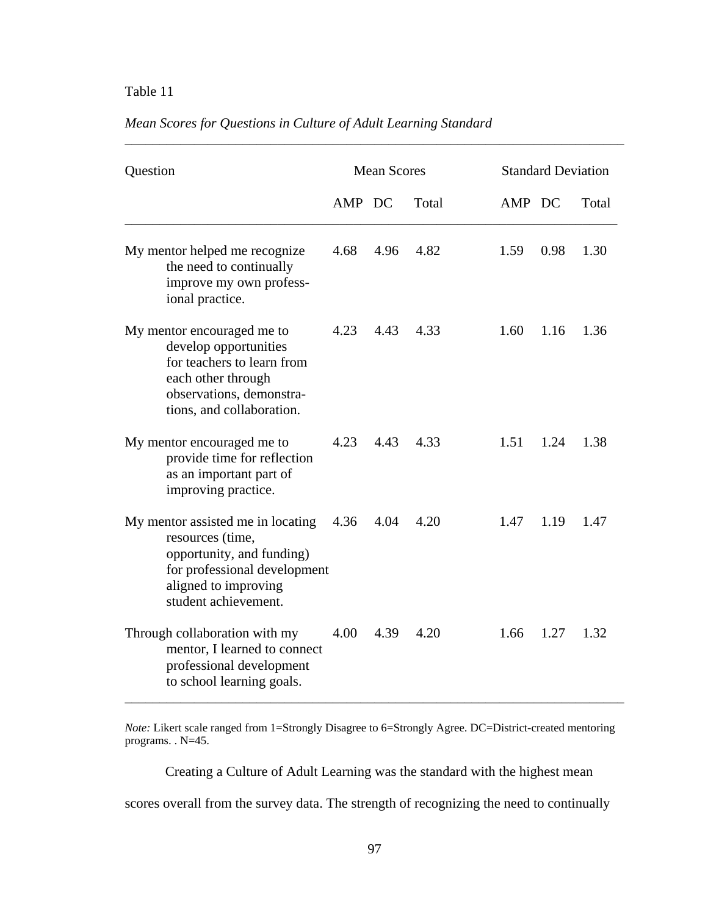Table 11

*Mean Scores for Questions in Culture of Adult Learning Standard*

| Question | Mean Scores | | | Standard Deviation | | |
|---|---|---|---|---|---|---|
| | AMP | DC | Total | AMP | DC | Total |
| My mentor helped me recognize the need to continually improve my own profess-ional practice. | 4.68 | 4.96 | 4.82 | 1.59 | 0.98 | 1.30 |
| My mentor encouraged me to develop opportunities for teachers to learn from each other through observations, demonstra-tions, and collaboration. | 4.23 | 4.43 | 4.33 | 1.60 | 1.16 | 1.36 |
| My mentor encouraged me to provide time for reflection as an important part of improving practice. | 4.23 | 4.43 | 4.33 | 1.51 | 1.24 | 1.38 |
| My mentor assisted me in locating resources (time, opportunity, and funding) for professional development aligned to improving student achievement. | 4.36 | 4.04 | 4.20 | 1.47 | 1.19 | 1.47 |
| Through collaboration with my mentor, I learned to connect professional development to school learning goals. | 4.00 | 4.39 | 4.20 | 1.66 | 1.27 | 1.32 |

*Note:* Likert scale ranged from 1=Strongly Disagree to 6=Strongly Agree. DC=District-created mentoring programs. . N=45.

Creating a Culture of Adult Learning was the standard with the highest mean scores overall from the survey data. The strength of recognizing the need to continually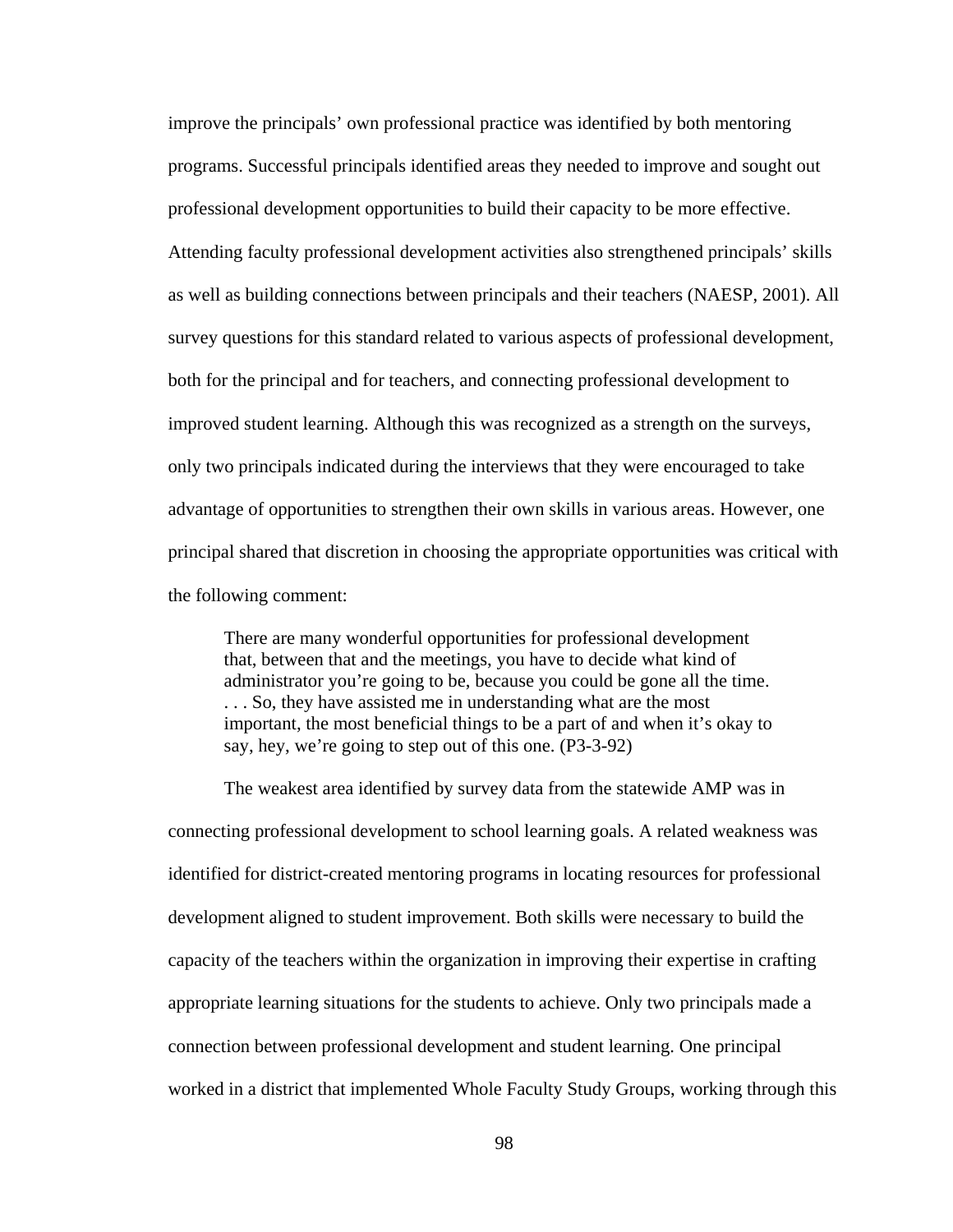improve the principals' own professional practice was identified by both mentoring programs. Successful principals identified areas they needed to improve and sought out professional development opportunities to build their capacity to be more effective. Attending faculty professional development activities also strengthened principals' skills as well as building connections between principals and their teachers (NAESP, 2001). All survey questions for this standard related to various aspects of professional development, both for the principal and for teachers, and connecting professional development to improved student learning. Although this was recognized as a strength on the surveys, only two principals indicated during the interviews that they were encouraged to take advantage of opportunities to strengthen their own skills in various areas. However, one principal shared that discretion in choosing the appropriate opportunities was critical with the following comment:

> There are many wonderful opportunities for professional development that, between that and the meetings, you have to decide what kind of administrator you're going to be, because you could be gone all the time. . . . So, they have assisted me in understanding what are the most important, the most beneficial things to be a part of and when it's okay to say, hey, we're going to step out of this one. (P3-3-92)

The weakest area identified by survey data from the statewide AMP was in connecting professional development to school learning goals. A related weakness was identified for district-created mentoring programs in locating resources for professional development aligned to student improvement. Both skills were necessary to build the capacity of the teachers within the organization in improving their expertise in crafting appropriate learning situations for the students to achieve. Only two principals made a connection between professional development and student learning. One principal worked in a district that implemented Whole Faculty Study Groups, working through this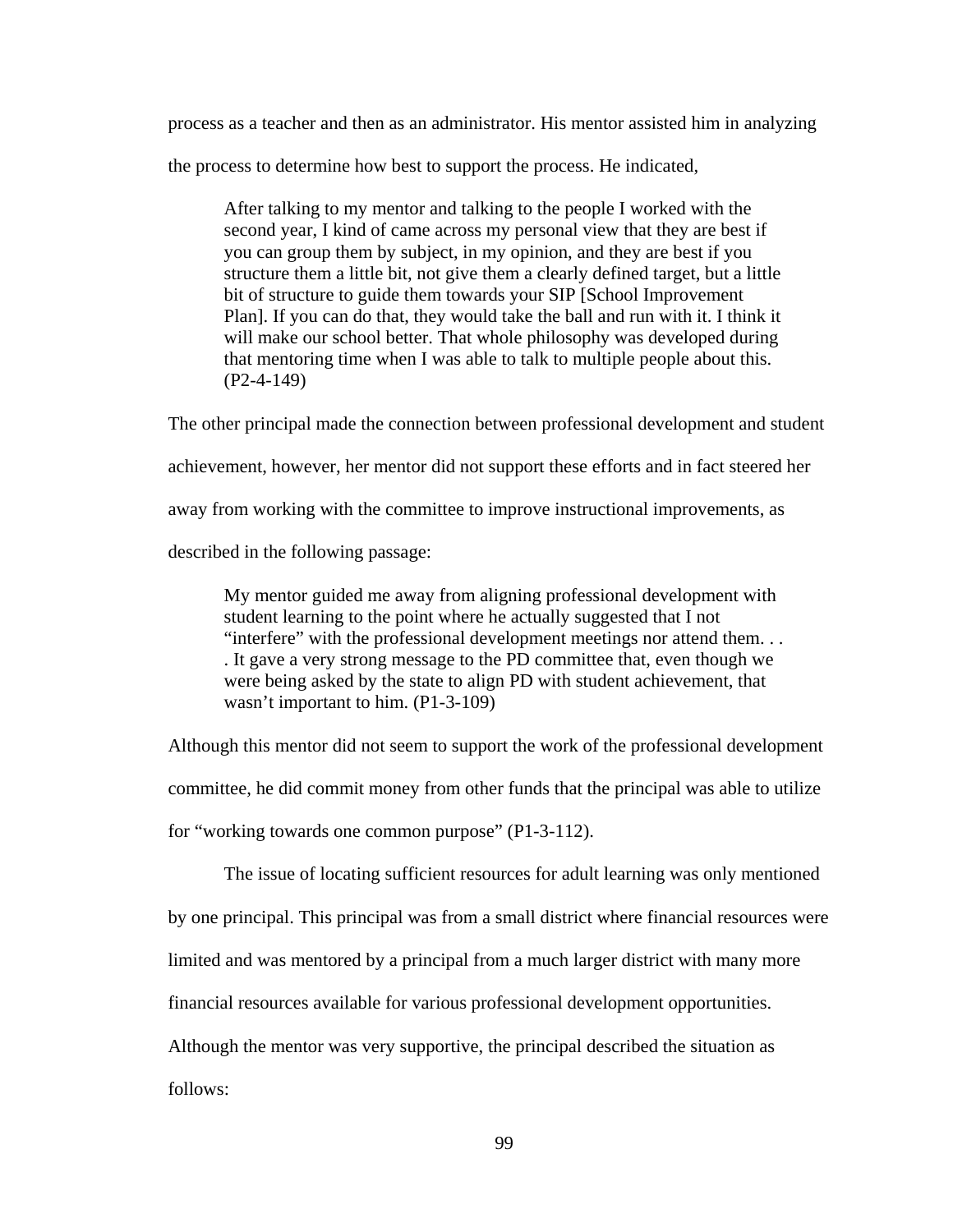process as a teacher and then as an administrator. His mentor assisted him in analyzing the process to determine how best to support the process. He indicated,

> After talking to my mentor and talking to the people I worked with the second year, I kind of came across my personal view that they are best if you can group them by subject, in my opinion, and they are best if you structure them a little bit, not give them a clearly defined target, but a little bit of structure to guide them towards your SIP [School Improvement Plan]. If you can do that, they would take the ball and run with it. I think it will make our school better. That whole philosophy was developed during that mentoring time when I was able to talk to multiple people about this. (P2-4-149)

The other principal made the connection between professional development and student achievement, however, her mentor did not support these efforts and in fact steered her away from working with the committee to improve instructional improvements, as described in the following passage:

> My mentor guided me away from aligning professional development with student learning to the point where he actually suggested that I not "interfere" with the professional development meetings nor attend them. . . . It gave a very strong message to the PD committee that, even though we were being asked by the state to align PD with student achievement, that wasn't important to him. (P1-3-109)

Although this mentor did not seem to support the work of the professional development committee, he did commit money from other funds that the principal was able to utilize for "working towards one common purpose" (P1-3-112).

The issue of locating sufficient resources for adult learning was only mentioned by one principal. This principal was from a small district where financial resources were limited and was mentored by a principal from a much larger district with many more financial resources available for various professional development opportunities. Although the mentor was very supportive, the principal described the situation as follows: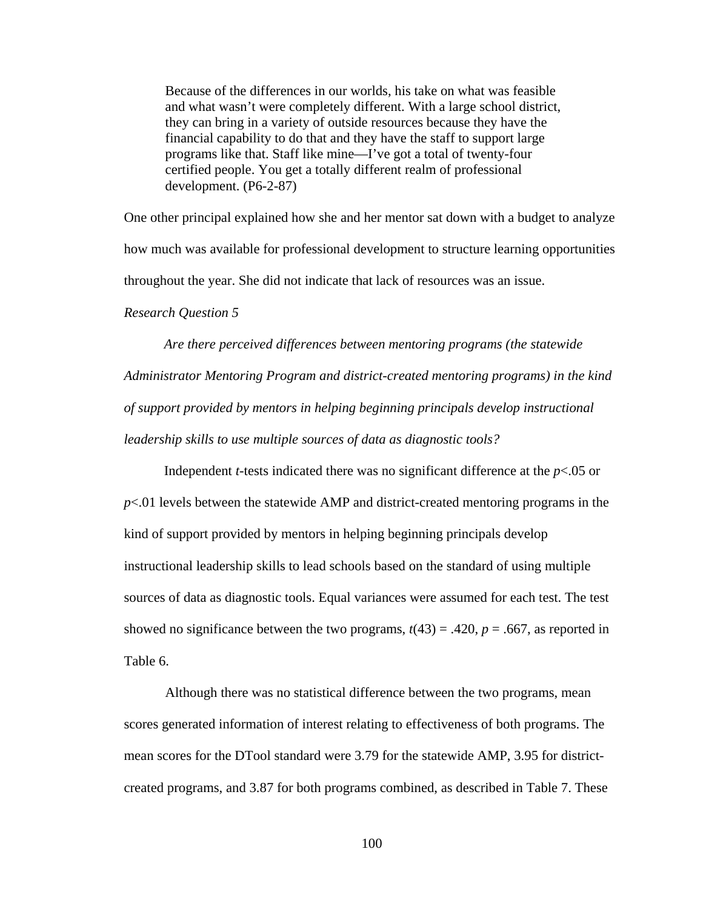> Because of the differences in our worlds, his take on what was feasible and what wasn't were completely different. With a large school district, they can bring in a variety of outside resources because they have the financial capability to do that and they have the staff to support large programs like that. Staff like mine—I've got a total of twenty-four certified people. You get a totally different realm of professional development. (P6-2-87)

One other principal explained how she and her mentor sat down with a budget to analyze how much was available for professional development to structure learning opportunities throughout the year. She did not indicate that lack of resources was an issue.

*Research Question 5*

*Are there perceived differences between mentoring programs (the statewide Administrator Mentoring Program and district-created mentoring programs) in the kind of support provided by mentors in helping beginning principals develop instructional leadership skills to use multiple sources of data as diagnostic tools?*

Independent *t*-tests indicated there was no significant difference at the $p<.05$ or $p<.01$ levels between the statewide AMP and district-created mentoring programs in the kind of support provided by mentors in helping beginning principals develop instructional leadership skills to lead schools based on the standard of using multiple sources of data as diagnostic tools. Equal variances were assumed for each test. The test showed no significance between the two programs, $t(43) = .420$, $p = .667$, as reported in Table 6.

Although there was no statistical difference between the two programs, mean scores generated information of interest relating to effectiveness of both programs. The mean scores for the DTool standard were 3.79 for the statewide AMP, 3.95 for district-created programs, and 3.87 for both programs combined, as described in Table 7. These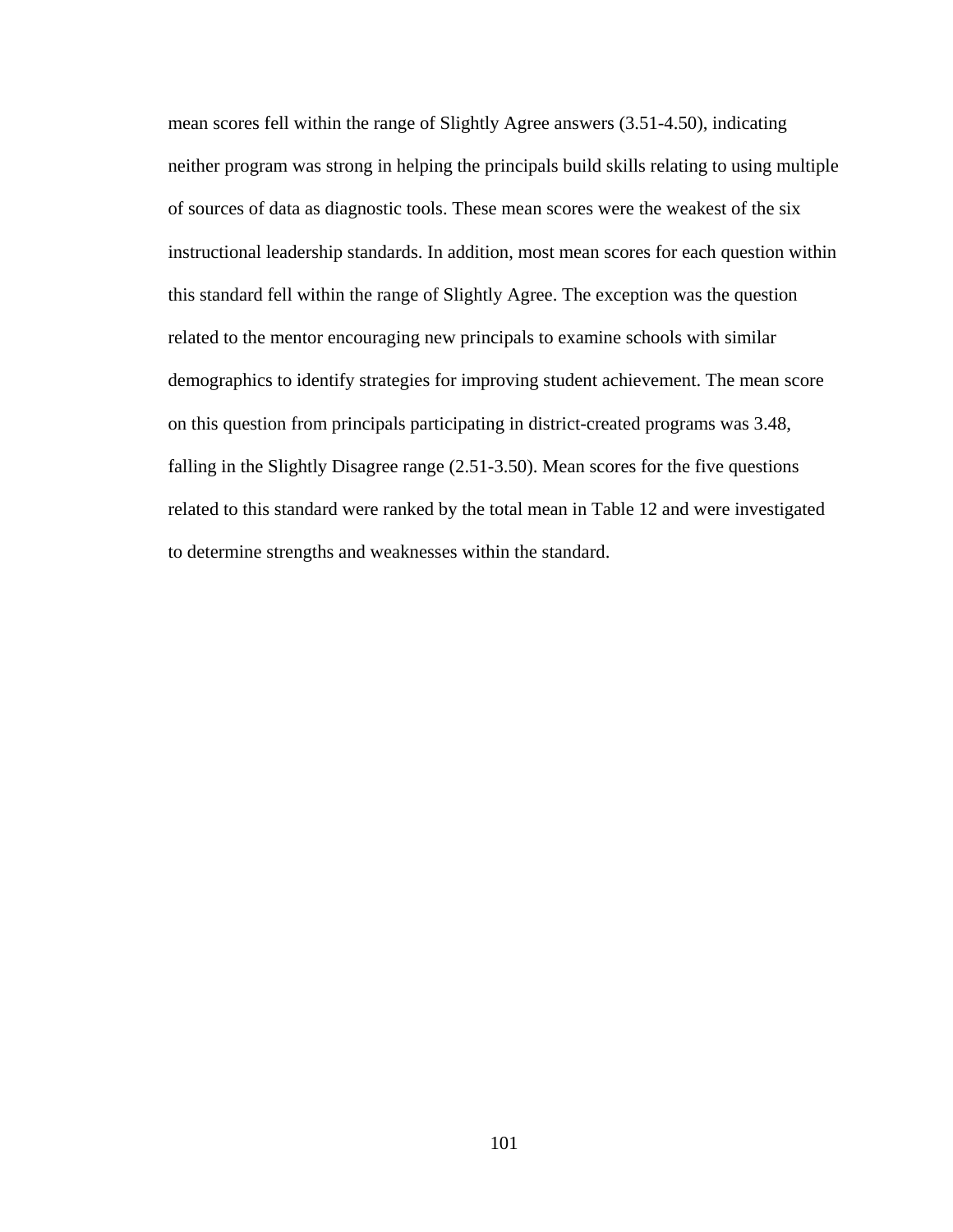mean scores fell within the range of Slightly Agree answers (3.51-4.50), indicating neither program was strong in helping the principals build skills relating to using multiple of sources of data as diagnostic tools. These mean scores were the weakest of the six instructional leadership standards. In addition, most mean scores for each question within this standard fell within the range of Slightly Agree. The exception was the question related to the mentor encouraging new principals to examine schools with similar demographics to identify strategies for improving student achievement. The mean score on this question from principals participating in district-created programs was 3.48, falling in the Slightly Disagree range (2.51-3.50). Mean scores for the five questions related to this standard were ranked by the total mean in Table 12 and were investigated to determine strengths and weaknesses within the standard.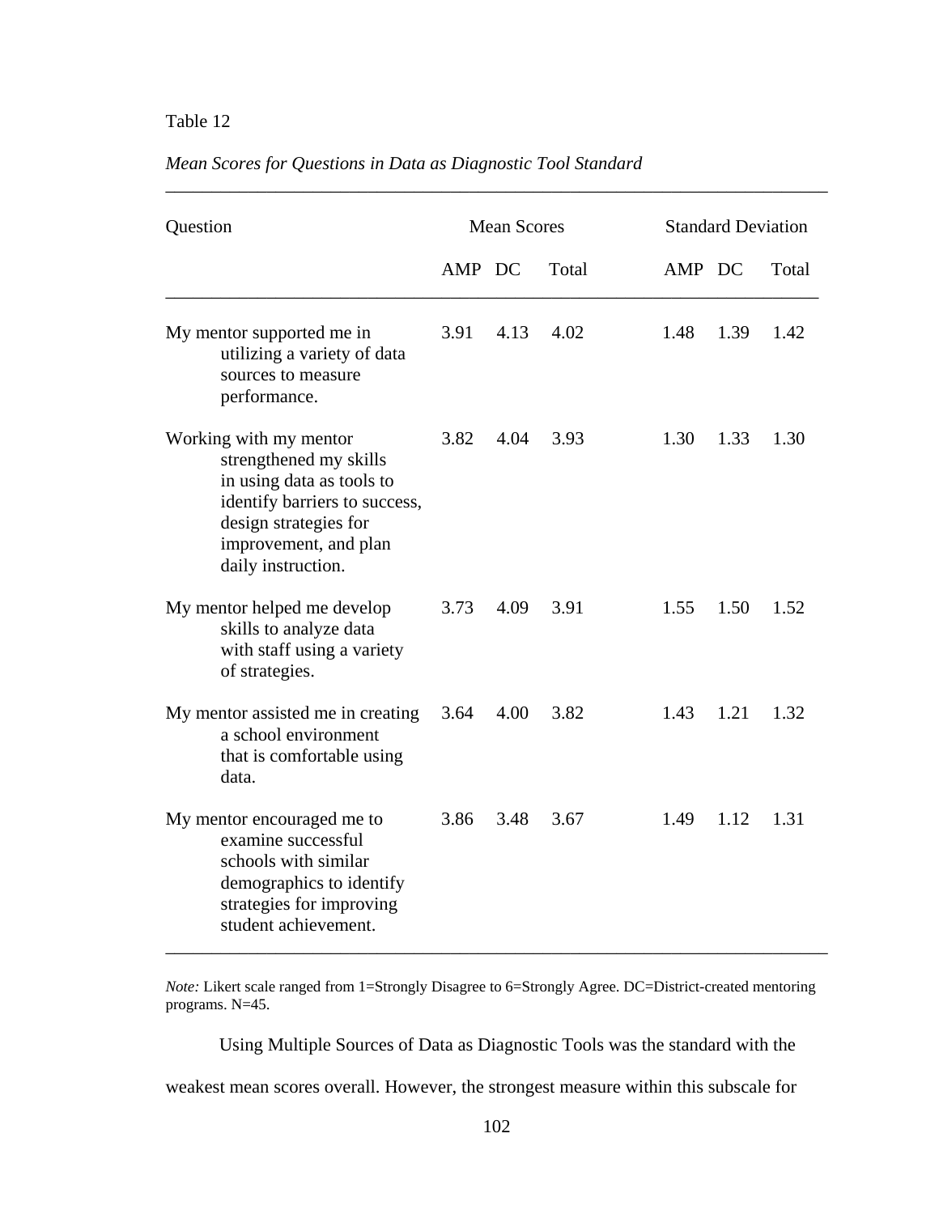Table 12

*Mean Scores for Questions in Data as Diagnostic Tool Standard*

| Question | Mean Scores | | | Standard Deviation | | |
|---|---|---|---|---|---|---|
| | AMP | DC | Total | AMP | DC | Total |
| My mentor supported me in utilizing a variety of data sources to measure performance. | 3.91 | 4.13 | 4.02 | 1.48 | 1.39 | 1.42 |
| Working with my mentor strengthened my skills in using data as tools to identify barriers to success, design strategies for improvement, and plan daily instruction. | 3.82 | 4.04 | 3.93 | 1.30 | 1.33 | 1.30 |
| My mentor helped me develop skills to analyze data with staff using a variety of strategies. | 3.73 | 4.09 | 3.91 | 1.55 | 1.50 | 1.52 |
| My mentor assisted me in creating a school environment that is comfortable using data. | 3.64 | 4.00 | 3.82 | 1.43 | 1.21 | 1.32 |
| My mentor encouraged me to examine successful schools with similar demographics to identify strategies for improving student achievement. | 3.86 | 3.48 | 3.67 | 1.49 | 1.12 | 1.31 |

*Note:* Likert scale ranged from 1=Strongly Disagree to 6=Strongly Agree. DC=District-created mentoring programs. N=45.

Using Multiple Sources of Data as Diagnostic Tools was the standard with the weakest mean scores overall. However, the strongest measure within this subscale for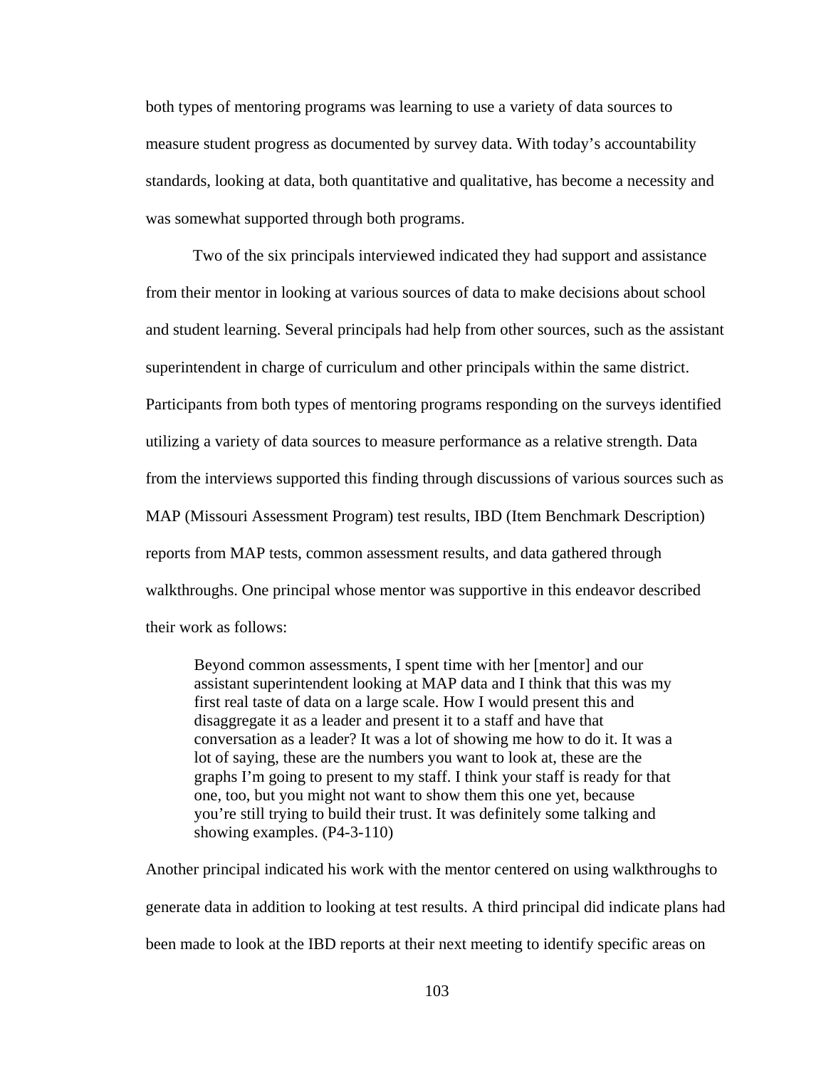both types of mentoring programs was learning to use a variety of data sources to measure student progress as documented by survey data. With today's accountability standards, looking at data, both quantitative and qualitative, has become a necessity and was somewhat supported through both programs.

Two of the six principals interviewed indicated they had support and assistance from their mentor in looking at various sources of data to make decisions about school and student learning. Several principals had help from other sources, such as the assistant superintendent in charge of curriculum and other principals within the same district. Participants from both types of mentoring programs responding on the surveys identified utilizing a variety of data sources to measure performance as a relative strength. Data from the interviews supported this finding through discussions of various sources such as MAP (Missouri Assessment Program) test results, IBD (Item Benchmark Description) reports from MAP tests, common assessment results, and data gathered through walkthroughs. One principal whose mentor was supportive in this endeavor described their work as follows:

> Beyond common assessments, I spent time with her [mentor] and our assistant superintendent looking at MAP data and I think that this was my first real taste of data on a large scale. How I would present this and disaggregate it as a leader and present it to a staff and have that conversation as a leader? It was a lot of showing me how to do it. It was a lot of saying, these are the numbers you want to look at, these are the graphs I'm going to present to my staff. I think your staff is ready for that one, too, but you might not want to show them this one yet, because you're still trying to build their trust. It was definitely some talking and showing examples. (P4-3-110)

Another principal indicated his work with the mentor centered on using walkthroughs to generate data in addition to looking at test results. A third principal did indicate plans had been made to look at the IBD reports at their next meeting to identify specific areas on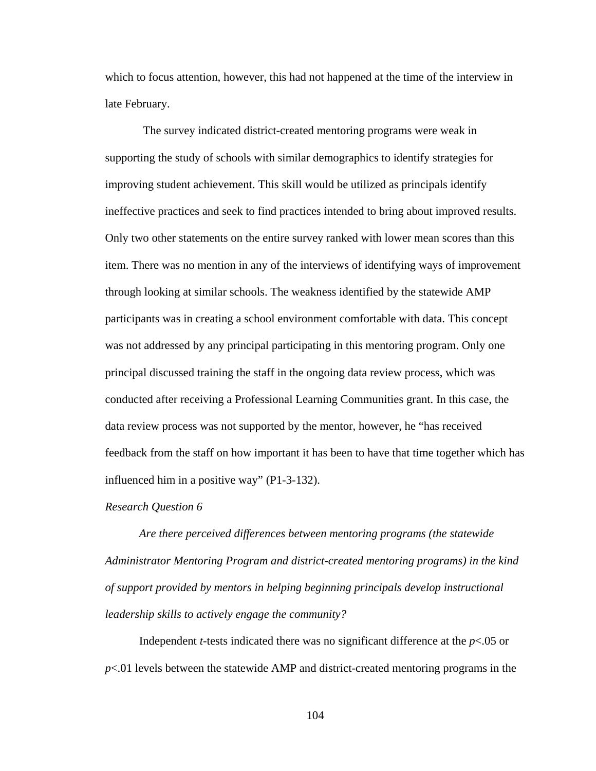which to focus attention, however, this had not happened at the time of the interview in late February.

The survey indicated district-created mentoring programs were weak in supporting the study of schools with similar demographics to identify strategies for improving student achievement. This skill would be utilized as principals identify ineffective practices and seek to find practices intended to bring about improved results. Only two other statements on the entire survey ranked with lower mean scores than this item. There was no mention in any of the interviews of identifying ways of improvement through looking at similar schools. The weakness identified by the statewide AMP participants was in creating a school environment comfortable with data. This concept was not addressed by any principal participating in this mentoring program. Only one principal discussed training the staff in the ongoing data review process, which was conducted after receiving a Professional Learning Communities grant. In this case, the data review process was not supported by the mentor, however, he "has received feedback from the staff on how important it has been to have that time together which has influenced him in a positive way" (P1-3-132).

*Research Question 6*

*Are there perceived differences between mentoring programs (the statewide Administrator Mentoring Program and district-created mentoring programs) in the kind of support provided by mentors in helping beginning principals develop instructional leadership skills to actively engage the community?*

Independent *t*-tests indicated there was no significant difference at the $p<.05$ or $p<.01$ levels between the statewide AMP and district-created mentoring programs in the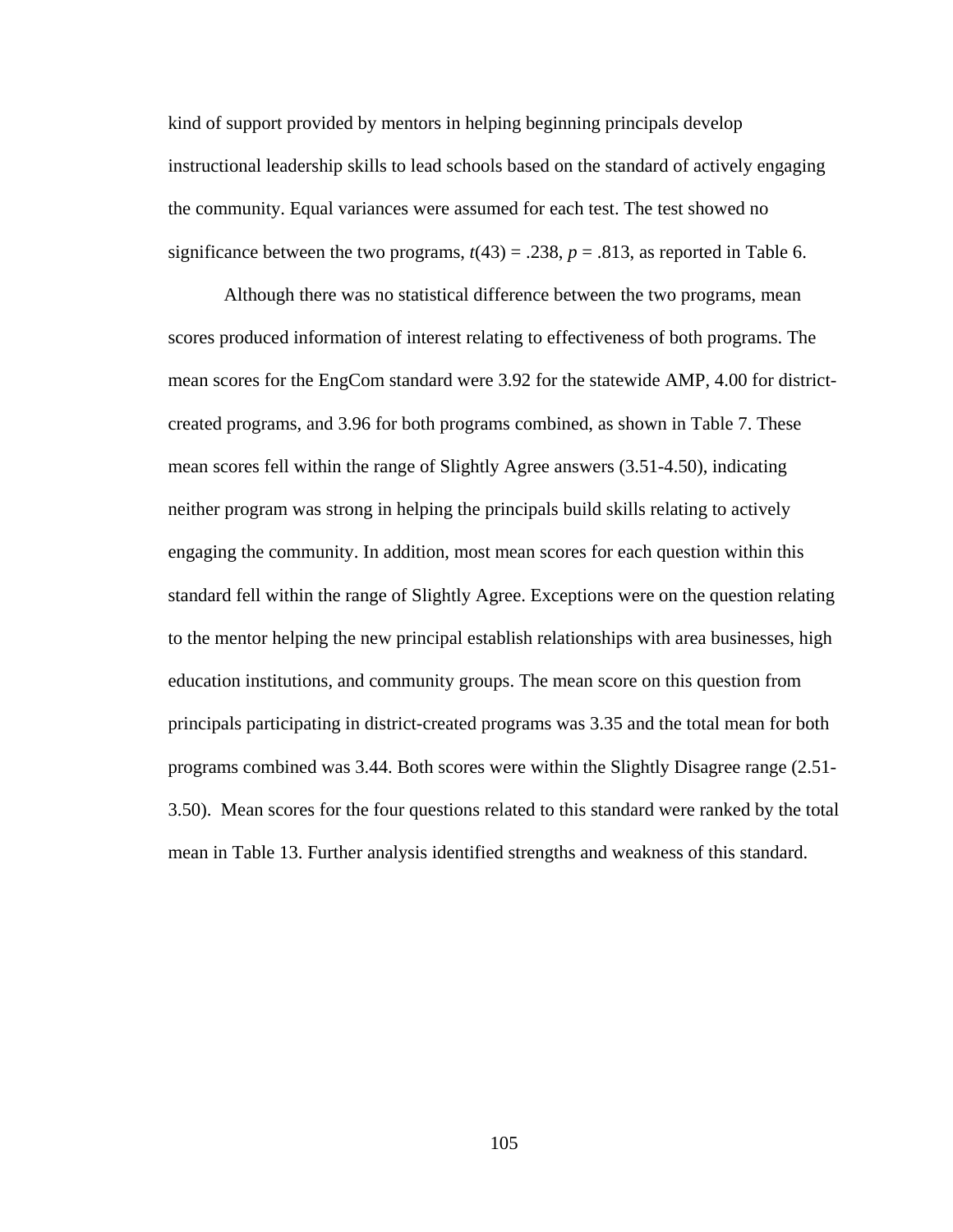kind of support provided by mentors in helping beginning principals develop instructional leadership skills to lead schools based on the standard of actively engaging the community. Equal variances were assumed for each test. The test showed no significance between the two programs, $t(43) = .238$, $p = .813$, as reported in Table 6.

Although there was no statistical difference between the two programs, mean scores produced information of interest relating to effectiveness of both programs. The mean scores for the EngCom standard were 3.92 for the statewide AMP, 4.00 for district-created programs, and 3.96 for both programs combined, as shown in Table 7. These mean scores fell within the range of Slightly Agree answers (3.51-4.50), indicating neither program was strong in helping the principals build skills relating to actively engaging the community. In addition, most mean scores for each question within this standard fell within the range of Slightly Agree. Exceptions were on the question relating to the mentor helping the new principal establish relationships with area businesses, high education institutions, and community groups. The mean score on this question from principals participating in district-created programs was 3.35 and the total mean for both programs combined was 3.44. Both scores were within the Slightly Disagree range (2.51-3.50). Mean scores for the four questions related to this standard were ranked by the total mean in Table 13. Further analysis identified strengths and weakness of this standard.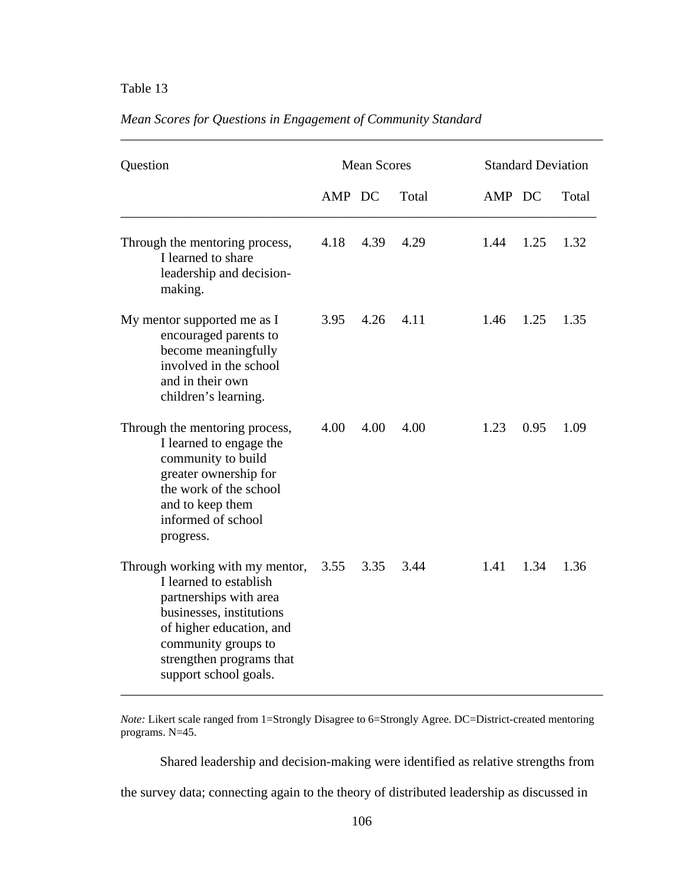Table 13

*Mean Scores for Questions in Engagement of Community Standard*

| Question | Mean Scores | | | Standard Deviation | | |
|---|---|---|---|---|---|---|
| | AMP | DC | Total | AMP | DC | Total |
| Through the mentoring process, I learned to share leadership and decision-making. | 4.18 | 4.39 | 4.29 | 1.44 | 1.25 | 1.32 |
| My mentor supported me as I encouraged parents to become meaningfully involved in the school and in their own children's learning. | 3.95 | 4.26 | 4.11 | 1.46 | 1.25 | 1.35 |
| Through the mentoring process, I learned to engage the community to build greater ownership for the work of the school and to keep them informed of school progress. | 4.00 | 4.00 | 4.00 | 1.23 | 0.95 | 1.09 |
| Through working with my mentor, I learned to establish partnerships with area businesses, institutions of higher education, and community groups to strengthen programs that support school goals. | 3.55 | 3.35 | 3.44 | 1.41 | 1.34 | 1.36 |

*Note:* Likert scale ranged from 1=Strongly Disagree to 6=Strongly Agree. DC=District-created mentoring programs. N=45.

Shared leadership and decision-making were identified as relative strengths from the survey data; connecting again to the theory of distributed leadership as discussed in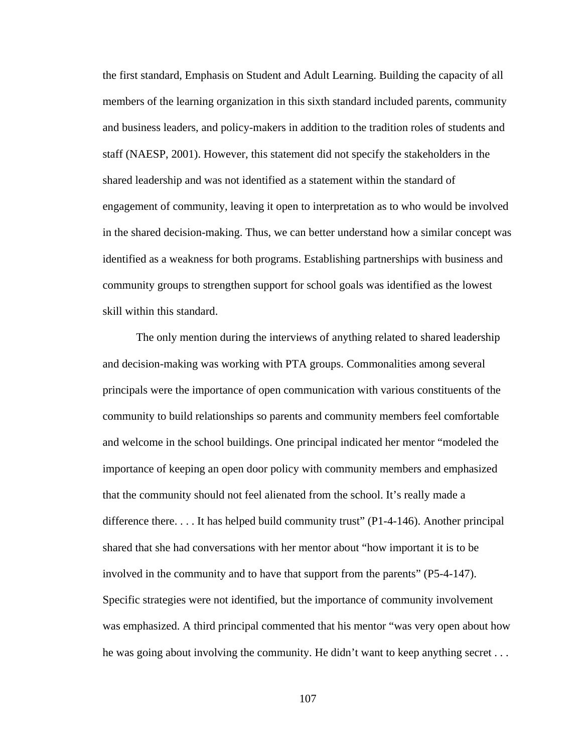the first standard, Emphasis on Student and Adult Learning. Building the capacity of all members of the learning organization in this sixth standard included parents, community and business leaders, and policy-makers in addition to the tradition roles of students and staff (NAESP, 2001). However, this statement did not specify the stakeholders in the shared leadership and was not identified as a statement within the standard of engagement of community, leaving it open to interpretation as to who would be involved in the shared decision-making. Thus, we can better understand how a similar concept was identified as a weakness for both programs. Establishing partnerships with business and community groups to strengthen support for school goals was identified as the lowest skill within this standard.

The only mention during the interviews of anything related to shared leadership and decision-making was working with PTA groups. Commonalities among several principals were the importance of open communication with various constituents of the community to build relationships so parents and community members feel comfortable and welcome in the school buildings. One principal indicated her mentor "modeled the importance of keeping an open door policy with community members and emphasized that the community should not feel alienated from the school. It's really made a difference there. . . . It has helped build community trust" (P1-4-146). Another principal shared that she had conversations with her mentor about "how important it is to be involved in the community and to have that support from the parents" (P5-4-147). Specific strategies were not identified, but the importance of community involvement was emphasized. A third principal commented that his mentor "was very open about how he was going about involving the community. He didn't want to keep anything secret . . .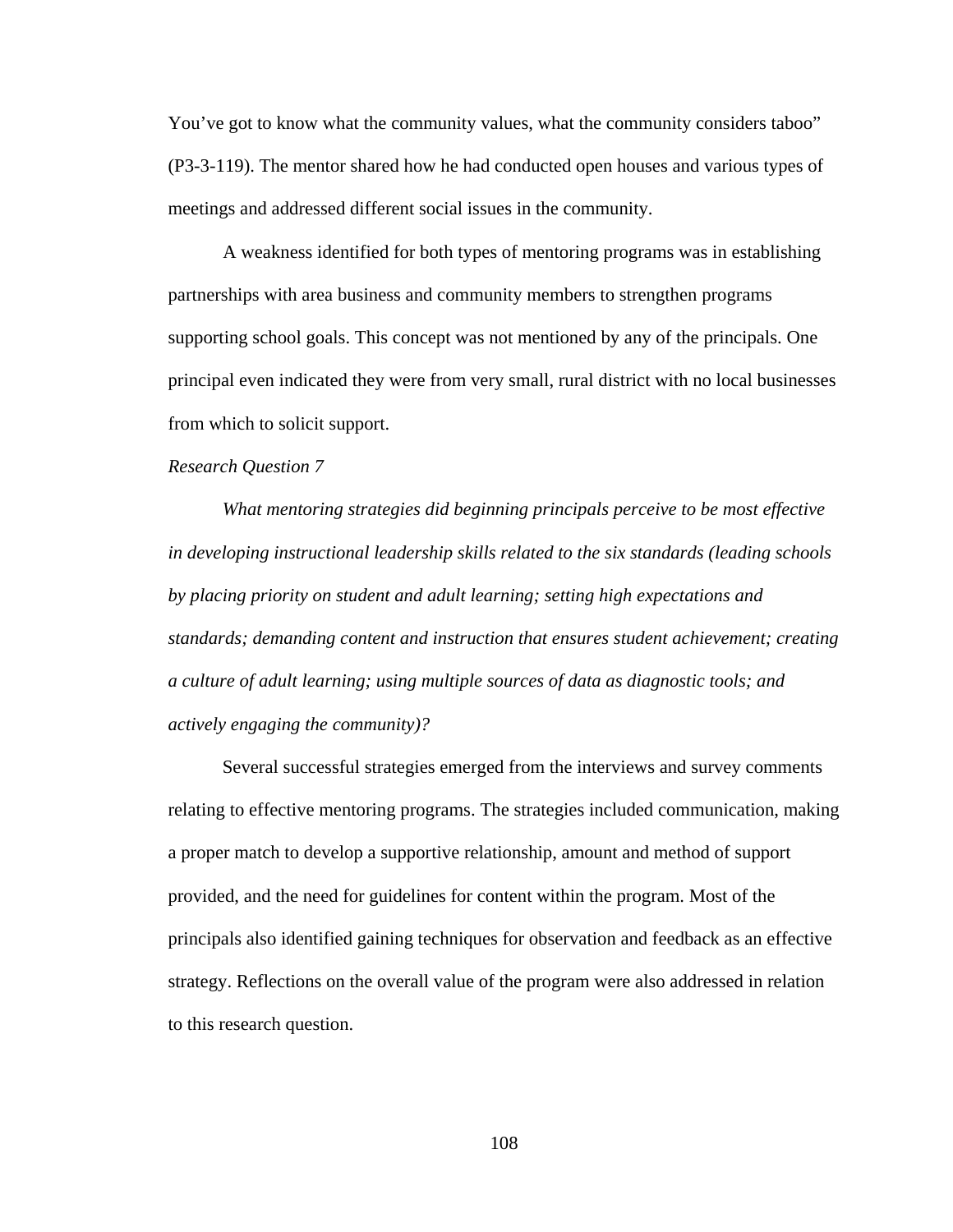You've got to know what the community values, what the community considers taboo" (P3-3-119). The mentor shared how he had conducted open houses and various types of meetings and addressed different social issues in the community.

A weakness identified for both types of mentoring programs was in establishing partnerships with area business and community members to strengthen programs supporting school goals. This concept was not mentioned by any of the principals. One principal even indicated they were from very small, rural district with no local businesses from which to solicit support.

*Research Question 7*

*What mentoring strategies did beginning principals perceive to be most effective in developing instructional leadership skills related to the six standards (leading schools by placing priority on student and adult learning; setting high expectations and standards; demanding content and instruction that ensures student achievement; creating a culture of adult learning; using multiple sources of data as diagnostic tools; and actively engaging the community)?*

Several successful strategies emerged from the interviews and survey comments relating to effective mentoring programs. The strategies included communication, making a proper match to develop a supportive relationship, amount and method of support provided, and the need for guidelines for content within the program. Most of the principals also identified gaining techniques for observation and feedback as an effective strategy. Reflections on the overall value of the program were also addressed in relation to this research question.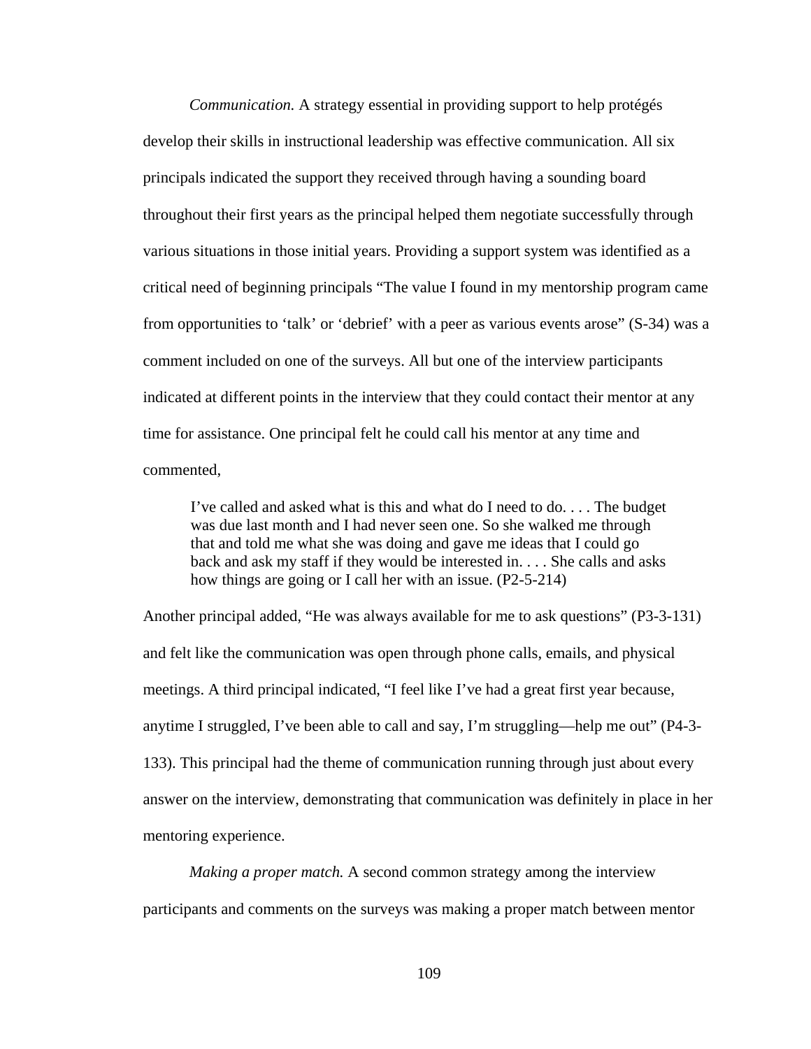*Communication.* A strategy essential in providing support to help protégés develop their skills in instructional leadership was effective communication. All six principals indicated the support they received through having a sounding board throughout their first years as the principal helped them negotiate successfully through various situations in those initial years. Providing a support system was identified as a critical need of beginning principals “The value I found in my mentorship program came from opportunities to ‘talk’ or ‘debrief’ with a peer as various events arose” (S-34) was a comment included on one of the surveys. All but one of the interview participants indicated at different points in the interview that they could contact their mentor at any time for assistance. One principal felt he could call his mentor at any time and commented,

> I’ve called and asked what is this and what do I need to do. . . . The budget was due last month and I had never seen one. So she walked me through that and told me what she was doing and gave me ideas that I could go back and ask my staff if they would be interested in. . . . She calls and asks how things are going or I call her with an issue. (P2-5-214)

Another principal added, “He was always available for me to ask questions” (P3-3-131) and felt like the communication was open through phone calls, emails, and physical meetings. A third principal indicated, “I feel like I’ve had a great first year because, anytime I struggled, I’ve been able to call and say, I’m struggling—help me out” (P4-3-133). This principal had the theme of communication running through just about every answer on the interview, demonstrating that communication was definitely in place in her mentoring experience.

*Making a proper match.* A second common strategy among the interview participants and comments on the surveys was making a proper match between mentor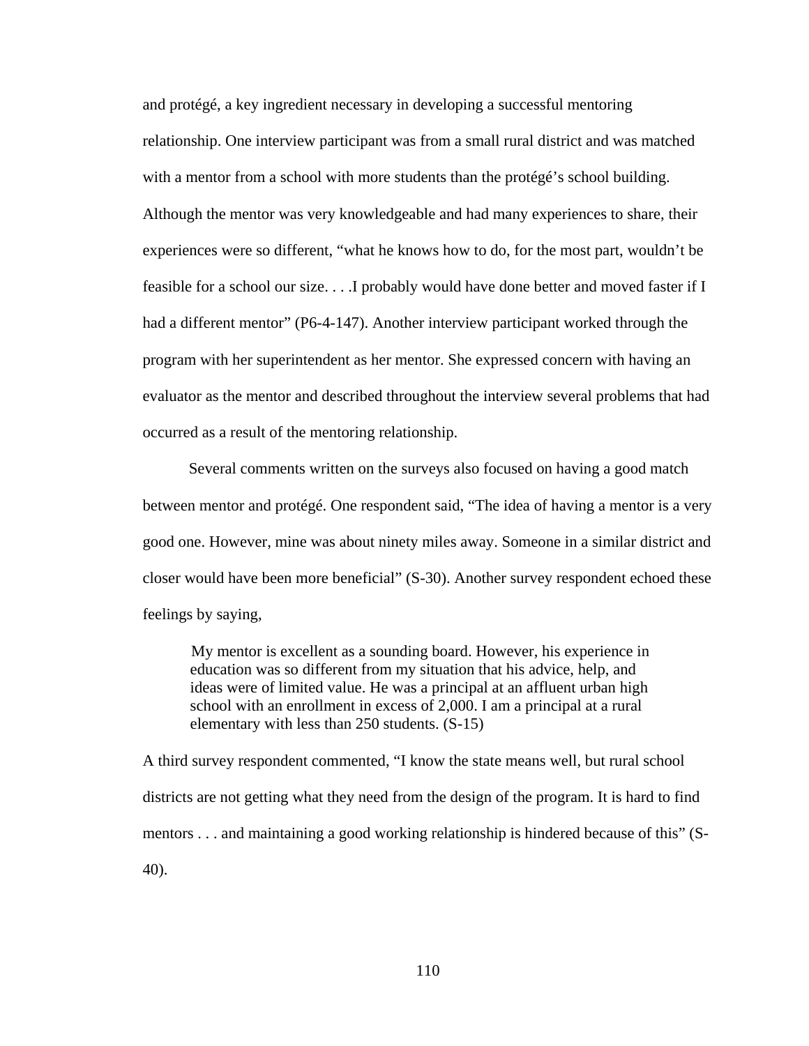and protégé, a key ingredient necessary in developing a successful mentoring relationship. One interview participant was from a small rural district and was matched with a mentor from a school with more students than the protégé's school building. Although the mentor was very knowledgeable and had many experiences to share, their experiences were so different, "what he knows how to do, for the most part, wouldn't be feasible for a school our size. . . .I probably would have done better and moved faster if I had a different mentor" (P6-4-147). Another interview participant worked through the program with her superintendent as her mentor. She expressed concern with having an evaluator as the mentor and described throughout the interview several problems that had occurred as a result of the mentoring relationship.

Several comments written on the surveys also focused on having a good match between mentor and protégé. One respondent said, "The idea of having a mentor is a very good one. However, mine was about ninety miles away. Someone in a similar district and closer would have been more beneficial" (S-30). Another survey respondent echoed these feelings by saying,

> My mentor is excellent as a sounding board. However, his experience in education was so different from my situation that his advice, help, and ideas were of limited value. He was a principal at an affluent urban high school with an enrollment in excess of 2,000. I am a principal at a rural elementary with less than 250 students. (S-15)

A third survey respondent commented, "I know the state means well, but rural school districts are not getting what they need from the design of the program. It is hard to find mentors . . . and maintaining a good working relationship is hindered because of this" (S-40).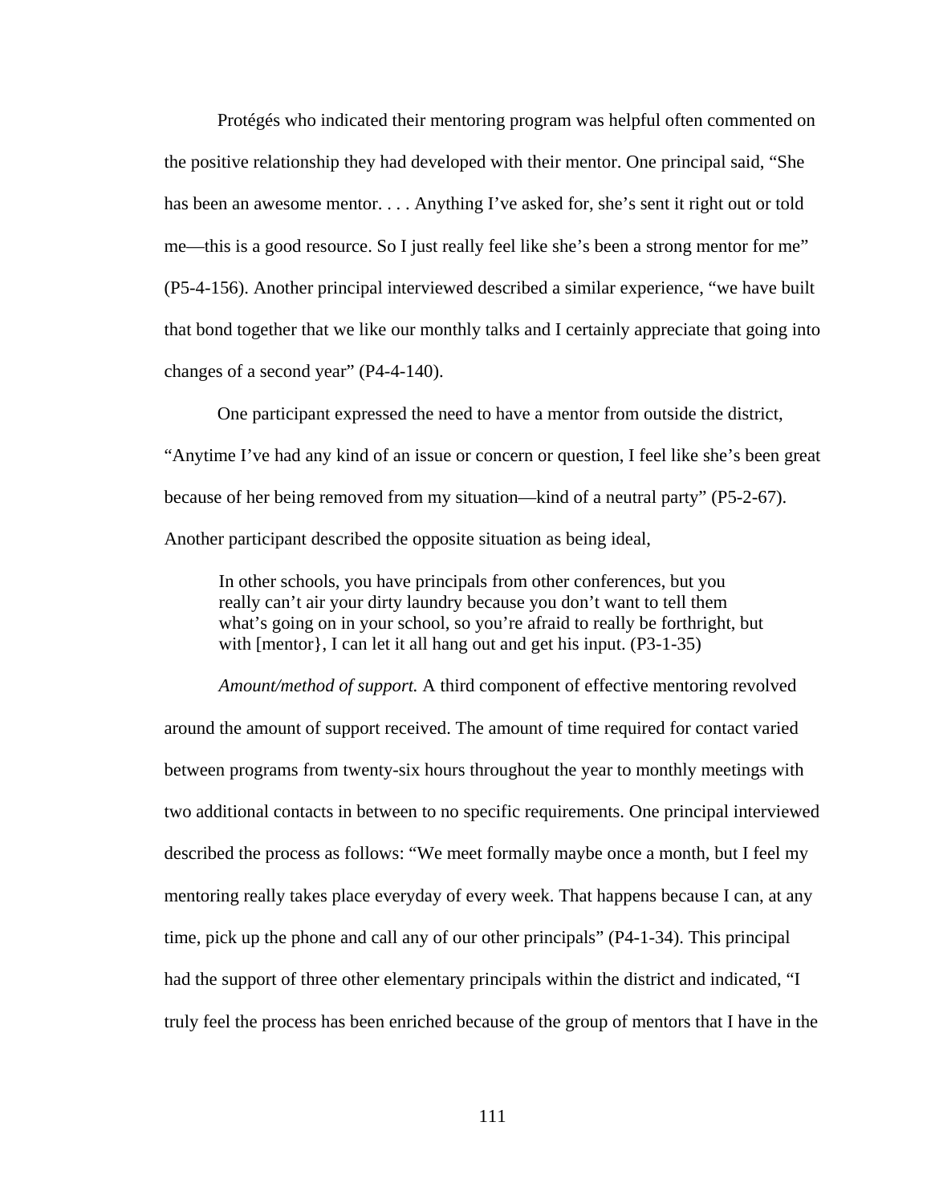Protégés who indicated their mentoring program was helpful often commented on the positive relationship they had developed with their mentor. One principal said, “She has been an awesome mentor. . . . Anything I’ve asked for, she’s sent it right out or told me—this is a good resource. So I just really feel like she’s been a strong mentor for me” (P5-4-156). Another principal interviewed described a similar experience, “we have built that bond together that we like our monthly talks and I certainly appreciate that going into changes of a second year” (P4-4-140).

One participant expressed the need to have a mentor from outside the district, “Anytime I’ve had any kind of an issue or concern or question, I feel like she’s been great because of her being removed from my situation—kind of a neutral party” (P5-2-67). Another participant described the opposite situation as being ideal,

> In other schools, you have principals from other conferences, but you really can’t air your dirty laundry because you don’t want to tell them what’s going on in your school, so you’re afraid to really be forthright, but with [mentor}, I can let it all hang out and get his input. (P3-1-35)

*Amount/method of support.* A third component of effective mentoring revolved around the amount of support received. The amount of time required for contact varied between programs from twenty-six hours throughout the year to monthly meetings with two additional contacts in between to no specific requirements. One principal interviewed described the process as follows: “We meet formally maybe once a month, but I feel my mentoring really takes place everyday of every week. That happens because I can, at any time, pick up the phone and call any of our other principals” (P4-1-34). This principal had the support of three other elementary principals within the district and indicated, “I truly feel the process has been enriched because of the group of mentors that I have in the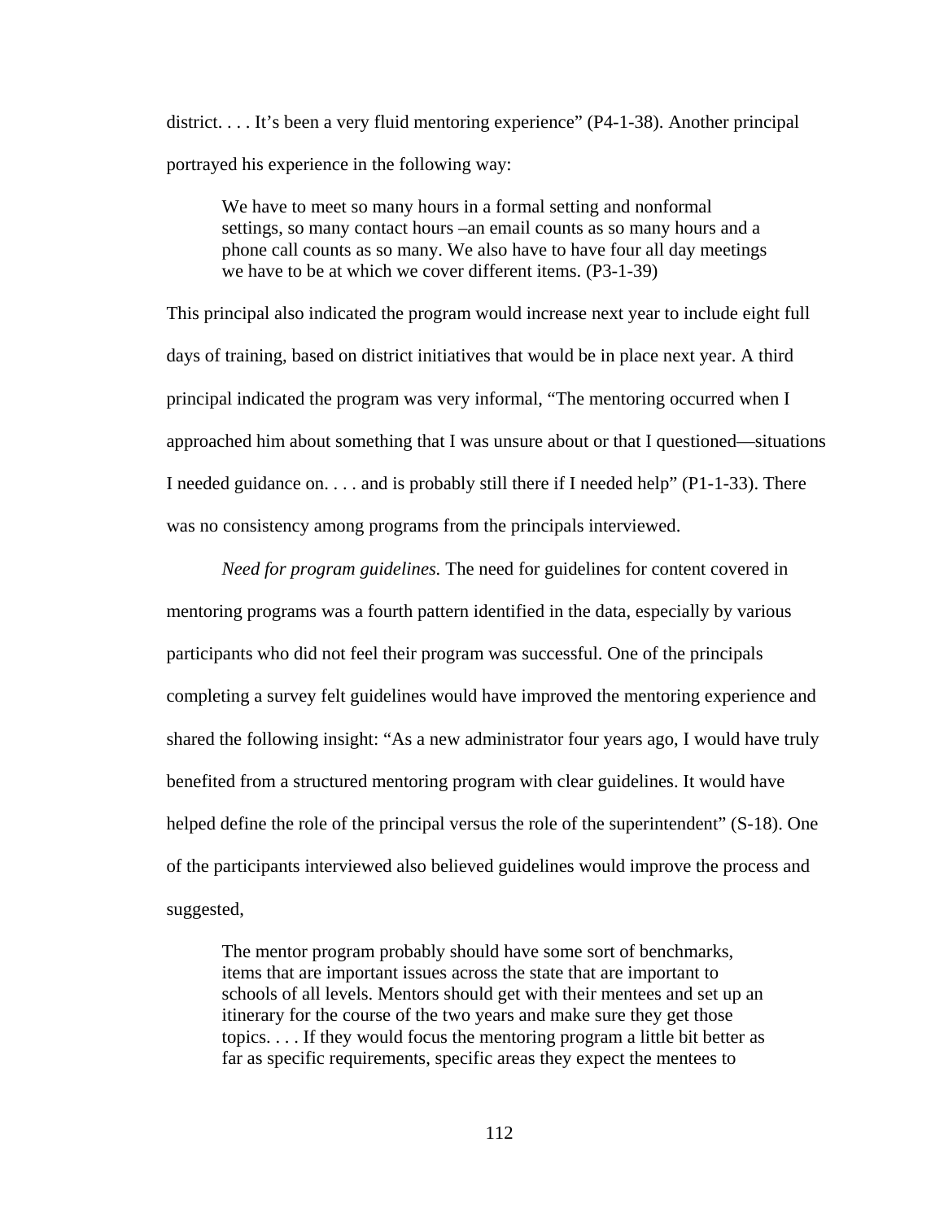district. . . . It's been a very fluid mentoring experience" (P4-1-38). Another principal portrayed his experience in the following way:

> We have to meet so many hours in a formal setting and nonformal settings, so many contact hours –an email counts as so many hours and a phone call counts as so many. We also have to have four all day meetings we have to be at which we cover different items. (P3-1-39)

This principal also indicated the program would increase next year to include eight full days of training, based on district initiatives that would be in place next year. A third principal indicated the program was very informal, "The mentoring occurred when I approached him about something that I was unsure about or that I questioned—situations I needed guidance on. . . . and is probably still there if I needed help" (P1-1-33). There was no consistency among programs from the principals interviewed.

*Need for program guidelines.* The need for guidelines for content covered in mentoring programs was a fourth pattern identified in the data, especially by various participants who did not feel their program was successful. One of the principals completing a survey felt guidelines would have improved the mentoring experience and shared the following insight: "As a new administrator four years ago, I would have truly benefited from a structured mentoring program with clear guidelines. It would have helped define the role of the principal versus the role of the superintendent" (S-18). One of the participants interviewed also believed guidelines would improve the process and suggested,

> The mentor program probably should have some sort of benchmarks, items that are important issues across the state that are important to schools of all levels. Mentors should get with their mentees and set up an itinerary for the course of the two years and make sure they get those topics. . . . If they would focus the mentoring program a little bit better as far as specific requirements, specific areas they expect the mentees to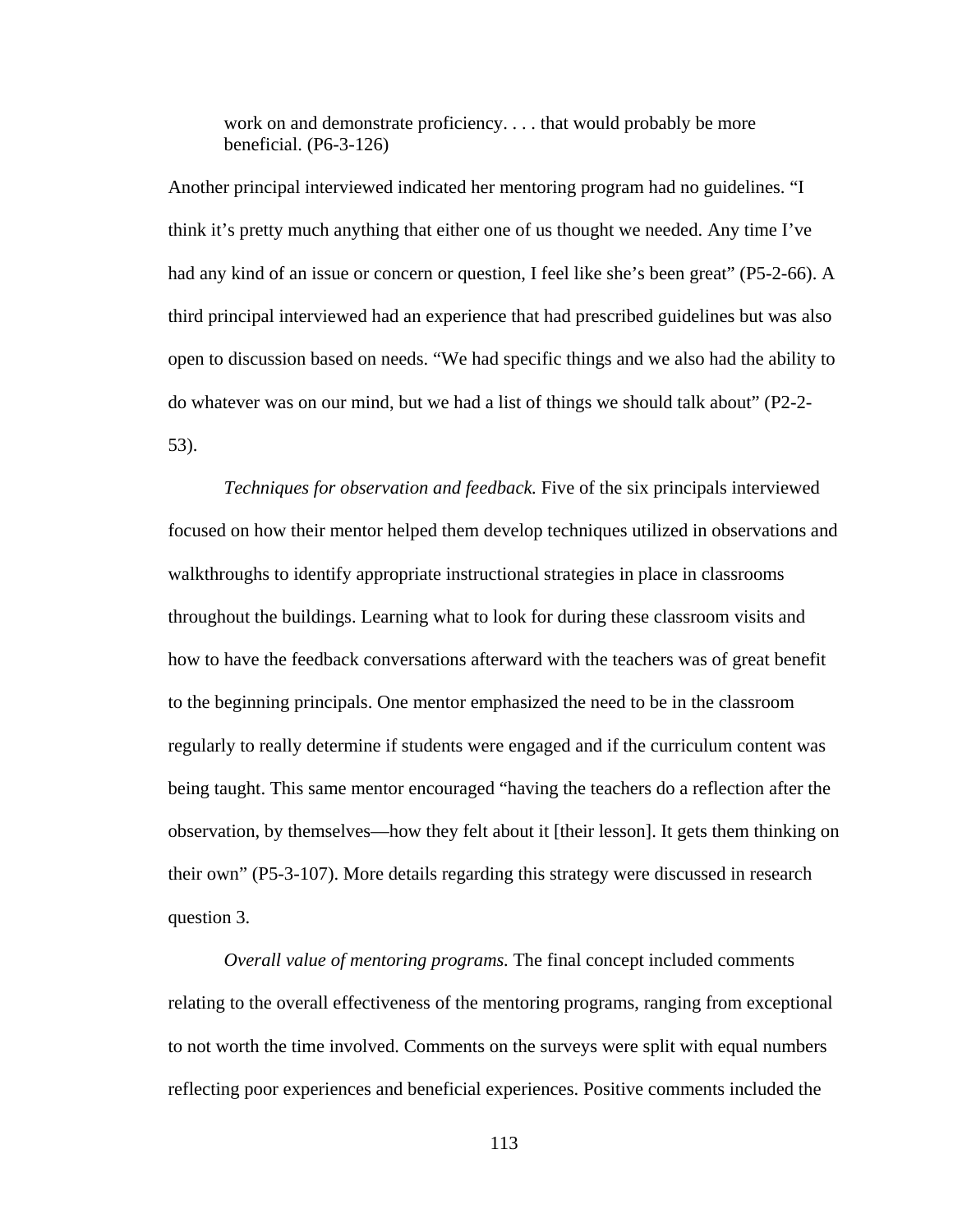> work on and demonstrate proficiency. . . . that would probably be more beneficial. (P6-3-126)

Another principal interviewed indicated her mentoring program had no guidelines. "I think it's pretty much anything that either one of us thought we needed. Any time I've had any kind of an issue or concern or question, I feel like she's been great" (P5-2-66). A third principal interviewed had an experience that had prescribed guidelines but was also open to discussion based on needs. "We had specific things and we also had the ability to do whatever was on our mind, but we had a list of things we should talk about" (P2-2-53).

*Techniques for observation and feedback.* Five of the six principals interviewed focused on how their mentor helped them develop techniques utilized in observations and walkthroughs to identify appropriate instructional strategies in place in classrooms throughout the buildings. Learning what to look for during these classroom visits and how to have the feedback conversations afterward with the teachers was of great benefit to the beginning principals. One mentor emphasized the need to be in the classroom regularly to really determine if students were engaged and if the curriculum content was being taught. This same mentor encouraged "having the teachers do a reflection after the observation, by themselves—how they felt about it [their lesson]. It gets them thinking on their own" (P5-3-107). More details regarding this strategy were discussed in research question 3.

*Overall value of mentoring programs.* The final concept included comments relating to the overall effectiveness of the mentoring programs, ranging from exceptional to not worth the time involved. Comments on the surveys were split with equal numbers reflecting poor experiences and beneficial experiences. Positive comments included the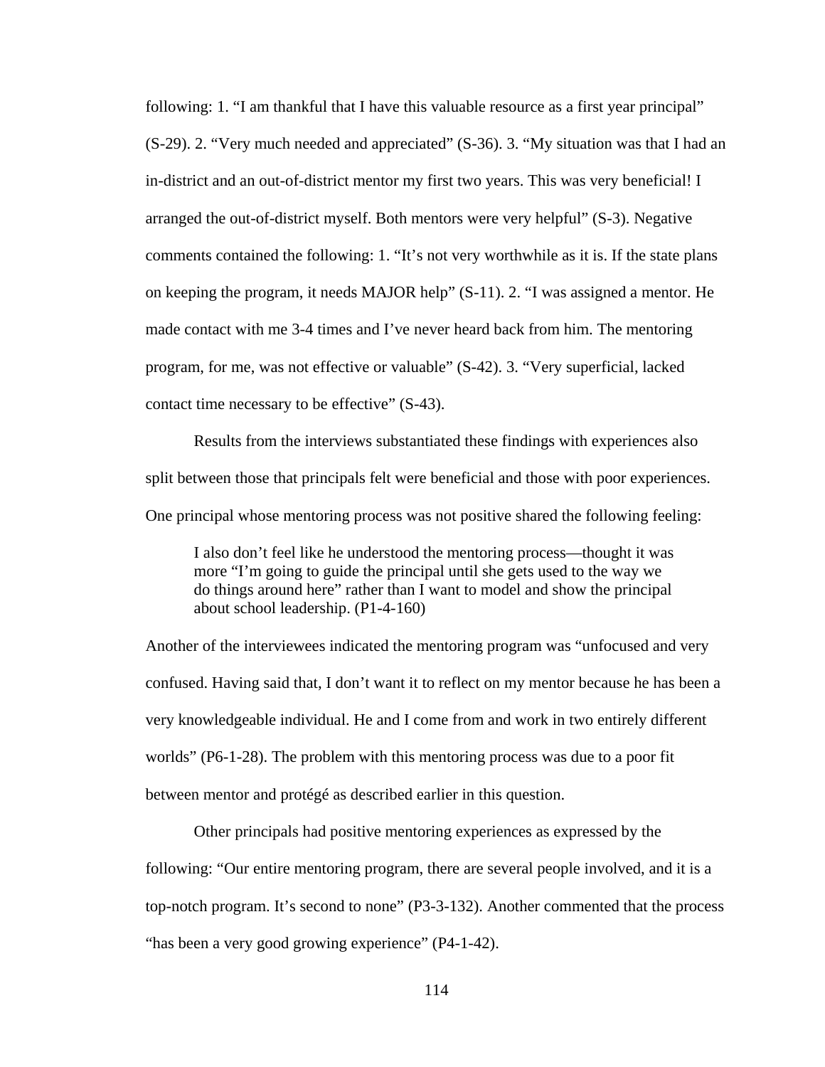following: 1. “I am thankful that I have this valuable resource as a first year principal” (S-29). 2. “Very much needed and appreciated” (S-36). 3. “My situation was that I had an in-district and an out-of-district mentor my first two years. This was very beneficial! I arranged the out-of-district myself. Both mentors were very helpful” (S-3). Negative comments contained the following: 1. “It’s not very worthwhile as it is. If the state plans on keeping the program, it needs MAJOR help” (S-11). 2. “I was assigned a mentor. He made contact with me 3-4 times and I’ve never heard back from him. The mentoring program, for me, was not effective or valuable” (S-42). 3. “Very superficial, lacked contact time necessary to be effective” (S-43).

Results from the interviews substantiated these findings with experiences also split between those that principals felt were beneficial and those with poor experiences. One principal whose mentoring process was not positive shared the following feeling:

> I also don’t feel like he understood the mentoring process—thought it was more “I’m going to guide the principal until she gets used to the way we do things around here” rather than I want to model and show the principal about school leadership. (P1-4-160)

Another of the interviewees indicated the mentoring program was “unfocused and very confused. Having said that, I don’t want it to reflect on my mentor because he has been a very knowledgeable individual. He and I come from and work in two entirely different worlds” (P6-1-28). The problem with this mentoring process was due to a poor fit between mentor and protégé as described earlier in this question.

Other principals had positive mentoring experiences as expressed by the following: “Our entire mentoring program, there are several people involved, and it is a top-notch program. It’s second to none” (P3-3-132). Another commented that the process “has been a very good growing experience” (P4-1-42).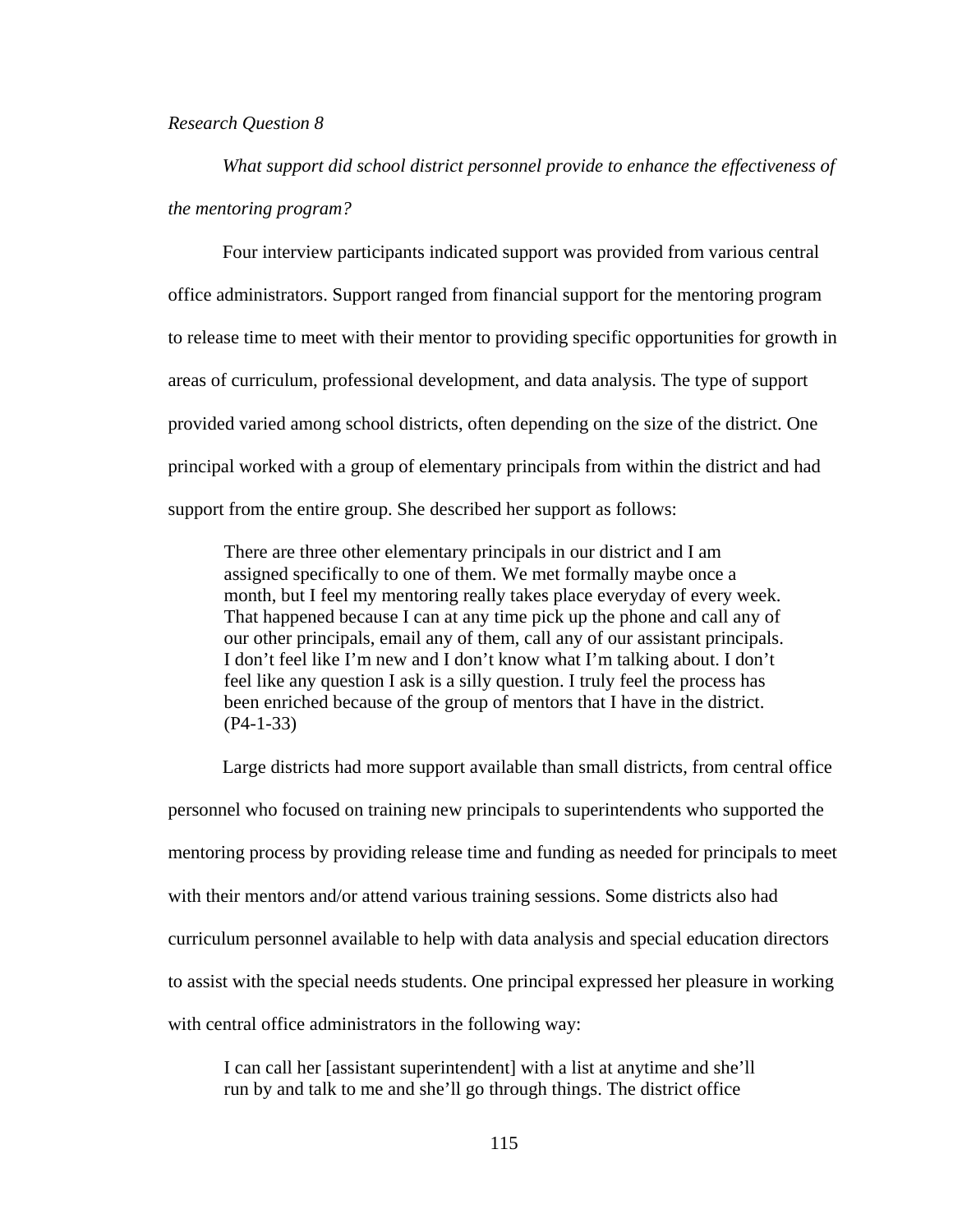*Research Question 8*

*What support did school district personnel provide to enhance the effectiveness of the mentoring program?*

Four interview participants indicated support was provided from various central office administrators. Support ranged from financial support for the mentoring program to release time to meet with their mentor to providing specific opportunities for growth in areas of curriculum, professional development, and data analysis. The type of support provided varied among school districts, often depending on the size of the district. One principal worked with a group of elementary principals from within the district and had support from the entire group. She described her support as follows:

> There are three other elementary principals in our district and I am assigned specifically to one of them. We met formally maybe once a month, but I feel my mentoring really takes place everyday of every week. That happened because I can at any time pick up the phone and call any of our other principals, email any of them, call any of our assistant principals. I don't feel like I'm new and I don't know what I'm talking about. I don't feel like any question I ask is a silly question. I truly feel the process has been enriched because of the group of mentors that I have in the district. (P4-1-33)

Large districts had more support available than small districts, from central office personnel who focused on training new principals to superintendents who supported the mentoring process by providing release time and funding as needed for principals to meet with their mentors and/or attend various training sessions. Some districts also had curriculum personnel available to help with data analysis and special education directors to assist with the special needs students. One principal expressed her pleasure in working with central office administrators in the following way:

> I can call her [assistant superintendent] with a list at anytime and she'll run by and talk to me and she'll go through things. The district office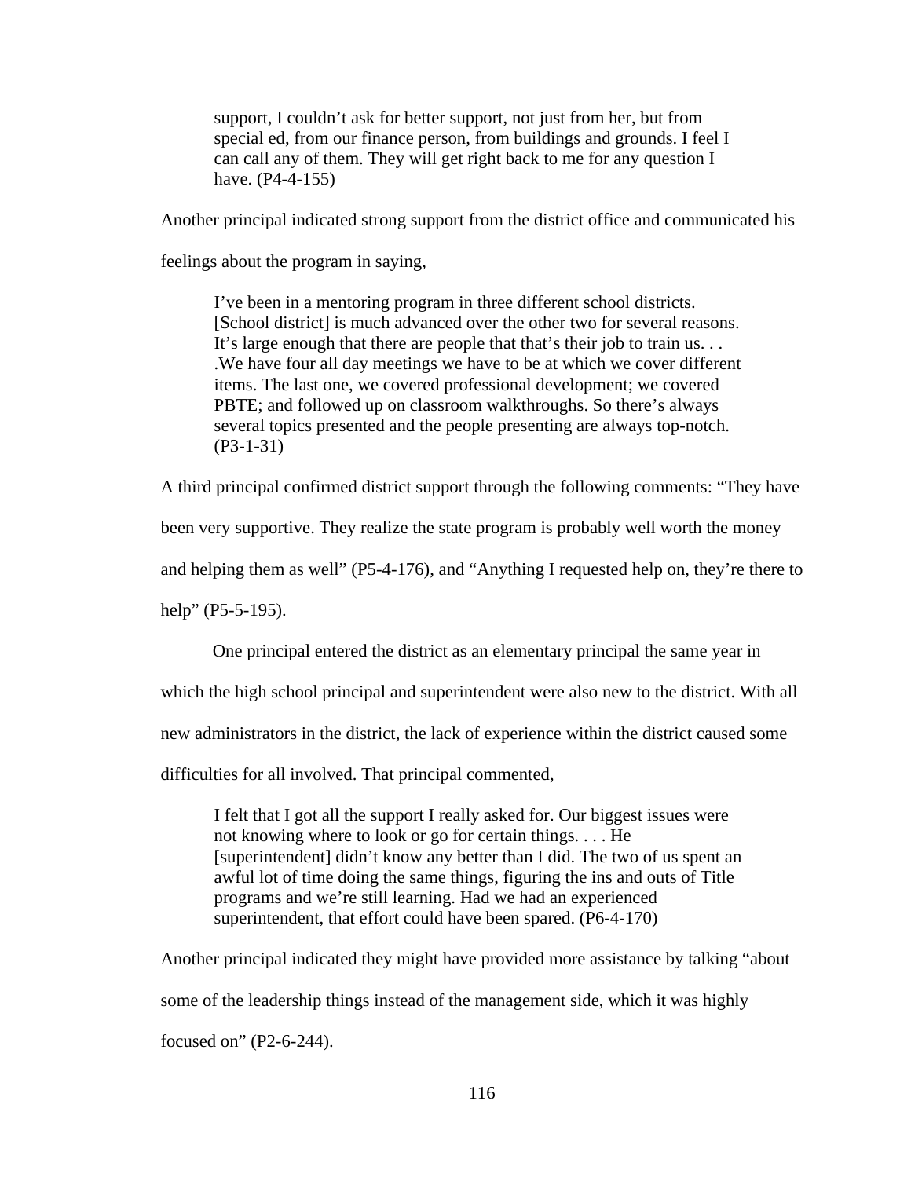> support, I couldn't ask for better support, not just from her, but from special ed, from our finance person, from buildings and grounds. I feel I can call any of them. They will get right back to me for any question I have. (P4-4-155)

Another principal indicated strong support from the district office and communicated his feelings about the program in saying,

> I've been in a mentoring program in three different school districts. [School district] is much advanced over the other two for several reasons. It's large enough that there are people that that's their job to train us. . . .We have four all day meetings we have to be at which we cover different items. The last one, we covered professional development; we covered PBTE; and followed up on classroom walkthroughs. So there's always several topics presented and the people presenting are always top-notch. (P3-1-31)

A third principal confirmed district support through the following comments: "They have been very supportive. They realize the state program is probably well worth the money and helping them as well" (P5-4-176), and "Anything I requested help on, they're there to help" (P5-5-195).

One principal entered the district as an elementary principal the same year in which the high school principal and superintendent were also new to the district. With all new administrators in the district, the lack of experience within the district caused some difficulties for all involved. That principal commented,

> I felt that I got all the support I really asked for. Our biggest issues were not knowing where to look or go for certain things. . . . He [superintendent] didn't know any better than I did. The two of us spent an awful lot of time doing the same things, figuring the ins and outs of Title programs and we're still learning. Had we had an experienced superintendent, that effort could have been spared. (P6-4-170)

Another principal indicated they might have provided more assistance by talking "about some of the leadership things instead of the management side, which it was highly focused on" (P2-6-244).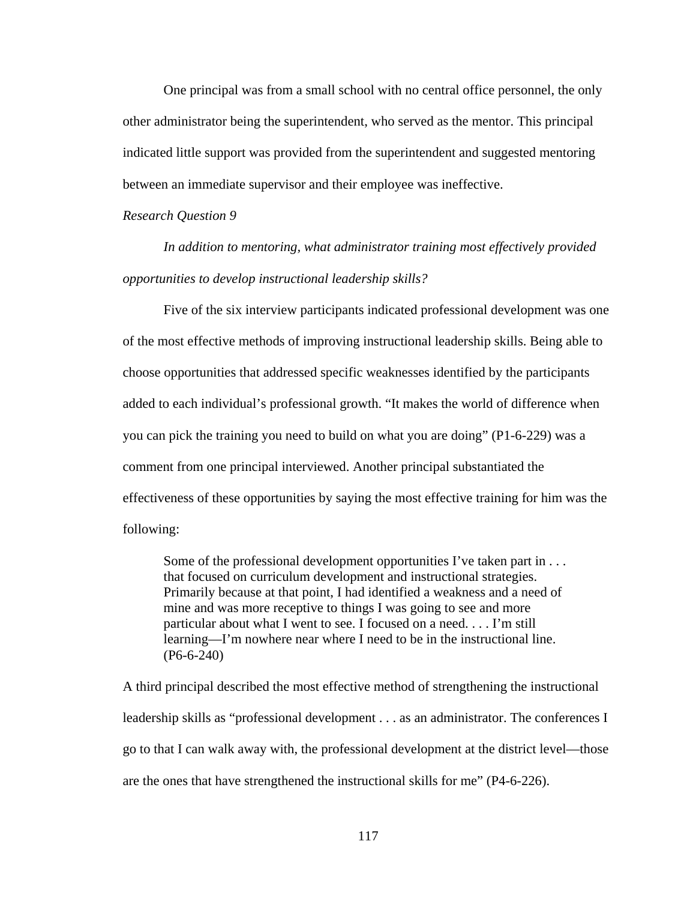One principal was from a small school with no central office personnel, the only other administrator being the superintendent, who served as the mentor. This principal indicated little support was provided from the superintendent and suggested mentoring between an immediate supervisor and their employee was ineffective.

*Research Question 9*

*In addition to mentoring, what administrator training most effectively provided opportunities to develop instructional leadership skills?*

Five of the six interview participants indicated professional development was one of the most effective methods of improving instructional leadership skills. Being able to choose opportunities that addressed specific weaknesses identified by the participants added to each individual's professional growth. "It makes the world of difference when you can pick the training you need to build on what you are doing" (P1-6-229) was a comment from one principal interviewed. Another principal substantiated the effectiveness of these opportunities by saying the most effective training for him was the following:

> Some of the professional development opportunities I've taken part in . . . that focused on curriculum development and instructional strategies. Primarily because at that point, I had identified a weakness and a need of mine and was more receptive to things I was going to see and more particular about what I went to see. I focused on a need. . . . I'm still learning—I'm nowhere near where I need to be in the instructional line. (P6-6-240)

A third principal described the most effective method of strengthening the instructional leadership skills as "professional development . . . as an administrator. The conferences I go to that I can walk away with, the professional development at the district level—those are the ones that have strengthened the instructional skills for me" (P4-6-226).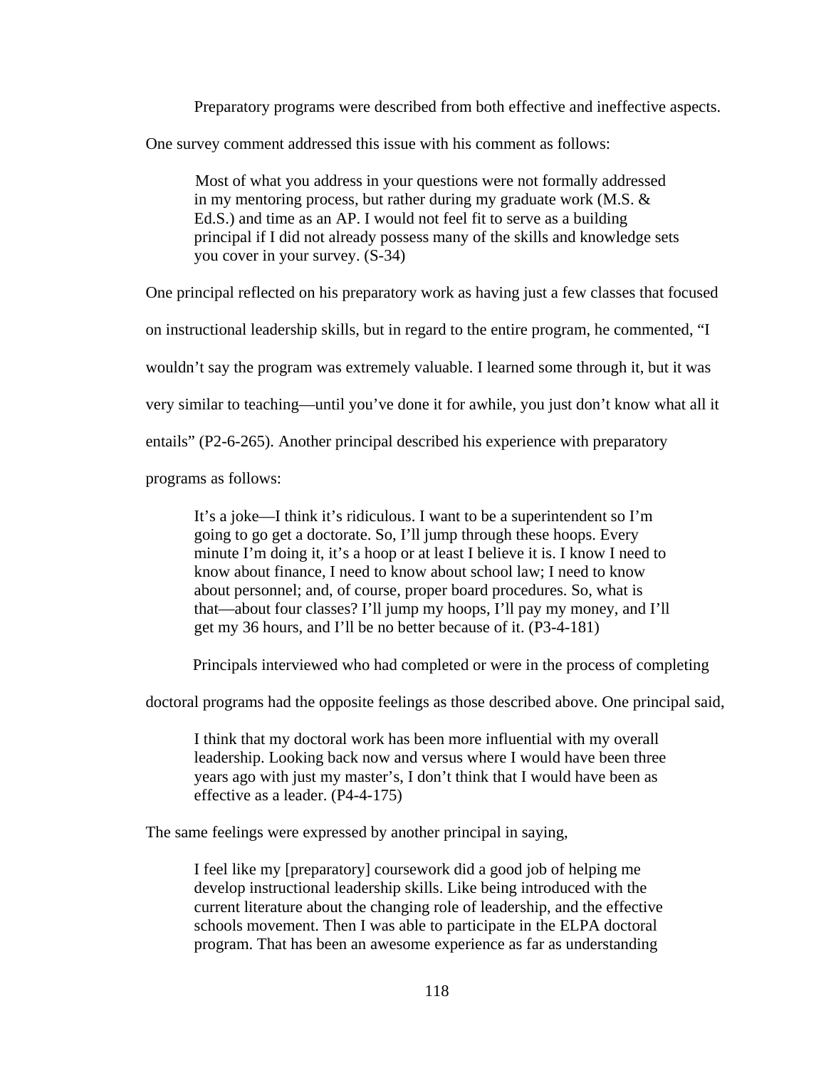Preparatory programs were described from both effective and ineffective aspects. One survey comment addressed this issue with his comment as follows:

> Most of what you address in your questions were not formally addressed in my mentoring process, but rather during my graduate work (M.S. & Ed.S.) and time as an AP. I would not feel fit to serve as a building principal if I did not already possess many of the skills and knowledge sets you cover in your survey. (S-34)

One principal reflected on his preparatory work as having just a few classes that focused on instructional leadership skills, but in regard to the entire program, he commented, "I wouldn't say the program was extremely valuable. I learned some through it, but it was very similar to teaching—until you've done it for awhile, you just don't know what all it entails" (P2-6-265). Another principal described his experience with preparatory programs as follows:

> It's a joke—I think it's ridiculous. I want to be a superintendent so I'm going to go get a doctorate. So, I'll jump through these hoops. Every minute I'm doing it, it's a hoop or at least I believe it is. I know I need to know about finance, I need to know about school law; I need to know about personnel; and, of course, proper board procedures. So, what is that—about four classes? I'll jump my hoops, I'll pay my money, and I'll get my 36 hours, and I'll be no better because of it. (P3-4-181)

Principals interviewed who had completed or were in the process of completing doctoral programs had the opposite feelings as those described above. One principal said,

> I think that my doctoral work has been more influential with my overall leadership. Looking back now and versus where I would have been three years ago with just my master's, I don't think that I would have been as effective as a leader. (P4-4-175)

The same feelings were expressed by another principal in saying,

> I feel like my [preparatory] coursework did a good job of helping me develop instructional leadership skills. Like being introduced with the current literature about the changing role of leadership, and the effective schools movement. Then I was able to participate in the ELPA doctoral program. That has been an awesome experience as far as understanding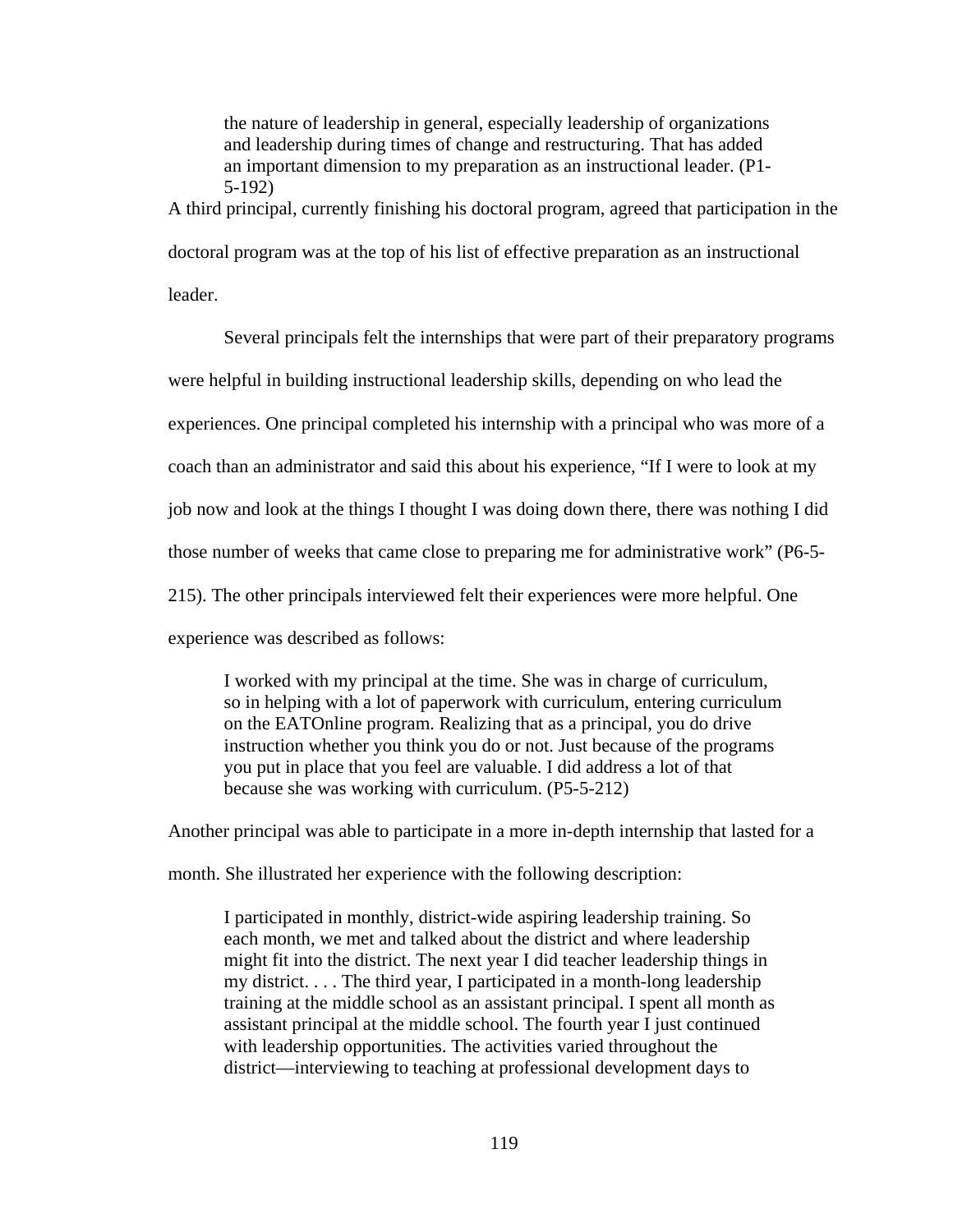> the nature of leadership in general, especially leadership of organizations and leadership during times of change and restructuring. That has added an important dimension to my preparation as an instructional leader. (P1-5-192)

A third principal, currently finishing his doctoral program, agreed that participation in the doctoral program was at the top of his list of effective preparation as an instructional leader.

Several principals felt the internships that were part of their preparatory programs were helpful in building instructional leadership skills, depending on who lead the experiences. One principal completed his internship with a principal who was more of a coach than an administrator and said this about his experience, "If I were to look at my job now and look at the things I thought I was doing down there, there was nothing I did those number of weeks that came close to preparing me for administrative work" (P6-5-215). The other principals interviewed felt their experiences were more helpful. One experience was described as follows:

> I worked with my principal at the time. She was in charge of curriculum, so in helping with a lot of paperwork with curriculum, entering curriculum on the EATOnline program. Realizing that as a principal, you do drive instruction whether you think you do or not. Just because of the programs you put in place that you feel are valuable. I did address a lot of that because she was working with curriculum. (P5-5-212)

Another principal was able to participate in a more in-depth internship that lasted for a month. She illustrated her experience with the following description:

> I participated in monthly, district-wide aspiring leadership training. So each month, we met and talked about the district and where leadership might fit into the district. The next year I did teacher leadership things in my district. . . . The third year, I participated in a month-long leadership training at the middle school as an assistant principal. I spent all month as assistant principal at the middle school. The fourth year I just continued with leadership opportunities. The activities varied throughout the district—interviewing to teaching at professional development days to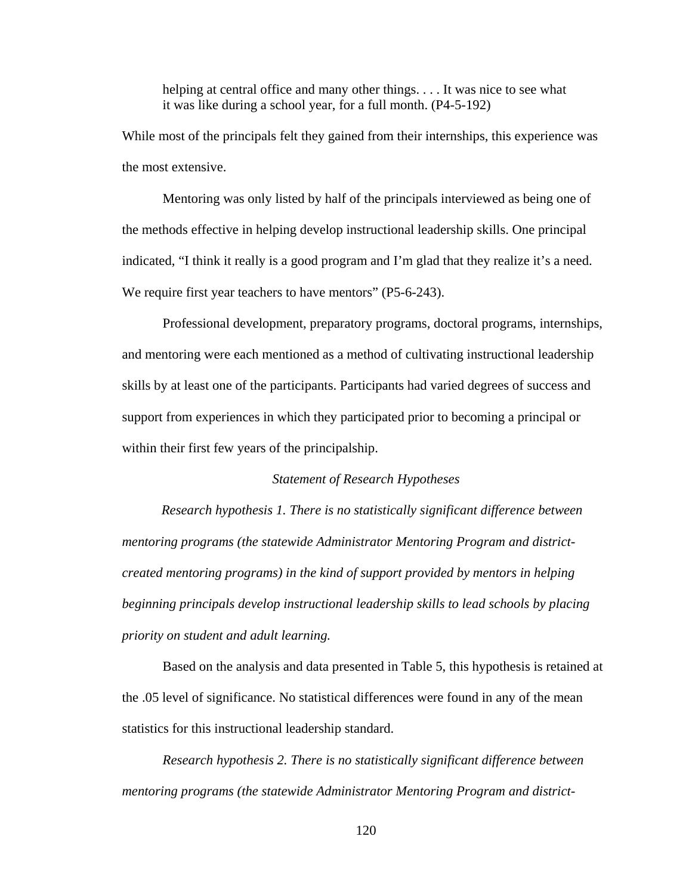> helping at central office and many other things. . . . It was nice to see what it was like during a school year, for a full month. (P4-5-192)

While most of the principals felt they gained from their internships, this experience was the most extensive.

Mentoring was only listed by half of the principals interviewed as being one of the methods effective in helping develop instructional leadership skills. One principal indicated, “I think it really is a good program and I’m glad that they realize it’s a need. We require first year teachers to have mentors” (P5-6-243).

Professional development, preparatory programs, doctoral programs, internships, and mentoring were each mentioned as a method of cultivating instructional leadership skills by at least one of the participants. Participants had varied degrees of success and support from experiences in which they participated prior to becoming a principal or within their first few years of the principalship.

### *Statement of Research Hypotheses*

*Research hypothesis 1. There is no statistically significant difference between mentoring programs (the statewide Administrator Mentoring Program and district-created mentoring programs) in the kind of support provided by mentors in helping beginning principals develop instructional leadership skills to lead schools by placing priority on student and adult learning.*

Based on the analysis and data presented in Table 5, this hypothesis is retained at the .05 level of significance. No statistical differences were found in any of the mean statistics for this instructional leadership standard.

*Research hypothesis 2. There is no statistically significant difference between mentoring programs (the statewide Administrator Mentoring Program and district-*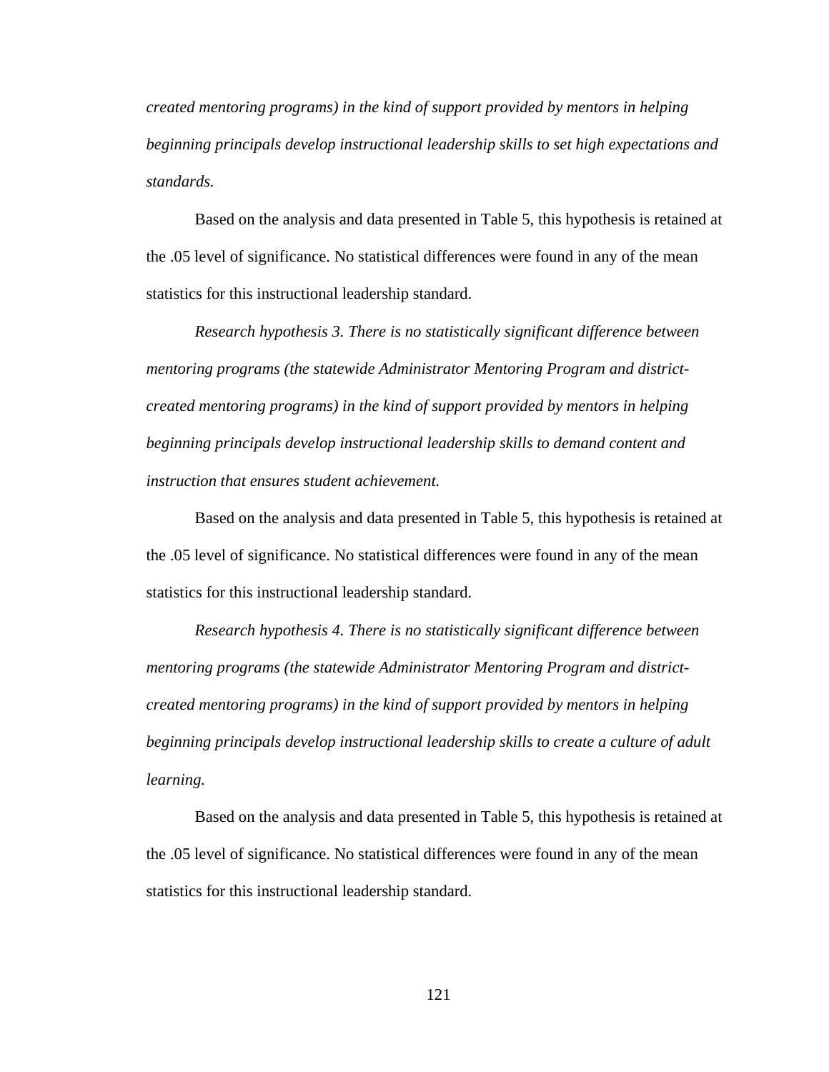*created mentoring programs) in the kind of support provided by mentors in helping beginning principals develop instructional leadership skills to set high expectations and standards.*

Based on the analysis and data presented in Table 5, this hypothesis is retained at the .05 level of significance. No statistical differences were found in any of the mean statistics for this instructional leadership standard.

*Research hypothesis 3. There is no statistically significant difference between mentoring programs (the statewide Administrator Mentoring Program and district-created mentoring programs) in the kind of support provided by mentors in helping beginning principals develop instructional leadership skills to demand content and instruction that ensures student achievement.*

Based on the analysis and data presented in Table 5, this hypothesis is retained at the .05 level of significance. No statistical differences were found in any of the mean statistics for this instructional leadership standard.

*Research hypothesis 4. There is no statistically significant difference between mentoring programs (the statewide Administrator Mentoring Program and district-created mentoring programs) in the kind of support provided by mentors in helping beginning principals develop instructional leadership skills to create a culture of adult learning.*

Based on the analysis and data presented in Table 5, this hypothesis is retained at the .05 level of significance. No statistical differences were found in any of the mean statistics for this instructional leadership standard.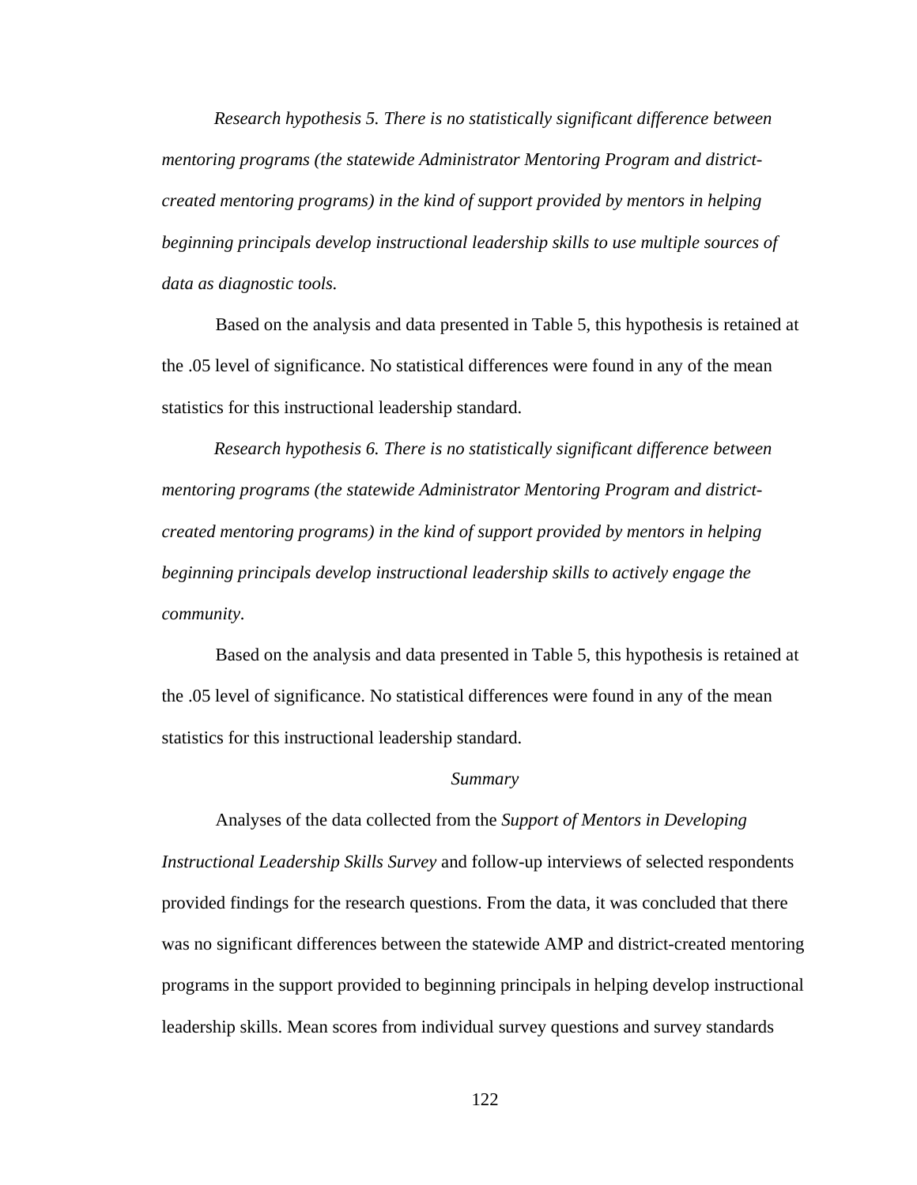*Research hypothesis 5. There is no statistically significant difference between mentoring programs (the statewide Administrator Mentoring Program and district-created mentoring programs) in the kind of support provided by mentors in helping beginning principals develop instructional leadership skills to use multiple sources of data as diagnostic tools.*

Based on the analysis and data presented in Table 5, this hypothesis is retained at the .05 level of significance. No statistical differences were found in any of the mean statistics for this instructional leadership standard.

*Research hypothesis 6. There is no statistically significant difference between mentoring programs (the statewide Administrator Mentoring Program and district-created mentoring programs) in the kind of support provided by mentors in helping beginning principals develop instructional leadership skills to actively engage the community.*

Based on the analysis and data presented in Table 5, this hypothesis is retained at the .05 level of significance. No statistical differences were found in any of the mean statistics for this instructional leadership standard.

### *Summary*

Analyses of the data collected from the *Support of Mentors in Developing Instructional Leadership Skills Survey* and follow-up interviews of selected respondents provided findings for the research questions. From the data, it was concluded that there was no significant differences between the statewide AMP and district-created mentoring programs in the support provided to beginning principals in helping develop instructional leadership skills. Mean scores from individual survey questions and survey standards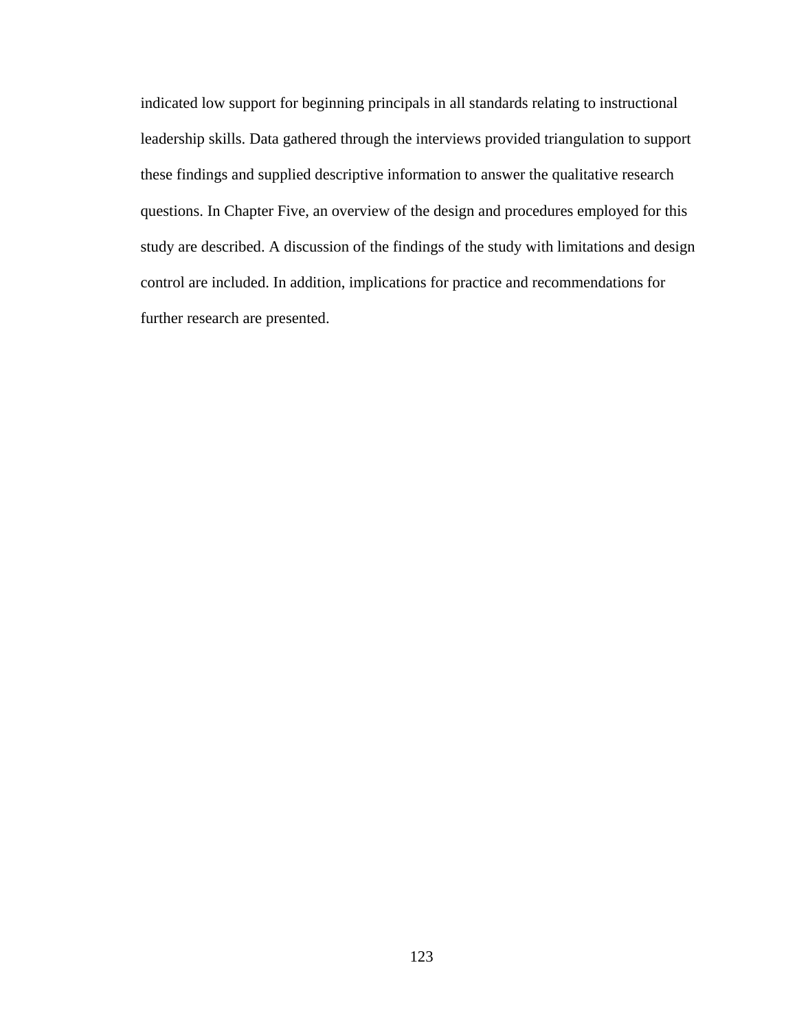indicated low support for beginning principals in all standards relating to instructional leadership skills. Data gathered through the interviews provided triangulation to support these findings and supplied descriptive information to answer the qualitative research questions. In Chapter Five, an overview of the design and procedures employed for this study are described. A discussion of the findings of the study with limitations and design control are included. In addition, implications for practice and recommendations for further research are presented.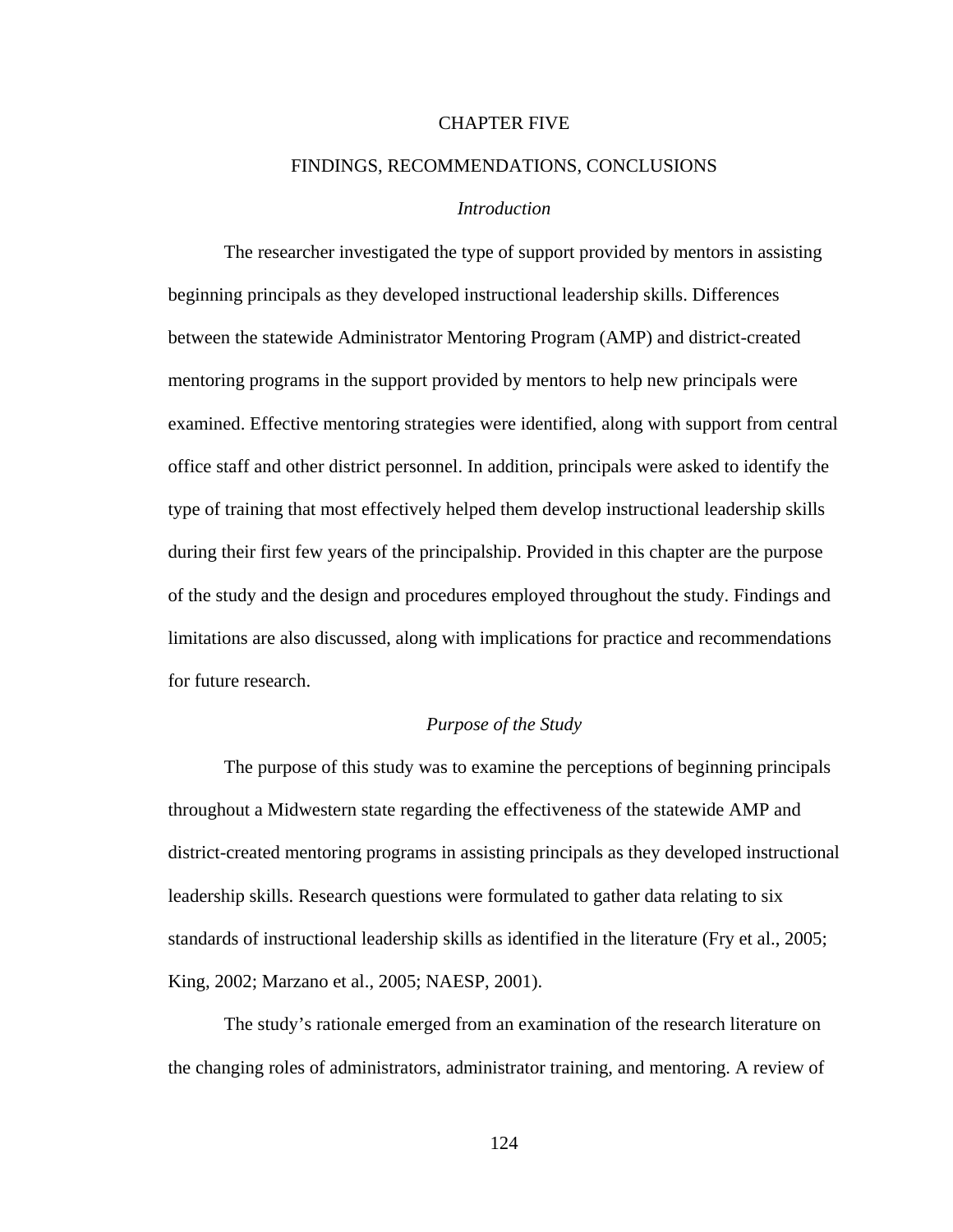# CHAPTER FIVE

## FINDINGS, RECOMMENDATIONS, CONCLUSIONS

### *Introduction*

The researcher investigated the type of support provided by mentors in assisting beginning principals as they developed instructional leadership skills. Differences between the statewide Administrator Mentoring Program (AMP) and district-created mentoring programs in the support provided by mentors to help new principals were examined. Effective mentoring strategies were identified, along with support from central office staff and other district personnel. In addition, principals were asked to identify the type of training that most effectively helped them develop instructional leadership skills during their first few years of the principalship. Provided in this chapter are the purpose of the study and the design and procedures employed throughout the study. Findings and limitations are also discussed, along with implications for practice and recommendations for future research.

### *Purpose of the Study*

The purpose of this study was to examine the perceptions of beginning principals throughout a Midwestern state regarding the effectiveness of the statewide AMP and district-created mentoring programs in assisting principals as they developed instructional leadership skills. Research questions were formulated to gather data relating to six standards of instructional leadership skills as identified in the literature (Fry et al., 2005; King, 2002; Marzano et al., 2005; NAESP, 2001).

The study's rationale emerged from an examination of the research literature on the changing roles of administrators, administrator training, and mentoring. A review of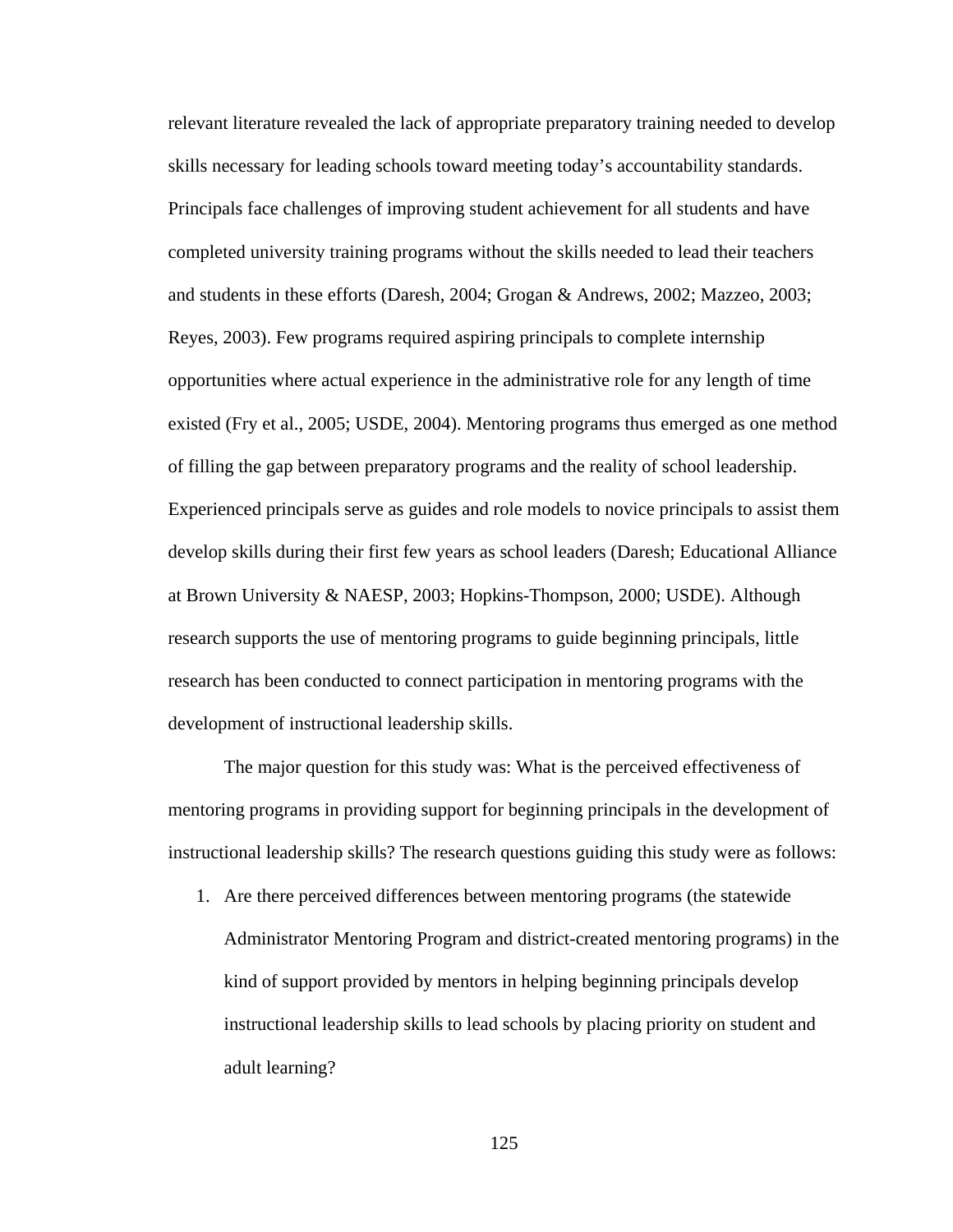relevant literature revealed the lack of appropriate preparatory training needed to develop skills necessary for leading schools toward meeting today's accountability standards. Principals face challenges of improving student achievement for all students and have completed university training programs without the skills needed to lead their teachers and students in these efforts (Daresh, 2004; Grogan & Andrews, 2002; Mazzeo, 2003; Reyes, 2003). Few programs required aspiring principals to complete internship opportunities where actual experience in the administrative role for any length of time existed (Fry et al., 2005; USDE, 2004). Mentoring programs thus emerged as one method of filling the gap between preparatory programs and the reality of school leadership. Experienced principals serve as guides and role models to novice principals to assist them develop skills during their first few years as school leaders (Daresh; Educational Alliance at Brown University & NAESP, 2003; Hopkins-Thompson, 2000; USDE). Although research supports the use of mentoring programs to guide beginning principals, little research has been conducted to connect participation in mentoring programs with the development of instructional leadership skills.

The major question for this study was: What is the perceived effectiveness of mentoring programs in providing support for beginning principals in the development of instructional leadership skills? The research questions guiding this study were as follows:

1. Are there perceived differences between mentoring programs (the statewide Administrator Mentoring Program and district-created mentoring programs) in the kind of support provided by mentors in helping beginning principals develop instructional leadership skills to lead schools by placing priority on student and adult learning?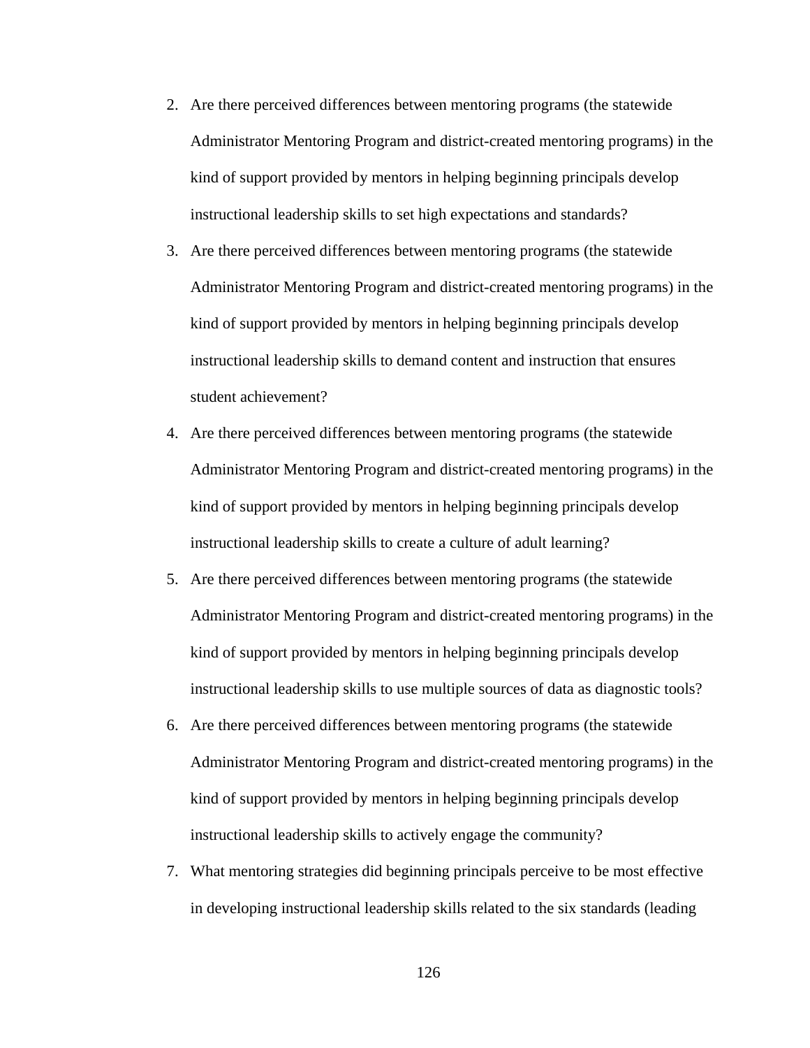2. Are there perceived differences between mentoring programs (the statewide Administrator Mentoring Program and district-created mentoring programs) in the kind of support provided by mentors in helping beginning principals develop instructional leadership skills to set high expectations and standards?
3. Are there perceived differences between mentoring programs (the statewide Administrator Mentoring Program and district-created mentoring programs) in the kind of support provided by mentors in helping beginning principals develop instructional leadership skills to demand content and instruction that ensures student achievement?
4. Are there perceived differences between mentoring programs (the statewide Administrator Mentoring Program and district-created mentoring programs) in the kind of support provided by mentors in helping beginning principals develop instructional leadership skills to create a culture of adult learning?
5. Are there perceived differences between mentoring programs (the statewide Administrator Mentoring Program and district-created mentoring programs) in the kind of support provided by mentors in helping beginning principals develop instructional leadership skills to use multiple sources of data as diagnostic tools?
6. Are there perceived differences between mentoring programs (the statewide Administrator Mentoring Program and district-created mentoring programs) in the kind of support provided by mentors in helping beginning principals develop instructional leadership skills to actively engage the community?
7. What mentoring strategies did beginning principals perceive to be most effective in developing instructional leadership skills related to the six standards (leading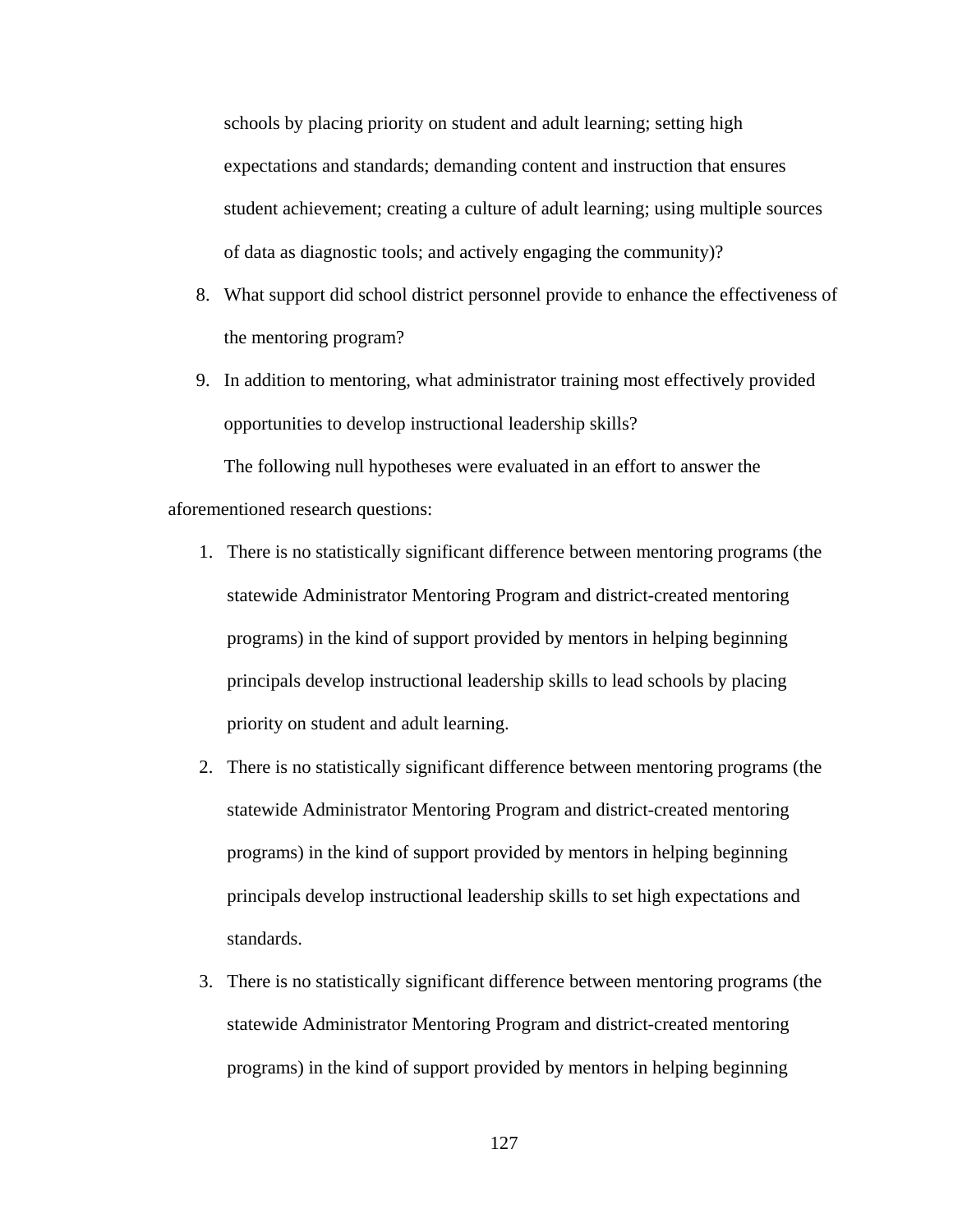schools by placing priority on student and adult learning; setting high expectations and standards; demanding content and instruction that ensures student achievement; creating a culture of adult learning; using multiple sources of data as diagnostic tools; and actively engaging the community)?

8. What support did school district personnel provide to enhance the effectiveness of the mentoring program?
9. In addition to mentoring, what administrator training most effectively provided opportunities to develop instructional leadership skills?

The following null hypotheses were evaluated in an effort to answer the aforementioned research questions:

1. There is no statistically significant difference between mentoring programs (the statewide Administrator Mentoring Program and district-created mentoring programs) in the kind of support provided by mentors in helping beginning principals develop instructional leadership skills to lead schools by placing priority on student and adult learning.
2. There is no statistically significant difference between mentoring programs (the statewide Administrator Mentoring Program and district-created mentoring programs) in the kind of support provided by mentors in helping beginning principals develop instructional leadership skills to set high expectations and standards.
3. There is no statistically significant difference between mentoring programs (the statewide Administrator Mentoring Program and district-created mentoring programs) in the kind of support provided by mentors in helping beginning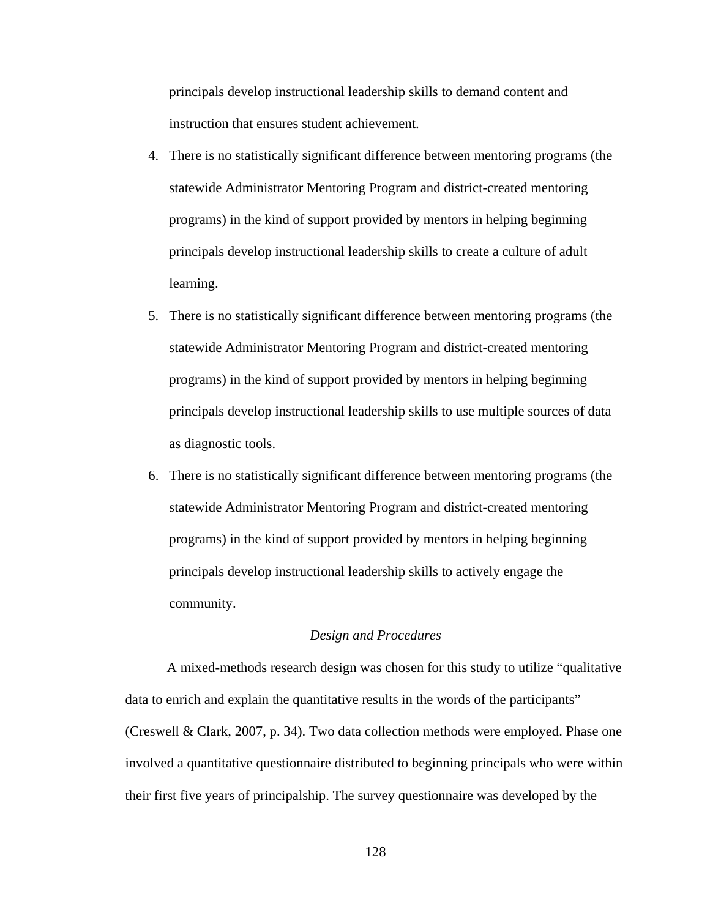principals develop instructional leadership skills to demand content and instruction that ensures student achievement.

4. There is no statistically significant difference between mentoring programs (the statewide Administrator Mentoring Program and district-created mentoring programs) in the kind of support provided by mentors in helping beginning principals develop instructional leadership skills to create a culture of adult learning.
5. There is no statistically significant difference between mentoring programs (the statewide Administrator Mentoring Program and district-created mentoring programs) in the kind of support provided by mentors in helping beginning principals develop instructional leadership skills to use multiple sources of data as diagnostic tools.
6. There is no statistically significant difference between mentoring programs (the statewide Administrator Mentoring Program and district-created mentoring programs) in the kind of support provided by mentors in helping beginning principals develop instructional leadership skills to actively engage the community.

### *Design and Procedures*

A mixed-methods research design was chosen for this study to utilize "qualitative data to enrich and explain the quantitative results in the words of the participants" (Creswell & Clark, 2007, p. 34). Two data collection methods were employed. Phase one involved a quantitative questionnaire distributed to beginning principals who were within their first five years of principalship. The survey questionnaire was developed by the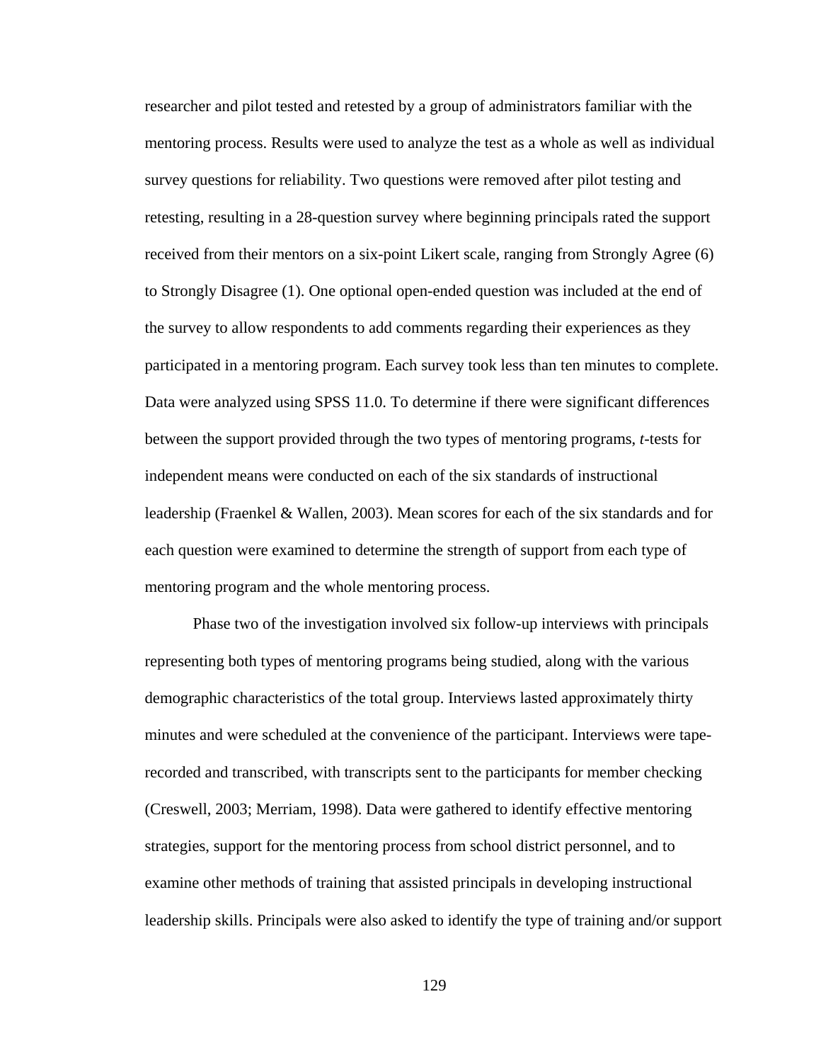researcher and pilot tested and retested by a group of administrators familiar with the mentoring process. Results were used to analyze the test as a whole as well as individual survey questions for reliability. Two questions were removed after pilot testing and retesting, resulting in a 28-question survey where beginning principals rated the support received from their mentors on a six-point Likert scale, ranging from Strongly Agree (6) to Strongly Disagree (1). One optional open-ended question was included at the end of the survey to allow respondents to add comments regarding their experiences as they participated in a mentoring program. Each survey took less than ten minutes to complete. Data were analyzed using SPSS 11.0. To determine if there were significant differences between the support provided through the two types of mentoring programs, *t*-tests for independent means were conducted on each of the six standards of instructional leadership (Fraenkel & Wallen, 2003). Mean scores for each of the six standards and for each question were examined to determine the strength of support from each type of mentoring program and the whole mentoring process.

Phase two of the investigation involved six follow-up interviews with principals representing both types of mentoring programs being studied, along with the various demographic characteristics of the total group. Interviews lasted approximately thirty minutes and were scheduled at the convenience of the participant. Interviews were tape-recorded and transcribed, with transcripts sent to the participants for member checking (Creswell, 2003; Merriam, 1998). Data were gathered to identify effective mentoring strategies, support for the mentoring process from school district personnel, and to examine other methods of training that assisted principals in developing instructional leadership skills. Principals were also asked to identify the type of training and/or support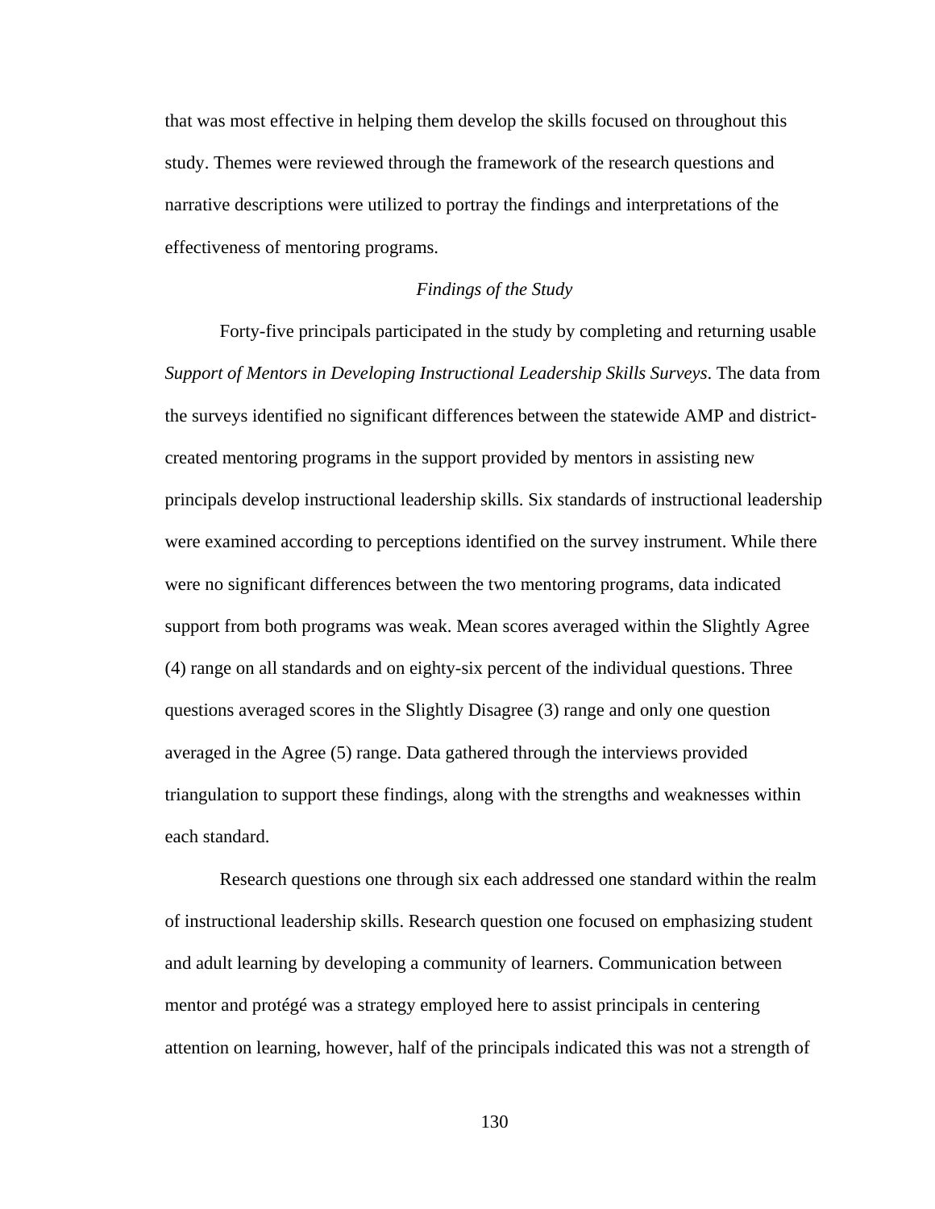that was most effective in helping them develop the skills focused on throughout this study. Themes were reviewed through the framework of the research questions and narrative descriptions were utilized to portray the findings and interpretations of the effectiveness of mentoring programs.

### *Findings of the Study*

Forty-five principals participated in the study by completing and returning usable *Support of Mentors in Developing Instructional Leadership Skills Surveys*. The data from the surveys identified no significant differences between the statewide AMP and district-created mentoring programs in the support provided by mentors in assisting new principals develop instructional leadership skills. Six standards of instructional leadership were examined according to perceptions identified on the survey instrument. While there were no significant differences between the two mentoring programs, data indicated support from both programs was weak. Mean scores averaged within the Slightly Agree (4) range on all standards and on eighty-six percent of the individual questions. Three questions averaged scores in the Slightly Disagree (3) range and only one question averaged in the Agree (5) range. Data gathered through the interviews provided triangulation to support these findings, along with the strengths and weaknesses within each standard.

Research questions one through six each addressed one standard within the realm of instructional leadership skills. Research question one focused on emphasizing student and adult learning by developing a community of learners. Communication between mentor and protégé was a strategy employed here to assist principals in centering attention on learning, however, half of the principals indicated this was not a strength of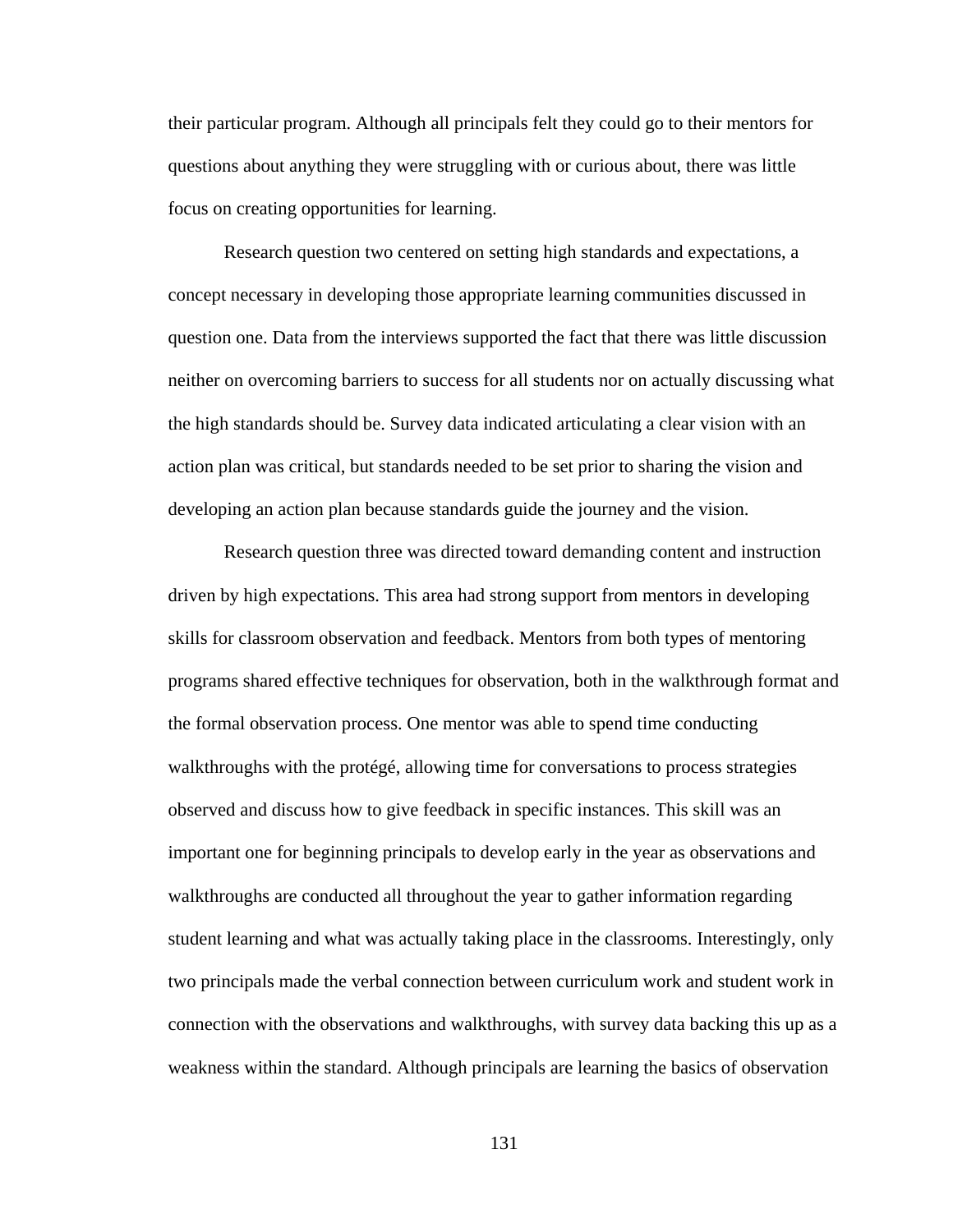their particular program. Although all principals felt they could go to their mentors for questions about anything they were struggling with or curious about, there was little focus on creating opportunities for learning.

Research question two centered on setting high standards and expectations, a concept necessary in developing those appropriate learning communities discussed in question one. Data from the interviews supported the fact that there was little discussion neither on overcoming barriers to success for all students nor on actually discussing what the high standards should be. Survey data indicated articulating a clear vision with an action plan was critical, but standards needed to be set prior to sharing the vision and developing an action plan because standards guide the journey and the vision.

Research question three was directed toward demanding content and instruction driven by high expectations. This area had strong support from mentors in developing skills for classroom observation and feedback. Mentors from both types of mentoring programs shared effective techniques for observation, both in the walkthrough format and the formal observation process. One mentor was able to spend time conducting walkthroughs with the protégé, allowing time for conversations to process strategies observed and discuss how to give feedback in specific instances. This skill was an important one for beginning principals to develop early in the year as observations and walkthroughs are conducted all throughout the year to gather information regarding student learning and what was actually taking place in the classrooms. Interestingly, only two principals made the verbal connection between curriculum work and student work in connection with the observations and walkthroughs, with survey data backing this up as a weakness within the standard. Although principals are learning the basics of observation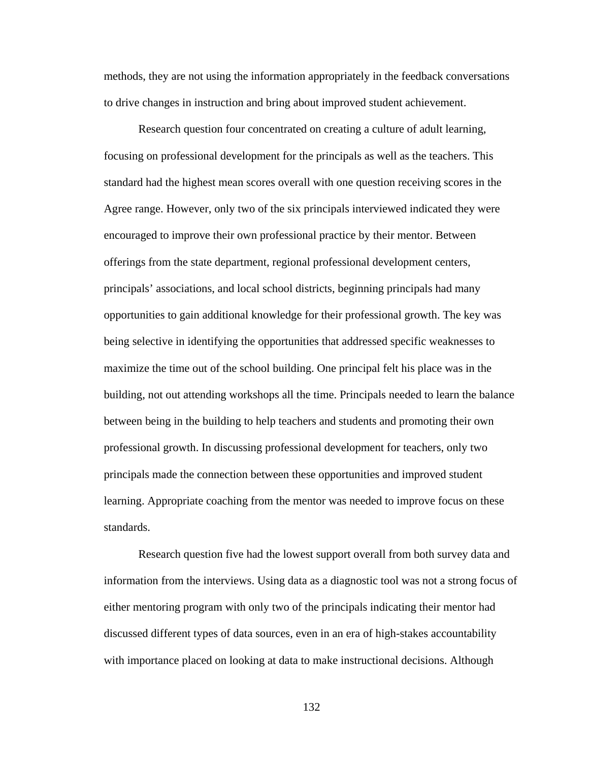methods, they are not using the information appropriately in the feedback conversations to drive changes in instruction and bring about improved student achievement.

Research question four concentrated on creating a culture of adult learning, focusing on professional development for the principals as well as the teachers. This standard had the highest mean scores overall with one question receiving scores in the Agree range. However, only two of the six principals interviewed indicated they were encouraged to improve their own professional practice by their mentor. Between offerings from the state department, regional professional development centers, principals' associations, and local school districts, beginning principals had many opportunities to gain additional knowledge for their professional growth. The key was being selective in identifying the opportunities that addressed specific weaknesses to maximize the time out of the school building. One principal felt his place was in the building, not out attending workshops all the time. Principals needed to learn the balance between being in the building to help teachers and students and promoting their own professional growth. In discussing professional development for teachers, only two principals made the connection between these opportunities and improved student learning. Appropriate coaching from the mentor was needed to improve focus on these standards.

Research question five had the lowest support overall from both survey data and information from the interviews. Using data as a diagnostic tool was not a strong focus of either mentoring program with only two of the principals indicating their mentor had discussed different types of data sources, even in an era of high-stakes accountability with importance placed on looking at data to make instructional decisions. Although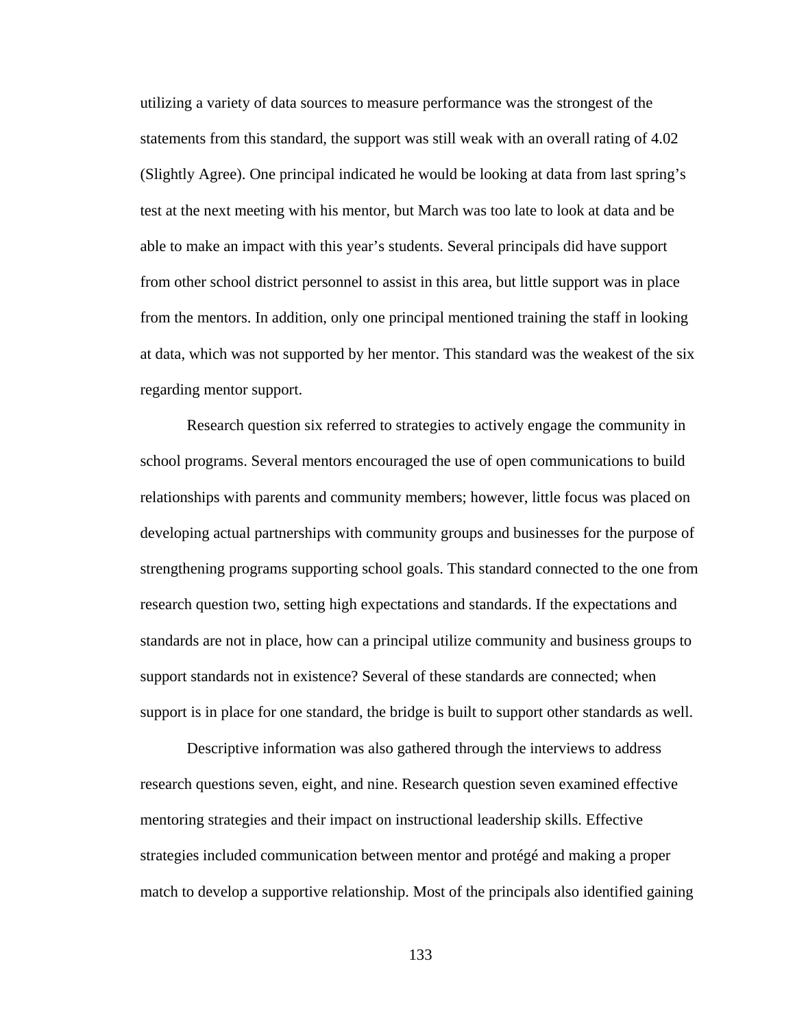utilizing a variety of data sources to measure performance was the strongest of the statements from this standard, the support was still weak with an overall rating of 4.02 (Slightly Agree). One principal indicated he would be looking at data from last spring's test at the next meeting with his mentor, but March was too late to look at data and be able to make an impact with this year's students. Several principals did have support from other school district personnel to assist in this area, but little support was in place from the mentors. In addition, only one principal mentioned training the staff in looking at data, which was not supported by her mentor. This standard was the weakest of the six regarding mentor support.

Research question six referred to strategies to actively engage the community in school programs. Several mentors encouraged the use of open communications to build relationships with parents and community members; however, little focus was placed on developing actual partnerships with community groups and businesses for the purpose of strengthening programs supporting school goals. This standard connected to the one from research question two, setting high expectations and standards. If the expectations and standards are not in place, how can a principal utilize community and business groups to support standards not in existence? Several of these standards are connected; when support is in place for one standard, the bridge is built to support other standards as well.

Descriptive information was also gathered through the interviews to address research questions seven, eight, and nine. Research question seven examined effective mentoring strategies and their impact on instructional leadership skills. Effective strategies included communication between mentor and protégé and making a proper match to develop a supportive relationship. Most of the principals also identified gaining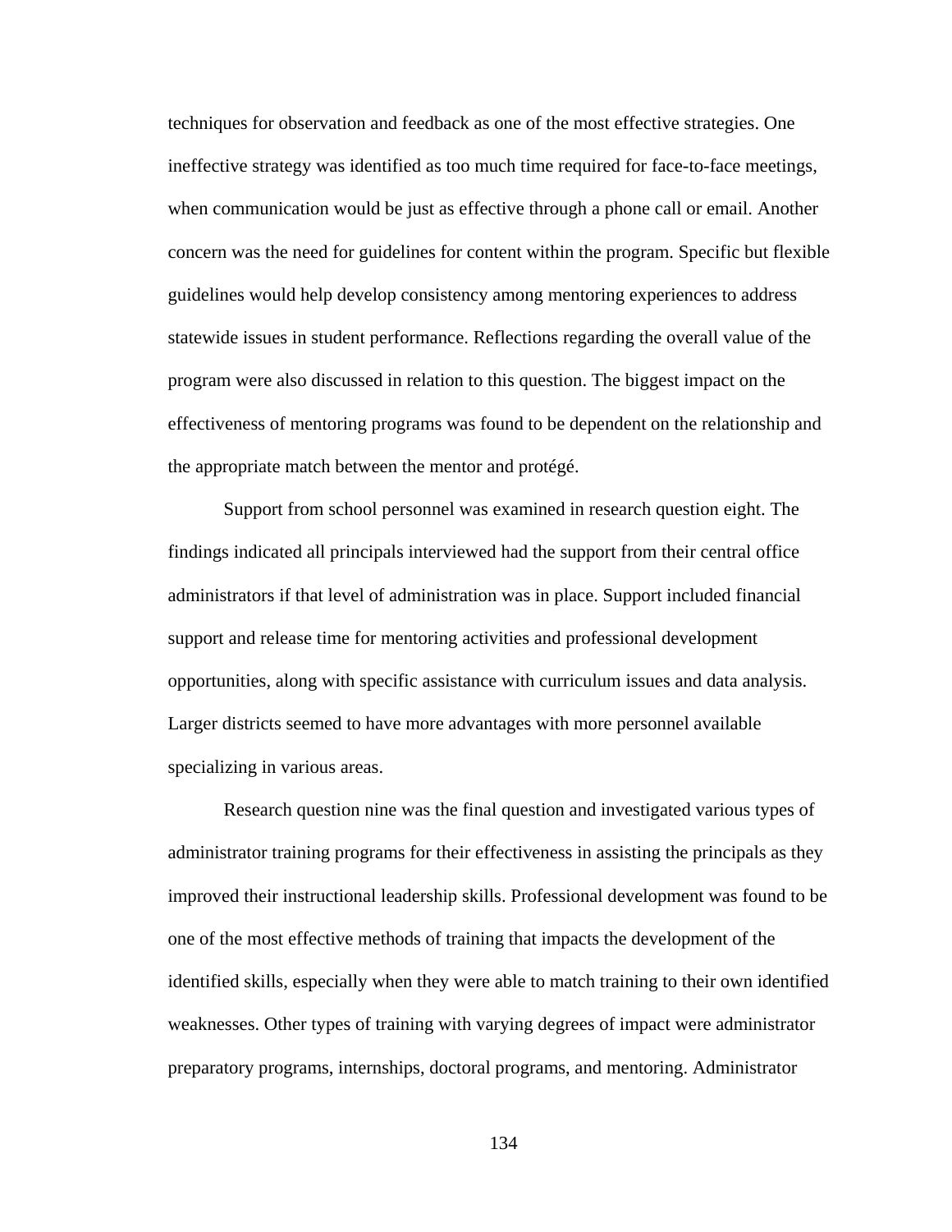techniques for observation and feedback as one of the most effective strategies. One ineffective strategy was identified as too much time required for face-to-face meetings, when communication would be just as effective through a phone call or email. Another concern was the need for guidelines for content within the program. Specific but flexible guidelines would help develop consistency among mentoring experiences to address statewide issues in student performance. Reflections regarding the overall value of the program were also discussed in relation to this question. The biggest impact on the effectiveness of mentoring programs was found to be dependent on the relationship and the appropriate match between the mentor and protégé.

Support from school personnel was examined in research question eight. The findings indicated all principals interviewed had the support from their central office administrators if that level of administration was in place. Support included financial support and release time for mentoring activities and professional development opportunities, along with specific assistance with curriculum issues and data analysis. Larger districts seemed to have more advantages with more personnel available specializing in various areas.

Research question nine was the final question and investigated various types of administrator training programs for their effectiveness in assisting the principals as they improved their instructional leadership skills. Professional development was found to be one of the most effective methods of training that impacts the development of the identified skills, especially when they were able to match training to their own identified weaknesses. Other types of training with varying degrees of impact were administrator preparatory programs, internships, doctoral programs, and mentoring. Administrator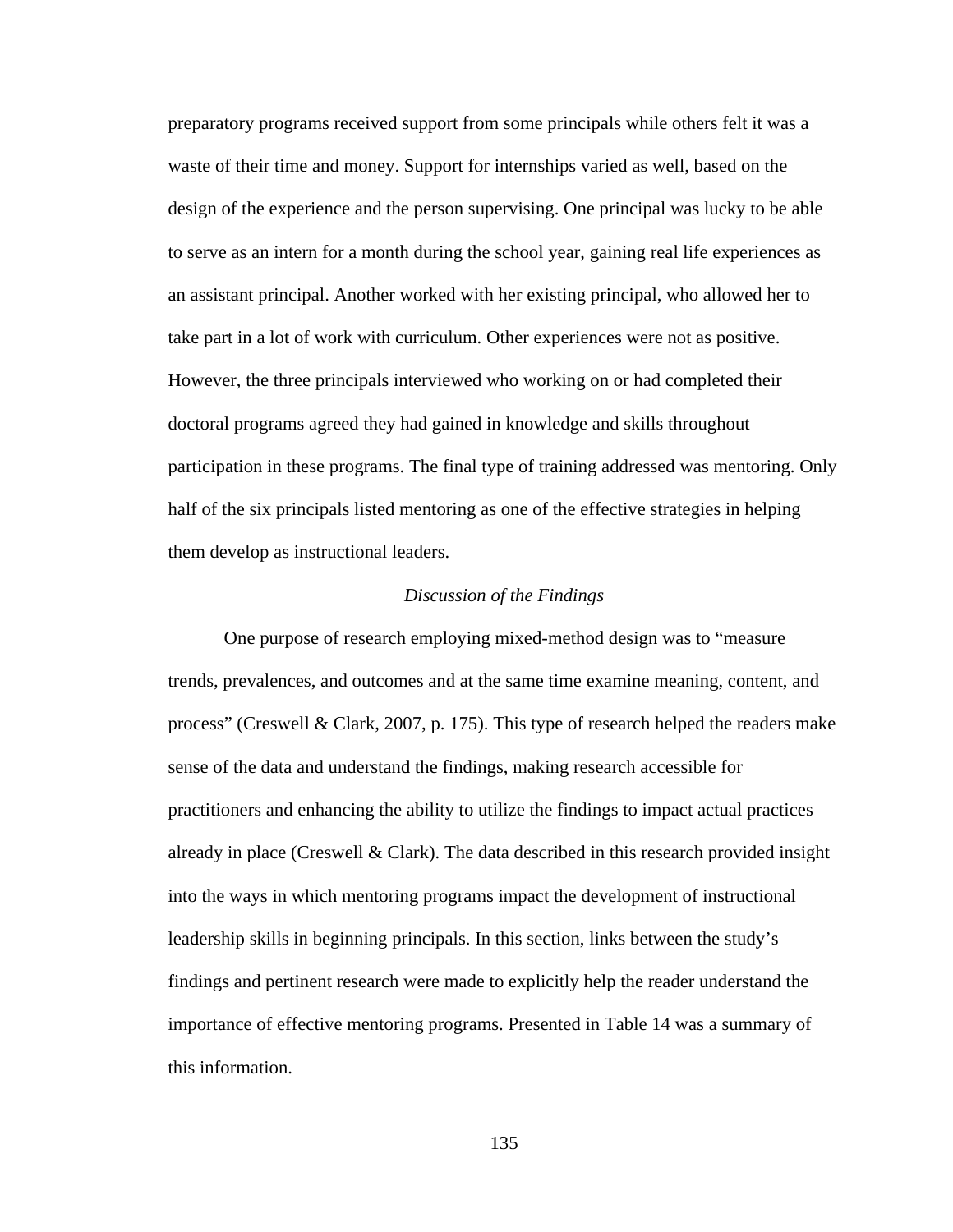preparatory programs received support from some principals while others felt it was a waste of their time and money. Support for internships varied as well, based on the design of the experience and the person supervising. One principal was lucky to be able to serve as an intern for a month during the school year, gaining real life experiences as an assistant principal. Another worked with her existing principal, who allowed her to take part in a lot of work with curriculum. Other experiences were not as positive. However, the three principals interviewed who working on or had completed their doctoral programs agreed they had gained in knowledge and skills throughout participation in these programs. The final type of training addressed was mentoring. Only half of the six principals listed mentoring as one of the effective strategies in helping them develop as instructional leaders.

*Discussion of the Findings*

One purpose of research employing mixed-method design was to "measure trends, prevalences, and outcomes and at the same time examine meaning, content, and process" (Creswell & Clark, 2007, p. 175). This type of research helped the readers make sense of the data and understand the findings, making research accessible for practitioners and enhancing the ability to utilize the findings to impact actual practices already in place (Creswell & Clark). The data described in this research provided insight into the ways in which mentoring programs impact the development of instructional leadership skills in beginning principals. In this section, links between the study's findings and pertinent research were made to explicitly help the reader understand the importance of effective mentoring programs. Presented in Table 14 was a summary of this information.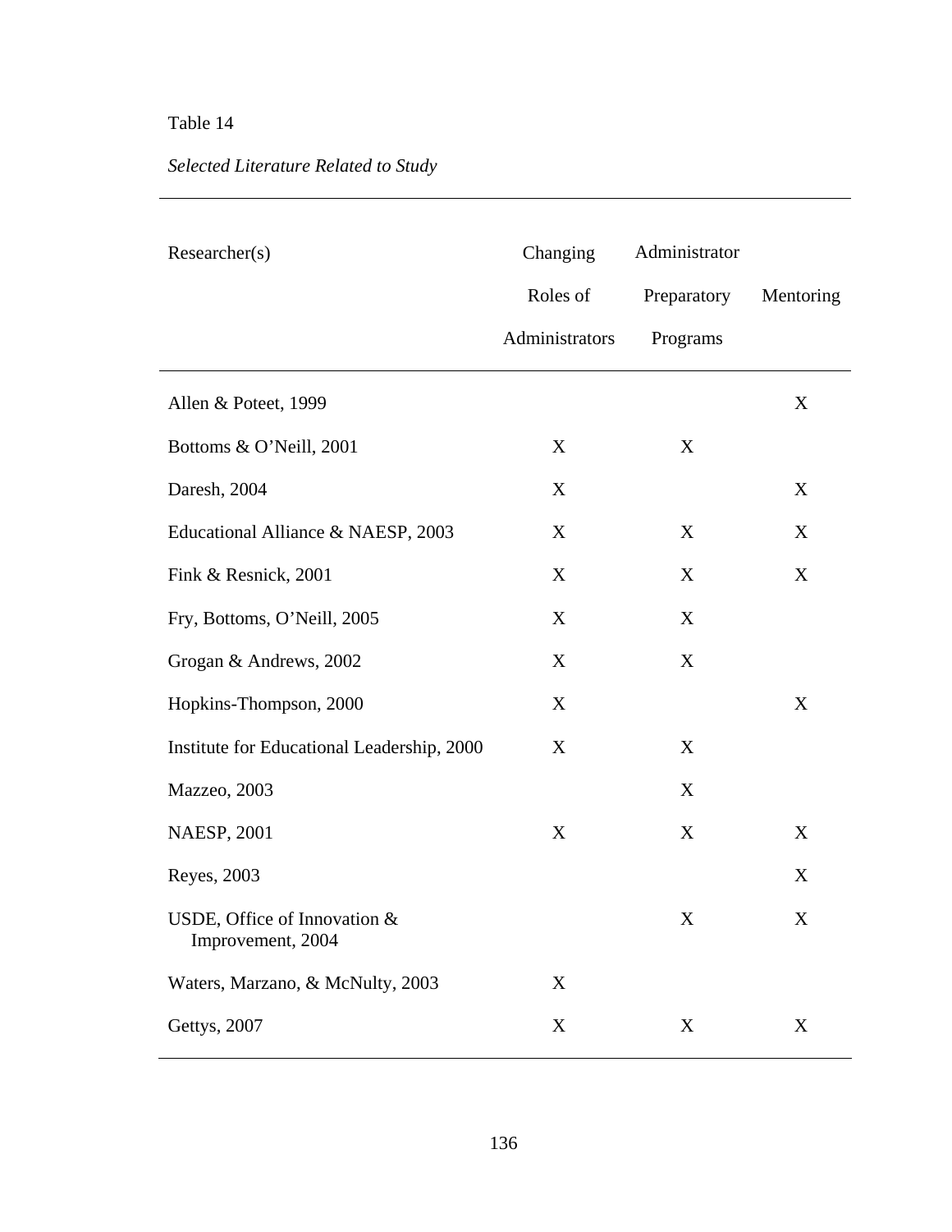Table 14

*Selected Literature Related to Study*

| Researcher(s) | Changing Roles of Administrators | Administrator Preparatory Programs | Mentoring |
|---|---|---|---|
| Allen & Poteet, 1999 | | | X |
| Bottoms & O'Neill, 2001 | X | X | |
| Daresh, 2004 | X | | X |
| Educational Alliance & NAESP, 2003 | X | X | X |
| Fink & Resnick, 2001 | X | X | X |
| Fry, Bottoms, O'Neill, 2005 | X | X | |
| Grogan & Andrews, 2002 | X | X | |
| Hopkins-Thompson, 2000 | X | | X |
| Institute for Educational Leadership, 2000 | X | X | |
| Mazzeo, 2003 | | X | |
| NAESP, 2001 | X | X | X |
| Reyes, 2003 | | | X |
| USDE, Office of Innovation & Improvement, 2004 | | X | X |
| Waters, Marzano, & McNulty, 2003 | X | | |
| Gettys, 2007 | X | X | X |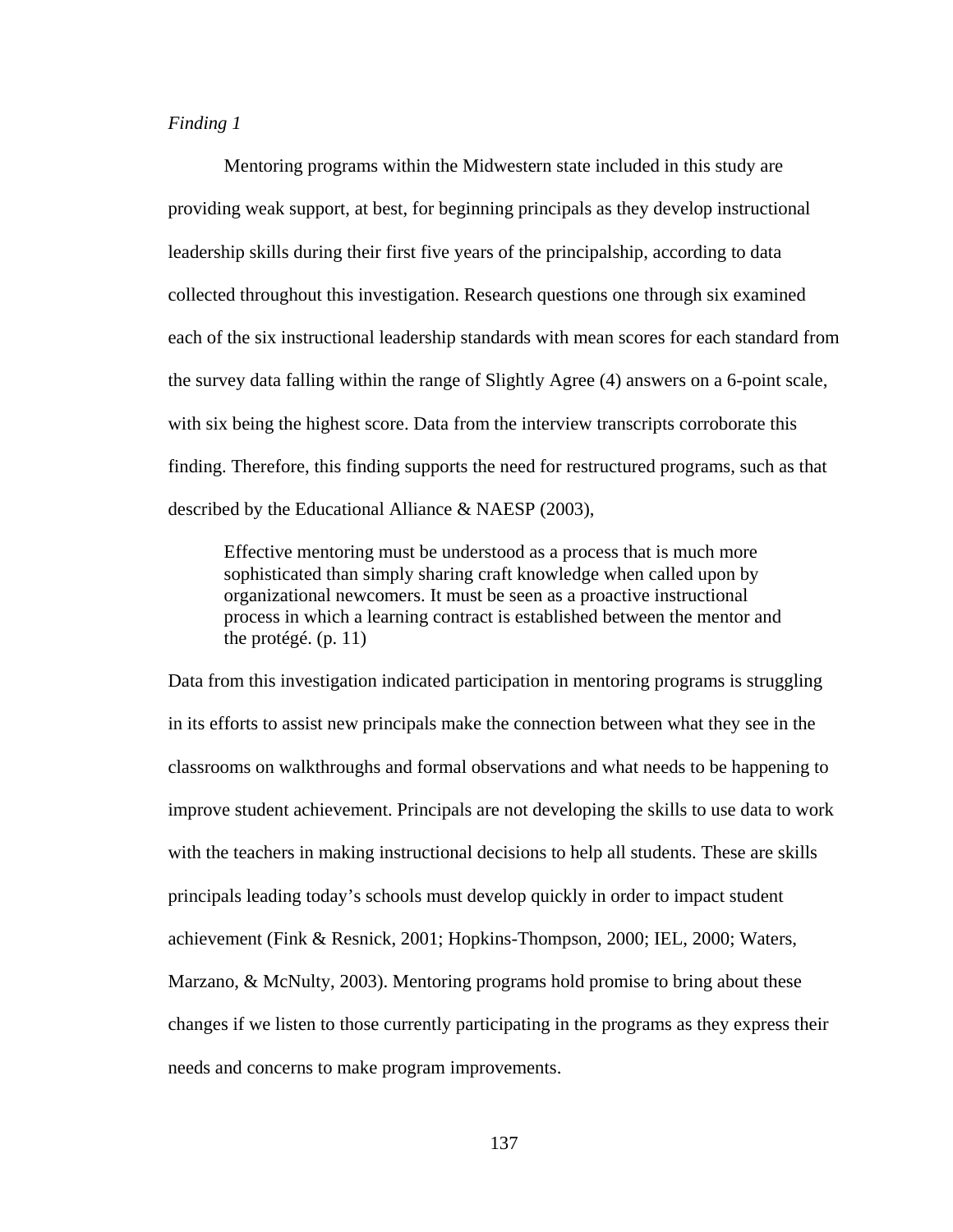*Finding 1*

Mentoring programs within the Midwestern state included in this study are providing weak support, at best, for beginning principals as they develop instructional leadership skills during their first five years of the principalship, according to data collected throughout this investigation. Research questions one through six examined each of the six instructional leadership standards with mean scores for each standard from the survey data falling within the range of Slightly Agree (4) answers on a 6-point scale, with six being the highest score. Data from the interview transcripts corroborate this finding. Therefore, this finding supports the need for restructured programs, such as that described by the Educational Alliance & NAESP (2003),

> Effective mentoring must be understood as a process that is much more sophisticated than simply sharing craft knowledge when called upon by organizational newcomers. It must be seen as a proactive instructional process in which a learning contract is established between the mentor and the protégé. (p. 11)

Data from this investigation indicated participation in mentoring programs is struggling in its efforts to assist new principals make the connection between what they see in the classrooms on walkthroughs and formal observations and what needs to be happening to improve student achievement. Principals are not developing the skills to use data to work with the teachers in making instructional decisions to help all students. These are skills principals leading today's schools must develop quickly in order to impact student achievement (Fink & Resnick, 2001; Hopkins-Thompson, 2000; IEL, 2000; Waters, Marzano, & McNulty, 2003). Mentoring programs hold promise to bring about these changes if we listen to those currently participating in the programs as they express their needs and concerns to make program improvements.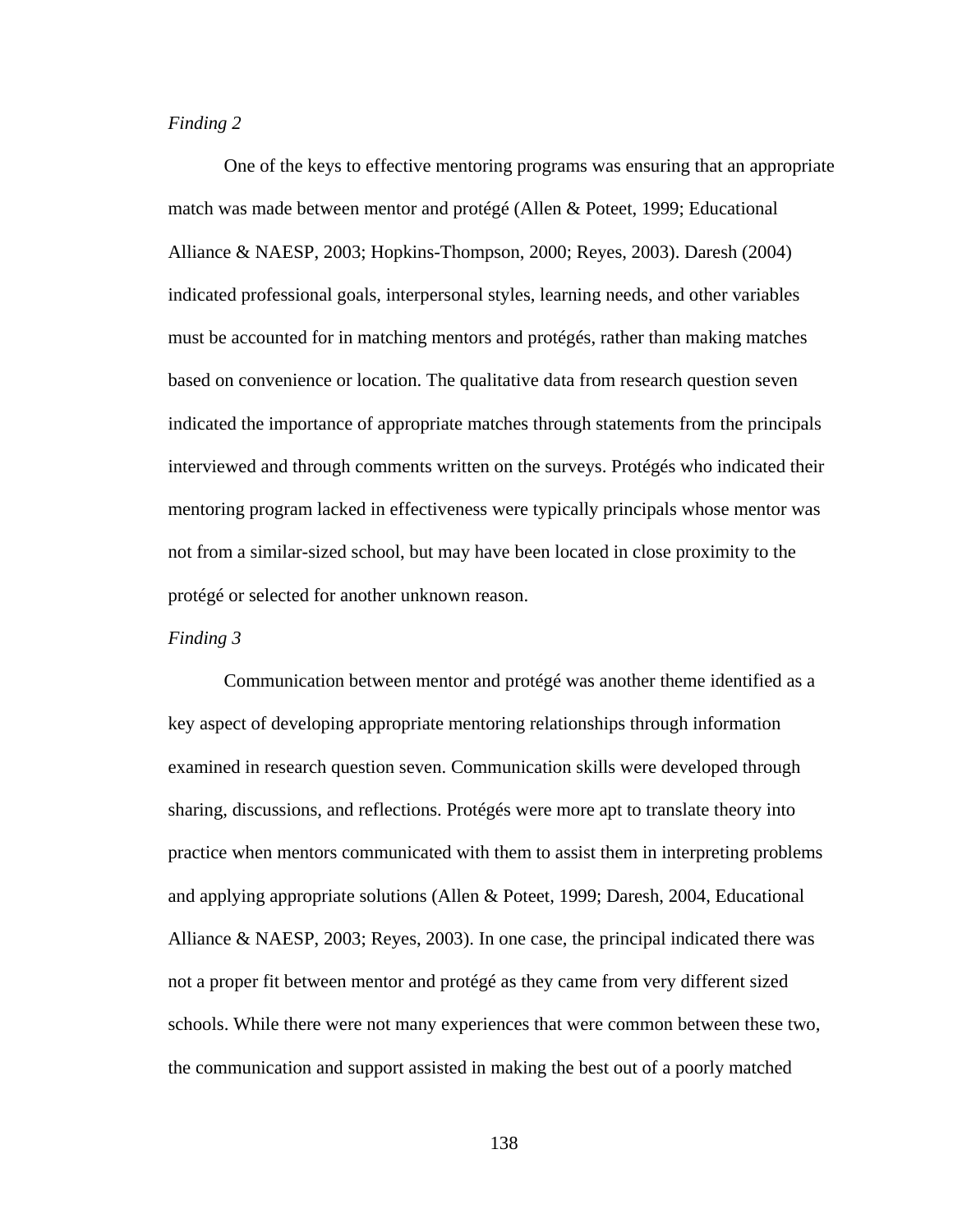*Finding 2*

One of the keys to effective mentoring programs was ensuring that an appropriate match was made between mentor and protégé (Allen & Poteet, 1999; Educational Alliance & NAESP, 2003; Hopkins-Thompson, 2000; Reyes, 2003). Daresh (2004) indicated professional goals, interpersonal styles, learning needs, and other variables must be accounted for in matching mentors and protégés, rather than making matches based on convenience or location. The qualitative data from research question seven indicated the importance of appropriate matches through statements from the principals interviewed and through comments written on the surveys. Protégés who indicated their mentoring program lacked in effectiveness were typically principals whose mentor was not from a similar-sized school, but may have been located in close proximity to the protégé or selected for another unknown reason.

*Finding 3*

Communication between mentor and protégé was another theme identified as a key aspect of developing appropriate mentoring relationships through information examined in research question seven. Communication skills were developed through sharing, discussions, and reflections. Protégés were more apt to translate theory into practice when mentors communicated with them to assist them in interpreting problems and applying appropriate solutions (Allen & Poteet, 1999; Daresh, 2004, Educational Alliance & NAESP, 2003; Reyes, 2003). In one case, the principal indicated there was not a proper fit between mentor and protégé as they came from very different sized schools. While there were not many experiences that were common between these two, the communication and support assisted in making the best out of a poorly matched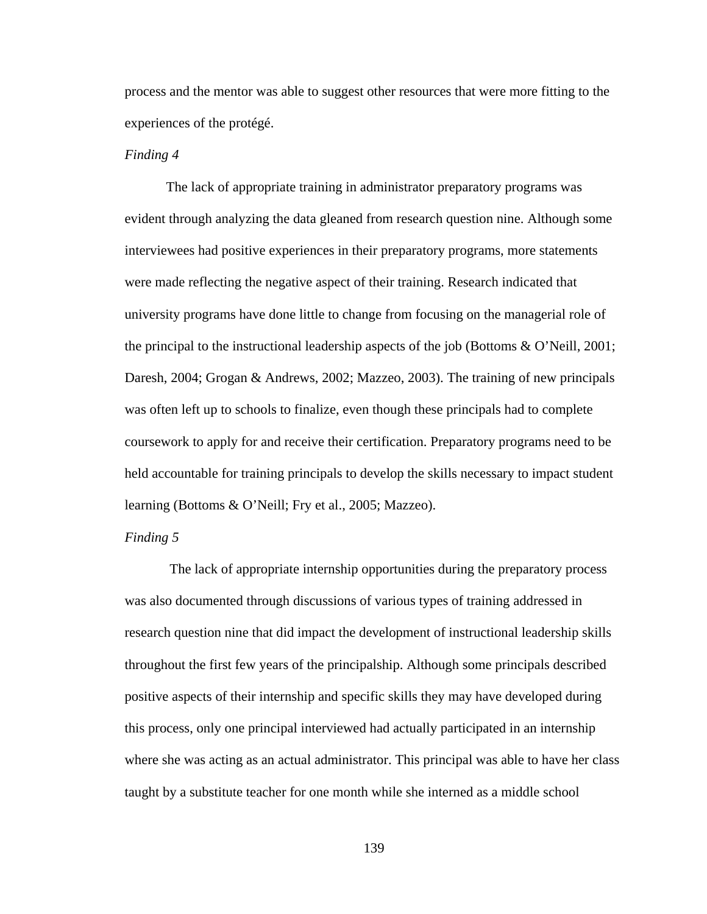process and the mentor was able to suggest other resources that were more fitting to the experiences of the protégé.

*Finding 4*

The lack of appropriate training in administrator preparatory programs was evident through analyzing the data gleaned from research question nine. Although some interviewees had positive experiences in their preparatory programs, more statements were made reflecting the negative aspect of their training. Research indicated that university programs have done little to change from focusing on the managerial role of the principal to the instructional leadership aspects of the job (Bottoms & O'Neill, 2001; Daresh, 2004; Grogan & Andrews, 2002; Mazzeo, 2003). The training of new principals was often left up to schools to finalize, even though these principals had to complete coursework to apply for and receive their certification. Preparatory programs need to be held accountable for training principals to develop the skills necessary to impact student learning (Bottoms & O'Neill; Fry et al., 2005; Mazzeo).

*Finding 5*

The lack of appropriate internship opportunities during the preparatory process was also documented through discussions of various types of training addressed in research question nine that did impact the development of instructional leadership skills throughout the first few years of the principalship. Although some principals described positive aspects of their internship and specific skills they may have developed during this process, only one principal interviewed had actually participated in an internship where she was acting as an actual administrator. This principal was able to have her class taught by a substitute teacher for one month while she interned as a middle school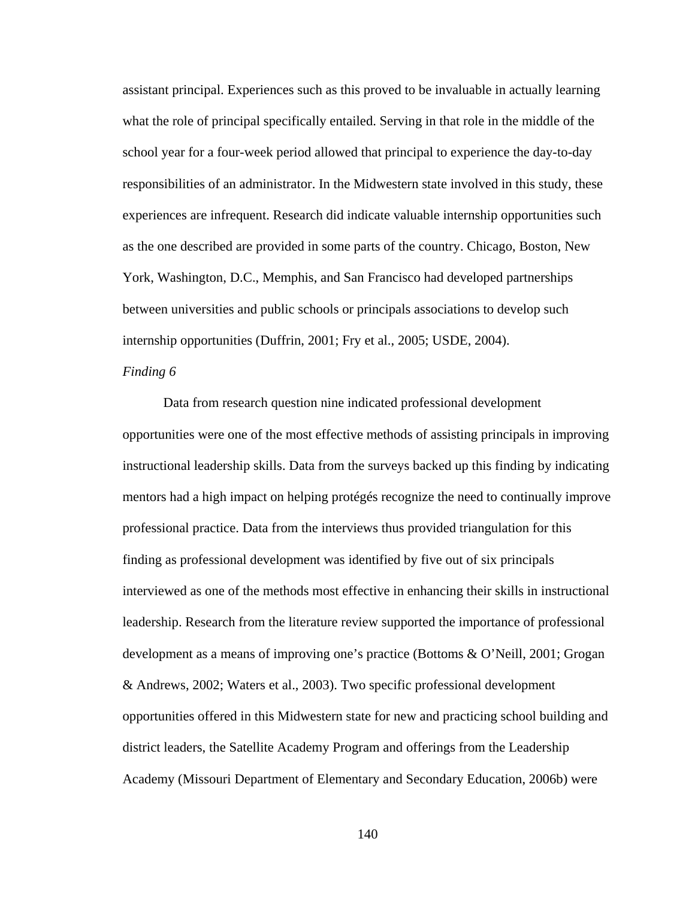assistant principal. Experiences such as this proved to be invaluable in actually learning what the role of principal specifically entailed. Serving in that role in the middle of the school year for a four-week period allowed that principal to experience the day-to-day responsibilities of an administrator. In the Midwestern state involved in this study, these experiences are infrequent. Research did indicate valuable internship opportunities such as the one described are provided in some parts of the country. Chicago, Boston, New York, Washington, D.C., Memphis, and San Francisco had developed partnerships between universities and public schools or principals associations to develop such internship opportunities (Duffrin, 2001; Fry et al., 2005; USDE, 2004).

*Finding 6*

Data from research question nine indicated professional development opportunities were one of the most effective methods of assisting principals in improving instructional leadership skills. Data from the surveys backed up this finding by indicating mentors had a high impact on helping protégés recognize the need to continually improve professional practice. Data from the interviews thus provided triangulation for this finding as professional development was identified by five out of six principals interviewed as one of the methods most effective in enhancing their skills in instructional leadership. Research from the literature review supported the importance of professional development as a means of improving one's practice (Bottoms & O'Neill, 2001; Grogan & Andrews, 2002; Waters et al., 2003). Two specific professional development opportunities offered in this Midwestern state for new and practicing school building and district leaders, the Satellite Academy Program and offerings from the Leadership Academy (Missouri Department of Elementary and Secondary Education, 2006b) were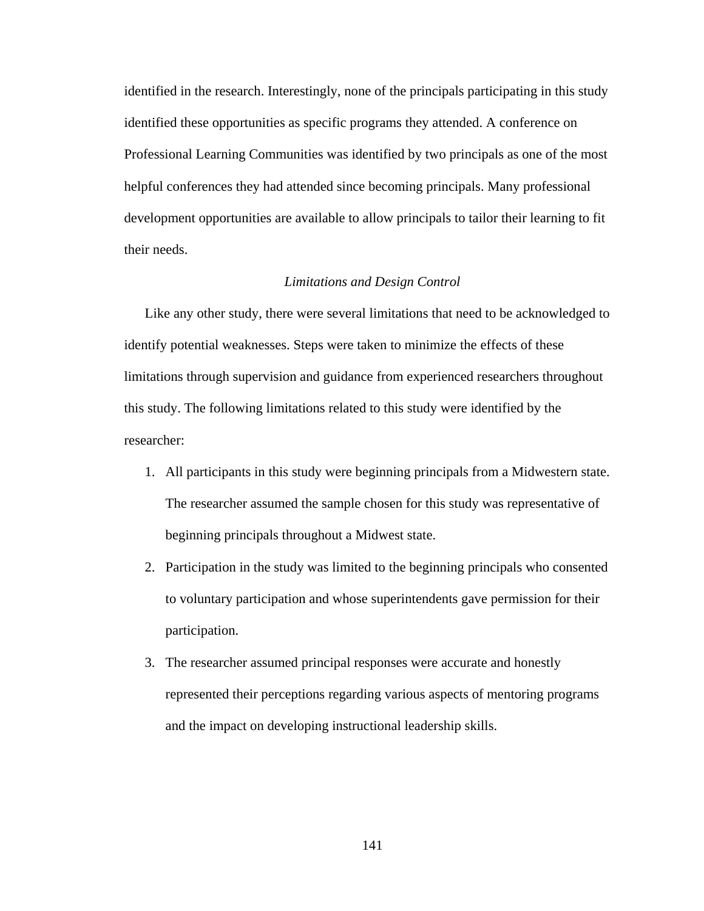identified in the research. Interestingly, none of the principals participating in this study identified these opportunities as specific programs they attended. A conference on Professional Learning Communities was identified by two principals as one of the most helpful conferences they had attended since becoming principals. Many professional development opportunities are available to allow principals to tailor their learning to fit their needs.

### *Limitations and Design Control*

Like any other study, there were several limitations that need to be acknowledged to identify potential weaknesses. Steps were taken to minimize the effects of these limitations through supervision and guidance from experienced researchers throughout this study. The following limitations related to this study were identified by the researcher:

1. All participants in this study were beginning principals from a Midwestern state. The researcher assumed the sample chosen for this study was representative of beginning principals throughout a Midwest state.
2. Participation in the study was limited to the beginning principals who consented to voluntary participation and whose superintendents gave permission for their participation.
3. The researcher assumed principal responses were accurate and honestly represented their perceptions regarding various aspects of mentoring programs and the impact on developing instructional leadership skills.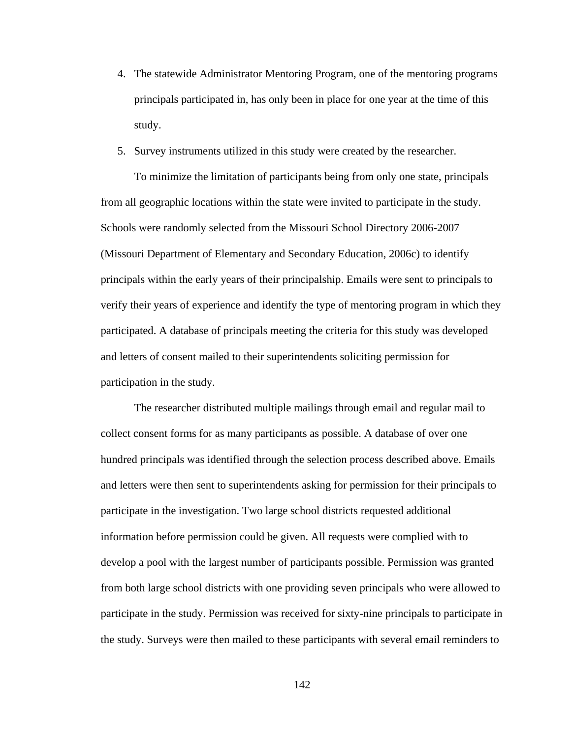4. The statewide Administrator Mentoring Program, one of the mentoring programs principals participated in, has only been in place for one year at the time of this study.
5. Survey instruments utilized in this study were created by the researcher.

To minimize the limitation of participants being from only one state, principals from all geographic locations within the state were invited to participate in the study. Schools were randomly selected from the Missouri School Directory 2006-2007 (Missouri Department of Elementary and Secondary Education, 2006c) to identify principals within the early years of their principalship. Emails were sent to principals to verify their years of experience and identify the type of mentoring program in which they participated. A database of principals meeting the criteria for this study was developed and letters of consent mailed to their superintendents soliciting permission for participation in the study.

The researcher distributed multiple mailings through email and regular mail to collect consent forms for as many participants as possible. A database of over one hundred principals was identified through the selection process described above. Emails and letters were then sent to superintendents asking for permission for their principals to participate in the investigation. Two large school districts requested additional information before permission could be given. All requests were complied with to develop a pool with the largest number of participants possible. Permission was granted from both large school districts with one providing seven principals who were allowed to participate in the study. Permission was received for sixty-nine principals to participate in the study. Surveys were then mailed to these participants with several email reminders to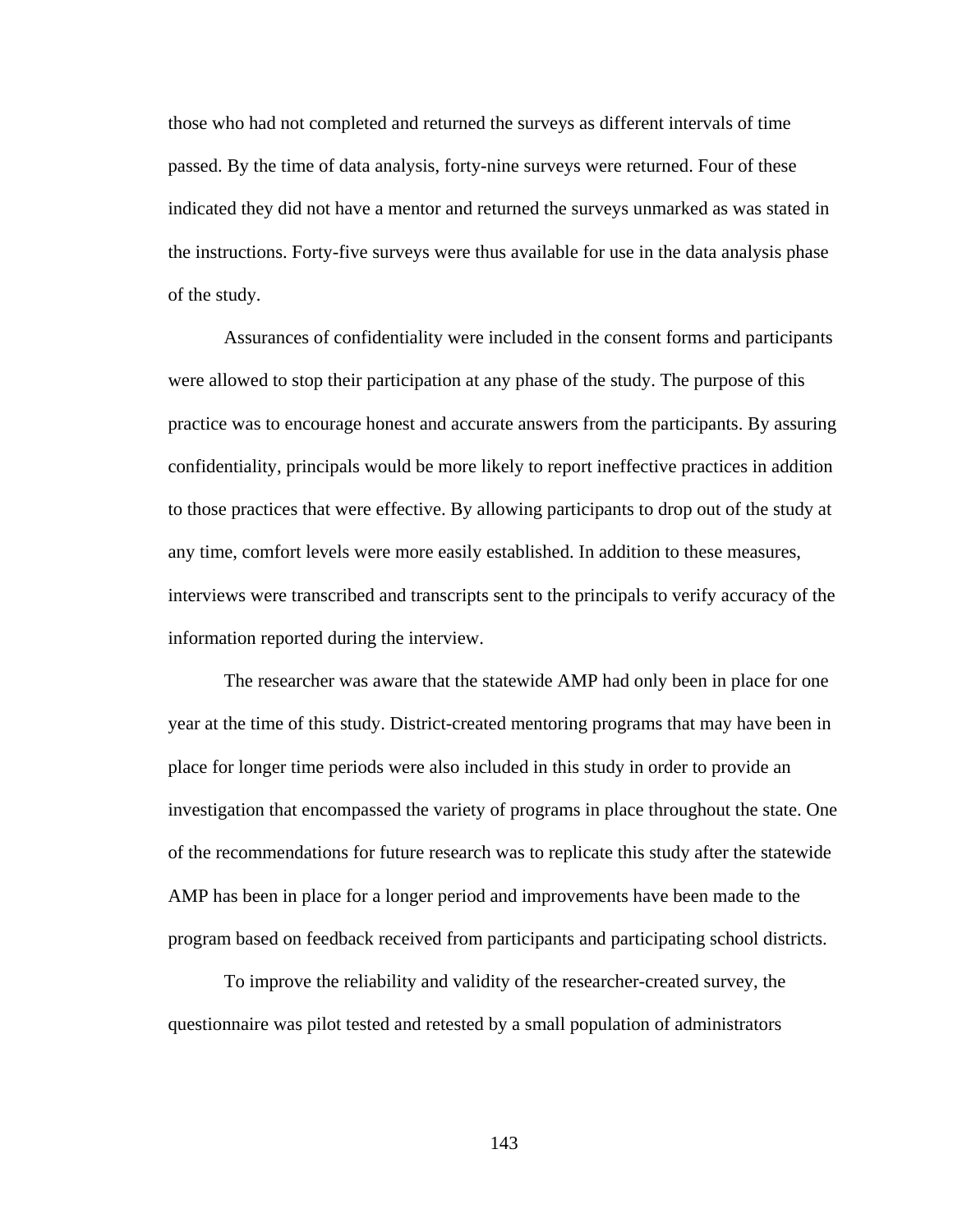those who had not completed and returned the surveys as different intervals of time passed. By the time of data analysis, forty-nine surveys were returned. Four of these indicated they did not have a mentor and returned the surveys unmarked as was stated in the instructions. Forty-five surveys were thus available for use in the data analysis phase of the study.

Assurances of confidentiality were included in the consent forms and participants were allowed to stop their participation at any phase of the study. The purpose of this practice was to encourage honest and accurate answers from the participants. By assuring confidentiality, principals would be more likely to report ineffective practices in addition to those practices that were effective. By allowing participants to drop out of the study at any time, comfort levels were more easily established. In addition to these measures, interviews were transcribed and transcripts sent to the principals to verify accuracy of the information reported during the interview.

The researcher was aware that the statewide AMP had only been in place for one year at the time of this study. District-created mentoring programs that may have been in place for longer time periods were also included in this study in order to provide an investigation that encompassed the variety of programs in place throughout the state. One of the recommendations for future research was to replicate this study after the statewide AMP has been in place for a longer period and improvements have been made to the program based on feedback received from participants and participating school districts.

To improve the reliability and validity of the researcher-created survey, the questionnaire was pilot tested and retested by a small population of administrators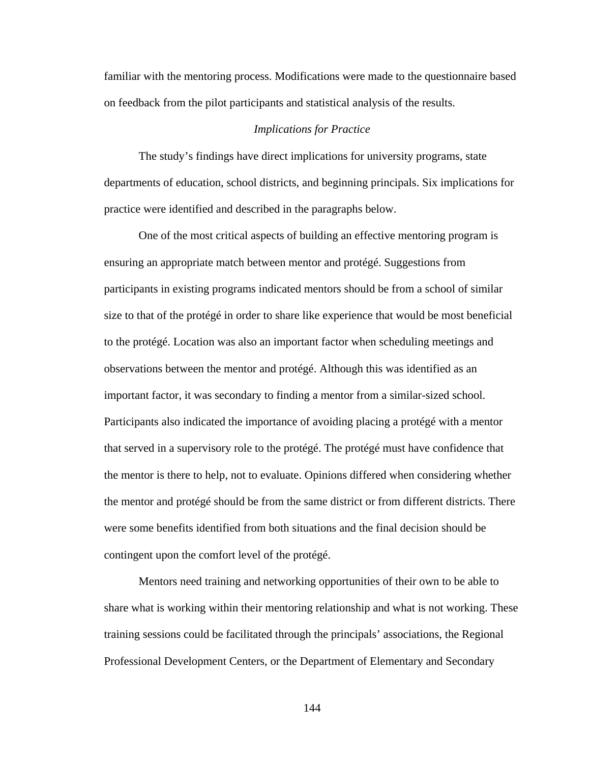familiar with the mentoring process. Modifications were made to the questionnaire based on feedback from the pilot participants and statistical analysis of the results.

### *Implications for Practice*

The study's findings have direct implications for university programs, state departments of education, school districts, and beginning principals. Six implications for practice were identified and described in the paragraphs below.

One of the most critical aspects of building an effective mentoring program is ensuring an appropriate match between mentor and protégé. Suggestions from participants in existing programs indicated mentors should be from a school of similar size to that of the protégé in order to share like experience that would be most beneficial to the protégé. Location was also an important factor when scheduling meetings and observations between the mentor and protégé. Although this was identified as an important factor, it was secondary to finding a mentor from a similar-sized school. Participants also indicated the importance of avoiding placing a protégé with a mentor that served in a supervisory role to the protégé. The protégé must have confidence that the mentor is there to help, not to evaluate. Opinions differed when considering whether the mentor and protégé should be from the same district or from different districts. There were some benefits identified from both situations and the final decision should be contingent upon the comfort level of the protégé.

Mentors need training and networking opportunities of their own to be able to share what is working within their mentoring relationship and what is not working. These training sessions could be facilitated through the principals' associations, the Regional Professional Development Centers, or the Department of Elementary and Secondary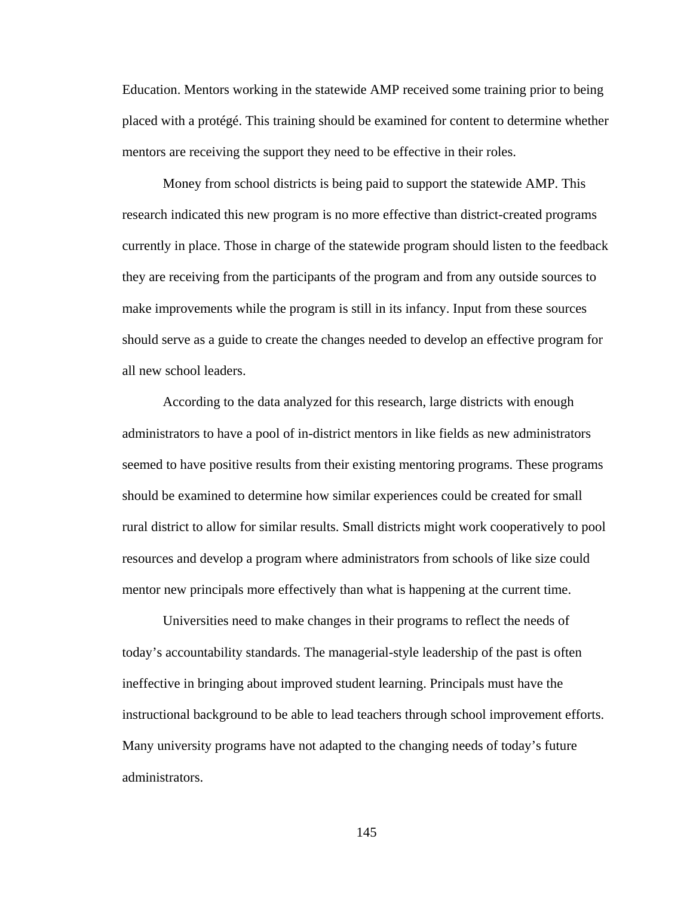Education. Mentors working in the statewide AMP received some training prior to being placed with a protégé. This training should be examined for content to determine whether mentors are receiving the support they need to be effective in their roles.

Money from school districts is being paid to support the statewide AMP. This research indicated this new program is no more effective than district-created programs currently in place. Those in charge of the statewide program should listen to the feedback they are receiving from the participants of the program and from any outside sources to make improvements while the program is still in its infancy. Input from these sources should serve as a guide to create the changes needed to develop an effective program for all new school leaders.

According to the data analyzed for this research, large districts with enough administrators to have a pool of in-district mentors in like fields as new administrators seemed to have positive results from their existing mentoring programs. These programs should be examined to determine how similar experiences could be created for small rural district to allow for similar results. Small districts might work cooperatively to pool resources and develop a program where administrators from schools of like size could mentor new principals more effectively than what is happening at the current time.

Universities need to make changes in their programs to reflect the needs of today's accountability standards. The managerial-style leadership of the past is often ineffective in bringing about improved student learning. Principals must have the instructional background to be able to lead teachers through school improvement efforts. Many university programs have not adapted to the changing needs of today's future administrators.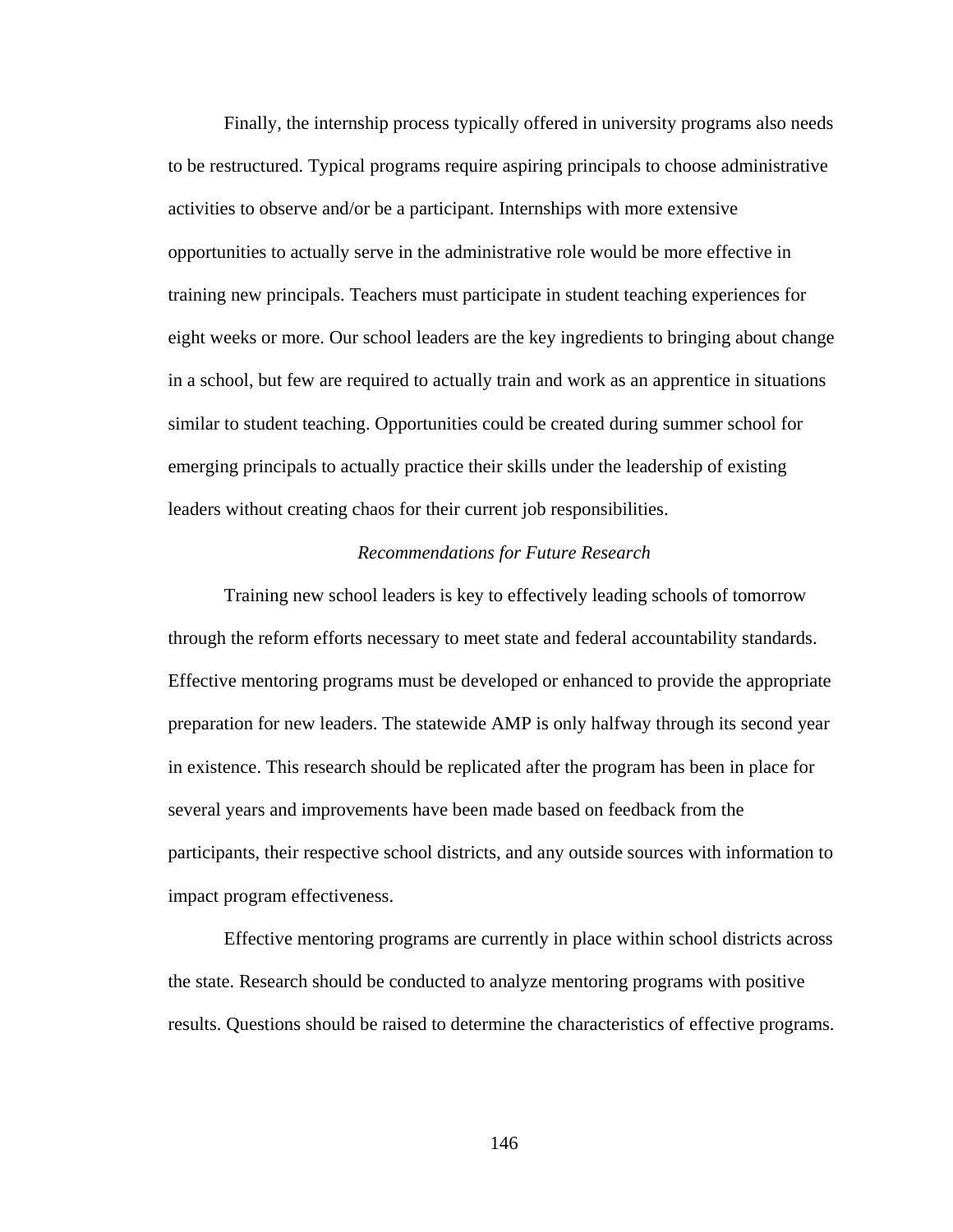Finally, the internship process typically offered in university programs also needs to be restructured. Typical programs require aspiring principals to choose administrative activities to observe and/or be a participant. Internships with more extensive opportunities to actually serve in the administrative role would be more effective in training new principals. Teachers must participate in student teaching experiences for eight weeks or more. Our school leaders are the key ingredients to bringing about change in a school, but few are required to actually train and work as an apprentice in situations similar to student teaching. Opportunities could be created during summer school for emerging principals to actually practice their skills under the leadership of existing leaders without creating chaos for their current job responsibilities.

### *Recommendations for Future Research*

Training new school leaders is key to effectively leading schools of tomorrow through the reform efforts necessary to meet state and federal accountability standards. Effective mentoring programs must be developed or enhanced to provide the appropriate preparation for new leaders. The statewide AMP is only halfway through its second year in existence. This research should be replicated after the program has been in place for several years and improvements have been made based on feedback from the participants, their respective school districts, and any outside sources with information to impact program effectiveness.

Effective mentoring programs are currently in place within school districts across the state. Research should be conducted to analyze mentoring programs with positive results. Questions should be raised to determine the characteristics of effective programs.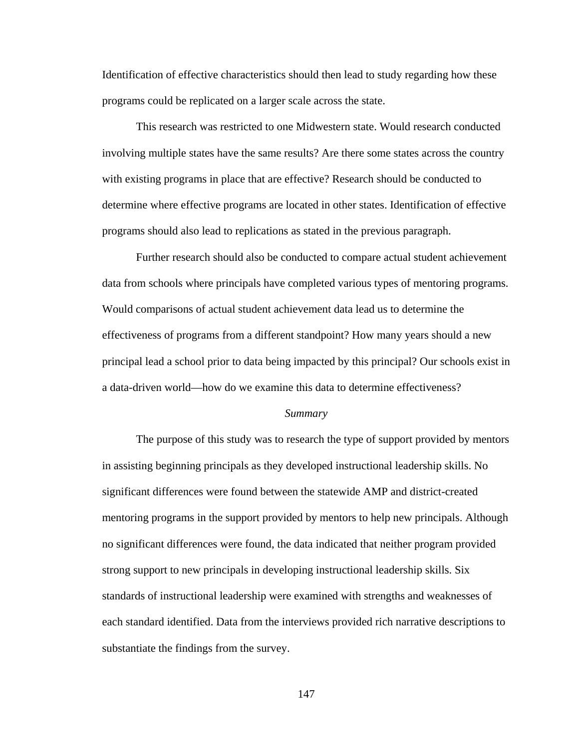Identification of effective characteristics should then lead to study regarding how these programs could be replicated on a larger scale across the state.

This research was restricted to one Midwestern state. Would research conducted involving multiple states have the same results? Are there some states across the country with existing programs in place that are effective? Research should be conducted to determine where effective programs are located in other states. Identification of effective programs should also lead to replications as stated in the previous paragraph.

Further research should also be conducted to compare actual student achievement data from schools where principals have completed various types of mentoring programs. Would comparisons of actual student achievement data lead us to determine the effectiveness of programs from a different standpoint? How many years should a new principal lead a school prior to data being impacted by this principal? Our schools exist in a data-driven world—how do we examine this data to determine effectiveness?

### *Summary*

The purpose of this study was to research the type of support provided by mentors in assisting beginning principals as they developed instructional leadership skills. No significant differences were found between the statewide AMP and district-created mentoring programs in the support provided by mentors to help new principals. Although no significant differences were found, the data indicated that neither program provided strong support to new principals in developing instructional leadership skills. Six standards of instructional leadership were examined with strengths and weaknesses of each standard identified. Data from the interviews provided rich narrative descriptions to substantiate the findings from the survey.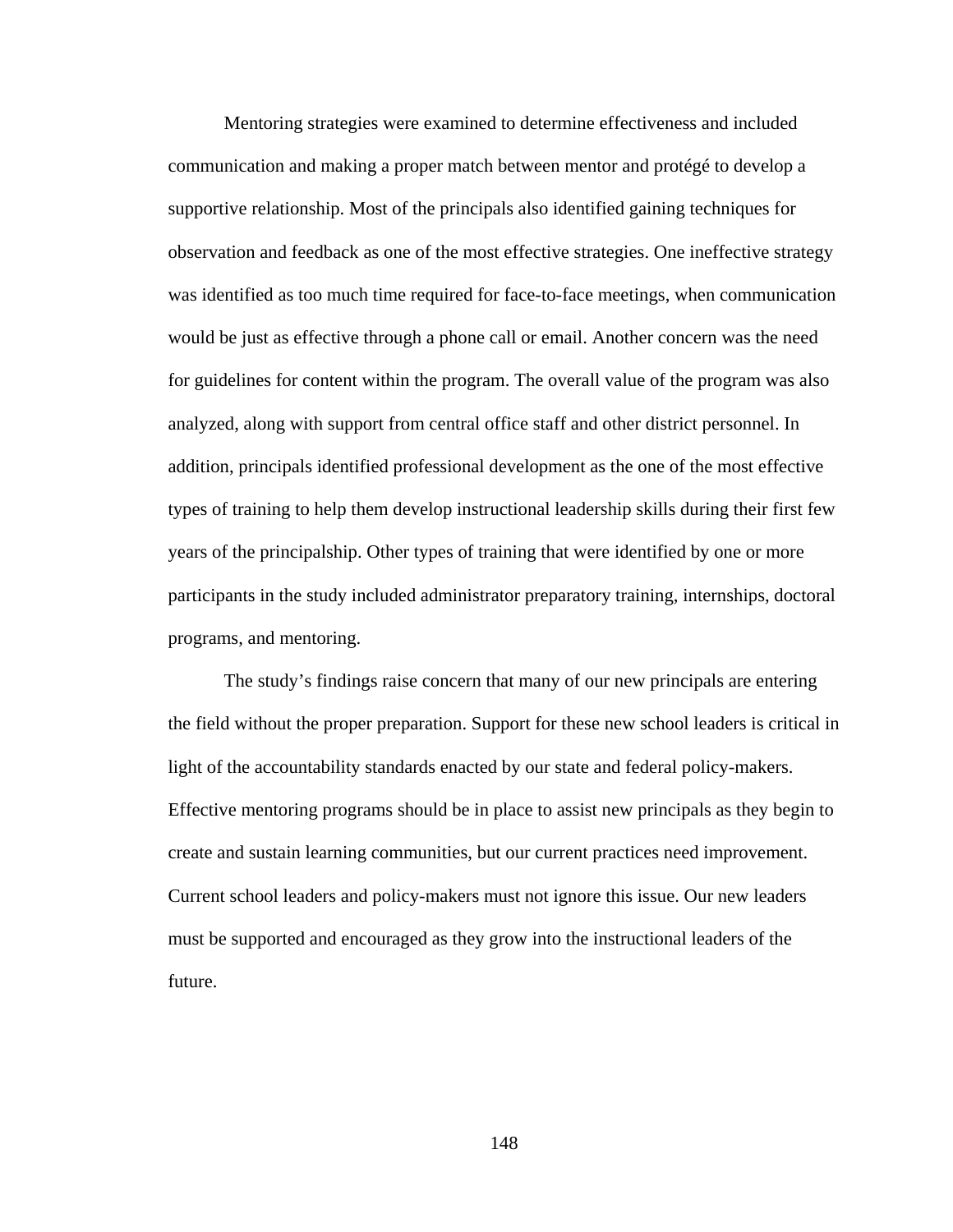Mentoring strategies were examined to determine effectiveness and included communication and making a proper match between mentor and protégé to develop a supportive relationship. Most of the principals also identified gaining techniques for observation and feedback as one of the most effective strategies. One ineffective strategy was identified as too much time required for face-to-face meetings, when communication would be just as effective through a phone call or email. Another concern was the need for guidelines for content within the program. The overall value of the program was also analyzed, along with support from central office staff and other district personnel. In addition, principals identified professional development as the one of the most effective types of training to help them develop instructional leadership skills during their first few years of the principalship. Other types of training that were identified by one or more participants in the study included administrator preparatory training, internships, doctoral programs, and mentoring.

The study's findings raise concern that many of our new principals are entering the field without the proper preparation. Support for these new school leaders is critical in light of the accountability standards enacted by our state and federal policy-makers. Effective mentoring programs should be in place to assist new principals as they begin to create and sustain learning communities, but our current practices need improvement. Current school leaders and policy-makers must not ignore this issue. Our new leaders must be supported and encouraged as they grow into the instructional leaders of the future.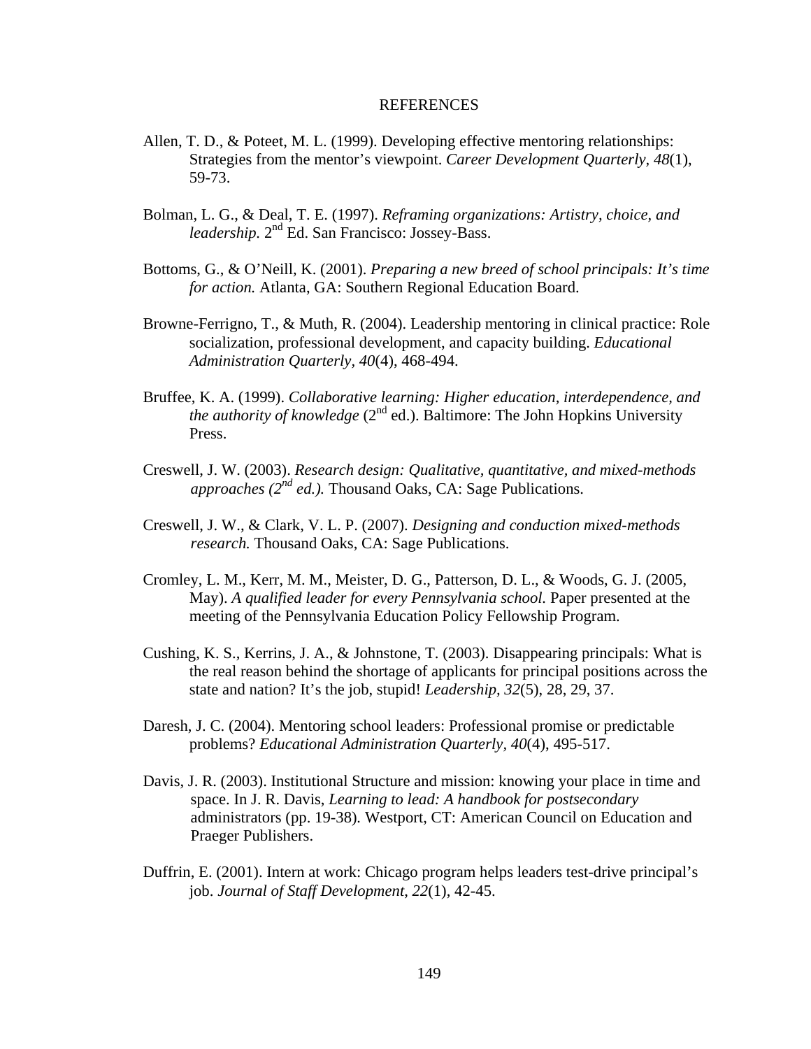# REFERENCES

Allen, T. D., & Poteet, M. L. (1999). Developing effective mentoring relationships: Strategies from the mentor's viewpoint. *Career Development Quarterly*, *48*(1), 59-73.

Bolman, L. G., & Deal, T. E. (1997). *Reframing organizations: Artistry, choice, and leadership.* 2nd Ed. San Francisco: Jossey-Bass.

Bottoms, G., & O'Neill, K. (2001). *Preparing a new breed of school principals: It's time for action.* Atlanta, GA: Southern Regional Education Board.

Browne-Ferrigno, T., & Muth, R. (2004). Leadership mentoring in clinical practice: Role socialization, professional development, and capacity building. *Educational Administration Quarterly*, *40*(4), 468-494.

Bruffee, K. A. (1999). *Collaborative learning: Higher education, interdependence, and the authority of knowledge* (2nd ed.). Baltimore: The John Hopkins University Press.

Creswell, J. W. (2003). *Research design: Qualitative, quantitative, and mixed-methods approaches (2nd ed.).* Thousand Oaks, CA: Sage Publications.

Creswell, J. W., & Clark, V. L. P. (2007). *Designing and conduction mixed-methods research.* Thousand Oaks, CA: Sage Publications.

Cromley, L. M., Kerr, M. M., Meister, D. G., Patterson, D. L., & Woods, G. J. (2005, May). *A qualified leader for every Pennsylvania school.* Paper presented at the meeting of the Pennsylvania Education Policy Fellowship Program.

Cushing, K. S., Kerrins, J. A., & Johnstone, T. (2003). Disappearing principals: What is the real reason behind the shortage of applicants for principal positions across the state and nation? It's the job, stupid! *Leadership*, *32*(5), 28, 29, 37.

Daresh, J. C. (2004). Mentoring school leaders: Professional promise or predictable problems? *Educational Administration Quarterly*, *40*(4), 495-517.

Davis, J. R. (2003). Institutional Structure and mission: knowing your place in time and space. In J. R. Davis, *Learning to lead: A handbook for postsecondary* administrators (pp. 19-38). Westport, CT: American Council on Education and Praeger Publishers.

Duffrin, E. (2001). Intern at work: Chicago program helps leaders test-drive principal's job. *Journal of Staff Development*, *22*(1), 42-45.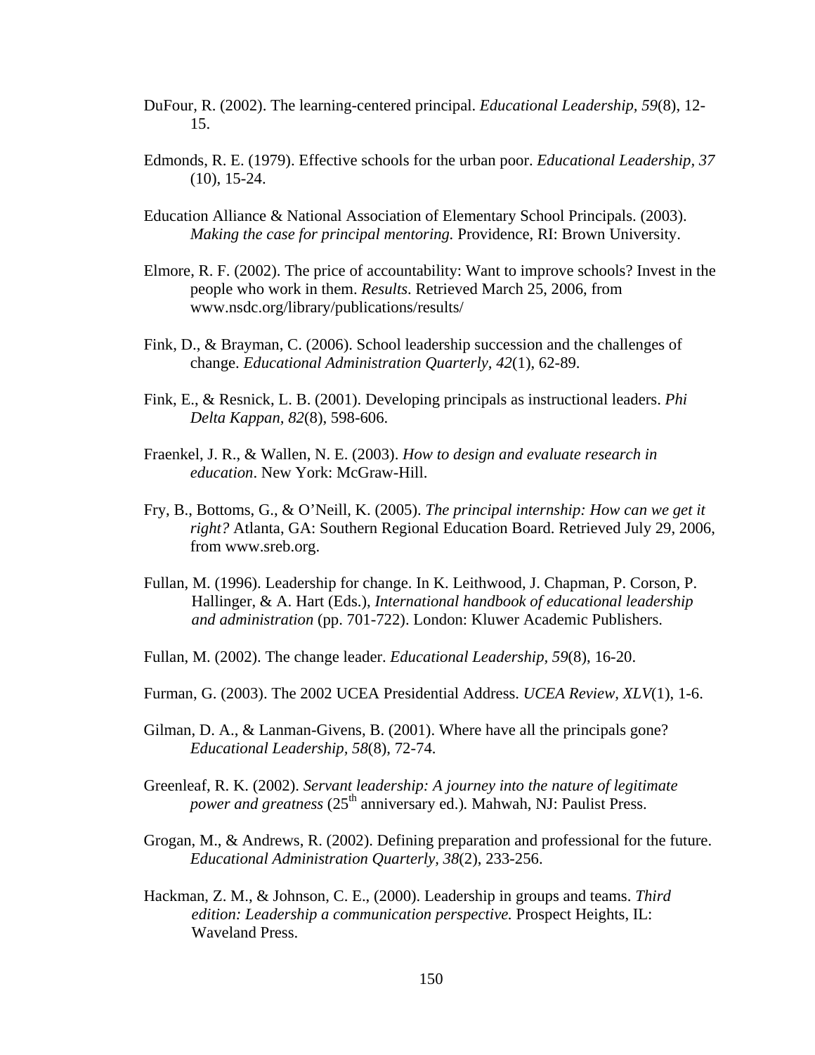DuFour, R. (2002). The learning-centered principal. *Educational Leadership, 59*(8), 12-15.

Edmonds, R. E. (1979). Effective schools for the urban poor. *Educational Leadership, 37* (10), 15-24.

Education Alliance & National Association of Elementary School Principals. (2003). *Making the case for principal mentoring.* Providence, RI: Brown University.

Elmore, R. F. (2002). The price of accountability: Want to improve schools? Invest in the people who work in them. *Results*. Retrieved March 25, 2006, from www.nsdc.org/library/publications/results/

Fink, D., & Brayman, C. (2006). School leadership succession and the challenges of change. *Educational Administration Quarterly, 42*(1), 62-89.

Fink, E., & Resnick, L. B. (2001). Developing principals as instructional leaders. *Phi Delta Kappan, 82*(8), 598-606.

Fraenkel, J. R., & Wallen, N. E. (2003). *How to design and evaluate research in education*. New York: McGraw-Hill.

Fry, B., Bottoms, G., & O'Neill, K. (2005). *The principal internship: How can we get it right?* Atlanta, GA: Southern Regional Education Board. Retrieved July 29, 2006, from www.sreb.org.

Fullan, M. (1996). Leadership for change. In K. Leithwood, J. Chapman, P. Corson, P. Hallinger, & A. Hart (Eds.), *International handbook of educational leadership and administration* (pp. 701-722). London: Kluwer Academic Publishers.

Fullan, M. (2002). The change leader. *Educational Leadership, 59*(8), 16-20.

Furman, G. (2003). The 2002 UCEA Presidential Address. *UCEA Review, XLV*(1), 1-6.

Gilman, D. A., & Lanman-Givens, B. (2001). Where have all the principals gone? *Educational Leadership, 58*(8), 72-74.

Greenleaf, R. K. (2002). *Servant leadership: A journey into the nature of legitimate power and greatness* (25th anniversary ed.). Mahwah, NJ: Paulist Press.

Grogan, M., & Andrews, R. (2002). Defining preparation and professional for the future. *Educational Administration Quarterly, 38*(2), 233-256.

Hackman, Z. M., & Johnson, C. E., (2000). Leadership in groups and teams. *Third edition: Leadership a communication perspective.* Prospect Heights, IL: Waveland Press.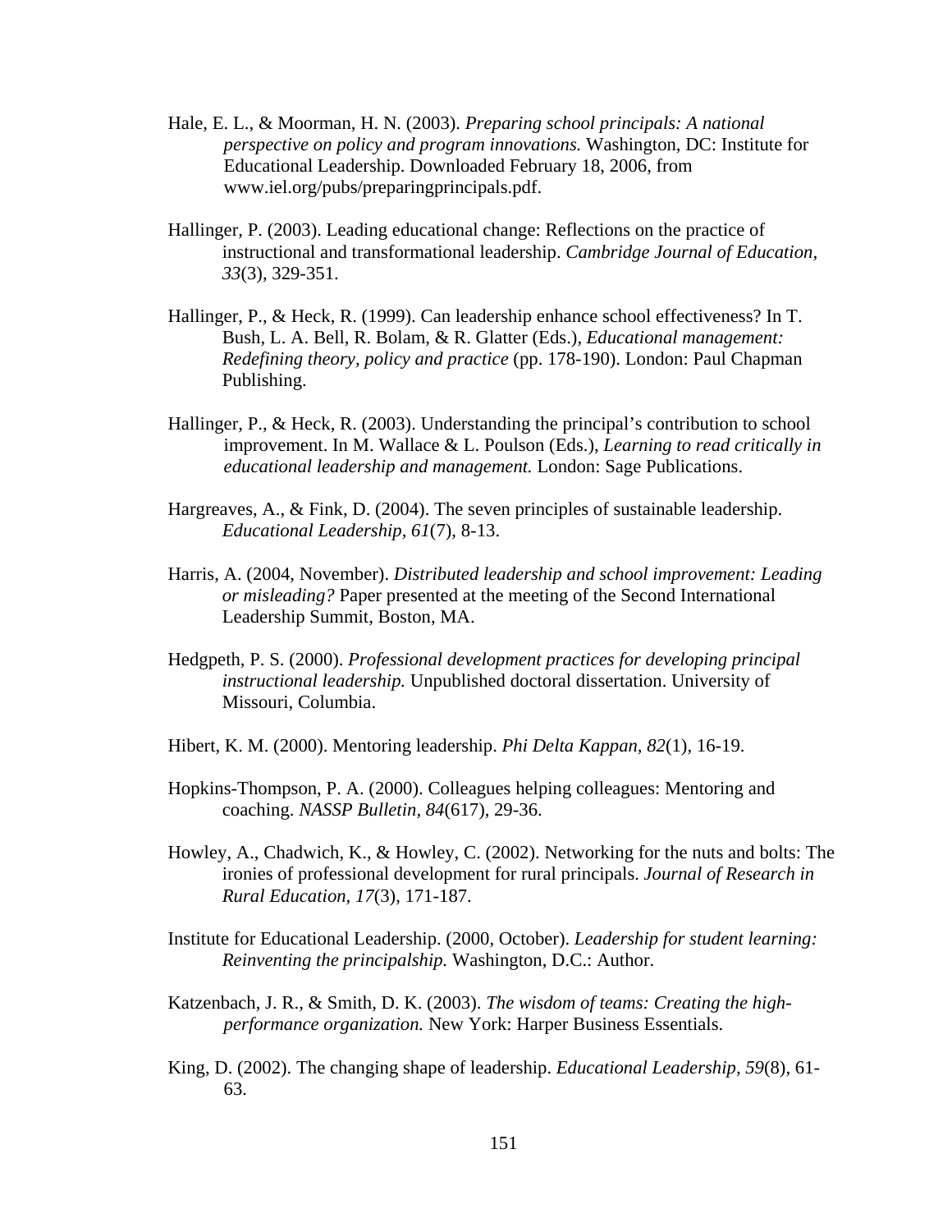Hale, E. L., & Moorman, H. N. (2003). *Preparing school principals: A national perspective on policy and program innovations.* Washington, DC: Institute for Educational Leadership. Downloaded February 18, 2006, from www.iel.org/pubs/preparingprincipals.pdf.

Hallinger, P. (2003). Leading educational change: Reflections on the practice of instructional and transformational leadership. *Cambridge Journal of Education, 33*(3), 329-351.

Hallinger, P., & Heck, R. (1999). Can leadership enhance school effectiveness? In T. Bush, L. A. Bell, R. Bolam, & R. Glatter (Eds.), *Educational management: Redefining theory, policy and practice* (pp. 178-190). London: Paul Chapman Publishing.

Hallinger, P., & Heck, R. (2003). Understanding the principal's contribution to school improvement. In M. Wallace & L. Poulson (Eds.), *Learning to read critically in educational leadership and management.* London: Sage Publications.

Hargreaves, A., & Fink, D. (2004). The seven principles of sustainable leadership. *Educational Leadership, 61*(7), 8-13.

Harris, A. (2004, November). *Distributed leadership and school improvement: Leading or misleading?* Paper presented at the meeting of the Second International Leadership Summit, Boston, MA.

Hedgpeth, P. S. (2000). *Professional development practices for developing principal instructional leadership.* Unpublished doctoral dissertation. University of Missouri, Columbia.

Hibert, K. M. (2000). Mentoring leadership. *Phi Delta Kappan, 82*(1), 16-19.

Hopkins-Thompson, P. A. (2000). Colleagues helping colleagues: Mentoring and coaching. *NASSP Bulletin, 84*(617), 29-36.

Howley, A., Chadwich, K., & Howley, C. (2002). Networking for the nuts and bolts: The ironies of professional development for rural principals. *Journal of Research in Rural Education, 17*(3), 171-187.

Institute for Educational Leadership. (2000, October). *Leadership for student learning: Reinventing the principalship.* Washington, D.C.: Author.

Katzenbach, J. R., & Smith, D. K. (2003). *The wisdom of teams: Creating the high-performance organization.* New York: Harper Business Essentials.

King, D. (2002). The changing shape of leadership. *Educational Leadership, 59*(8), 61-63.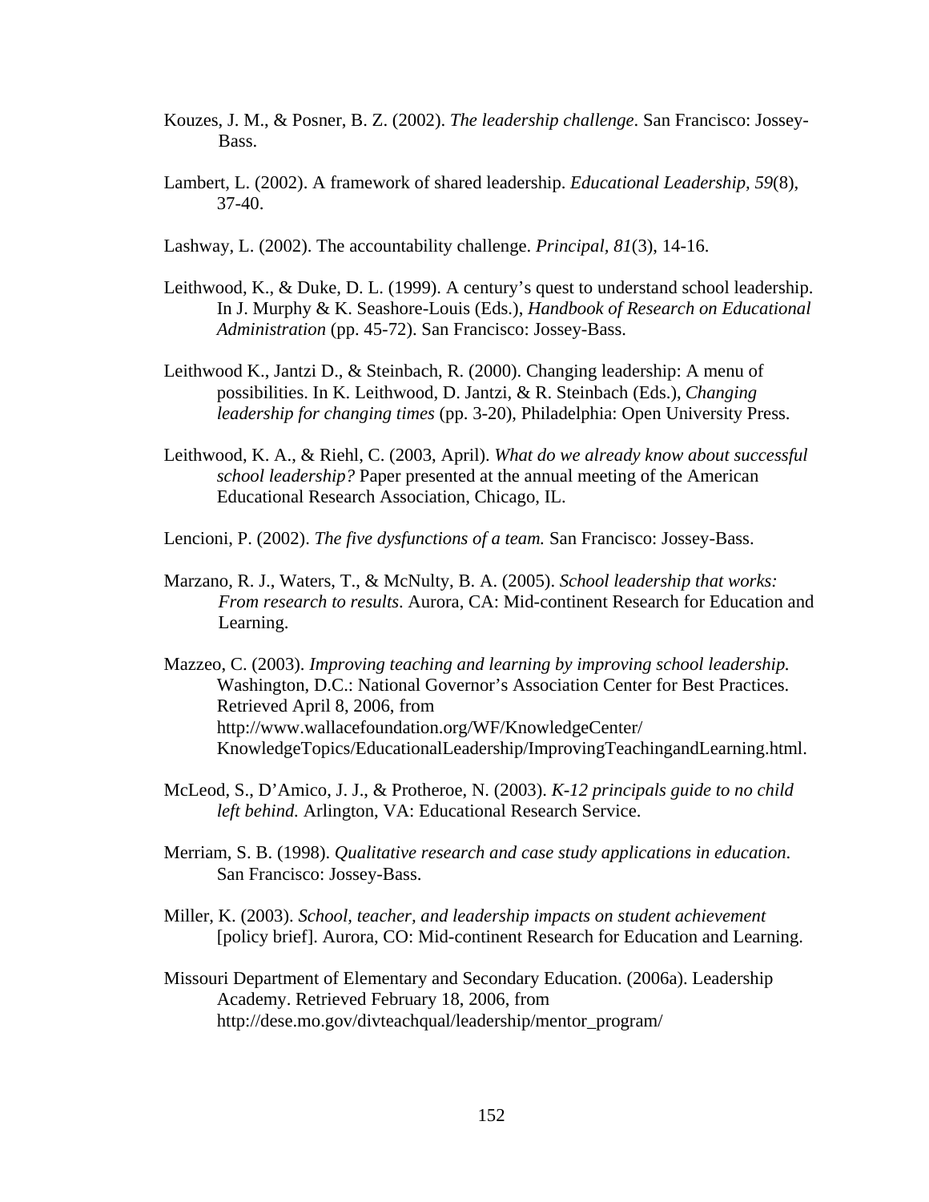Kouzes, J. M., & Posner, B. Z. (2002). *The leadership challenge*. San Francisco: Jossey-Bass.

Lambert, L. (2002). A framework of shared leadership. *Educational Leadership, 59*(8), 37-40.

Lashway, L. (2002). The accountability challenge. *Principal, 81*(3), 14-16.

Leithwood, K., & Duke, D. L. (1999). A century's quest to understand school leadership. In J. Murphy & K. Seashore-Louis (Eds.), *Handbook of Research on Educational Administration* (pp. 45-72). San Francisco: Jossey-Bass.

Leithwood K., Jantzi D., & Steinbach, R. (2000). Changing leadership: A menu of possibilities. In K. Leithwood, D. Jantzi, & R. Steinbach (Eds.), *Changing leadership for changing times* (pp. 3-20), Philadelphia: Open University Press.

Leithwood, K. A., & Riehl, C. (2003, April). *What do we already know about successful school leadership?* Paper presented at the annual meeting of the American Educational Research Association, Chicago, IL.

Lencioni, P. (2002). *The five dysfunctions of a team.* San Francisco: Jossey-Bass.

Marzano, R. J., Waters, T., & McNulty, B. A. (2005). *School leadership that works: From research to results*. Aurora, CA: Mid-continent Research for Education and Learning.

Mazzeo, C. (2003). *Improving teaching and learning by improving school leadership.* Washington, D.C.: National Governor's Association Center for Best Practices. Retrieved April 8, 2006, from http://www.wallacefoundation.org/WF/KnowledgeCenter/KnowledgeTopics/EducationalLeadership/ImprovingTeachingandLearning.html.

McLeod, S., D'Amico, J. J., & Protheroe, N. (2003). *K-12 principals guide to no child left behind.* Arlington, VA: Educational Research Service.

Merriam, S. B. (1998). *Qualitative research and case study applications in education.* San Francisco: Jossey-Bass.

Miller, K. (2003). *School, teacher, and leadership impacts on student achievement* [policy brief]. Aurora, CO: Mid-continent Research for Education and Learning.

Missouri Department of Elementary and Secondary Education. (2006a). Leadership Academy. Retrieved February 18, 2006, from http://dese.mo.gov/divteachqual/leadership/mentor_program/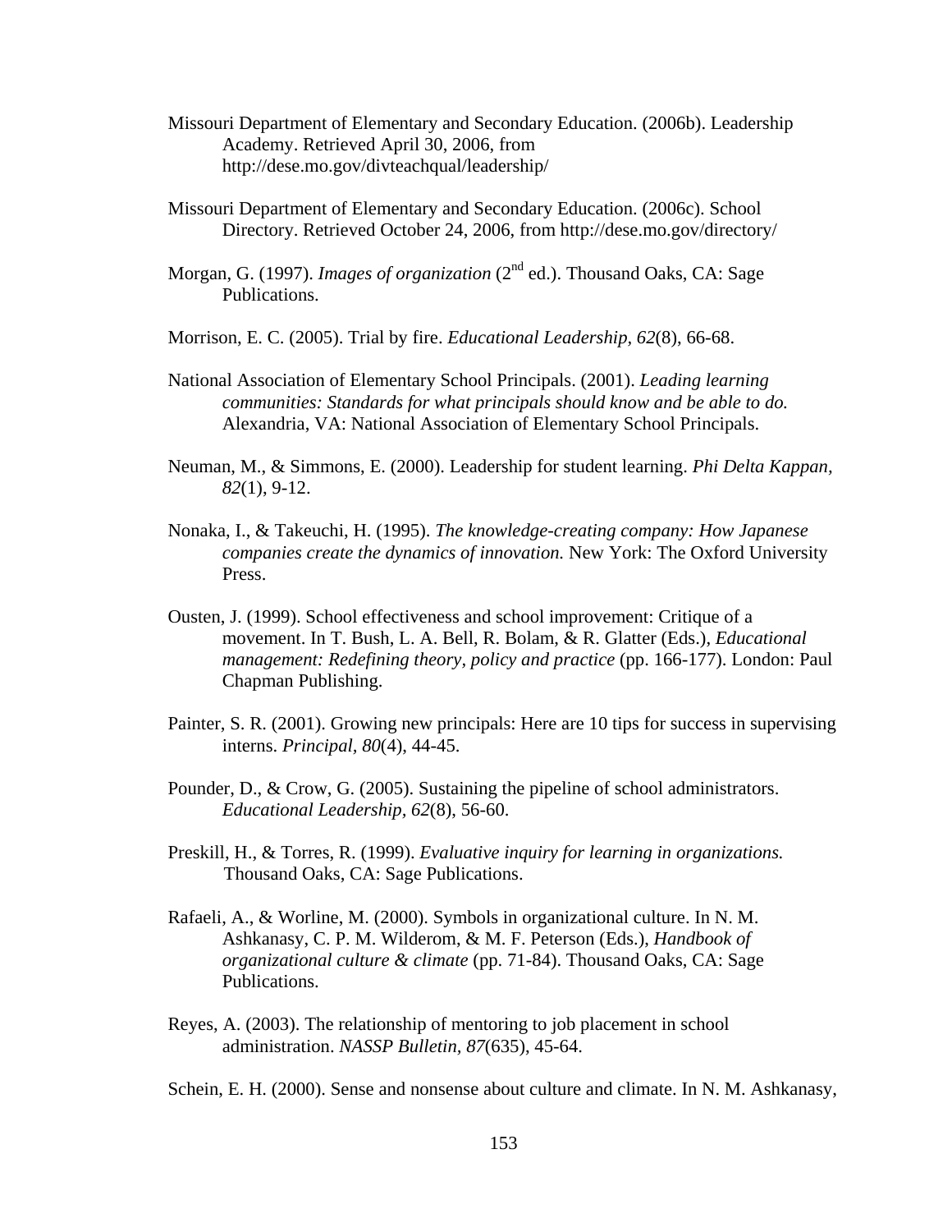Missouri Department of Elementary and Secondary Education. (2006b). Leadership Academy. Retrieved April 30, 2006, from http://dese.mo.gov/divteachqual/leadership/

Missouri Department of Elementary and Secondary Education. (2006c). School Directory. Retrieved October 24, 2006, from http://dese.mo.gov/directory/

Morgan, G. (1997). *Images of organization* (2nd ed.). Thousand Oaks, CA: Sage Publications.

Morrison, E. C. (2005). Trial by fire. *Educational Leadership*, *62*(8), 66-68.

National Association of Elementary School Principals. (2001). *Leading learning communities: Standards for what principals should know and be able to do.* Alexandria, VA: National Association of Elementary School Principals.

Neuman, M., & Simmons, E. (2000). Leadership for student learning. *Phi Delta Kappan, 82*(1), 9-12.

Nonaka, I., & Takeuchi, H. (1995). *The knowledge-creating company: How Japanese companies create the dynamics of innovation.* New York: The Oxford University Press.

Ousten, J. (1999). School effectiveness and school improvement: Critique of a movement. In T. Bush, L. A. Bell, R. Bolam, & R. Glatter (Eds.), *Educational management: Redefining theory, policy and practice* (pp. 166-177). London: Paul Chapman Publishing.

Painter, S. R. (2001). Growing new principals: Here are 10 tips for success in supervising interns. *Principal, 80*(4), 44-45.

Pounder, D., & Crow, G. (2005). Sustaining the pipeline of school administrators. *Educational Leadership*, *62*(8), 56-60.

Preskill, H., & Torres, R. (1999). *Evaluative inquiry for learning in organizations.* Thousand Oaks, CA: Sage Publications.

Rafaeli, A., & Worline, M. (2000). Symbols in organizational culture. In N. M. Ashkanasy, C. P. M. Wilderom, & M. F. Peterson (Eds.), *Handbook of organizational culture & climate* (pp. 71-84). Thousand Oaks, CA: Sage Publications.

Reyes, A. (2003). The relationship of mentoring to job placement in school administration. *NASSP Bulletin*, *87*(635), 45-64.

Schein, E. H. (2000). Sense and nonsense about culture and climate. In N. M. Ashkanasy,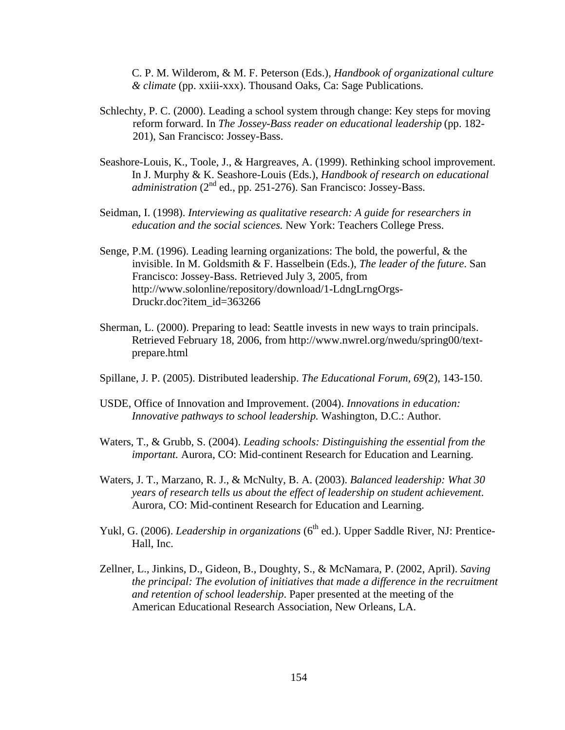C. P. M. Wilderom, & M. F. Peterson (Eds.), *Handbook of organizational culture & climate* (pp. xxiii-xxx). Thousand Oaks, Ca: Sage Publications.

Schlechty, P. C. (2000). Leading a school system through change: Key steps for moving reform forward. In *The Jossey-Bass reader on educational leadership* (pp. 182-201), San Francisco: Jossey-Bass.

Seashore-Louis, K., Toole, J., & Hargreaves, A. (1999). Rethinking school improvement. In J. Murphy & K. Seashore-Louis (Eds.), *Handbook of research on educational administration* (2nd ed., pp. 251-276). San Francisco: Jossey-Bass.

Seidman, I. (1998). *Interviewing as qualitative research: A guide for researchers in education and the social sciences.* New York: Teachers College Press.

Senge, P.M. (1996). Leading learning organizations: The bold, the powerful, & the invisible. In M. Goldsmith & F. Hasselbein (Eds.), *The leader of the future*. San Francisco: Jossey-Bass. Retrieved July 3, 2005, from http://www.solonline/repository/download/1-LdngLrngOrgs-Druckr.doc?item_id=363266

Sherman, L. (2000). Preparing to lead: Seattle invests in new ways to train principals. Retrieved February 18, 2006, from http://www.nwrel.org/nwedu/spring00/text-prepare.html

Spillane, J. P. (2005). Distributed leadership. *The Educational Forum, 69*(2), 143-150.

USDE, Office of Innovation and Improvement. (2004). *Innovations in education: Innovative pathways to school leadership.* Washington, D.C.: Author.

Waters, T., & Grubb, S. (2004). *Leading schools: Distinguishing the essential from the important.* Aurora, CO: Mid-continent Research for Education and Learning.

Waters, J. T., Marzano, R. J., & McNulty, B. A. (2003). *Balanced leadership: What 30 years of research tells us about the effect of leadership on student achievement*. Aurora, CO: Mid-continent Research for Education and Learning.

Yukl, G. (2006). *Leadership in organizations* (6th ed.). Upper Saddle River, NJ: Prentice-Hall, Inc.

Zellner, L., Jinkins, D., Gideon, B., Doughty, S., & McNamara, P. (2002, April). *Saving the principal: The evolution of initiatives that made a difference in the recruitment and retention of school leadership*. Paper presented at the meeting of the American Educational Research Association, New Orleans, LA.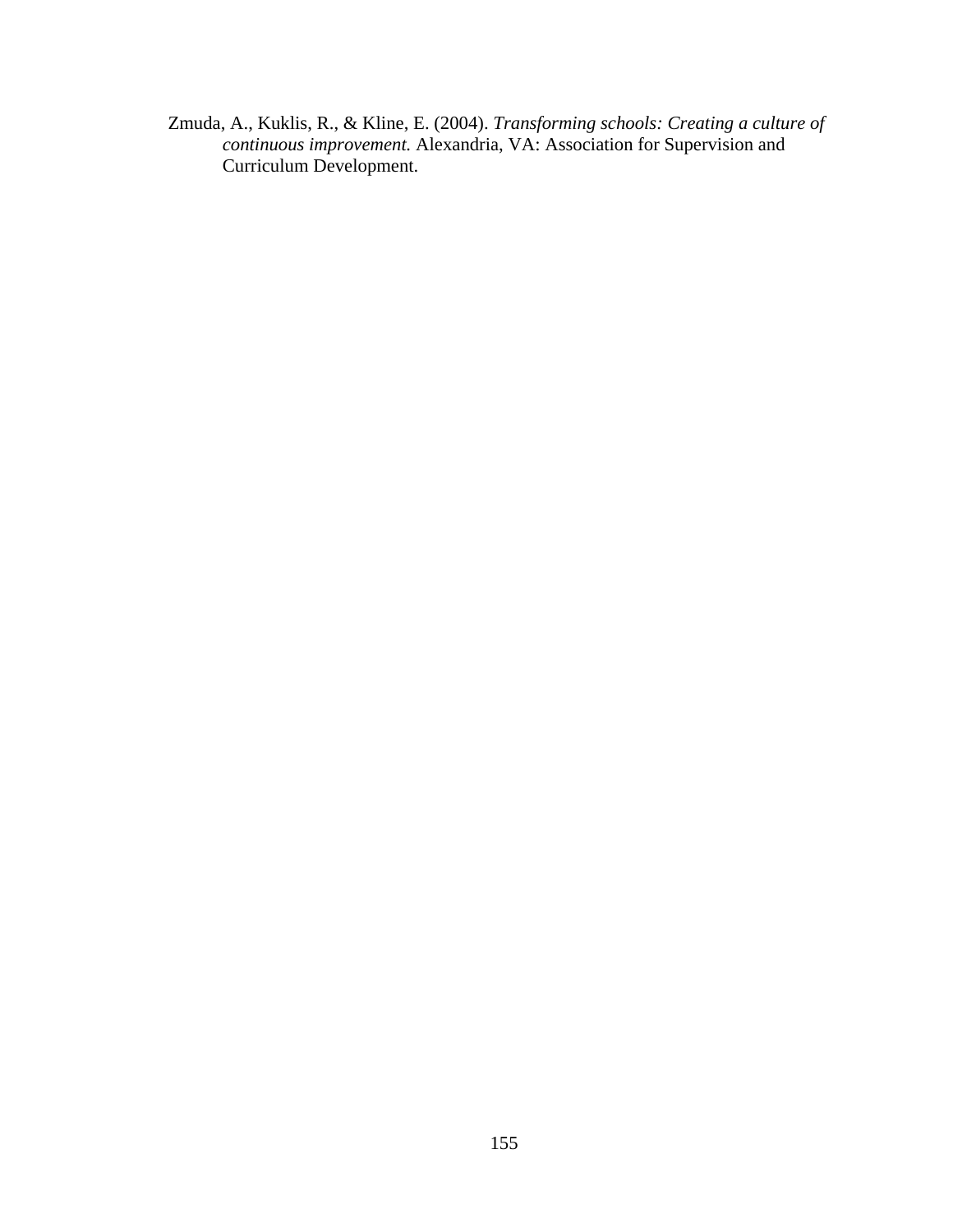Zmuda, A., Kuklis, R., & Kline, E. (2004). *Transforming schools: Creating a culture of continuous improvement.* Alexandria, VA: Association for Supervision and Curriculum Development.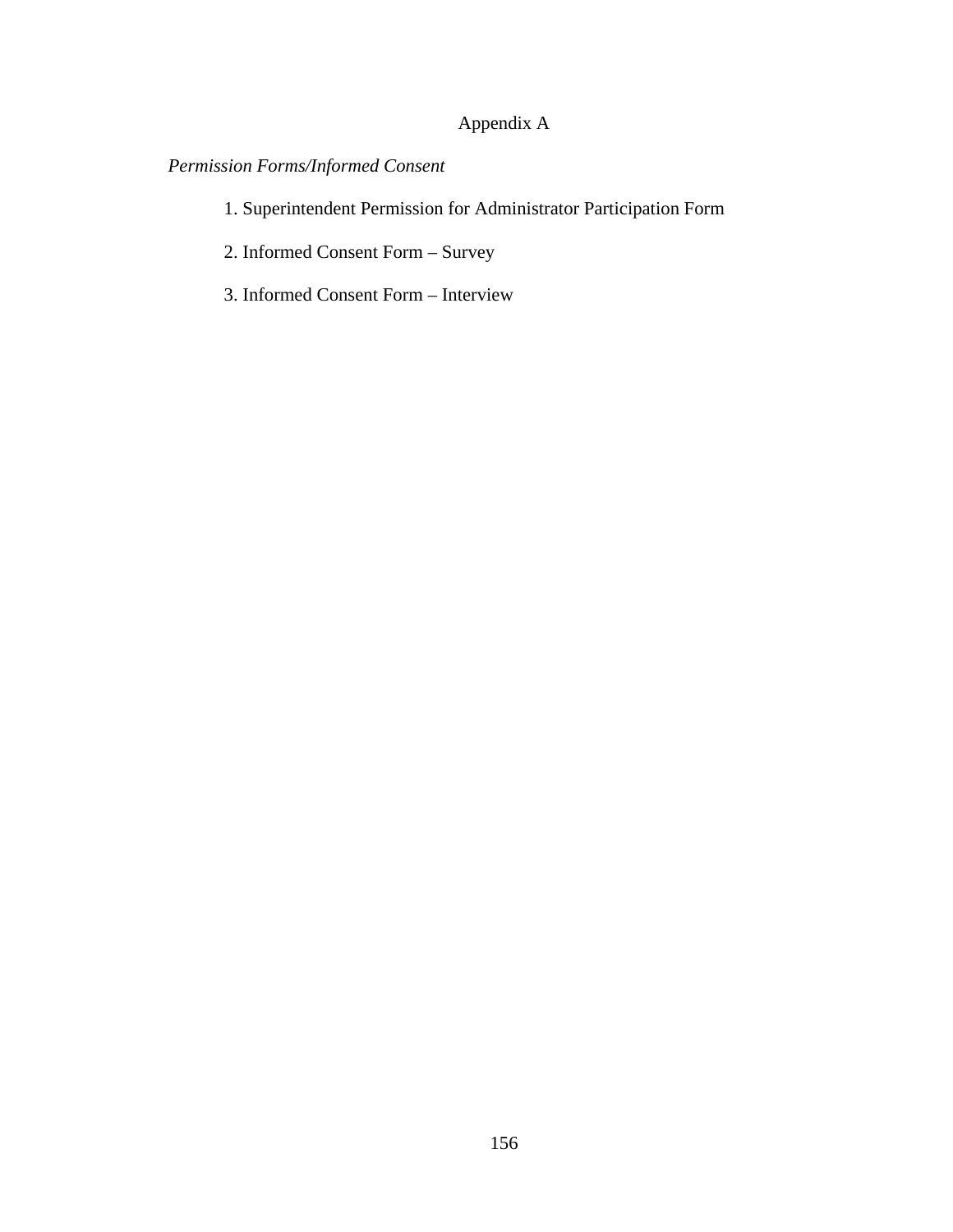# Appendix A

*Permission Forms/Informed Consent*

1. Superintendent Permission for Administrator Participation Form

2. Informed Consent Form – Survey

3. Informed Consent Form – Interview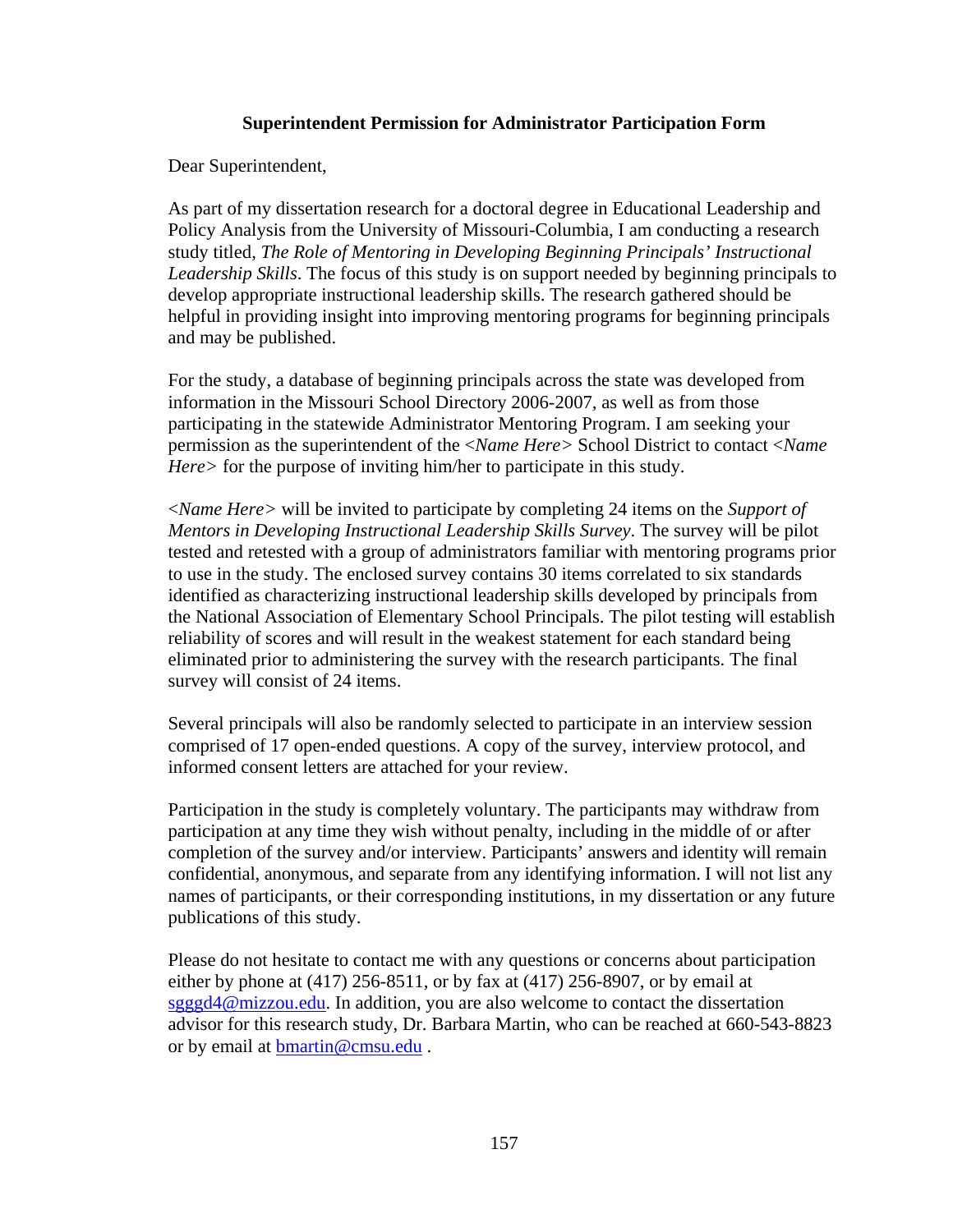**Superintendent Permission for Administrator Participation Form**

Dear Superintendent,

As part of my dissertation research for a doctoral degree in Educational Leadership and Policy Analysis from the University of Missouri-Columbia, I am conducting a research study titled, *The Role of Mentoring in Developing Beginning Principals' Instructional Leadership Skills*. The focus of this study is on support needed by beginning principals to develop appropriate instructional leadership skills. The research gathered should be helpful in providing insight into improving mentoring programs for beginning principals and may be published.

For the study, a database of beginning principals across the state was developed from information in the Missouri School Directory 2006-2007, as well as from those participating in the statewide Administrator Mentoring Program. I am seeking your permission as the superintendent of the <*Name Here*> School District to contact <*Name Here*> for the purpose of inviting him/her to participate in this study.

<*Name Here*> will be invited to participate by completing 24 items on the *Support of Mentors in Developing Instructional Leadership Skills Survey*. The survey will be pilot tested and retested with a group of administrators familiar with mentoring programs prior to use in the study. The enclosed survey contains 30 items correlated to six standards identified as characterizing instructional leadership skills developed by principals from the National Association of Elementary School Principals. The pilot testing will establish reliability of scores and will result in the weakest statement for each standard being eliminated prior to administering the survey with the research participants. The final survey will consist of 24 items.

Several principals will also be randomly selected to participate in an interview session comprised of 17 open-ended questions. A copy of the survey, interview protocol, and informed consent letters are attached for your review.

Participation in the study is completely voluntary. The participants may withdraw from participation at any time they wish without penalty, including in the middle of or after completion of the survey and/or interview. Participants' answers and identity will remain confidential, anonymous, and separate from any identifying information. I will not list any names of participants, or their corresponding institutions, in my dissertation or any future publications of this study.

Please do not hesitate to contact me with any questions or concerns about participation either by phone at (417) 256-8511, or by fax at (417) 256-8907, or by email at sgggd4@mizzou.edu. In addition, you are also welcome to contact the dissertation advisor for this research study, Dr. Barbara Martin, who can be reached at 660-543-8823 or by email at bmartin@cmsu.edu .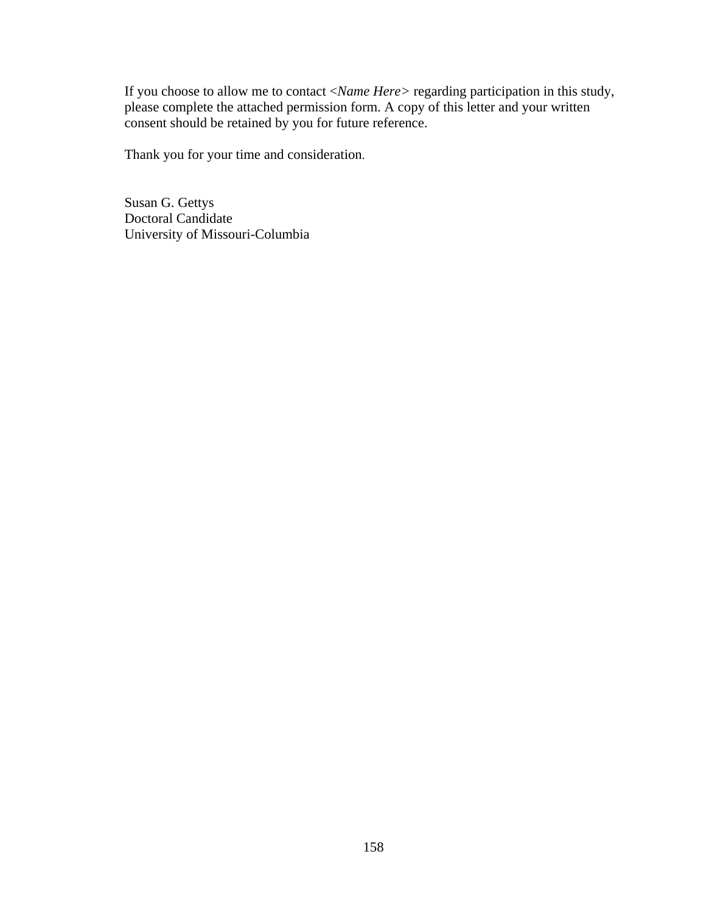If you choose to allow me to contact <*Name Here*> regarding participation in this study, please complete the attached permission form. A copy of this letter and your written consent should be retained by you for future reference.

Thank you for your time and consideration.

Susan G. Gettys  
Doctoral Candidate  
University of Missouri-Columbia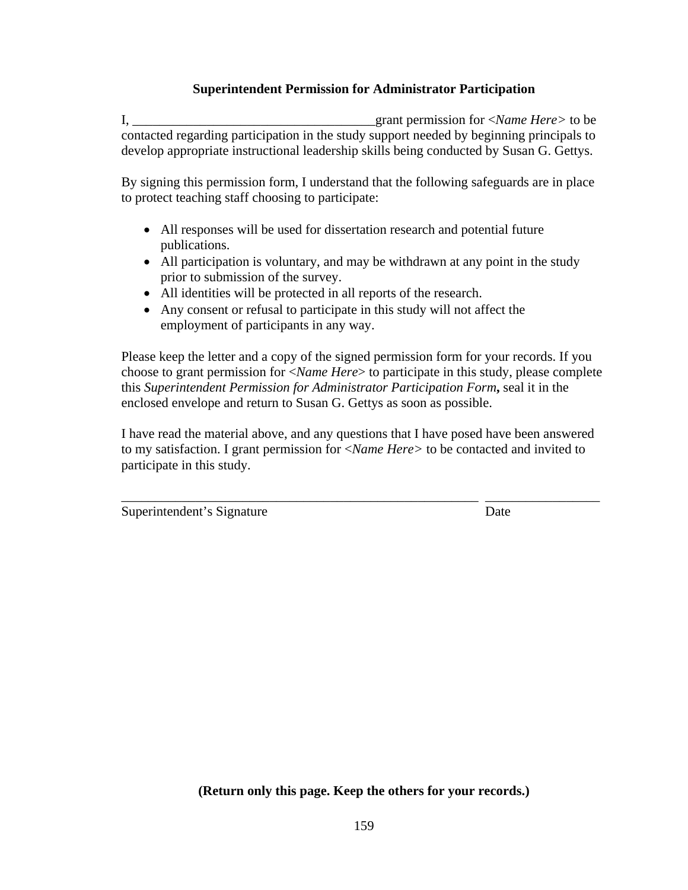**Superintendent Permission for Administrator Participation**

I, ____________________________________grant permission for *<Name Here>* to be contacted regarding participation in the study support needed by beginning principals to develop appropriate instructional leadership skills being conducted by Susan G. Gettys.

By signing this permission form, I understand that the following safeguards are in place to protect teaching staff choosing to participate:

- All responses will be used for dissertation research and potential future publications.
- All participation is voluntary, and may be withdrawn at any point in the study prior to submission of the survey.
- All identities will be protected in all reports of the research.
- Any consent or refusal to participate in this study will not affect the employment of participants in any way.

Please keep the letter and a copy of the signed permission form for your records. If you choose to grant permission for <*Name Here*> to participate in this study, please complete this *Superintendent Permission for Administrator Participation Form***,** seal it in the enclosed envelope and return to Susan G. Gettys as soon as possible.

I have read the material above, and any questions that I have posed have been answered to my satisfaction. I grant permission for *<Name Here>* to be contacted and invited to participate in this study.

_____________________________________________________ ________________

Superintendent's Signature Date

**(Return only this page. Keep the others for your records.)**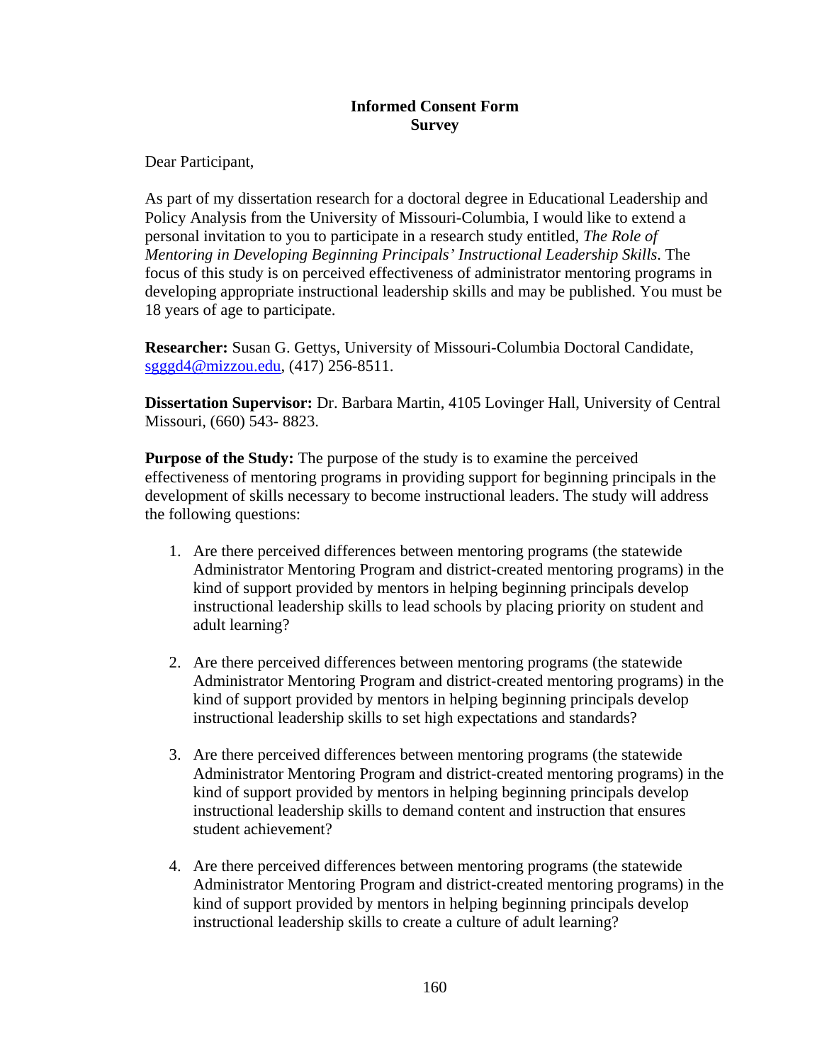**Informed Consent Form**
**Survey**

Dear Participant,

As part of my dissertation research for a doctoral degree in Educational Leadership and Policy Analysis from the University of Missouri-Columbia, I would like to extend a personal invitation to you to participate in a research study entitled, *The Role of Mentoring in Developing Beginning Principals' Instructional Leadership Skills*. The focus of this study is on perceived effectiveness of administrator mentoring programs in developing appropriate instructional leadership skills and may be published. You must be 18 years of age to participate.

**Researcher:** Susan G. Gettys, University of Missouri-Columbia Doctoral Candidate, sgggd4@mizzou.edu, (417) 256-8511.

**Dissertation Supervisor:** Dr. Barbara Martin, 4105 Lovinger Hall, University of Central Missouri, (660) 543- 8823.

**Purpose of the Study:** The purpose of the study is to examine the perceived effectiveness of mentoring programs in providing support for beginning principals in the development of skills necessary to become instructional leaders. The study will address the following questions:

1. Are there perceived differences between mentoring programs (the statewide Administrator Mentoring Program and district-created mentoring programs) in the kind of support provided by mentors in helping beginning principals develop instructional leadership skills to lead schools by placing priority on student and adult learning?

2. Are there perceived differences between mentoring programs (the statewide Administrator Mentoring Program and district-created mentoring programs) in the kind of support provided by mentors in helping beginning principals develop instructional leadership skills to set high expectations and standards?

3. Are there perceived differences between mentoring programs (the statewide Administrator Mentoring Program and district-created mentoring programs) in the kind of support provided by mentors in helping beginning principals develop instructional leadership skills to demand content and instruction that ensures student achievement?

4. Are there perceived differences between mentoring programs (the statewide Administrator Mentoring Program and district-created mentoring programs) in the kind of support provided by mentors in helping beginning principals develop instructional leadership skills to create a culture of adult learning?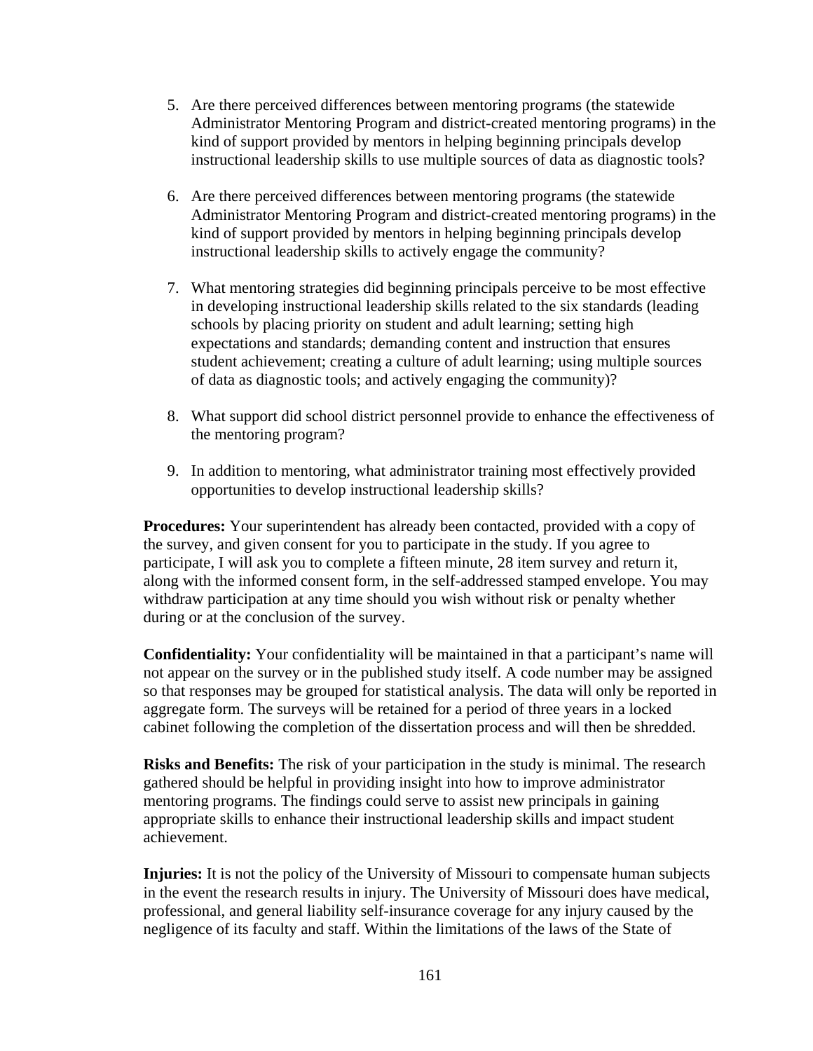5. Are there perceived differences between mentoring programs (the statewide Administrator Mentoring Program and district-created mentoring programs) in the kind of support provided by mentors in helping beginning principals develop instructional leadership skills to use multiple sources of data as diagnostic tools?

6. Are there perceived differences between mentoring programs (the statewide Administrator Mentoring Program and district-created mentoring programs) in the kind of support provided by mentors in helping beginning principals develop instructional leadership skills to actively engage the community?

7. What mentoring strategies did beginning principals perceive to be most effective in developing instructional leadership skills related to the six standards (leading schools by placing priority on student and adult learning; setting high expectations and standards; demanding content and instruction that ensures student achievement; creating a culture of adult learning; using multiple sources of data as diagnostic tools; and actively engaging the community)?

8. What support did school district personnel provide to enhance the effectiveness of the mentoring program?

9. In addition to mentoring, what administrator training most effectively provided opportunities to develop instructional leadership skills?

**Procedures:** Your superintendent has already been contacted, provided with a copy of the survey, and given consent for you to participate in the study. If you agree to participate, I will ask you to complete a fifteen minute, 28 item survey and return it, along with the informed consent form, in the self-addressed stamped envelope. You may withdraw participation at any time should you wish without risk or penalty whether during or at the conclusion of the survey.

**Confidentiality:** Your confidentiality will be maintained in that a participant's name will not appear on the survey or in the published study itself. A code number may be assigned so that responses may be grouped for statistical analysis. The data will only be reported in aggregate form. The surveys will be retained for a period of three years in a locked cabinet following the completion of the dissertation process and will then be shredded.

**Risks and Benefits:** The risk of your participation in the study is minimal. The research gathered should be helpful in providing insight into how to improve administrator mentoring programs. The findings could serve to assist new principals in gaining appropriate skills to enhance their instructional leadership skills and impact student achievement.

**Injuries:** It is not the policy of the University of Missouri to compensate human subjects in the event the research results in injury. The University of Missouri does have medical, professional, and general liability self-insurance coverage for any injury caused by the negligence of its faculty and staff. Within the limitations of the laws of the State of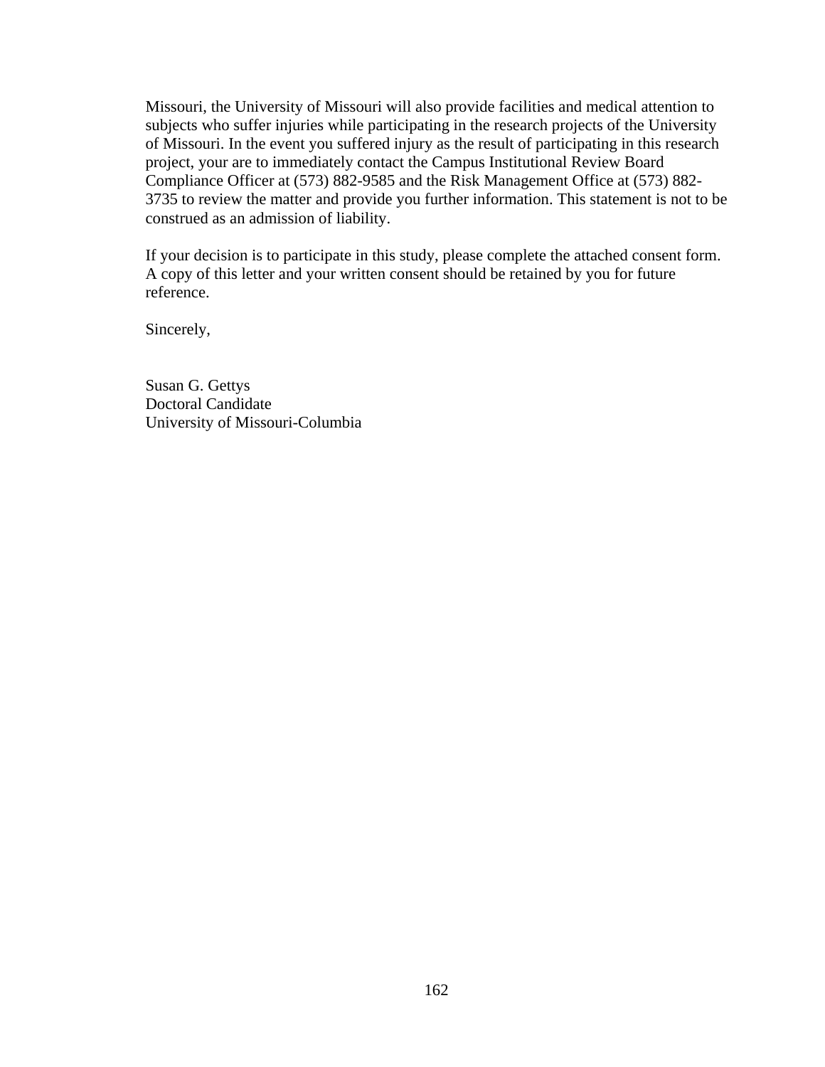Missouri, the University of Missouri will also provide facilities and medical attention to subjects who suffer injuries while participating in the research projects of the University of Missouri. In the event you suffered injury as the result of participating in this research project, your are to immediately contact the Campus Institutional Review Board Compliance Officer at (573) 882-9585 and the Risk Management Office at (573) 882-3735 to review the matter and provide you further information. This statement is not to be construed as an admission of liability.

If your decision is to participate in this study, please complete the attached consent form. A copy of this letter and your written consent should be retained by you for future reference.

Sincerely,

Susan G. Gettys
Doctoral Candidate
University of Missouri-Columbia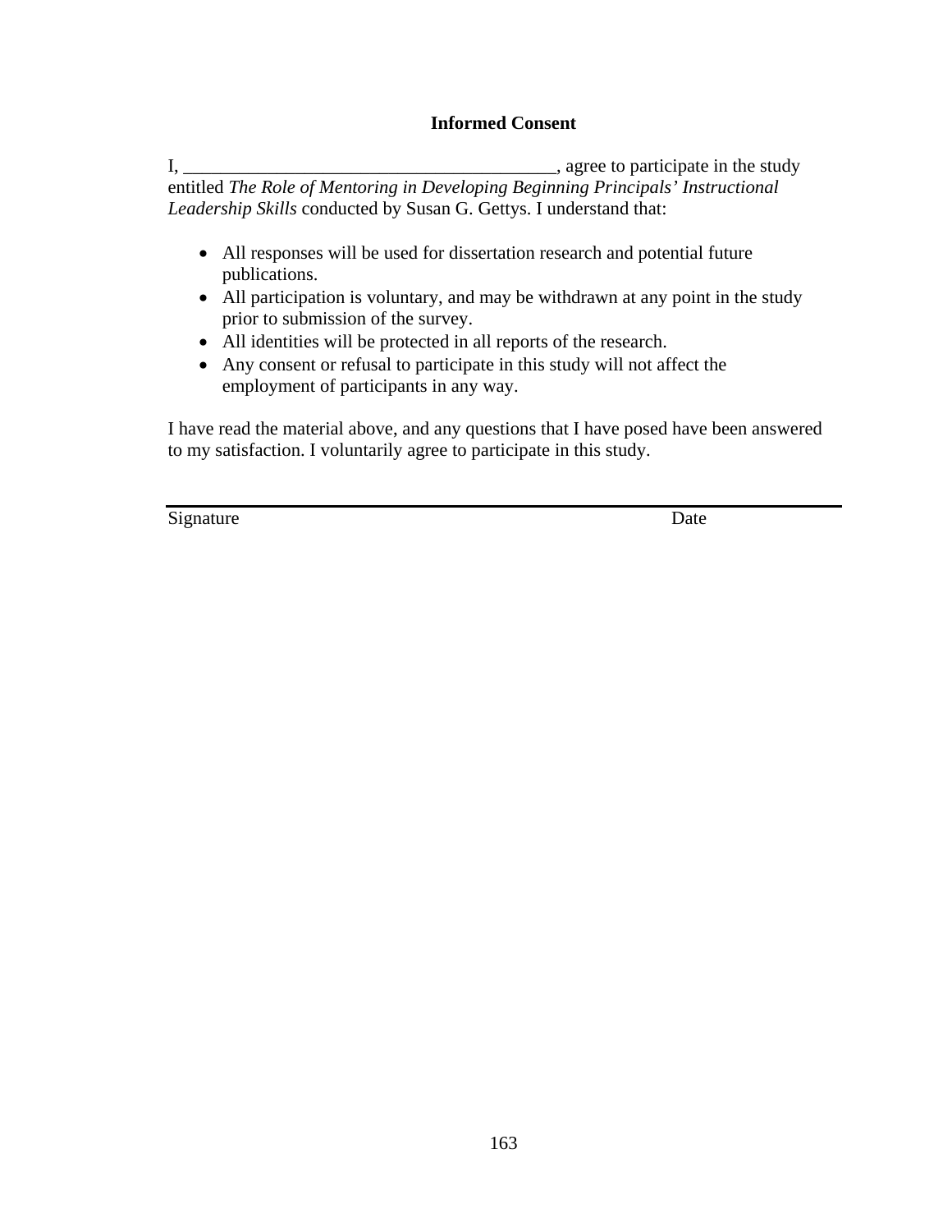**Informed Consent**

I, ________________________________________, agree to participate in the study entitled *The Role of Mentoring in Developing Beginning Principals' Instructional Leadership Skills* conducted by Susan G. Gettys. I understand that:

- All responses will be used for dissertation research and potential future publications.
- All participation is voluntary, and may be withdrawn at any point in the study prior to submission of the survey.
- All identities will be protected in all reports of the research.
- Any consent or refusal to participate in this study will not affect the employment of participants in any way.

I have read the material above, and any questions that I have posed have been answered to my satisfaction. I voluntarily agree to participate in this study.

_______________________________________________________________

Signature                                                                                                   Date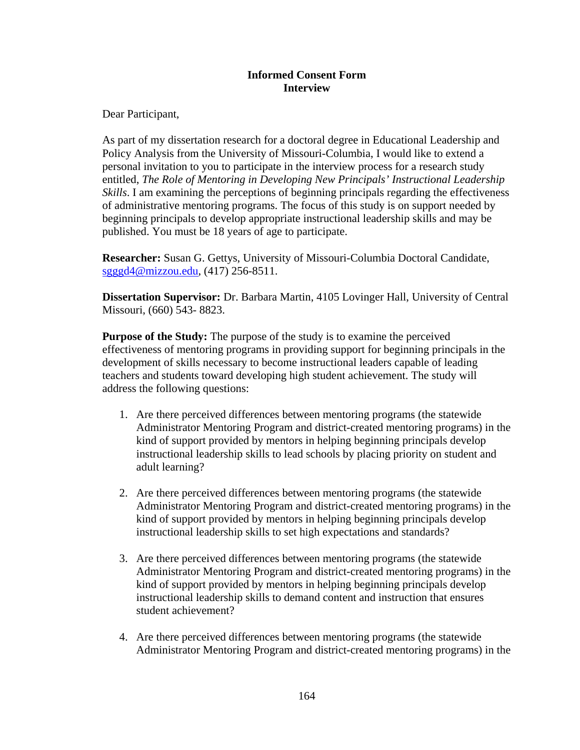**Informed Consent Form**
**Interview**

Dear Participant,

As part of my dissertation research for a doctoral degree in Educational Leadership and Policy Analysis from the University of Missouri-Columbia, I would like to extend a personal invitation to you to participate in the interview process for a research study entitled, *The Role of Mentoring in Developing New Principals' Instructional Leadership Skills*. I am examining the perceptions of beginning principals regarding the effectiveness of administrative mentoring programs. The focus of this study is on support needed by beginning principals to develop appropriate instructional leadership skills and may be published. You must be 18 years of age to participate.

**Researcher:** Susan G. Gettys, University of Missouri-Columbia Doctoral Candidate, sgggd4@mizzou.edu, (417) 256-8511.

**Dissertation Supervisor:** Dr. Barbara Martin, 4105 Lovinger Hall, University of Central Missouri, (660) 543- 8823.

**Purpose of the Study:** The purpose of the study is to examine the perceived effectiveness of mentoring programs in providing support for beginning principals in the development of skills necessary to become instructional leaders capable of leading teachers and students toward developing high student achievement. The study will address the following questions:

1. Are there perceived differences between mentoring programs (the statewide Administrator Mentoring Program and district-created mentoring programs) in the kind of support provided by mentors in helping beginning principals develop instructional leadership skills to lead schools by placing priority on student and adult learning?

2. Are there perceived differences between mentoring programs (the statewide Administrator Mentoring Program and district-created mentoring programs) in the kind of support provided by mentors in helping beginning principals develop instructional leadership skills to set high expectations and standards?

3. Are there perceived differences between mentoring programs (the statewide Administrator Mentoring Program and district-created mentoring programs) in the kind of support provided by mentors in helping beginning principals develop instructional leadership skills to demand content and instruction that ensures student achievement?

4. Are there perceived differences between mentoring programs (the statewide Administrator Mentoring Program and district-created mentoring programs) in the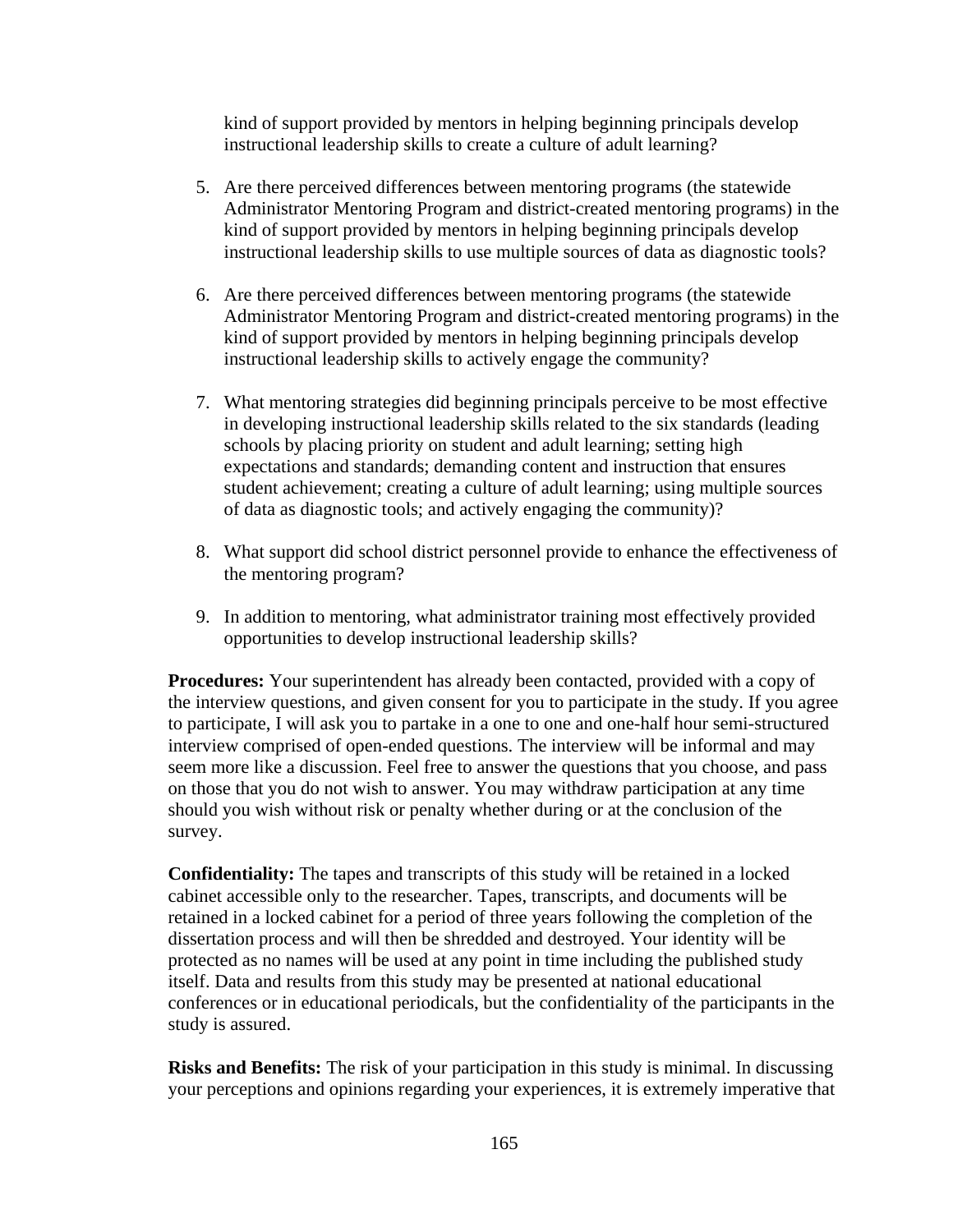kind of support provided by mentors in helping beginning principals develop instructional leadership skills to create a culture of adult learning?

5. Are there perceived differences between mentoring programs (the statewide Administrator Mentoring Program and district-created mentoring programs) in the kind of support provided by mentors in helping beginning principals develop instructional leadership skills to use multiple sources of data as diagnostic tools?

6. Are there perceived differences between mentoring programs (the statewide Administrator Mentoring Program and district-created mentoring programs) in the kind of support provided by mentors in helping beginning principals develop instructional leadership skills to actively engage the community?

7. What mentoring strategies did beginning principals perceive to be most effective in developing instructional leadership skills related to the six standards (leading schools by placing priority on student and adult learning; setting high expectations and standards; demanding content and instruction that ensures student achievement; creating a culture of adult learning; using multiple sources of data as diagnostic tools; and actively engaging the community)?

8. What support did school district personnel provide to enhance the effectiveness of the mentoring program?

9. In addition to mentoring, what administrator training most effectively provided opportunities to develop instructional leadership skills?

**Procedures:** Your superintendent has already been contacted, provided with a copy of the interview questions, and given consent for you to participate in the study. If you agree to participate, I will ask you to partake in a one to one and one-half hour semi-structured interview comprised of open-ended questions. The interview will be informal and may seem more like a discussion. Feel free to answer the questions that you choose, and pass on those that you do not wish to answer. You may withdraw participation at any time should you wish without risk or penalty whether during or at the conclusion of the survey.

**Confidentiality:** The tapes and transcripts of this study will be retained in a locked cabinet accessible only to the researcher. Tapes, transcripts, and documents will be retained in a locked cabinet for a period of three years following the completion of the dissertation process and will then be shredded and destroyed. Your identity will be protected as no names will be used at any point in time including the published study itself. Data and results from this study may be presented at national educational conferences or in educational periodicals, but the confidentiality of the participants in the study is assured.

**Risks and Benefits:** The risk of your participation in this study is minimal. In discussing your perceptions and opinions regarding your experiences, it is extremely imperative that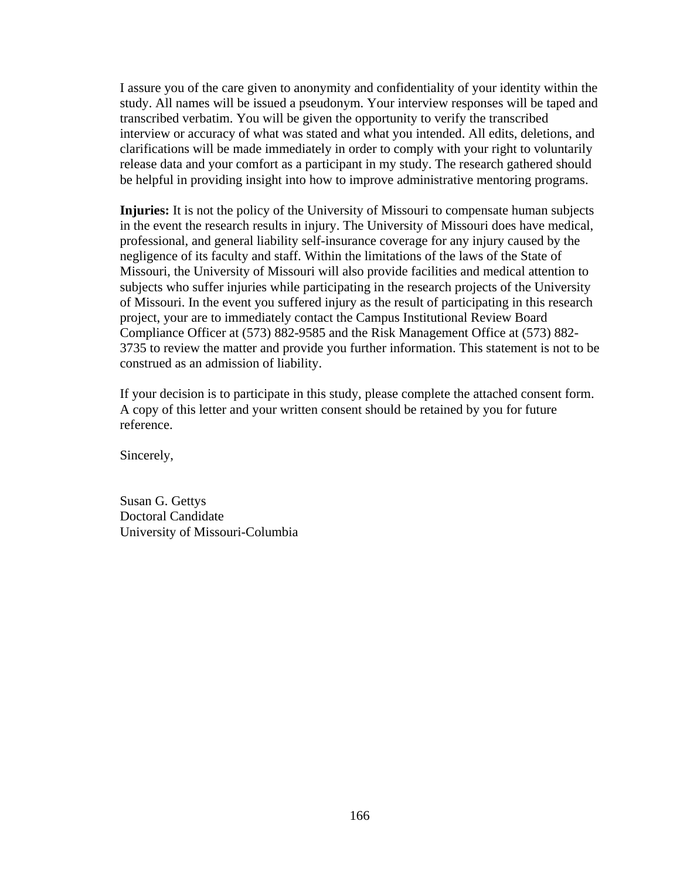I assure you of the care given to anonymity and confidentiality of your identity within the study. All names will be issued a pseudonym. Your interview responses will be taped and transcribed verbatim. You will be given the opportunity to verify the transcribed interview or accuracy of what was stated and what you intended. All edits, deletions, and clarifications will be made immediately in order to comply with your right to voluntarily release data and your comfort as a participant in my study. The research gathered should be helpful in providing insight into how to improve administrative mentoring programs.

**Injuries:** It is not the policy of the University of Missouri to compensate human subjects in the event the research results in injury. The University of Missouri does have medical, professional, and general liability self-insurance coverage for any injury caused by the negligence of its faculty and staff. Within the limitations of the laws of the State of Missouri, the University of Missouri will also provide facilities and medical attention to subjects who suffer injuries while participating in the research projects of the University of Missouri. In the event you suffered injury as the result of participating in this research project, your are to immediately contact the Campus Institutional Review Board Compliance Officer at (573) 882-9585 and the Risk Management Office at (573) 882-3735 to review the matter and provide you further information. This statement is not to be construed as an admission of liability.

If your decision is to participate in this study, please complete the attached consent form. A copy of this letter and your written consent should be retained by you for future reference.

Sincerely,

Susan G. Gettys
Doctoral Candidate
University of Missouri-Columbia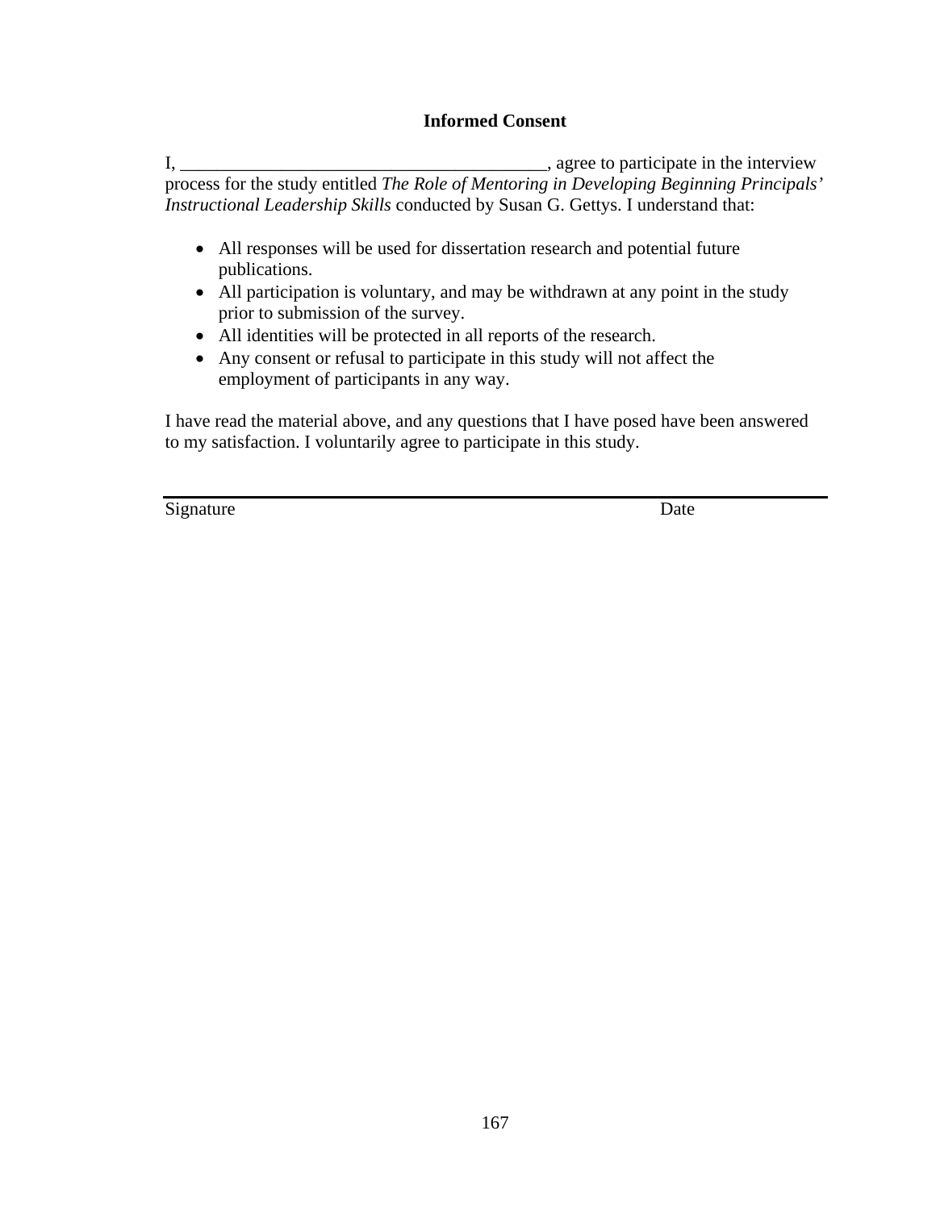## Informed Consent

I, ________________________________________, agree to participate in the interview process for the study entitled *The Role of Mentoring in Developing Beginning Principals' Instructional Leadership Skills* conducted by Susan G. Gettys. I understand that:

- All responses will be used for dissertation research and potential future publications.
- All participation is voluntary, and may be withdrawn at any point in the study prior to submission of the survey.
- All identities will be protected in all reports of the research.
- Any consent or refusal to participate in this study will not affect the employment of participants in any way.

I have read the material above, and any questions that I have posed have been answered to my satisfaction. I voluntarily agree to participate in this study.

________________________________________________________________

Signature                                                                                                   Date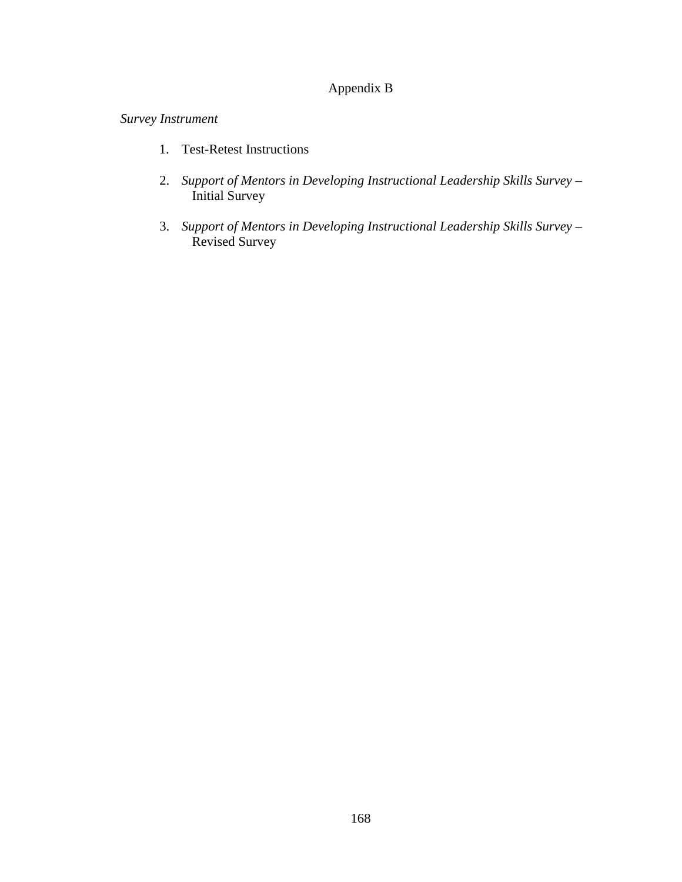# Appendix B

*Survey Instrument*

1. Test-Retest Instructions

2. *Support of Mentors in Developing Instructional Leadership Skills Survey* – Initial Survey

3. *Support of Mentors in Developing Instructional Leadership Skills Survey* – Revised Survey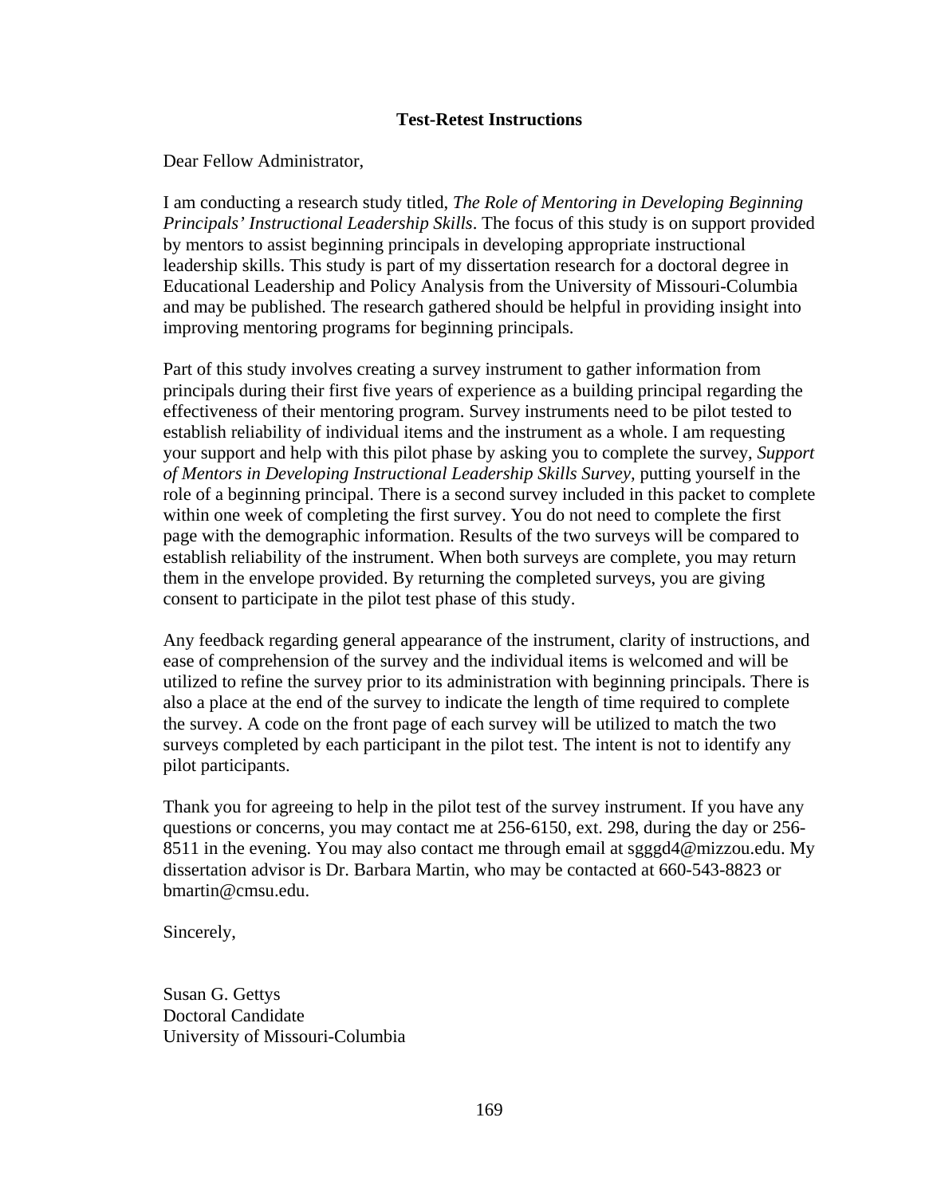## Test-Retest Instructions

Dear Fellow Administrator,

I am conducting a research study titled, *The Role of Mentoring in Developing Beginning Principals' Instructional Leadership Skills*. The focus of this study is on support provided by mentors to assist beginning principals in developing appropriate instructional leadership skills. This study is part of my dissertation research for a doctoral degree in Educational Leadership and Policy Analysis from the University of Missouri-Columbia and may be published. The research gathered should be helpful in providing insight into improving mentoring programs for beginning principals.

Part of this study involves creating a survey instrument to gather information from principals during their first five years of experience as a building principal regarding the effectiveness of their mentoring program. Survey instruments need to be pilot tested to establish reliability of individual items and the instrument as a whole. I am requesting your support and help with this pilot phase by asking you to complete the survey, *Support of Mentors in Developing Instructional Leadership Skills Survey,* putting yourself in the role of a beginning principal. There is a second survey included in this packet to complete within one week of completing the first survey. You do not need to complete the first page with the demographic information. Results of the two surveys will be compared to establish reliability of the instrument. When both surveys are complete, you may return them in the envelope provided. By returning the completed surveys, you are giving consent to participate in the pilot test phase of this study.

Any feedback regarding general appearance of the instrument, clarity of instructions, and ease of comprehension of the survey and the individual items is welcomed and will be utilized to refine the survey prior to its administration with beginning principals. There is also a place at the end of the survey to indicate the length of time required to complete the survey. A code on the front page of each survey will be utilized to match the two surveys completed by each participant in the pilot test. The intent is not to identify any pilot participants.

Thank you for agreeing to help in the pilot test of the survey instrument. If you have any questions or concerns, you may contact me at 256-6150, ext. 298, during the day or 256-8511 in the evening. You may also contact me through email at sgggd4@mizzou.edu. My dissertation advisor is Dr. Barbara Martin, who may be contacted at 660-543-8823 or bmartin@cmsu.edu.

Sincerely,

Susan G. Gettys
Doctoral Candidate
University of Missouri-Columbia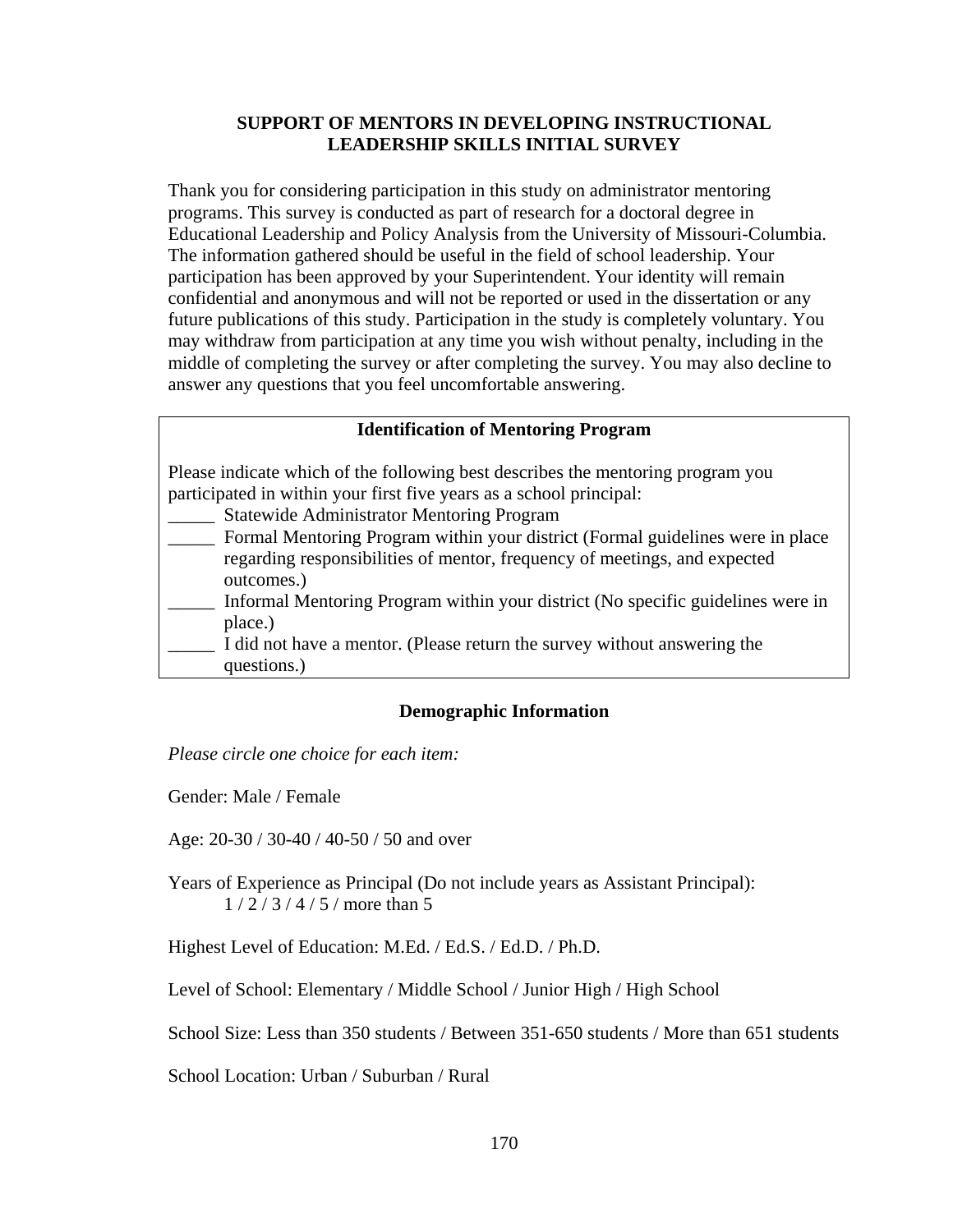## SUPPORT OF MENTORS IN DEVELOPING INSTRUCTIONAL LEADERSHIP SKILLS INITIAL SURVEY

Thank you for considering participation in this study on administrator mentoring programs. This survey is conducted as part of research for a doctoral degree in Educational Leadership and Policy Analysis from the University of Missouri-Columbia. The information gathered should be useful in the field of school leadership. Your participation has been approved by your Superintendent. Your identity will remain confidential and anonymous and will not be reported or used in the dissertation or any future publications of this study. Participation in the study is completely voluntary. You may withdraw from participation at any time you wish without penalty, including in the middle of completing the survey or after completing the survey. You may also decline to answer any questions that you feel uncomfortable answering.

### Identification of Mentoring Program

Please indicate which of the following best describes the mentoring program you participated in within your first five years as a school principal:

_____ Statewide Administrator Mentoring Program

_____ Formal Mentoring Program within your district (Formal guidelines were in place regarding responsibilities of mentor, frequency of meetings, and expected outcomes.)

_____ Informal Mentoring Program within your district (No specific guidelines were in place.)

_____ I did not have a mentor. (Please return the survey without answering the questions.)

### Demographic Information

*Please circle one choice for each item:*

Gender: Male / Female

Age: 20-30 / 30-40 / 40-50 / 50 and over

Years of Experience as Principal (Do not include years as Assistant Principal):
1 / 2 / 3 / 4 / 5 / more than 5

Highest Level of Education: M.Ed. / Ed.S. / Ed.D. / Ph.D.

Level of School: Elementary / Middle School / Junior High / High School

School Size: Less than 350 students / Between 351-650 students / More than 651 students

School Location: Urban / Suburban / Rural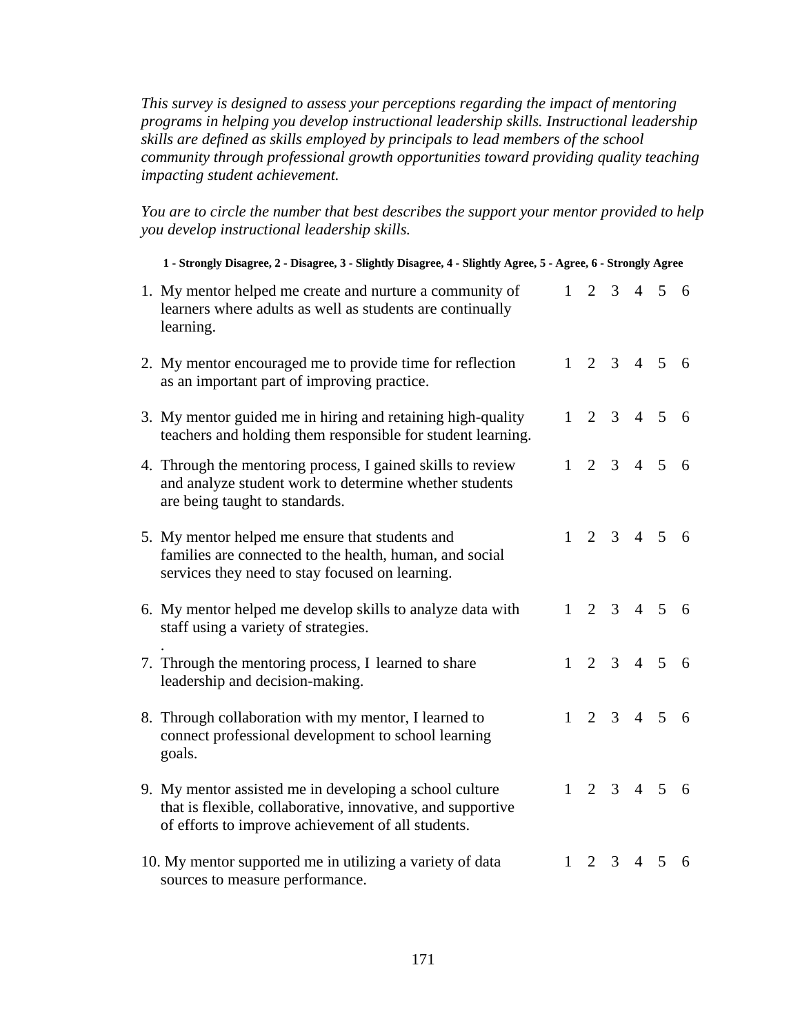*This survey is designed to assess your perceptions regarding the impact of mentoring programs in helping you develop instructional leadership skills. Instructional leadership skills are defined as skills employed by principals to lead members of the school community through professional growth opportunities toward providing quality teaching impacting student achievement.*

*You are to circle the number that best describes the support your mentor provided to help you develop instructional leadership skills.*

**1 - Strongly Disagree, 2 - Disagree, 3 - Slightly Disagree, 4 - Slightly Agree, 5 - Agree, 6 - Strongly Agree**

1. My mentor helped me create and nurture a community of learners where adults as well as students are continually learning. 1 2 3 4 5 6

2. My mentor encouraged me to provide time for reflection as an important part of improving practice. 1 2 3 4 5 6

3. My mentor guided me in hiring and retaining high-quality teachers and holding them responsible for student learning. 1 2 3 4 5 6

4. Through the mentoring process, I gained skills to review and analyze student work to determine whether students are being taught to standards. 1 2 3 4 5 6

5. My mentor helped me ensure that students and families are connected to the health, human, and social services they need to stay focused on learning. 1 2 3 4 5 6

6. My mentor helped me develop skills to analyze data with staff using a variety of strategies. 1 2 3 4 5 6

7. Through the mentoring process, I learned to share leadership and decision-making. 1 2 3 4 5 6

8. Through collaboration with my mentor, I learned to connect professional development to school learning goals. 1 2 3 4 5 6

9. My mentor assisted me in developing a school culture that is flexible, collaborative, innovative, and supportive of efforts to improve achievement of all students. 1 2 3 4 5 6

10. My mentor supported me in utilizing a variety of data sources to measure performance. 1 2 3 4 5 6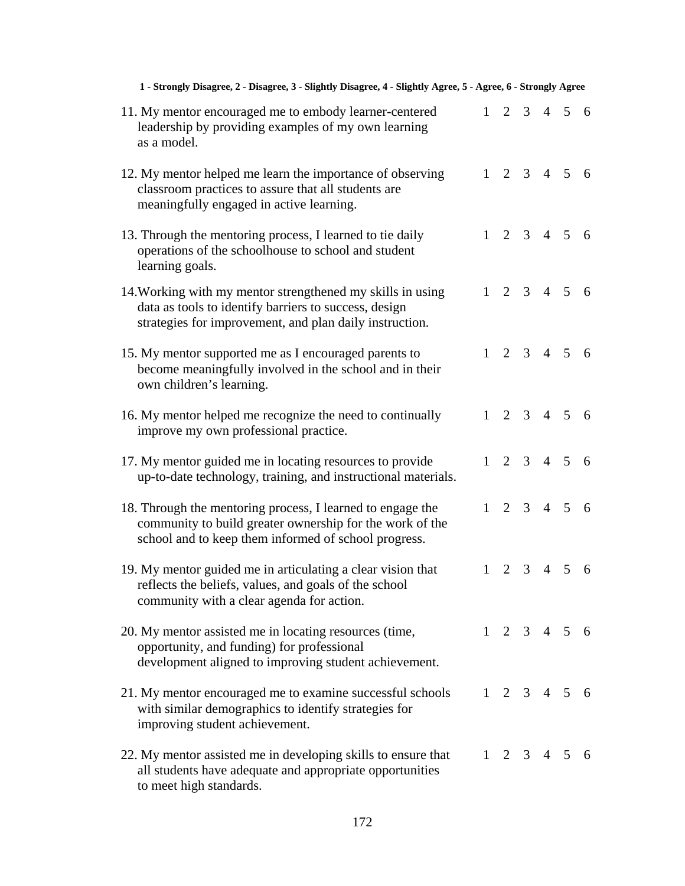**1 - Strongly Disagree, 2 - Disagree, 3 - Slightly Disagree, 4 - Slightly Agree, 5 - Agree, 6 - Strongly Agree**

| | | | | | | |
|---|---|---|---|---|---|---|
| 11. My mentor encouraged me to embody learner-centered leadership by providing examples of my own learning as a model. | 1 | 2 | 3 | 4 | 5 | 6 |
| 12. My mentor helped me learn the importance of observing classroom practices to assure that all students are meaningfully engaged in active learning. | 1 | 2 | 3 | 4 | 5 | 6 |
| 13. Through the mentoring process, I learned to tie daily operations of the schoolhouse to school and student learning goals. | 1 | 2 | 3 | 4 | 5 | 6 |
| 14.Working with my mentor strengthened my skills in using data as tools to identify barriers to success, design strategies for improvement, and plan daily instruction. | 1 | 2 | 3 | 4 | 5 | 6 |
| 15. My mentor supported me as I encouraged parents to become meaningfully involved in the school and in their own children's learning. | 1 | 2 | 3 | 4 | 5 | 6 |
| 16. My mentor helped me recognize the need to continually improve my own professional practice. | 1 | 2 | 3 | 4 | 5 | 6 |
| 17. My mentor guided me in locating resources to provide up-to-date technology, training, and instructional materials. | 1 | 2 | 3 | 4 | 5 | 6 |
| 18. Through the mentoring process, I learned to engage the community to build greater ownership for the work of the school and to keep them informed of school progress. | 1 | 2 | 3 | 4 | 5 | 6 |
| 19. My mentor guided me in articulating a clear vision that reflects the beliefs, values, and goals of the school community with a clear agenda for action. | 1 | 2 | 3 | 4 | 5 | 6 |
| 20. My mentor assisted me in locating resources (time, opportunity, and funding) for professional development aligned to improving student achievement. | 1 | 2 | 3 | 4 | 5 | 6 |
| 21. My mentor encouraged me to examine successful schools with similar demographics to identify strategies for improving student achievement. | 1 | 2 | 3 | 4 | 5 | 6 |
| 22. My mentor assisted me in developing skills to ensure that all students have adequate and appropriate opportunities to meet high standards. | 1 | 2 | 3 | 4 | 5 | 6 |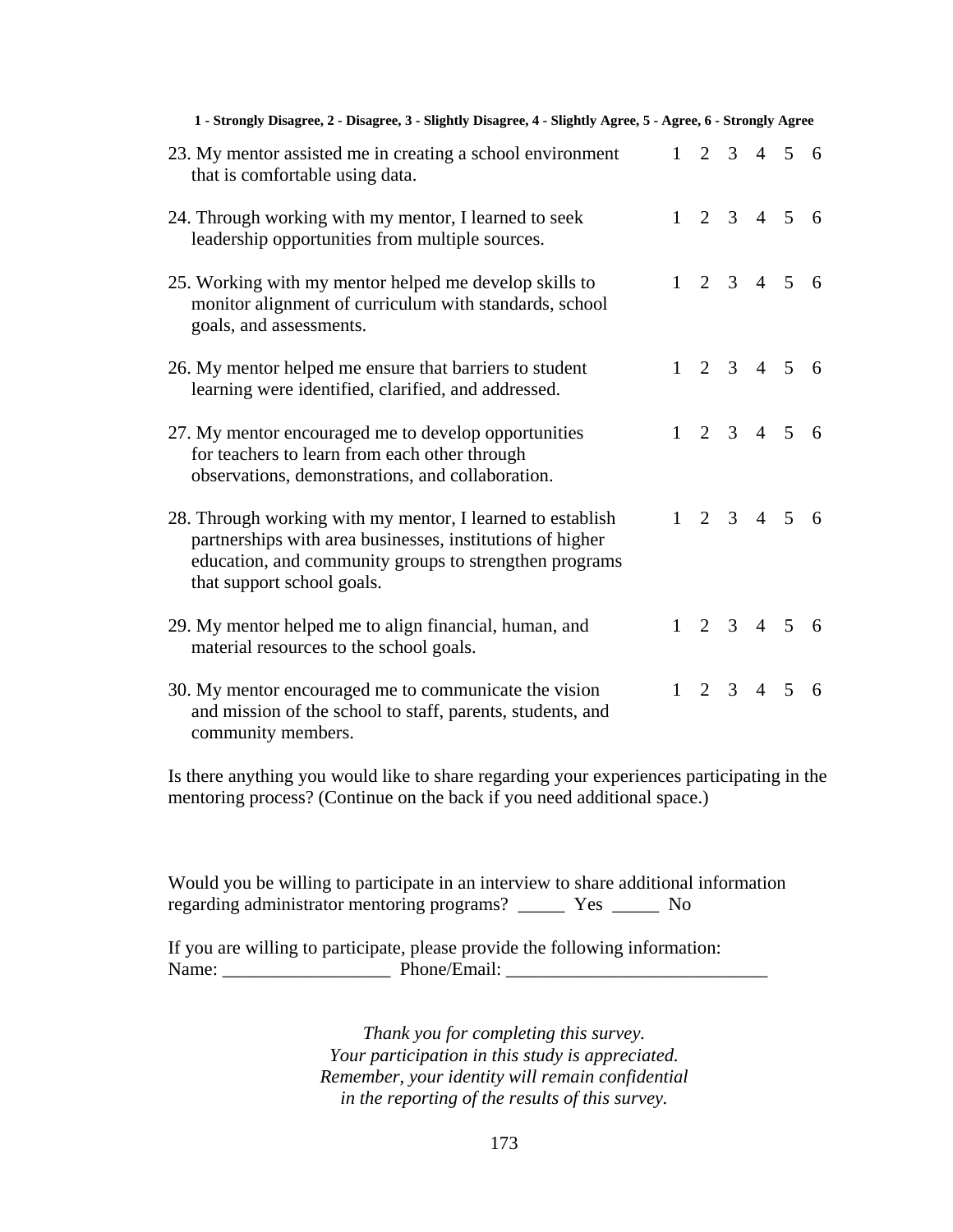**1 - Strongly Disagree, 2 - Disagree, 3 - Slightly Disagree, 4 - Slightly Agree, 5 - Agree, 6 - Strongly Agree**

| Item | | | | | | |
|---|---|---|---|---|---|---|
| 23. My mentor assisted me in creating a school environment that is comfortable using data. | 1 | 2 | 3 | 4 | 5 | 6 |
| 24. Through working with my mentor, I learned to seek leadership opportunities from multiple sources. | 1 | 2 | 3 | 4 | 5 | 6 |
| 25. Working with my mentor helped me develop skills to monitor alignment of curriculum with standards, school goals, and assessments. | 1 | 2 | 3 | 4 | 5 | 6 |
| 26. My mentor helped me ensure that barriers to student learning were identified, clarified, and addressed. | 1 | 2 | 3 | 4 | 5 | 6 |
| 27. My mentor encouraged me to develop opportunities for teachers to learn from each other through observations, demonstrations, and collaboration. | 1 | 2 | 3 | 4 | 5 | 6 |
| 28. Through working with my mentor, I learned to establish partnerships with area businesses, institutions of higher education, and community groups to strengthen programs that support school goals. | 1 | 2 | 3 | 4 | 5 | 6 |
| 29. My mentor helped me to align financial, human, and material resources to the school goals. | 1 | 2 | 3 | 4 | 5 | 6 |
| 30. My mentor encouraged me to communicate the vision and mission of the school to staff, parents, students, and community members. | 1 | 2 | 3 | 4 | 5 | 6 |

Is there anything you would like to share regarding your experiences participating in the mentoring process? (Continue on the back if you need additional space.)

Would you be willing to participate in an interview to share additional information regarding administrator mentoring programs? _____ Yes _____ No

If you are willing to participate, please provide the following information:
Name: __________________ Phone/Email: ____________________________

*Thank you for completing this survey.*
*Your participation in this study is appreciated.*
*Remember, your identity will remain confidential*
*in the reporting of the results of this survey.*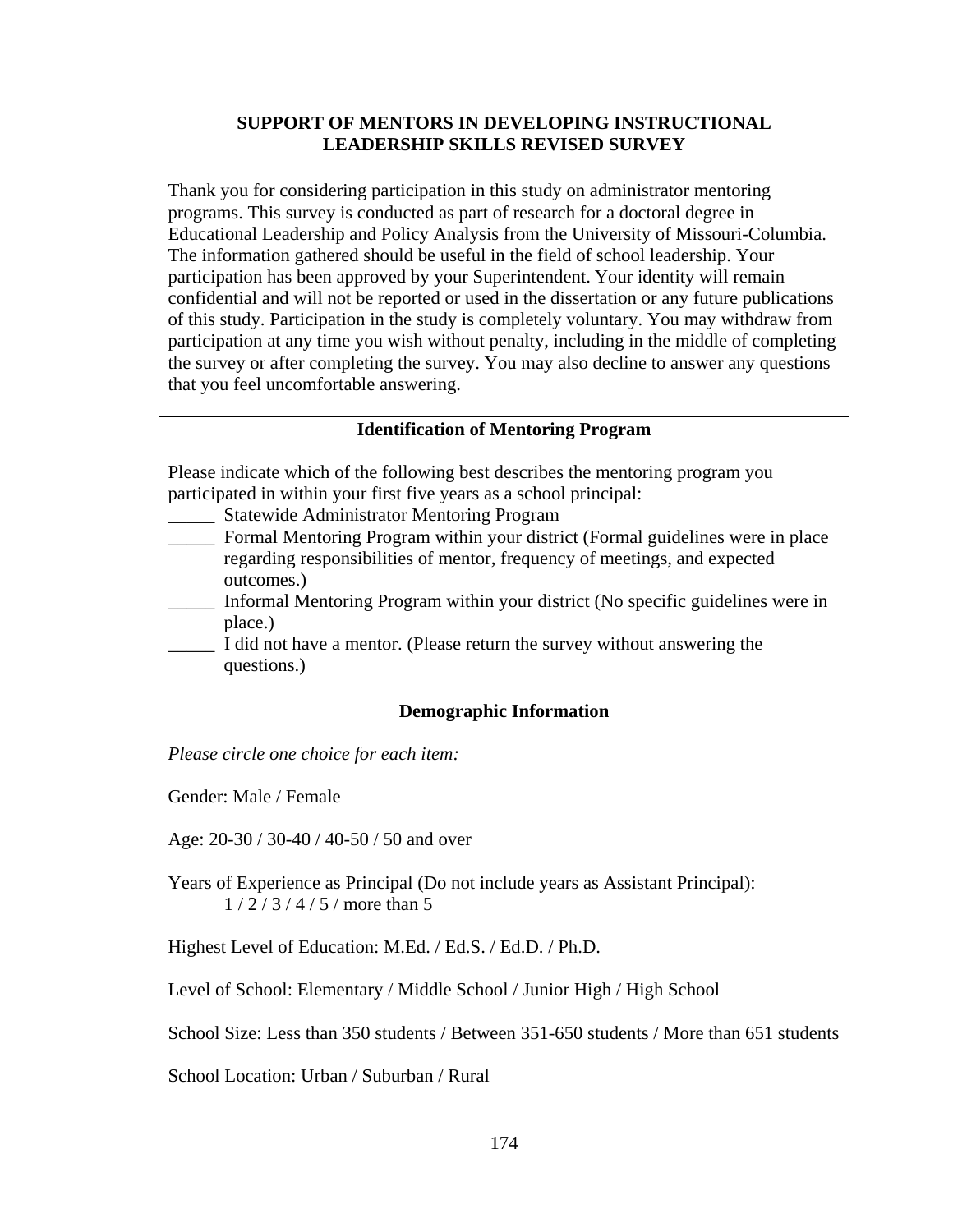# SUPPORT OF MENTORS IN DEVELOPING INSTRUCTIONAL LEADERSHIP SKILLS REVISED SURVEY

Thank you for considering participation in this study on administrator mentoring programs. This survey is conducted as part of research for a doctoral degree in Educational Leadership and Policy Analysis from the University of Missouri-Columbia. The information gathered should be useful in the field of school leadership. Your participation has been approved by your Superintendent. Your identity will remain confidential and will not be reported or used in the dissertation or any future publications of this study. Participation in the study is completely voluntary. You may withdraw from participation at any time you wish without penalty, including in the middle of completing the survey or after completing the survey. You may also decline to answer any questions that you feel uncomfortable answering.

## Identification of Mentoring Program

Please indicate which of the following best describes the mentoring program you participated in within your first five years as a school principal:

_____ Statewide Administrator Mentoring Program

_____ Formal Mentoring Program within your district (Formal guidelines were in place regarding responsibilities of mentor, frequency of meetings, and expected outcomes.)

_____ Informal Mentoring Program within your district (No specific guidelines were in place.)

_____ I did not have a mentor. (Please return the survey without answering the questions.)

## Demographic Information

*Please circle one choice for each item:*

Gender: Male / Female

Age: 20-30 / 30-40 / 40-50 / 50 and over

Years of Experience as Principal (Do not include years as Assistant Principal):
1 / 2 / 3 / 4 / 5 / more than 5

Highest Level of Education: M.Ed. / Ed.S. / Ed.D. / Ph.D.

Level of School: Elementary / Middle School / Junior High / High School

School Size: Less than 350 students / Between 351-650 students / More than 651 students

School Location: Urban / Suburban / Rural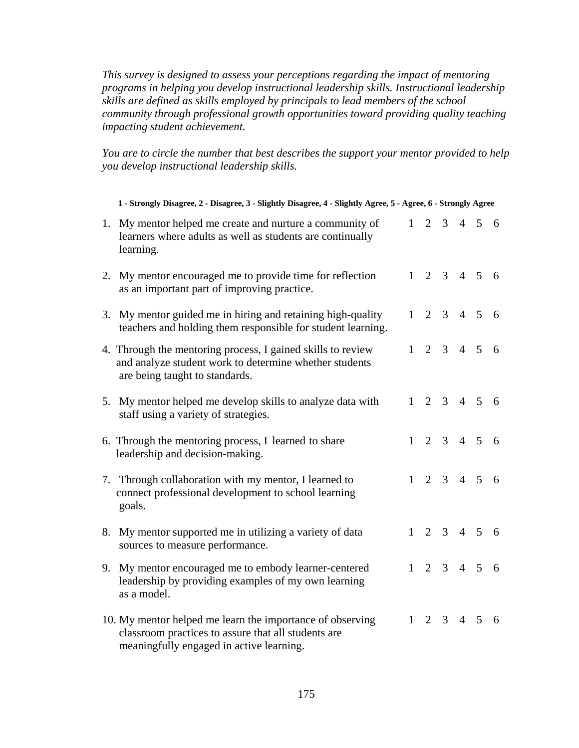*This survey is designed to assess your perceptions regarding the impact of mentoring programs in helping you develop instructional leadership skills. Instructional leadership skills are defined as skills employed by principals to lead members of the school community through professional growth opportunities toward providing quality teaching impacting student achievement.*

*You are to circle the number that best describes the support your mentor provided to help you develop instructional leadership skills.*

**1 - Strongly Disagree, 2 - Disagree, 3 - Slightly Disagree, 4 - Slightly Agree, 5 - Agree, 6 - Strongly Agree**

| Item | | | | | | |
|---|---|---|---|---|---|---|
| 1. My mentor helped me create and nurture a community of learners where adults as well as students are continually learning. | 1 | 2 | 3 | 4 | 5 | 6 |
| 2. My mentor encouraged me to provide time for reflection as an important part of improving practice. | 1 | 2 | 3 | 4 | 5 | 6 |
| 3. My mentor guided me in hiring and retaining high-quality teachers and holding them responsible for student learning. | 1 | 2 | 3 | 4 | 5 | 6 |
| 4. Through the mentoring process, I gained skills to review and analyze student work to determine whether students are being taught to standards. | 1 | 2 | 3 | 4 | 5 | 6 |
| 5. My mentor helped me develop skills to analyze data with staff using a variety of strategies. | 1 | 2 | 3 | 4 | 5 | 6 |
| 6. Through the mentoring process, I learned to share leadership and decision-making. | 1 | 2 | 3 | 4 | 5 | 6 |
| 7. Through collaboration with my mentor, I learned to connect professional development to school learning goals. | 1 | 2 | 3 | 4 | 5 | 6 |
| 8. My mentor supported me in utilizing a variety of data sources to measure performance. | 1 | 2 | 3 | 4 | 5 | 6 |
| 9. My mentor encouraged me to embody learner-centered leadership by providing examples of my own learning as a model. | 1 | 2 | 3 | 4 | 5 | 6 |
| 10. My mentor helped me learn the importance of observing classroom practices to assure that all students are meaningfully engaged in active learning. | 1 | 2 | 3 | 4 | 5 | 6 |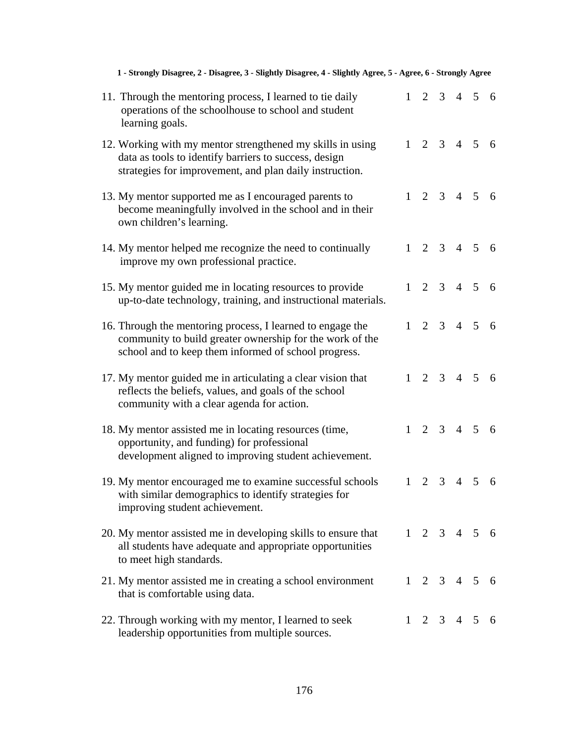**1 - Strongly Disagree, 2 - Disagree, 3 - Slightly Disagree, 4 - Slightly Agree, 5 - Agree, 6 - Strongly Agree**

| | | | | | | |
|---|---|---|---|---|---|---|
| 11. Through the mentoring process, I learned to tie daily operations of the schoolhouse to school and student learning goals. | 1 | 2 | 3 | 4 | 5 | 6 |
| 12. Working with my mentor strengthened my skills in using data as tools to identify barriers to success, design strategies for improvement, and plan daily instruction. | 1 | 2 | 3 | 4 | 5 | 6 |
| 13. My mentor supported me as I encouraged parents to become meaningfully involved in the school and in their own children's learning. | 1 | 2 | 3 | 4 | 5 | 6 |
| 14. My mentor helped me recognize the need to continually improve my own professional practice. | 1 | 2 | 3 | 4 | 5 | 6 |
| 15. My mentor guided me in locating resources to provide up-to-date technology, training, and instructional materials. | 1 | 2 | 3 | 4 | 5 | 6 |
| 16. Through the mentoring process, I learned to engage the community to build greater ownership for the work of the school and to keep them informed of school progress. | 1 | 2 | 3 | 4 | 5 | 6 |
| 17. My mentor guided me in articulating a clear vision that reflects the beliefs, values, and goals of the school community with a clear agenda for action. | 1 | 2 | 3 | 4 | 5 | 6 |
| 18. My mentor assisted me in locating resources (time, opportunity, and funding) for professional development aligned to improving student achievement. | 1 | 2 | 3 | 4 | 5 | 6 |
| 19. My mentor encouraged me to examine successful schools with similar demographics to identify strategies for improving student achievement. | 1 | 2 | 3 | 4 | 5 | 6 |
| 20. My mentor assisted me in developing skills to ensure that all students have adequate and appropriate opportunities to meet high standards. | 1 | 2 | 3 | 4 | 5 | 6 |
| 21. My mentor assisted me in creating a school environment that is comfortable using data. | 1 | 2 | 3 | 4 | 5 | 6 |
| 22. Through working with my mentor, I learned to seek leadership opportunities from multiple sources. | 1 | 2 | 3 | 4 | 5 | 6 |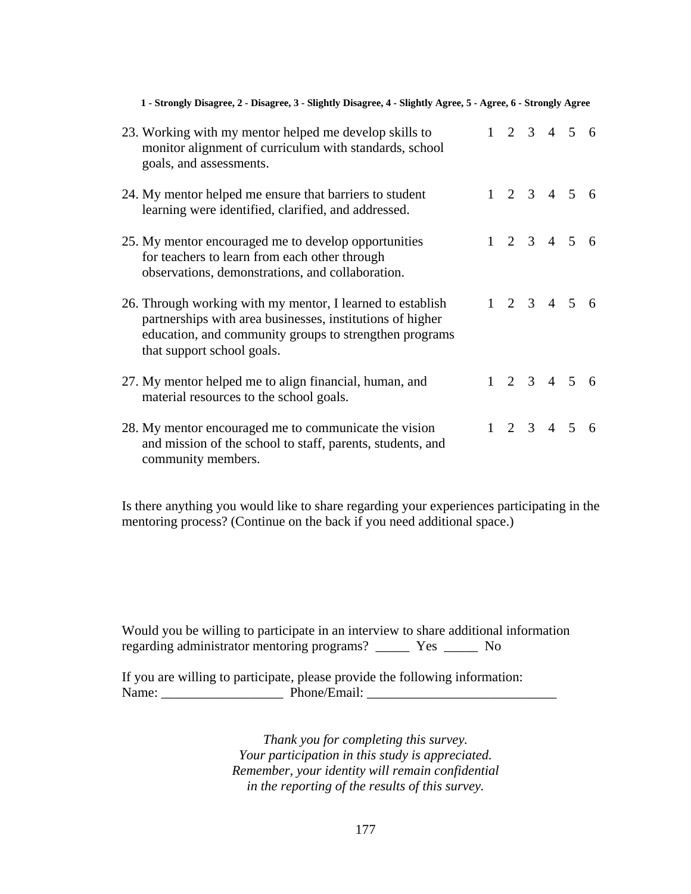**1 - Strongly Disagree, 2 - Disagree, 3 - Slightly Disagree, 4 - Slightly Agree, 5 - Agree, 6 - Strongly Agree**

| | |
|---|---|
| 23. Working with my mentor helped me develop skills to monitor alignment of curriculum with standards, school goals, and assessments. | 1 2 3 4 5 6 |
| 24. My mentor helped me ensure that barriers to student learning were identified, clarified, and addressed. | 1 2 3 4 5 6 |
| 25. My mentor encouraged me to develop opportunities for teachers to learn from each other through observations, demonstrations, and collaboration. | 1 2 3 4 5 6 |
| 26. Through working with my mentor, I learned to establish partnerships with area businesses, institutions of higher education, and community groups to strengthen programs that support school goals. | 1 2 3 4 5 6 |
| 27. My mentor helped me to align financial, human, and material resources to the school goals. | 1 2 3 4 5 6 |
| 28. My mentor encouraged me to communicate the vision and mission of the school to staff, parents, students, and community members. | 1 2 3 4 5 6 |

Is there anything you would like to share regarding your experiences participating in the mentoring process? (Continue on the back if you need additional space.)

Would you be willing to participate in an interview to share additional information regarding administrator mentoring programs? _____ Yes _____ No

If you are willing to participate, please provide the following information:
Name: __________________ Phone/Email: ____________________________

*Thank you for completing this survey.*
*Your participation in this study is appreciated.*
*Remember, your identity will remain confidential*
*in the reporting of the results of this survey.*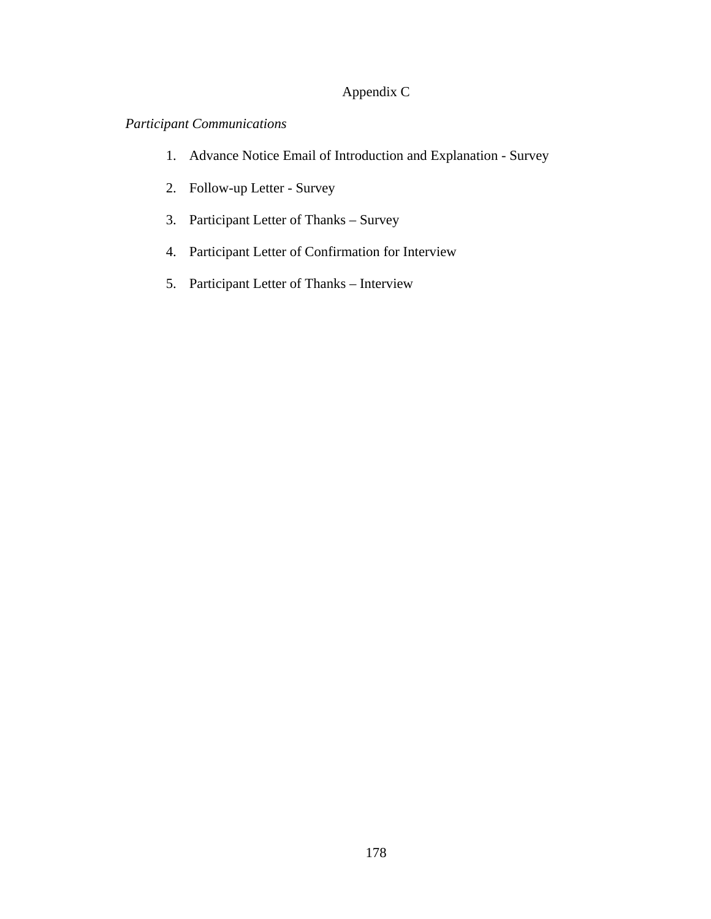# Appendix C

*Participant Communications*

1. Advance Notice Email of Introduction and Explanation - Survey
2. Follow-up Letter - Survey
3. Participant Letter of Thanks – Survey
4. Participant Letter of Confirmation for Interview
5. Participant Letter of Thanks – Interview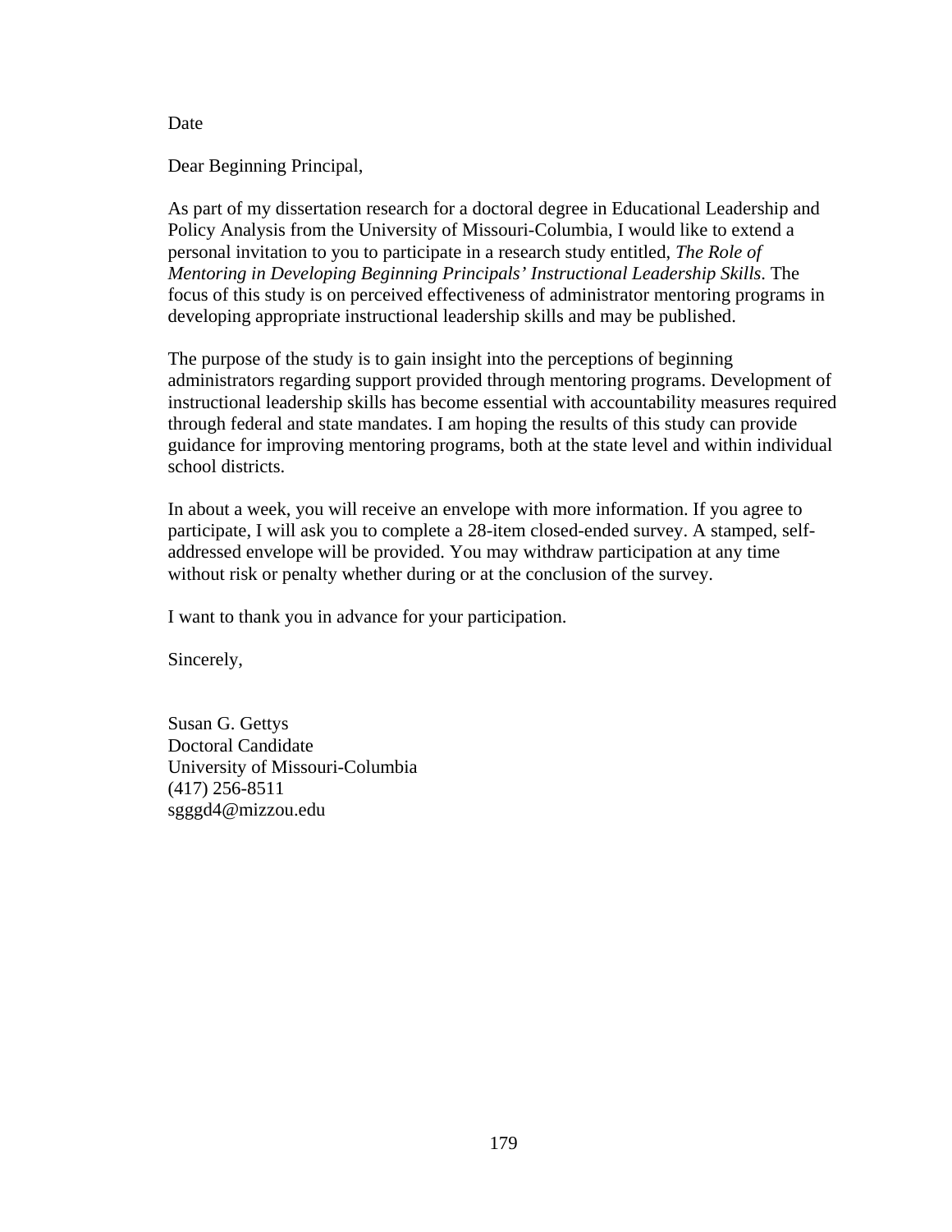Date

Dear Beginning Principal,

As part of my dissertation research for a doctoral degree in Educational Leadership and Policy Analysis from the University of Missouri-Columbia, I would like to extend a personal invitation to you to participate in a research study entitled, *The Role of Mentoring in Developing Beginning Principals' Instructional Leadership Skills*. The focus of this study is on perceived effectiveness of administrator mentoring programs in developing appropriate instructional leadership skills and may be published.

The purpose of the study is to gain insight into the perceptions of beginning administrators regarding support provided through mentoring programs. Development of instructional leadership skills has become essential with accountability measures required through federal and state mandates. I am hoping the results of this study can provide guidance for improving mentoring programs, both at the state level and within individual school districts.

In about a week, you will receive an envelope with more information. If you agree to participate, I will ask you to complete a 28-item closed-ended survey. A stamped, self-addressed envelope will be provided. You may withdraw participation at any time without risk or penalty whether during or at the conclusion of the survey.

I want to thank you in advance for your participation.

Sincerely,

Susan G. Gettys  
Doctoral Candidate  
University of Missouri-Columbia  
(417) 256-8511  
sgggd4@mizzou.edu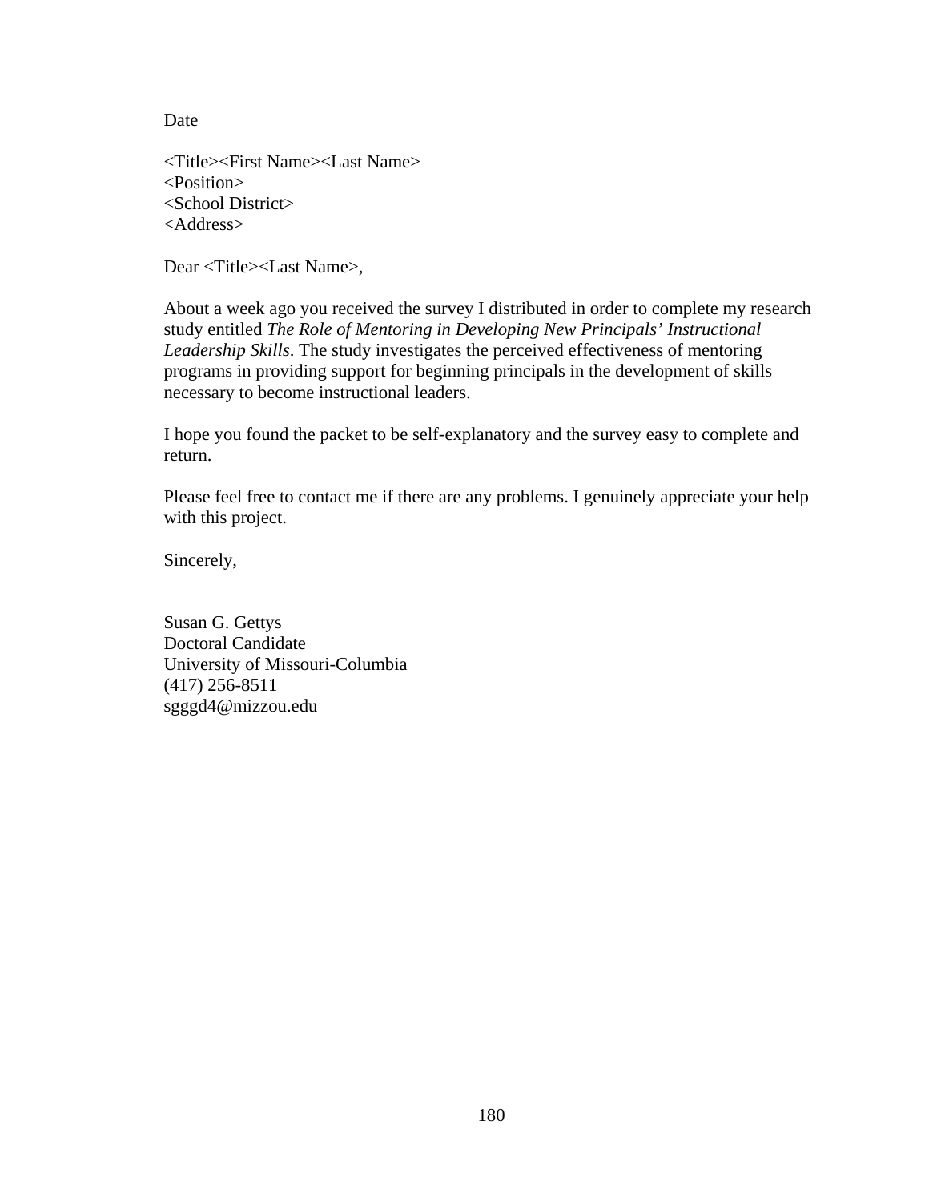Date

<Title><First Name><Last Name>
<Position>
<School District>
<Address>

Dear <Title><Last Name>,

About a week ago you received the survey I distributed in order to complete my research study entitled *The Role of Mentoring in Developing New Principals' Instructional Leadership Skills*. The study investigates the perceived effectiveness of mentoring programs in providing support for beginning principals in the development of skills necessary to become instructional leaders.

I hope you found the packet to be self-explanatory and the survey easy to complete and return.

Please feel free to contact me if there are any problems. I genuinely appreciate your help with this project.

Sincerely,

Susan G. Gettys
Doctoral Candidate
University of Missouri-Columbia
(417) 256-8511
sgggd4@mizzou.edu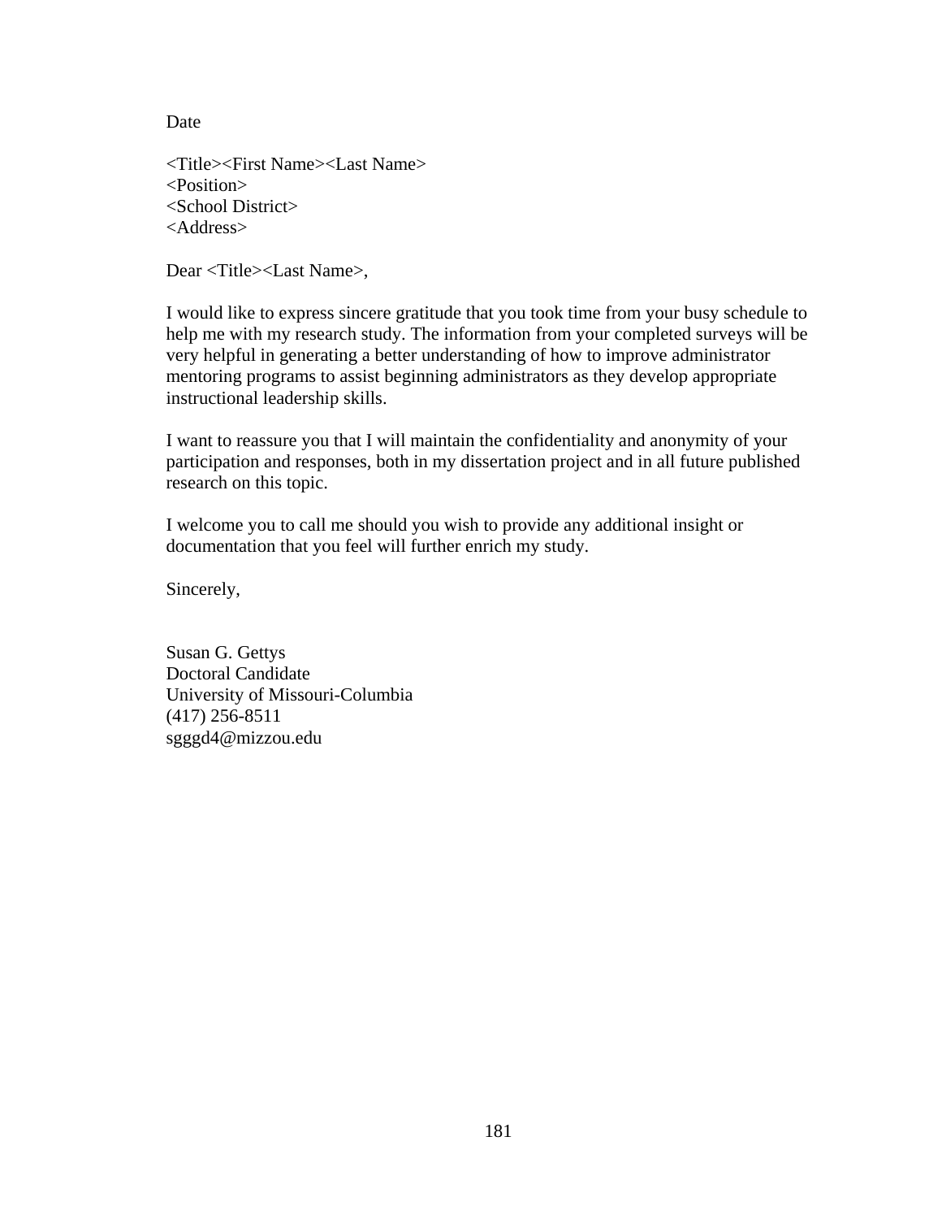Date

<Title><First Name><Last Name>
<Position>
<School District>
<Address>

Dear <Title><Last Name>,

I would like to express sincere gratitude that you took time from your busy schedule to help me with my research study. The information from your completed surveys will be very helpful in generating a better understanding of how to improve administrator mentoring programs to assist beginning administrators as they develop appropriate instructional leadership skills.

I want to reassure you that I will maintain the confidentiality and anonymity of your participation and responses, both in my dissertation project and in all future published research on this topic.

I welcome you to call me should you wish to provide any additional insight or documentation that you feel will further enrich my study.

Sincerely,

Susan G. Gettys
Doctoral Candidate
University of Missouri-Columbia
(417) 256-8511
sgggd4@mizzou.edu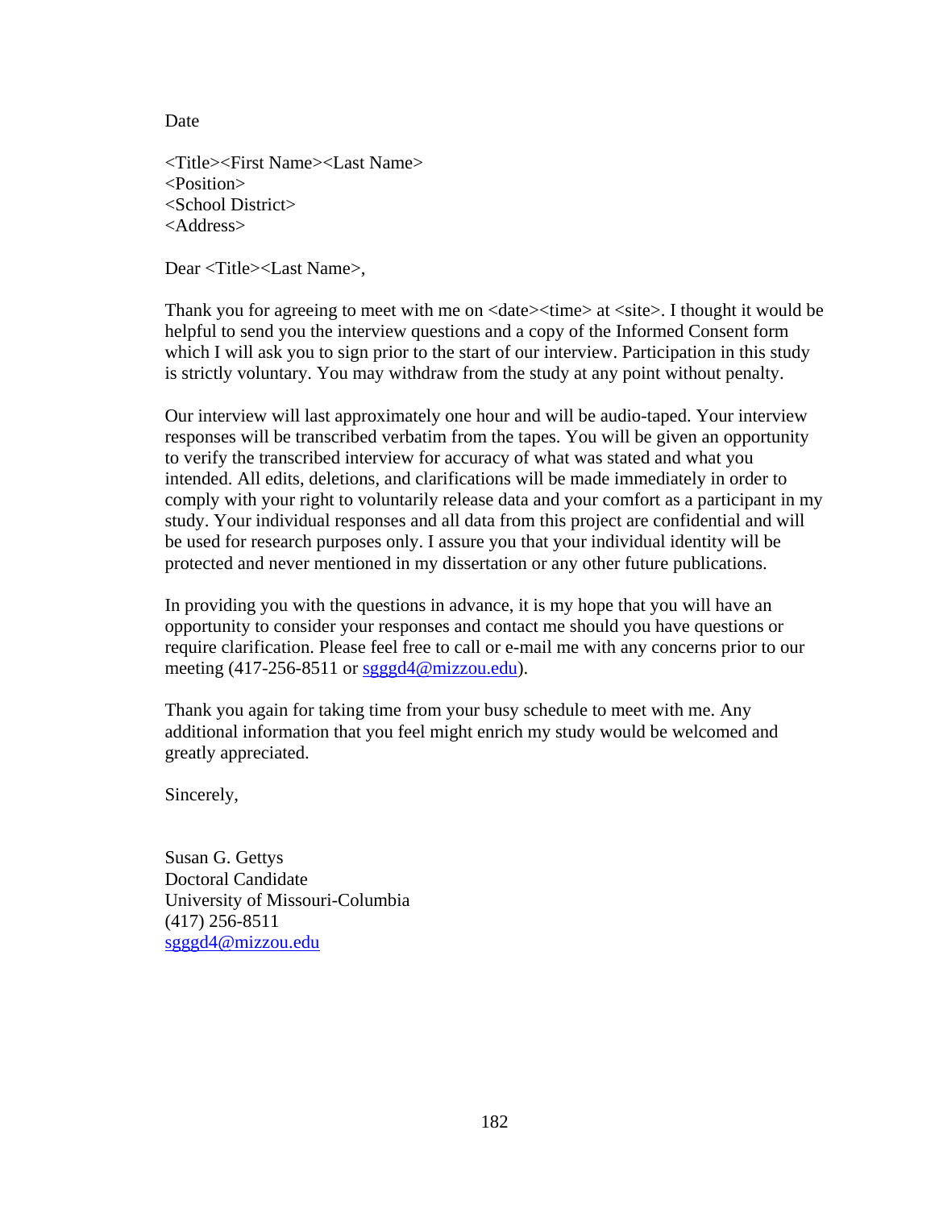Date

<Title><First Name><Last Name>
<Position>
<School District>
<Address>

Dear <Title><Last Name>,

Thank you for agreeing to meet with me on <date><time> at <site>. I thought it would be helpful to send you the interview questions and a copy of the Informed Consent form which I will ask you to sign prior to the start of our interview. Participation in this study is strictly voluntary. You may withdraw from the study at any point without penalty.

Our interview will last approximately one hour and will be audio-taped. Your interview responses will be transcribed verbatim from the tapes. You will be given an opportunity to verify the transcribed interview for accuracy of what was stated and what you intended. All edits, deletions, and clarifications will be made immediately in order to comply with your right to voluntarily release data and your comfort as a participant in my study. Your individual responses and all data from this project are confidential and will be used for research purposes only. I assure you that your individual identity will be protected and never mentioned in my dissertation or any other future publications.

In providing you with the questions in advance, it is my hope that you will have an opportunity to consider your responses and contact me should you have questions or require clarification. Please feel free to call or e-mail me with any concerns prior to our meeting (417-256-8511 or sgggd4@mizzou.edu).

Thank you again for taking time from your busy schedule to meet with me. Any additional information that you feel might enrich my study would be welcomed and greatly appreciated.

Sincerely,

Susan G. Gettys
Doctoral Candidate
University of Missouri-Columbia
(417) 256-8511
sgggd4@mizzou.edu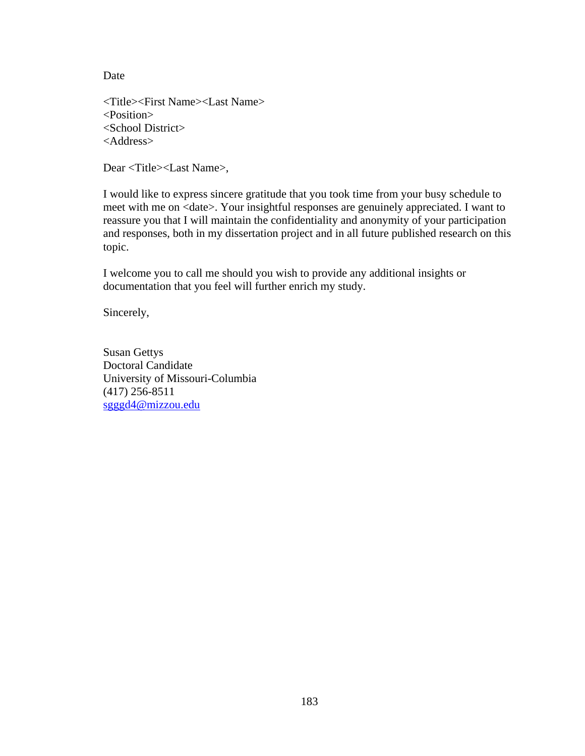Date

<Title><First Name><Last Name>
<Position>
<School District>
<Address>

Dear <Title><Last Name>,

I would like to express sincere gratitude that you took time from your busy schedule to meet with me on <date>. Your insightful responses are genuinely appreciated. I want to reassure you that I will maintain the confidentiality and anonymity of your participation and responses, both in my dissertation project and in all future published research on this topic.

I welcome you to call me should you wish to provide any additional insights or documentation that you feel will further enrich my study.

Sincerely,

Susan Gettys
Doctoral Candidate
University of Missouri-Columbia
(417) 256-8511
sgggd4@mizzou.edu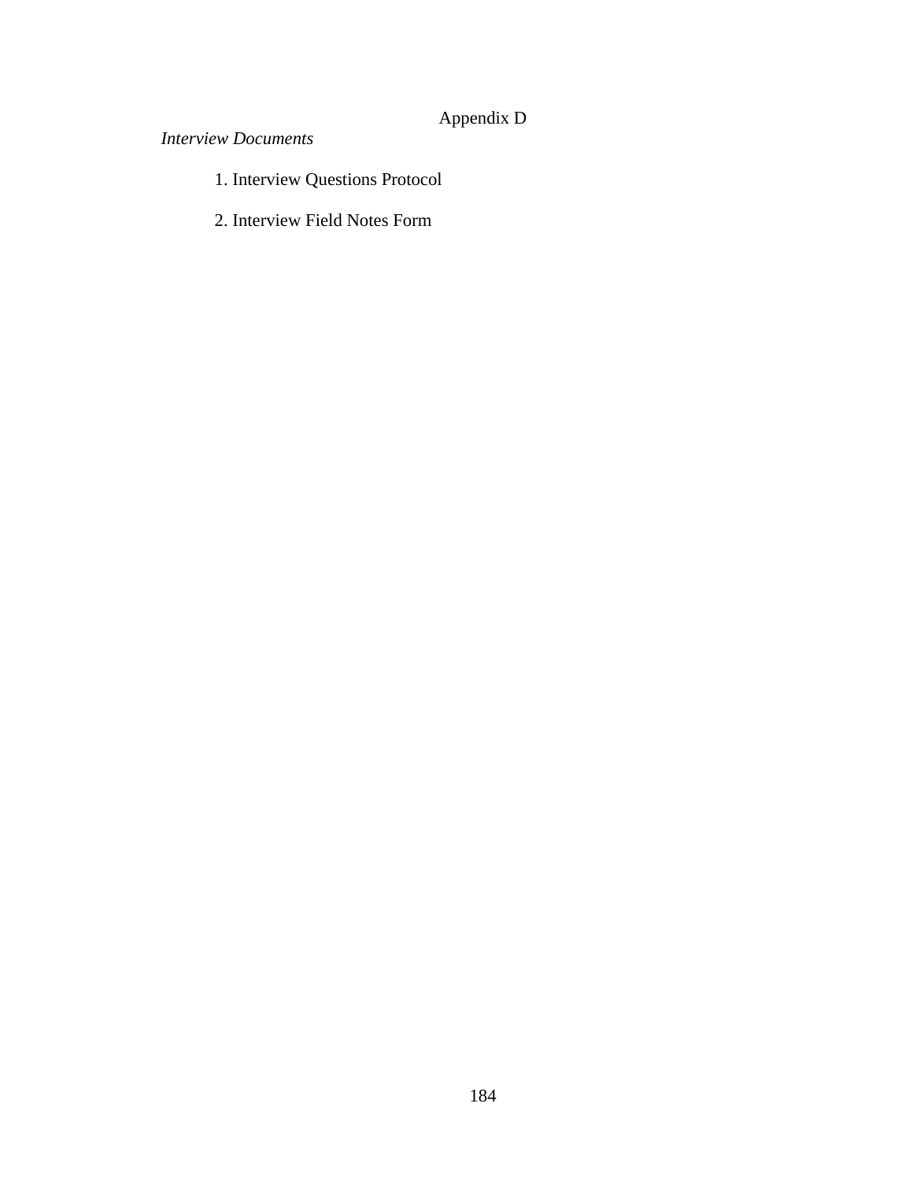# Appendix D

*Interview Documents*

1. Interview Questions Protocol
2. Interview Field Notes Form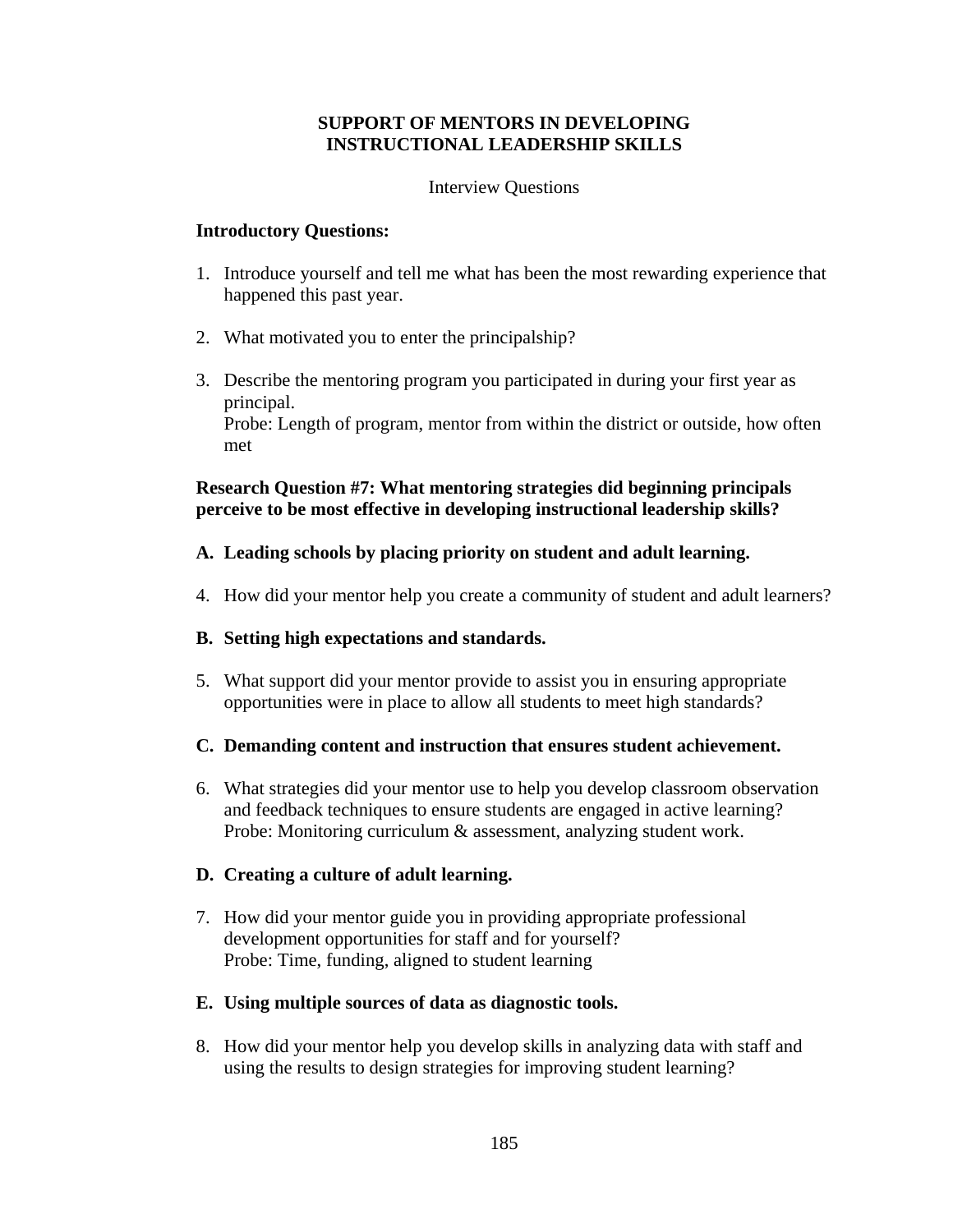# SUPPORT OF MENTORS IN DEVELOPING INSTRUCTIONAL LEADERSHIP SKILLS

Interview Questions

**Introductory Questions:**

1. Introduce yourself and tell me what has been the most rewarding experience that happened this past year.

2. What motivated you to enter the principalship?

3. Describe the mentoring program you participated in during your first year as principal.
   Probe: Length of program, mentor from within the district or outside, how often met

**Research Question #7: What mentoring strategies did beginning principals perceive to be most effective in developing instructional leadership skills?**

**A. Leading schools by placing priority on student and adult learning.**

4. How did your mentor help you create a community of student and adult learners?

**B. Setting high expectations and standards.**

5. What support did your mentor provide to assist you in ensuring appropriate opportunities were in place to allow all students to meet high standards?

**C. Demanding content and instruction that ensures student achievement.**

6. What strategies did your mentor use to help you develop classroom observation and feedback techniques to ensure students are engaged in active learning?
   Probe: Monitoring curriculum & assessment, analyzing student work.

**D. Creating a culture of adult learning.**

7. How did your mentor guide you in providing appropriate professional development opportunities for staff and for yourself?
   Probe: Time, funding, aligned to student learning

**E. Using multiple sources of data as diagnostic tools.**

8. How did your mentor help you develop skills in analyzing data with staff and using the results to design strategies for improving student learning?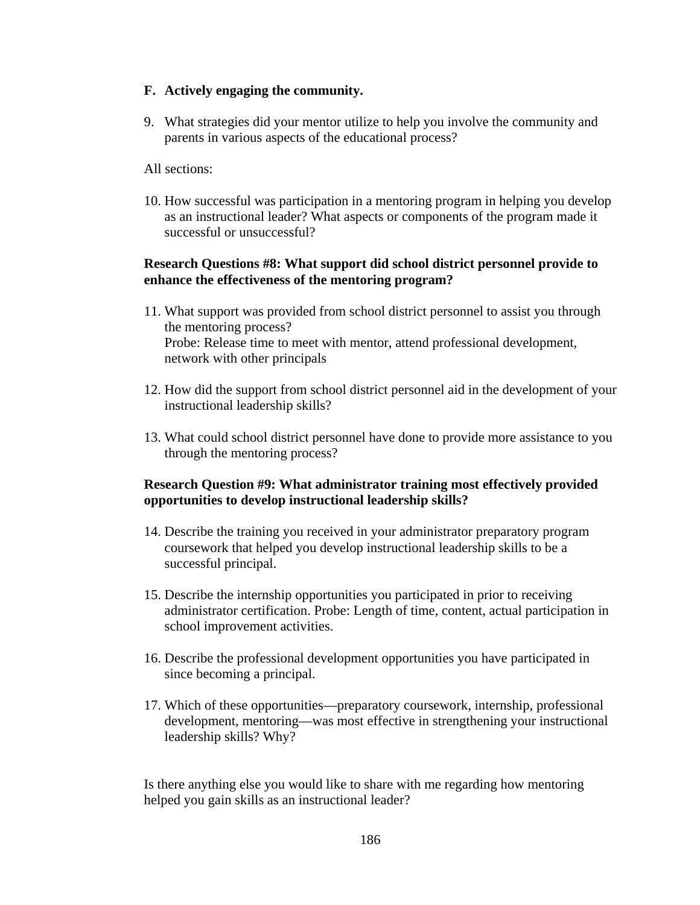**F. Actively engaging the community.**

9. What strategies did your mentor utilize to help you involve the community and parents in various aspects of the educational process?

All sections:

10. How successful was participation in a mentoring program in helping you develop as an instructional leader? What aspects or components of the program made it successful or unsuccessful?

**Research Questions #8: What support did school district personnel provide to enhance the effectiveness of the mentoring program?**

11. What support was provided from school district personnel to assist you through the mentoring process?
    Probe: Release time to meet with mentor, attend professional development, network with other principals

12. How did the support from school district personnel aid in the development of your instructional leadership skills?

13. What could school district personnel have done to provide more assistance to you through the mentoring process?

**Research Question #9: What administrator training most effectively provided opportunities to develop instructional leadership skills?**

14. Describe the training you received in your administrator preparatory program coursework that helped you develop instructional leadership skills to be a successful principal.

15. Describe the internship opportunities you participated in prior to receiving administrator certification. Probe: Length of time, content, actual participation in school improvement activities.

16. Describe the professional development opportunities you have participated in since becoming a principal.

17. Which of these opportunities—preparatory coursework, internship, professional development, mentoring—was most effective in strengthening your instructional leadership skills? Why?

Is there anything else you would like to share with me regarding how mentoring helped you gain skills as an instructional leader?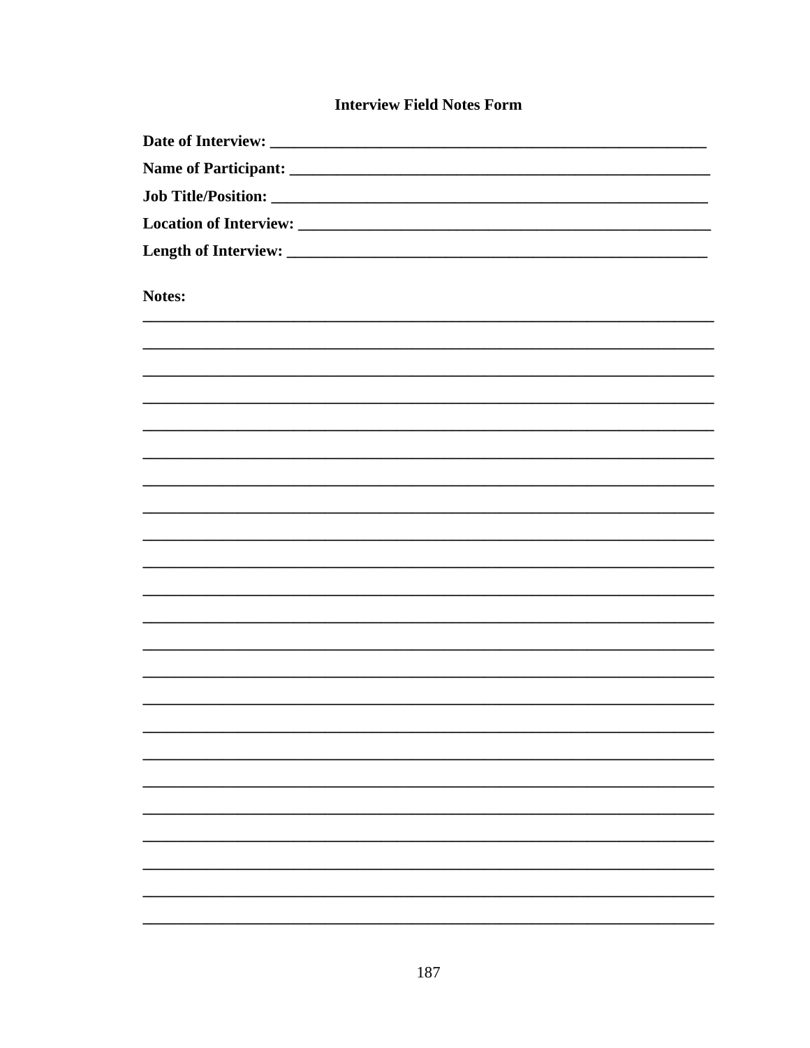**Interview Field Notes Form**

**Date of Interview:** ______________________________________________________

**Name of Participant:** ____________________________________________________

**Job Title/Position:** _____________________________________________________

**Location of Interview:** __________________________________________________

**Length of Interview:** ___________________________________________________

**Notes:**

______________________________________________________________________

______________________________________________________________________

______________________________________________________________________

______________________________________________________________________

______________________________________________________________________

______________________________________________________________________

______________________________________________________________________

______________________________________________________________________

______________________________________________________________________

______________________________________________________________________

______________________________________________________________________

______________________________________________________________________

______________________________________________________________________

______________________________________________________________________

______________________________________________________________________

______________________________________________________________________

______________________________________________________________________

______________________________________________________________________

______________________________________________________________________

______________________________________________________________________

______________________________________________________________________

______________________________________________________________________

______________________________________________________________________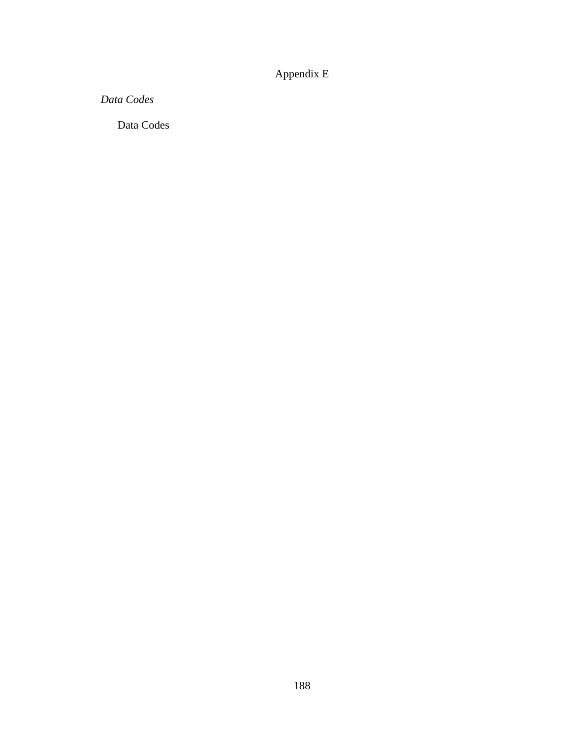# Appendix E

*Data Codes*

Data Codes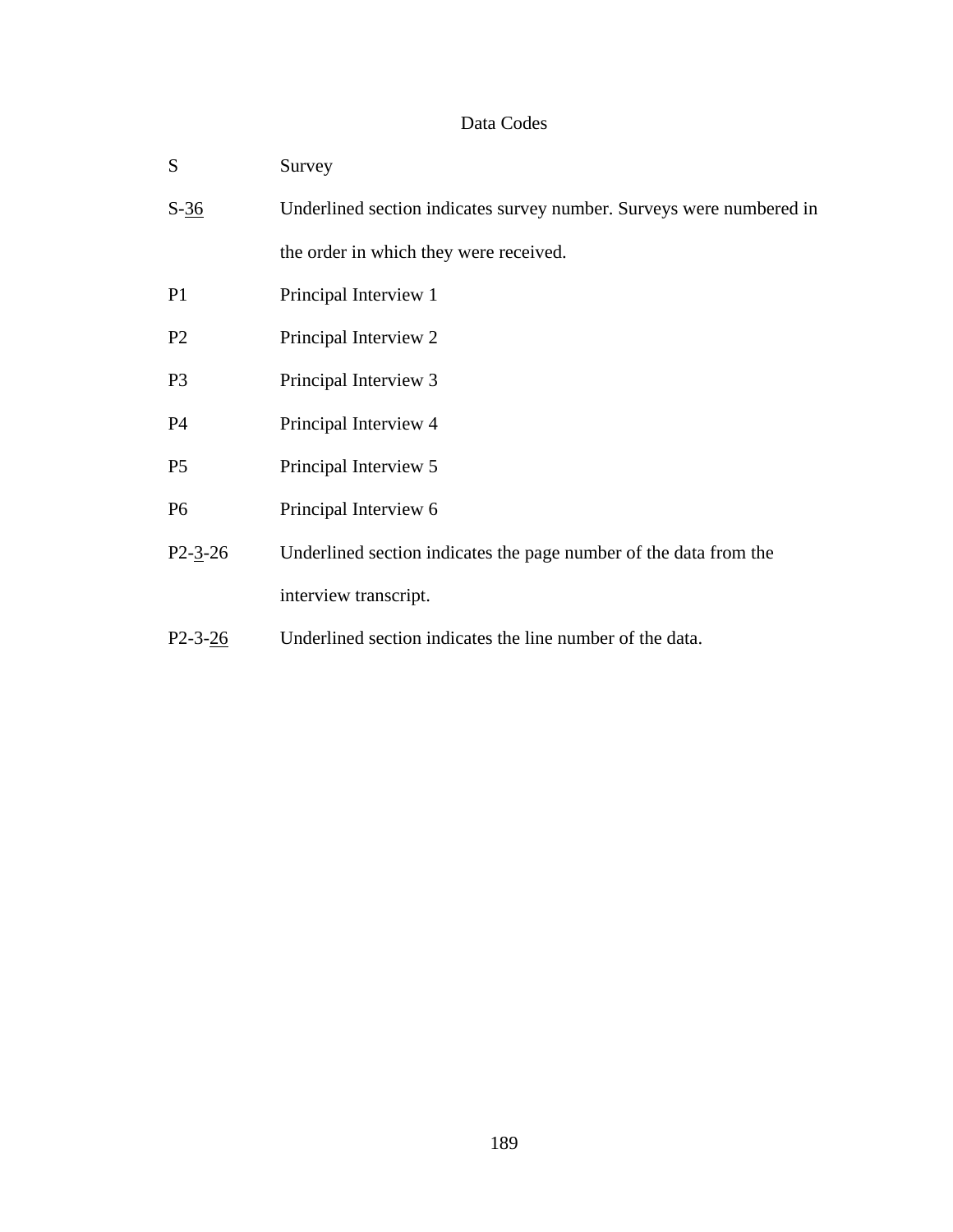# Data Codes

| Code | Description |
|---|---|
| S | Survey |
| S-<u>36</u> | Underlined section indicates survey number. Surveys were numbered in the order in which they were received. |
| P1 | Principal Interview 1 |
| P2 | Principal Interview 2 |
| P3 | Principal Interview 3 |
| P4 | Principal Interview 4 |
| P5 | Principal Interview 5 |
| P6 | Principal Interview 6 |
| P2-<u>3</u>-26 | Underlined section indicates the page number of the data from the interview transcript. |
| P2-3-<u>26</u> | Underlined section indicates the line number of the data. |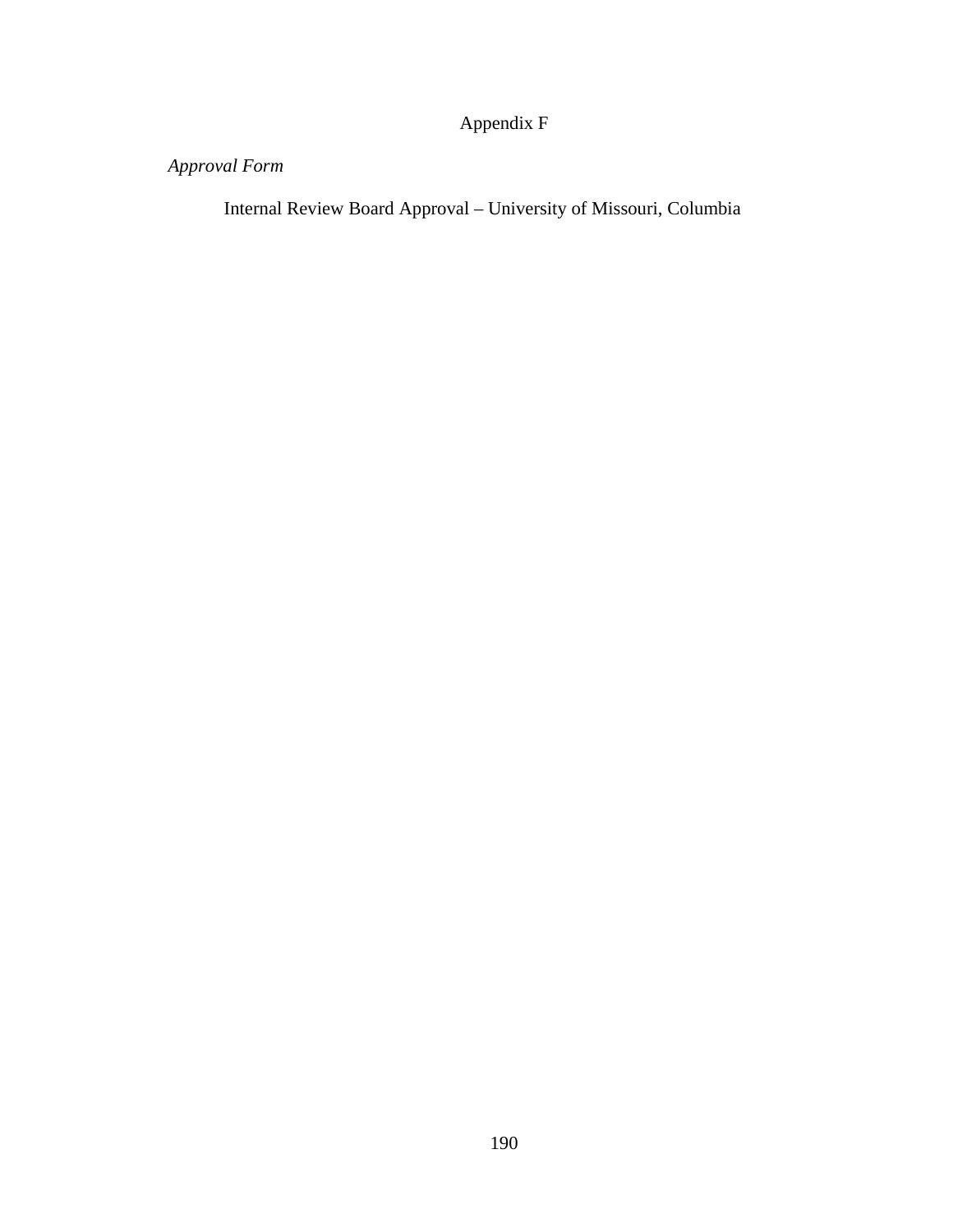# Appendix F

*Approval Form*

Internal Review Board Approval – University of Missouri, Columbia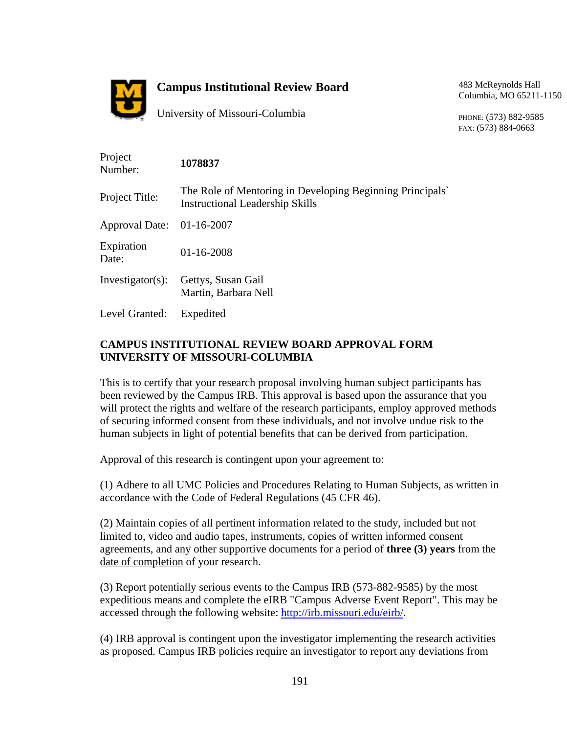**Campus Institutional Review Board**

University of Missouri-Columbia

483 McReynolds Hall
Columbia, MO 65211-1150

PHONE: (573) 882-9585
FAX: (573) 884-0663

| | |
|---|---|
| Project Number: | **1078837** |
| Project Title: | The Role of Mentoring in Developing Beginning Principals` Instructional Leadership Skills |
| Approval Date: | 01-16-2007 |
| Expiration Date: | 01-16-2008 |
| Investigator(s): | Gettys, Susan Gail<br>Martin, Barbara Nell |
| Level Granted: | Expedited |

**CAMPUS INSTITUTIONAL REVIEW BOARD APPROVAL FORM**
**UNIVERSITY OF MISSOURI-COLUMBIA**

This is to certify that your research proposal involving human subject participants has been reviewed by the Campus IRB. This approval is based upon the assurance that you will protect the rights and welfare of the research participants, employ approved methods of securing informed consent from these individuals, and not involve undue risk to the human subjects in light of potential benefits that can be derived from participation.

Approval of this research is contingent upon your agreement to:

(1) Adhere to all UMC Policies and Procedures Relating to Human Subjects, as written in accordance with the Code of Federal Regulations (45 CFR 46).

(2) Maintain copies of all pertinent information related to the study, included but not limited to, video and audio tapes, instruments, copies of written informed consent agreements, and any other supportive documents for a period of **three (3) years** from the date of completion of your research.

(3) Report potentially serious events to the Campus IRB (573-882-9585) by the most expeditious means and complete the eIRB "Campus Adverse Event Report". This may be accessed through the following website: http://irb.missouri.edu/eirb/.

(4) IRB approval is contingent upon the investigator implementing the research activities as proposed. Campus IRB policies require an investigator to report any deviations from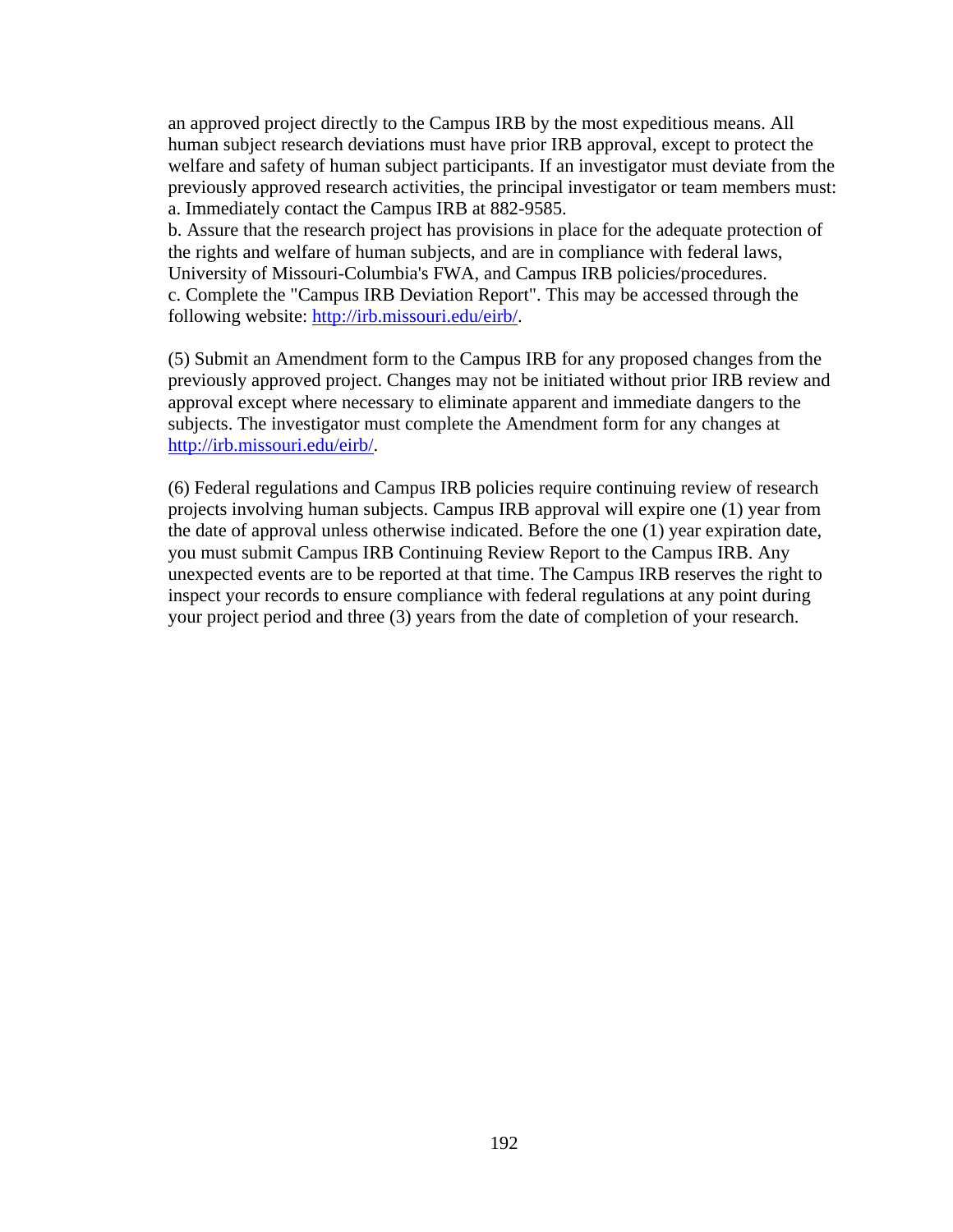an approved project directly to the Campus IRB by the most expeditious means. All human subject research deviations must have prior IRB approval, except to protect the welfare and safety of human subject participants. If an investigator must deviate from the previously approved research activities, the principal investigator or team members must:
a. Immediately contact the Campus IRB at 882-9585.
b. Assure that the research project has provisions in place for the adequate protection of the rights and welfare of human subjects, and are in compliance with federal laws, University of Missouri-Columbia's FWA, and Campus IRB policies/procedures.
c. Complete the "Campus IRB Deviation Report". This may be accessed through the following website: http://irb.missouri.edu/eirb/.

(5) Submit an Amendment form to the Campus IRB for any proposed changes from the previously approved project. Changes may not be initiated without prior IRB review and approval except where necessary to eliminate apparent and immediate dangers to the subjects. The investigator must complete the Amendment form for any changes at http://irb.missouri.edu/eirb/.

(6) Federal regulations and Campus IRB policies require continuing review of research projects involving human subjects. Campus IRB approval will expire one (1) year from the date of approval unless otherwise indicated. Before the one (1) year expiration date, you must submit Campus IRB Continuing Review Report to the Campus IRB. Any unexpected events are to be reported at that time. The Campus IRB reserves the right to inspect your records to ensure compliance with federal regulations at any point during your project period and three (3) years from the date of completion of your research.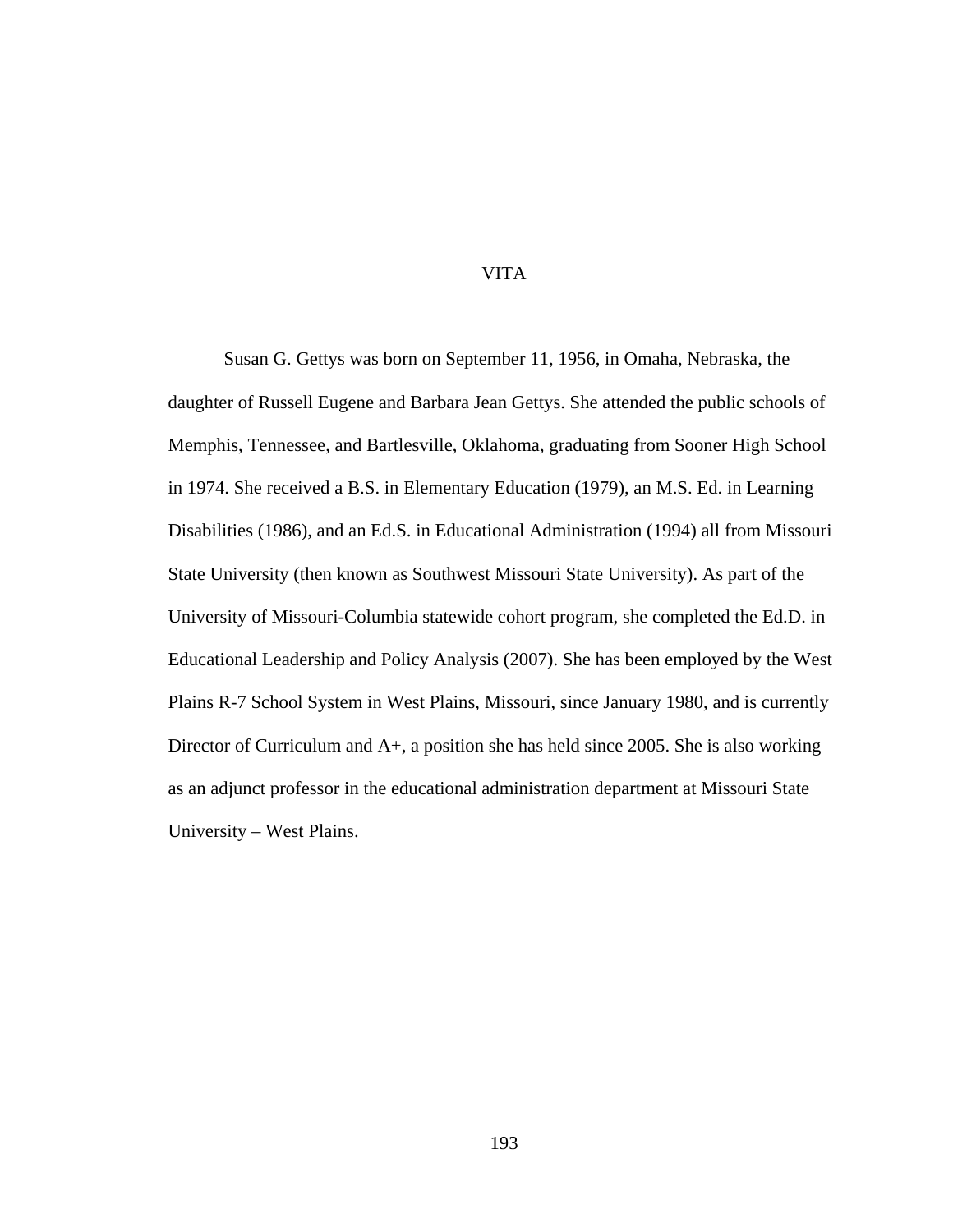# VITA

Susan G. Gettys was born on September 11, 1956, in Omaha, Nebraska, the daughter of Russell Eugene and Barbara Jean Gettys. She attended the public schools of Memphis, Tennessee, and Bartlesville, Oklahoma, graduating from Sooner High School in 1974. She received a B.S. in Elementary Education (1979), an M.S. Ed. in Learning Disabilities (1986), and an Ed.S. in Educational Administration (1994) all from Missouri State University (then known as Southwest Missouri State University). As part of the University of Missouri-Columbia statewide cohort program, she completed the Ed.D. in Educational Leadership and Policy Analysis (2007). She has been employed by the West Plains R-7 School System in West Plains, Missouri, since January 1980, and is currently Director of Curriculum and A+, a position she has held since 2005. She is also working as an adjunct professor in the educational administration department at Missouri State University – West Plains.